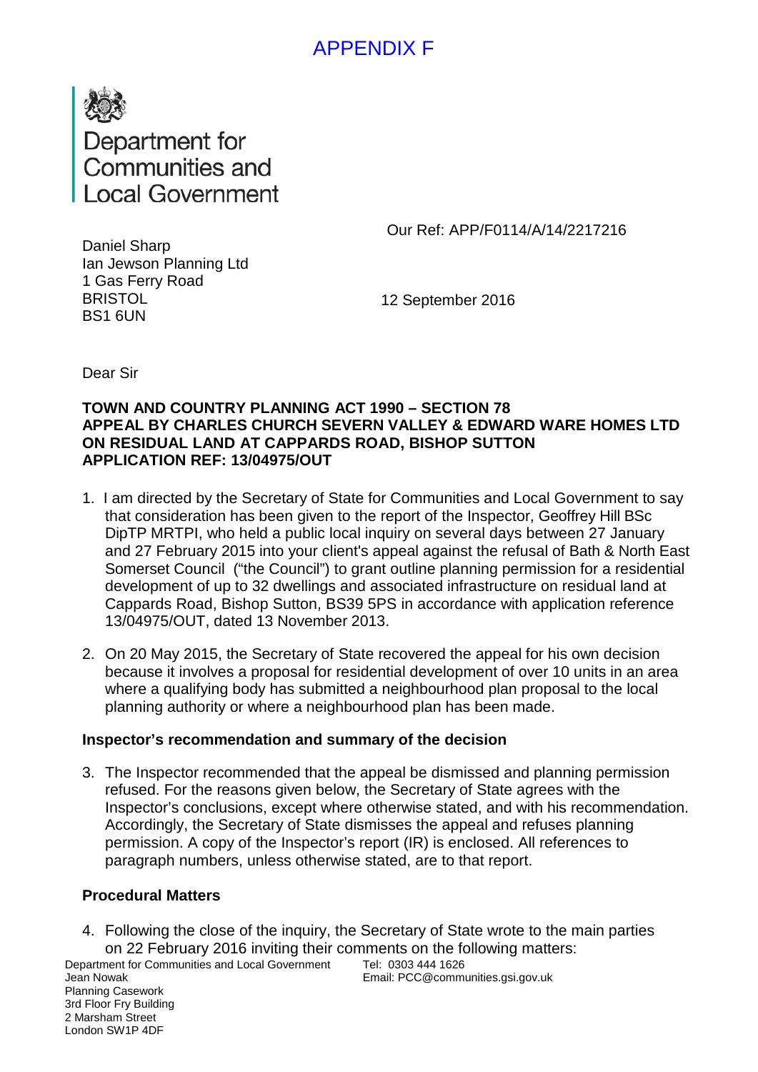# APPENDIX F

Department for Communities and Local Government

Daniel Sharp
Ian Jewson Planning Ltd
1 Gas Ferry Road
BRISTOL
BS1 6UN

Our Ref: APP/F0114/A/14/2217216

12 September 2016

Dear Sir

**TOWN AND COUNTRY PLANNING ACT 1990 – SECTION 78**
**APPEAL BY CHARLES CHURCH SEVERN VALLEY & EDWARD WARE HOMES LTD ON RESIDUAL LAND AT CAPPARDS ROAD, BISHOP SUTTON**
**APPLICATION REF: 13/04975/OUT**

1. I am directed by the Secretary of State for Communities and Local Government to say that consideration has been given to the report of the Inspector, Geoffrey Hill BSc DipTP MRTPI, who held a public local inquiry on several days between 27 January and 27 February 2015 into your client's appeal against the refusal of Bath & North East Somerset Council ("the Council") to grant outline planning permission for a residential development of up to 32 dwellings and associated infrastructure on residual land at Cappards Road, Bishop Sutton, BS39 5PS in accordance with application reference 13/04975/OUT, dated 13 November 2013.

2. On 20 May 2015, the Secretary of State recovered the appeal for his own decision because it involves a proposal for residential development of over 10 units in an area where a qualifying body has submitted a neighbourhood plan proposal to the local planning authority or where a neighbourhood plan has been made.

### Inspector's recommendation and summary of the decision

3. The Inspector recommended that the appeal be dismissed and planning permission refused. For the reasons given below, the Secretary of State agrees with the Inspector's conclusions, except where otherwise stated, and with his recommendation. Accordingly, the Secretary of State dismisses the appeal and refuses planning permission. A copy of the Inspector's report (IR) is enclosed. All references to paragraph numbers, unless otherwise stated, are to that report.

### Procedural Matters

4. Following the close of the inquiry, the Secretary of State wrote to the main parties on 22 February 2016 inviting their comments on the following matters:

Department for Communities and Local Government
Jean Nowak
Planning Casework
3rd Floor Fry Building
2 Marsham Street
London SW1P 4DF

Tel: 0303 444 1626
Email: PCC@communities.gsi.gov.uk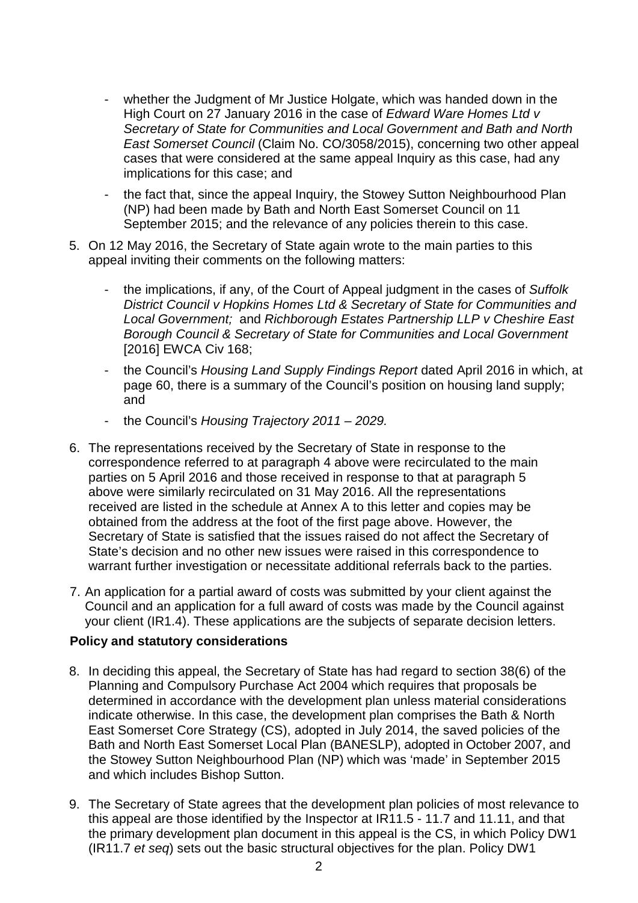- whether the Judgment of Mr Justice Holgate, which was handed down in the High Court on 27 January 2016 in the case of *Edward Ware Homes Ltd v Secretary of State for Communities and Local Government and Bath and North East Somerset Council* (Claim No. CO/3058/2015), concerning two other appeal cases that were considered at the same appeal Inquiry as this case, had any implications for this case; and
- the fact that, since the appeal Inquiry, the Stowey Sutton Neighbourhood Plan (NP) had been made by Bath and North East Somerset Council on 11 September 2015; and the relevance of any policies therein to this case.

5. On 12 May 2016, the Secretary of State again wrote to the main parties to this appeal inviting their comments on the following matters:
   - the implications, if any, of the Court of Appeal judgment in the cases of *Suffolk District Council v Hopkins Homes Ltd & Secretary of State for Communities and Local Government;* and *Richborough Estates Partnership LLP v Cheshire East Borough Council & Secretary of State for Communities and Local Government* [2016] EWCA Civ 168;
   - the Council's *Housing Land Supply Findings Report* dated April 2016 in which, at page 60, there is a summary of the Council's position on housing land supply; and
   - the Council's *Housing Trajectory 2011 – 2029.*

6. The representations received by the Secretary of State in response to the correspondence referred to at paragraph 4 above were recirculated to the main parties on 5 April 2016 and those received in response to that at paragraph 5 above were similarly recirculated on 31 May 2016. All the representations received are listed in the schedule at Annex A to this letter and copies may be obtained from the address at the foot of the first page above. However, the Secretary of State is satisfied that the issues raised do not affect the Secretary of State's decision and no other new issues were raised in this correspondence to warrant further investigation or necessitate additional referrals back to the parties.

7. An application for a partial award of costs was submitted by your client against the Council and an application for a full award of costs was made by the Council against your client (IR1.4). These applications are the subjects of separate decision letters.

**Policy and statutory considerations**

8. In deciding this appeal, the Secretary of State has had regard to section 38(6) of the Planning and Compulsory Purchase Act 2004 which requires that proposals be determined in accordance with the development plan unless material considerations indicate otherwise. In this case, the development plan comprises the Bath & North East Somerset Core Strategy (CS), adopted in July 2014, the saved policies of the Bath and North East Somerset Local Plan (BANESLP), adopted in October 2007, and the Stowey Sutton Neighbourhood Plan (NP) which was 'made' in September 2015 and which includes Bishop Sutton.

9. The Secretary of State agrees that the development plan policies of most relevance to this appeal are those identified by the Inspector at IR11.5 - 11.7 and 11.11, and that the primary development plan document in this appeal is the CS, in which Policy DW1 (IR11.7 *et seq*) sets out the basic structural objectives for the plan. Policy DW1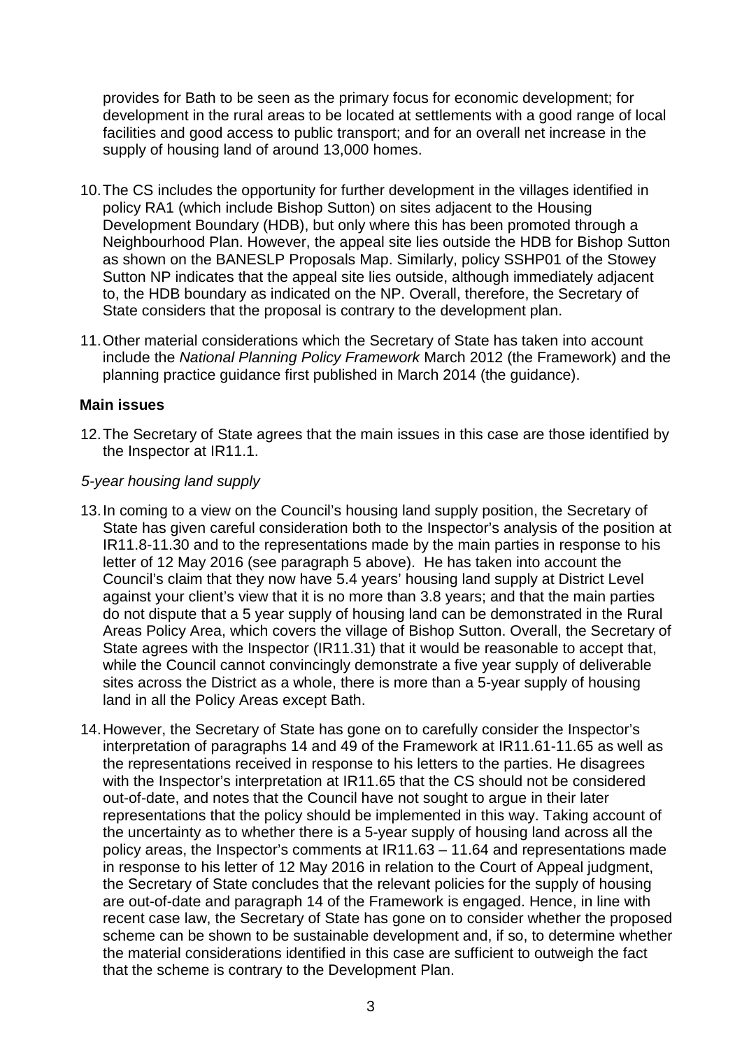provides for Bath to be seen as the primary focus for economic development; for development in the rural areas to be located at settlements with a good range of local facilities and good access to public transport; and for an overall net increase in the supply of housing land of around 13,000 homes.

10. The CS includes the opportunity for further development in the villages identified in policy RA1 (which include Bishop Sutton) on sites adjacent to the Housing Development Boundary (HDB), but only where this has been promoted through a Neighbourhood Plan. However, the appeal site lies outside the HDB for Bishop Sutton as shown on the BANESLP Proposals Map. Similarly, policy SSHP01 of the Stowey Sutton NP indicates that the appeal site lies outside, although immediately adjacent to, the HDB boundary as indicated on the NP. Overall, therefore, the Secretary of State considers that the proposal is contrary to the development plan.

11. Other material considerations which the Secretary of State has taken into account include the *National Planning Policy Framework* March 2012 (the Framework) and the planning practice guidance first published in March 2014 (the guidance).

**Main issues**

12. The Secretary of State agrees that the main issues in this case are those identified by the Inspector at IR11.1.

*5-year housing land supply*

13. In coming to a view on the Council's housing land supply position, the Secretary of State has given careful consideration both to the Inspector's analysis of the position at IR11.8-11.30 and to the representations made by the main parties in response to his letter of 12 May 2016 (see paragraph 5 above). He has taken into account the Council's claim that they now have 5.4 years' housing land supply at District Level against your client's view that it is no more than 3.8 years; and that the main parties do not dispute that a 5 year supply of housing land can be demonstrated in the Rural Areas Policy Area, which covers the village of Bishop Sutton. Overall, the Secretary of State agrees with the Inspector (IR11.31) that it would be reasonable to accept that, while the Council cannot convincingly demonstrate a five year supply of deliverable sites across the District as a whole, there is more than a 5-year supply of housing land in all the Policy Areas except Bath.

14. However, the Secretary of State has gone on to carefully consider the Inspector's interpretation of paragraphs 14 and 49 of the Framework at IR11.61-11.65 as well as the representations received in response to his letters to the parties. He disagrees with the Inspector's interpretation at IR11.65 that the CS should not be considered out-of-date, and notes that the Council have not sought to argue in their later representations that the policy should be implemented in this way. Taking account of the uncertainty as to whether there is a 5-year supply of housing land across all the policy areas, the Inspector's comments at IR11.63 – 11.64 and representations made in response to his letter of 12 May 2016 in relation to the Court of Appeal judgment, the Secretary of State concludes that the relevant policies for the supply of housing are out-of-date and paragraph 14 of the Framework is engaged. Hence, in line with recent case law, the Secretary of State has gone on to consider whether the proposed scheme can be shown to be sustainable development and, if so, to determine whether the material considerations identified in this case are sufficient to outweigh the fact that the scheme is contrary to the Development Plan.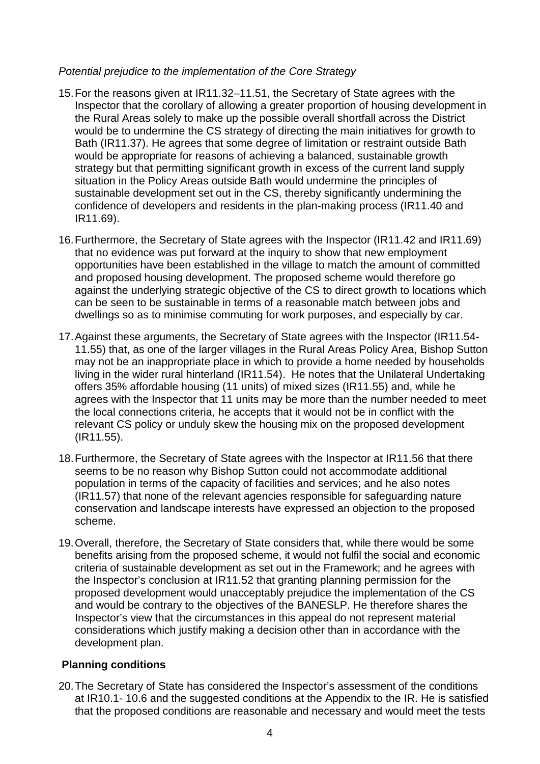*Potential prejudice to the implementation of the Core Strategy*

15. For the reasons given at IR11.32–11.51, the Secretary of State agrees with the Inspector that the corollary of allowing a greater proportion of housing development in the Rural Areas solely to make up the possible overall shortfall across the District would be to undermine the CS strategy of directing the main initiatives for growth to Bath (IR11.37). He agrees that some degree of limitation or restraint outside Bath would be appropriate for reasons of achieving a balanced, sustainable growth strategy but that permitting significant growth in excess of the current land supply situation in the Policy Areas outside Bath would undermine the principles of sustainable development set out in the CS, thereby significantly undermining the confidence of developers and residents in the plan-making process (IR11.40 and IR11.69).

16. Furthermore, the Secretary of State agrees with the Inspector (IR11.42 and IR11.69) that no evidence was put forward at the inquiry to show that new employment opportunities have been established in the village to match the amount of committed and proposed housing development. The proposed scheme would therefore go against the underlying strategic objective of the CS to direct growth to locations which can be seen to be sustainable in terms of a reasonable match between jobs and dwellings so as to minimise commuting for work purposes, and especially by car.

17. Against these arguments, the Secretary of State agrees with the Inspector (IR11.54-11.55) that, as one of the larger villages in the Rural Areas Policy Area, Bishop Sutton may not be an inappropriate place in which to provide a home needed by households living in the wider rural hinterland (IR11.54). He notes that the Unilateral Undertaking offers 35% affordable housing (11 units) of mixed sizes (IR11.55) and, while he agrees with the Inspector that 11 units may be more than the number needed to meet the local connections criteria, he accepts that it would not be in conflict with the relevant CS policy or unduly skew the housing mix on the proposed development (IR11.55).

18. Furthermore, the Secretary of State agrees with the Inspector at IR11.56 that there seems to be no reason why Bishop Sutton could not accommodate additional population in terms of the capacity of facilities and services; and he also notes (IR11.57) that none of the relevant agencies responsible for safeguarding nature conservation and landscape interests have expressed an objection to the proposed scheme.

19. Overall, therefore, the Secretary of State considers that, while there would be some benefits arising from the proposed scheme, it would not fulfil the social and economic criteria of sustainable development as set out in the Framework; and he agrees with the Inspector's conclusion at IR11.52 that granting planning permission for the proposed development would unacceptably prejudice the implementation of the CS and would be contrary to the objectives of the BANESLP. He therefore shares the Inspector's view that the circumstances in this appeal do not represent material considerations which justify making a decision other than in accordance with the development plan.

**Planning conditions**

20. The Secretary of State has considered the Inspector's assessment of the conditions at IR10.1- 10.6 and the suggested conditions at the Appendix to the IR. He is satisfied that the proposed conditions are reasonable and necessary and would meet the tests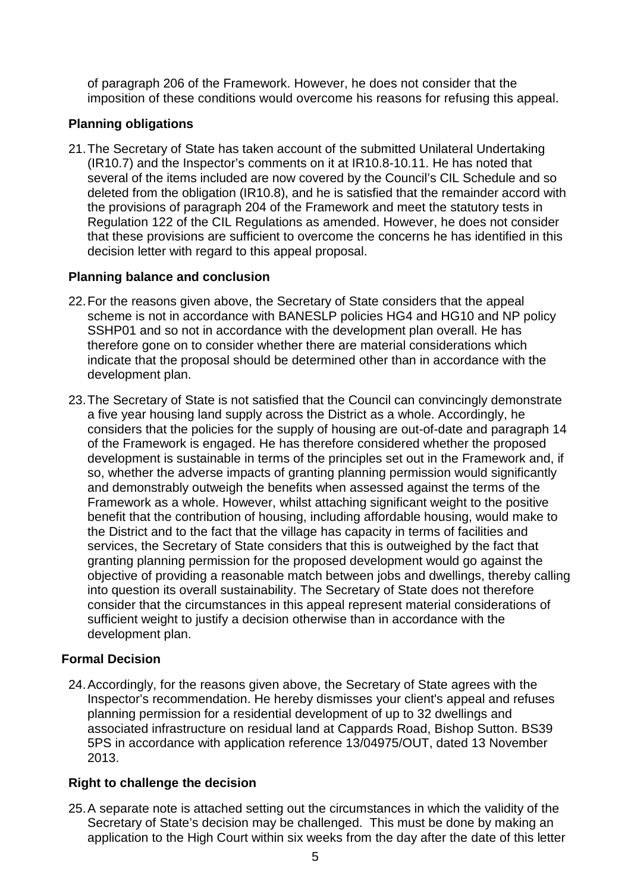of paragraph 206 of the Framework. However, he does not consider that the imposition of these conditions would overcome his reasons for refusing this appeal.

### Planning obligations

21. The Secretary of State has taken account of the submitted Unilateral Undertaking (IR10.7) and the Inspector's comments on it at IR10.8-10.11. He has noted that several of the items included are now covered by the Council's CIL Schedule and so deleted from the obligation (IR10.8), and he is satisfied that the remainder accord with the provisions of paragraph 204 of the Framework and meet the statutory tests in Regulation 122 of the CIL Regulations as amended. However, he does not consider that these provisions are sufficient to overcome the concerns he has identified in this decision letter with regard to this appeal proposal.

### Planning balance and conclusion

22. For the reasons given above, the Secretary of State considers that the appeal scheme is not in accordance with BANESLP policies HG4 and HG10 and NP policy SSHP01 and so not in accordance with the development plan overall. He has therefore gone on to consider whether there are material considerations which indicate that the proposal should be determined other than in accordance with the development plan.

23. The Secretary of State is not satisfied that the Council can convincingly demonstrate a five year housing land supply across the District as a whole. Accordingly, he considers that the policies for the supply of housing are out-of-date and paragraph 14 of the Framework is engaged. He has therefore considered whether the proposed development is sustainable in terms of the principles set out in the Framework and, if so, whether the adverse impacts of granting planning permission would significantly and demonstrably outweigh the benefits when assessed against the terms of the Framework as a whole. However, whilst attaching significant weight to the positive benefit that the contribution of housing, including affordable housing, would make to the District and to the fact that the village has capacity in terms of facilities and services, the Secretary of State considers that this is outweighed by the fact that granting planning permission for the proposed development would go against the objective of providing a reasonable match between jobs and dwellings, thereby calling into question its overall sustainability. The Secretary of State does not therefore consider that the circumstances in this appeal represent material considerations of sufficient weight to justify a decision otherwise than in accordance with the development plan.

### Formal Decision

24. Accordingly, for the reasons given above, the Secretary of State agrees with the Inspector's recommendation. He hereby dismisses your client's appeal and refuses planning permission for a residential development of up to 32 dwellings and associated infrastructure on residual land at Cappards Road, Bishop Sutton. BS39 5PS in accordance with application reference 13/04975/OUT, dated 13 November 2013.

### Right to challenge the decision

25. A separate note is attached setting out the circumstances in which the validity of the Secretary of State's decision may be challenged. This must be done by making an application to the High Court within six weeks from the day after the date of this letter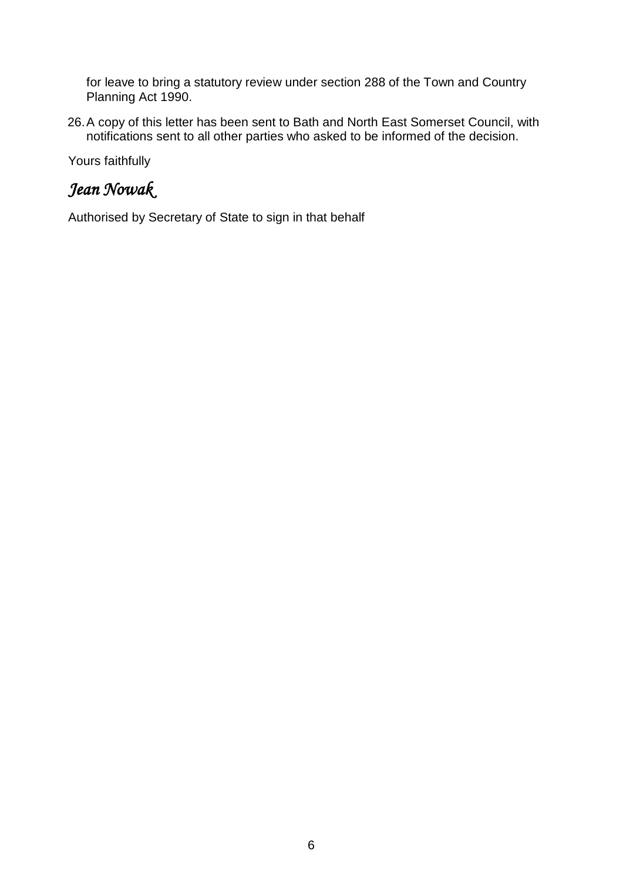for leave to bring a statutory review under section 288 of the Town and Country Planning Act 1990.

26. A copy of this letter has been sent to Bath and North East Somerset Council, with notifications sent to all other parties who asked to be informed of the decision.

Yours faithfully

*Jean Nowak*

Authorised by Secretary of State to sign in that behalf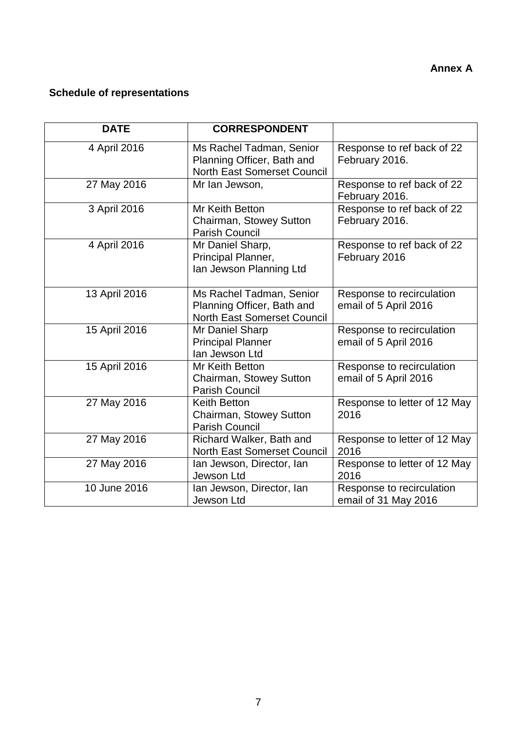**Annex A**

**Schedule of representations**

| DATE | CORRESPONDENT | |
|---|---|---|
| 4 April 2016 | Ms Rachel Tadman, Senior Planning Officer, Bath and North East Somerset Council | Response to ref back of 22 February 2016. |
| 27 May 2016 | Mr Ian Jewson, | Response to ref back of 22 February 2016. |
| 3 April 2016 | Mr Keith Betton Chairman, Stowey Sutton Parish Council | Response to ref back of 22 February 2016. |
| 4 April 2016 | Mr Daniel Sharp, Principal Planner, Ian Jewson Planning Ltd | Response to ref back of 22 February 2016 |
| 13 April 2016 | Ms Rachel Tadman, Senior Planning Officer, Bath and North East Somerset Council | Response to recirculation email of 5 April 2016 |
| 15 April 2016 | Mr Daniel Sharp Principal Planner Ian Jewson Ltd | Response to recirculation email of 5 April 2016 |
| 15 April 2016 | Mr Keith Betton Chairman, Stowey Sutton Parish Council | Response to recirculation email of 5 April 2016 |
| 27 May 2016 | Keith Betton Chairman, Stowey Sutton Parish Council | Response to letter of 12 May 2016 |
| 27 May 2016 | Richard Walker, Bath and North East Somerset Council | Response to letter of 12 May 2016 |
| 27 May 2016 | Ian Jewson, Director, Ian Jewson Ltd | Response to letter of 12 May 2016 |
| 10 June 2016 | Ian Jewson, Director, Ian Jewson Ltd | Response to recirculation email of 31 May 2016 |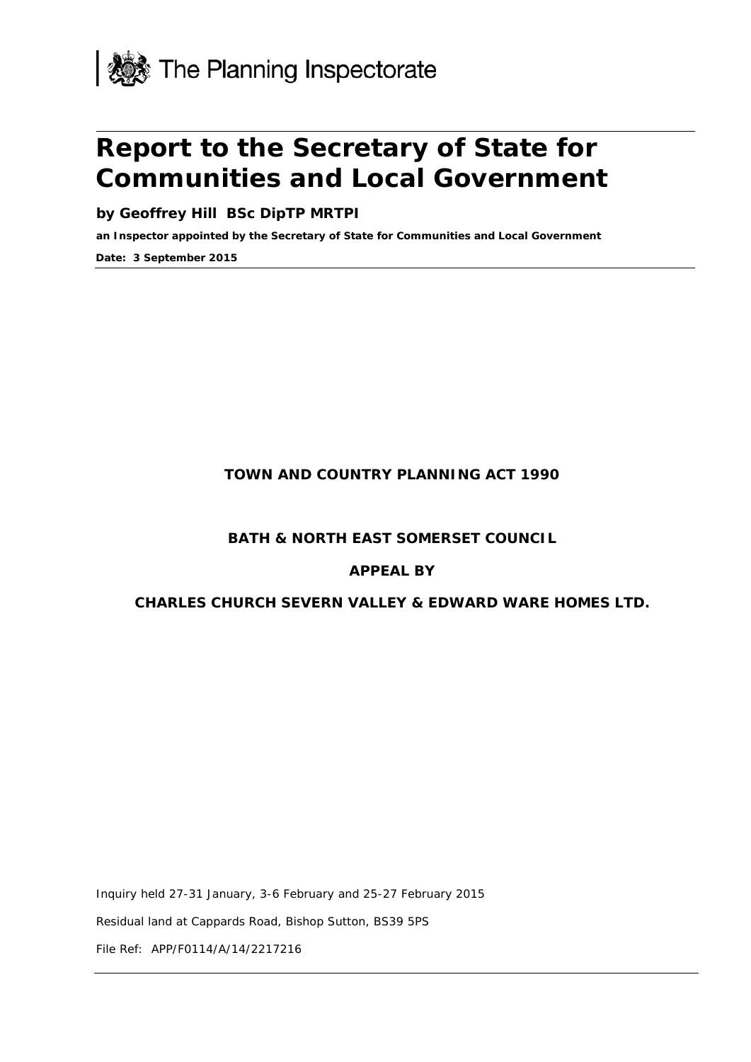# Report to the Secretary of State for Communities and Local Government

**by Geoffrey Hill BSc DipTP MRTPI**

**an Inspector appointed by the Secretary of State for Communities and Local Government**

**Date: 3 September 2015**

**TOWN AND COUNTRY PLANNING ACT 1990**

**BATH & NORTH EAST SOMERSET COUNCIL**

**APPEAL BY**

**CHARLES CHURCH SEVERN VALLEY & EDWARD WARE HOMES LTD.**

Inquiry held 27-31 January, 3-6 February and 25-27 February 2015

Residual land at Cappards Road, Bishop Sutton, BS39 5PS

File Ref: APP/F0114/A/14/2217216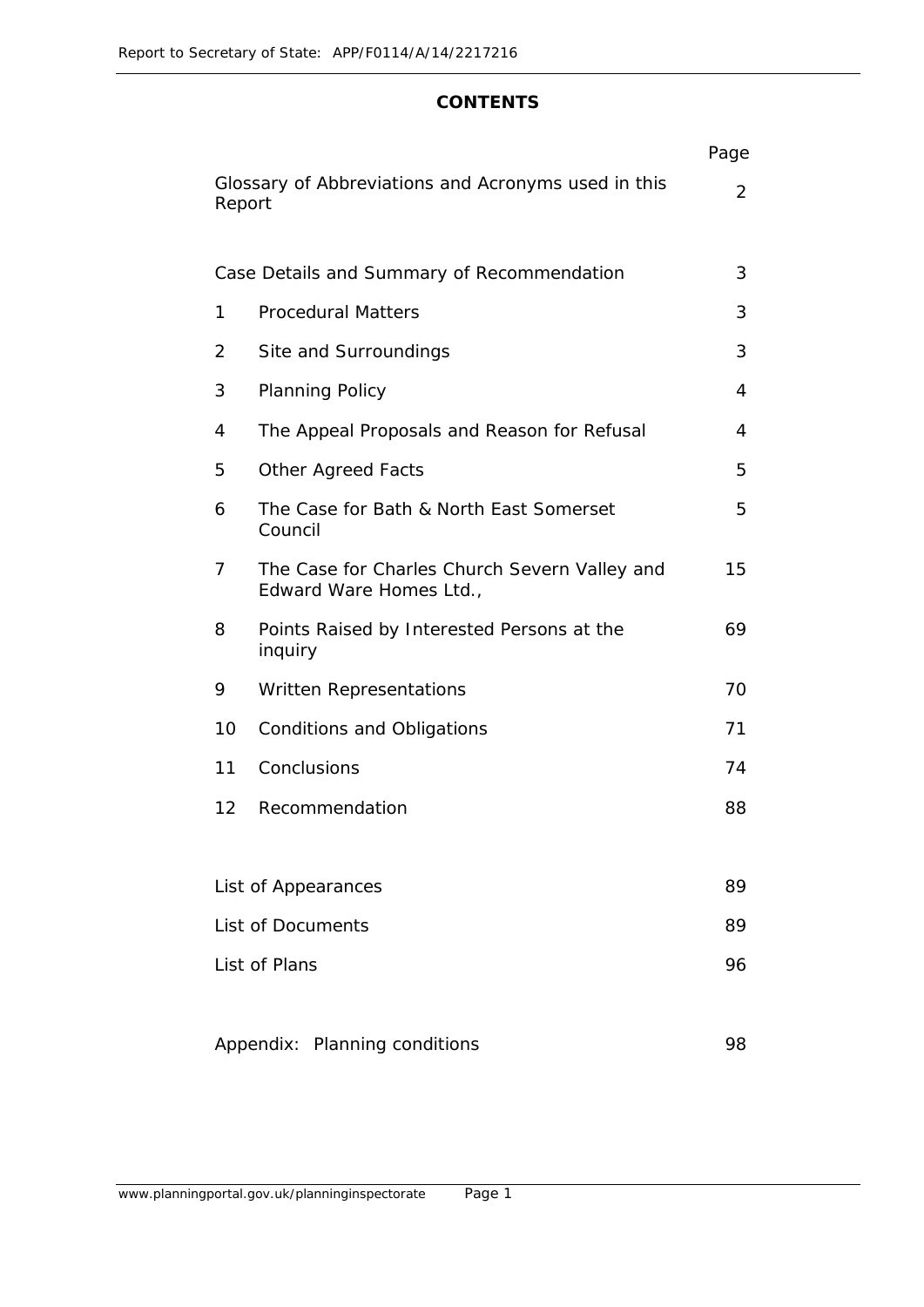# CONTENTS

| | | Page |
|---|---|---|
| Glossary of Abbreviations and Acronyms used in this Report | | 2 |
| Case Details and Summary of Recommendation | | 3 |
| 1 | Procedural Matters | 3 |
| 2 | Site and Surroundings | 3 |
| 3 | Planning Policy | 4 |
| 4 | The Appeal Proposals and Reason for Refusal | 4 |
| 5 | Other Agreed Facts | 5 |
| 6 | The Case for Bath & North East Somerset Council | 5 |
| 7 | The Case for Charles Church Severn Valley and Edward Ware Homes Ltd., | 15 |
| 8 | Points Raised by Interested Persons at the inquiry | 69 |
| 9 | Written Representations | 70 |
| 10 | Conditions and Obligations | 71 |
| 11 | Conclusions | 74 |
| 12 | Recommendation | 88 |
| List of Appearances | | 89 |
| List of Documents | | 89 |
| List of Plans | | 96 |
| Appendix: Planning conditions | | 98 |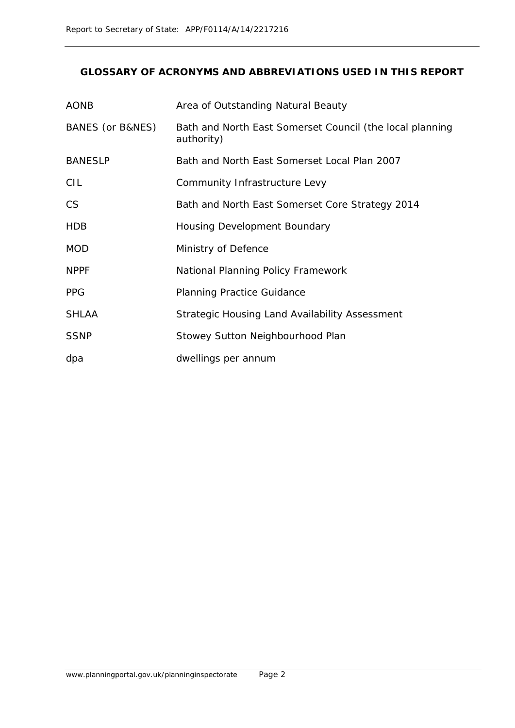## GLOSSARY OF ACRONYMS AND ABBREVIATIONS USED IN THIS REPORT

| | |
|---|---|
| AONB | Area of Outstanding Natural Beauty |
| BANES (or B&NES) | Bath and North East Somerset Council (the local planning authority) |
| BANESLP | Bath and North East Somerset Local Plan 2007 |
| CIL | Community Infrastructure Levy |
| CS | Bath and North East Somerset Core Strategy 2014 |
| HDB | Housing Development Boundary |
| MOD | Ministry of Defence |
| NPPF | National Planning Policy Framework |
| PPG | Planning Practice Guidance |
| SHLAA | Strategic Housing Land Availability Assessment |
| SSNP | Stowey Sutton Neighbourhood Plan |
| dpa | dwellings per annum |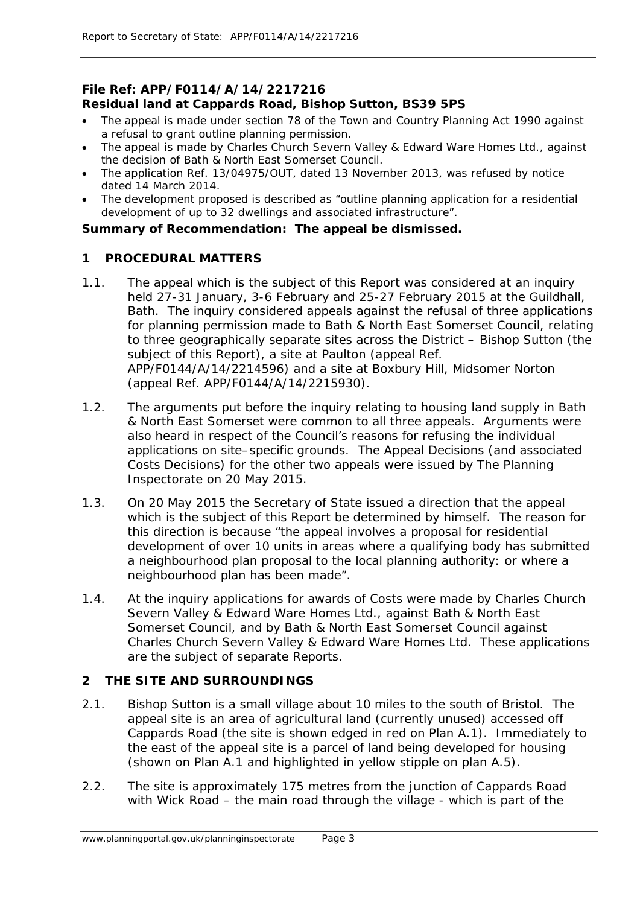**File Ref: APP/F0114/A/14/2217216**
**Residual land at Cappards Road, Bishop Sutton, BS39 5PS**

- The appeal is made under section 78 of the Town and Country Planning Act 1990 against a refusal to grant outline planning permission.
- The appeal is made by Charles Church Severn Valley & Edward Ware Homes Ltd., against the decision of Bath & North East Somerset Council.
- The application Ref. 13/04975/OUT, dated 13 November 2013, was refused by notice dated 14 March 2014.
- The development proposed is described as "outline planning application for a residential development of up to 32 dwellings and associated infrastructure".

**Summary of Recommendation: The appeal be dismissed.**

## 1 PROCEDURAL MATTERS

1.1. The appeal which is the subject of this Report was considered at an inquiry held 27-31 January, 3-6 February and 25-27 February 2015 at the Guildhall, Bath. The inquiry considered appeals against the refusal of three applications for planning permission made to Bath & North East Somerset Council, relating to three geographically separate sites across the District – Bishop Sutton (the subject of this Report), a site at Paulton (appeal Ref. APP/F0144/A/14/2214596) and a site at Boxbury Hill, Midsomer Norton (appeal Ref. APP/F0144/A/14/2215930).

1.2. The arguments put before the inquiry relating to housing land supply in Bath & North East Somerset were common to all three appeals. Arguments were also heard in respect of the Council's reasons for refusing the individual applications on site–specific grounds. The Appeal Decisions (and associated Costs Decisions) for the other two appeals were issued by The Planning Inspectorate on 20 May 2015.

1.3. On 20 May 2015 the Secretary of State issued a direction that the appeal which is the subject of this Report be determined by himself. The reason for this direction is because "the appeal involves a proposal for residential development of over 10 units in areas where a qualifying body has submitted a neighbourhood plan proposal to the local planning authority: or where a neighbourhood plan has been made".

1.4. At the inquiry applications for awards of Costs were made by Charles Church Severn Valley & Edward Ware Homes Ltd., against Bath & North East Somerset Council, and by Bath & North East Somerset Council against Charles Church Severn Valley & Edward Ware Homes Ltd. These applications are the subject of separate Reports.

## 2 THE SITE AND SURROUNDINGS

2.1. Bishop Sutton is a small village about 10 miles to the south of Bristol. The appeal site is an area of agricultural land (currently unused) accessed off Cappards Road (the site is shown edged in red on Plan A.1). Immediately to the east of the appeal site is a parcel of land being developed for housing (shown on Plan A.1 and highlighted in yellow stipple on plan A.5).

2.2. The site is approximately 175 metres from the junction of Cappards Road with Wick Road – the main road through the village - which is part of the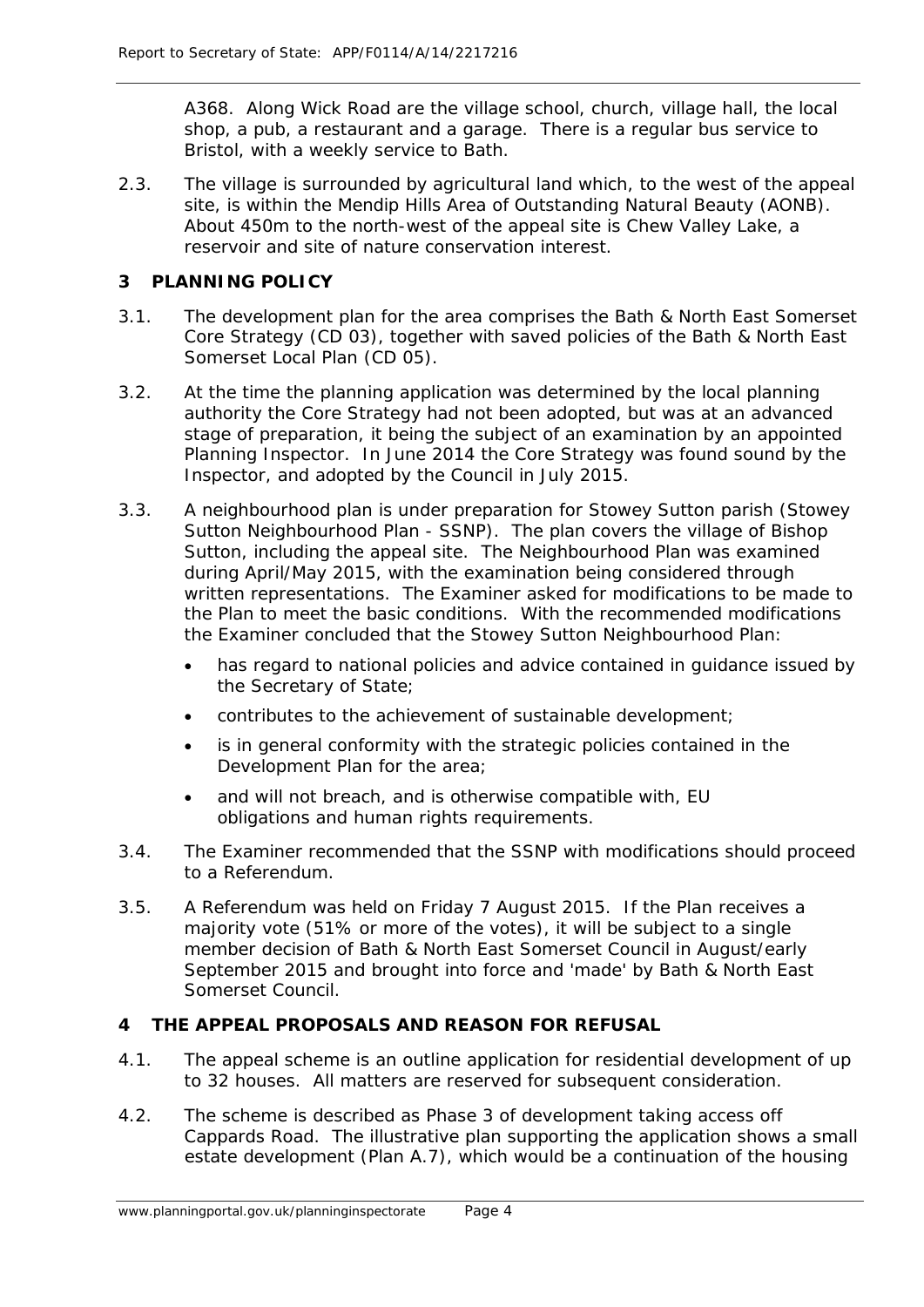A368. Along Wick Road are the village school, church, village hall, the local shop, a pub, a restaurant and a garage. There is a regular bus service to Bristol, with a weekly service to Bath.

2.3. The village is surrounded by agricultural land which, to the west of the appeal site, is within the Mendip Hills Area of Outstanding Natural Beauty (AONB). About 450m to the north-west of the appeal site is Chew Valley Lake, a reservoir and site of nature conservation interest.

## 3 PLANNING POLICY

3.1. The development plan for the area comprises the Bath & North East Somerset Core Strategy (CD 03), together with saved policies of the Bath & North East Somerset Local Plan (CD 05).

3.2. At the time the planning application was determined by the local planning authority the Core Strategy had not been adopted, but was at an advanced stage of preparation, it being the subject of an examination by an appointed Planning Inspector. In June 2014 the Core Strategy was found sound by the Inspector, and adopted by the Council in July 2015.

3.3. A neighbourhood plan is under preparation for Stowey Sutton parish (Stowey Sutton Neighbourhood Plan - SSNP). The plan covers the village of Bishop Sutton, including the appeal site. The Neighbourhood Plan was examined during April/May 2015, with the examination being considered through written representations. The Examiner asked for modifications to be made to the Plan to meet the basic conditions. With the recommended modifications the Examiner concluded that the Stowey Sutton Neighbourhood Plan:

- has regard to national policies and advice contained in guidance issued by the Secretary of State;
- contributes to the achievement of sustainable development;
- is in general conformity with the strategic policies contained in the Development Plan for the area;
- and will not breach, and is otherwise compatible with, EU obligations and human rights requirements.

3.4. The Examiner recommended that the SSNP with modifications should proceed to a Referendum.

3.5. A Referendum was held on Friday 7 August 2015. If the Plan receives a majority vote (51% or more of the votes), it will be subject to a single member decision of Bath & North East Somerset Council in August/early September 2015 and brought into force and 'made' by Bath & North East Somerset Council.

## 4 THE APPEAL PROPOSALS AND REASON FOR REFUSAL

4.1. The appeal scheme is an outline application for residential development of up to 32 houses. All matters are reserved for subsequent consideration.

4.2. The scheme is described as Phase 3 of development taking access off Cappards Road. The illustrative plan supporting the application shows a small estate development (Plan A.7), which would be a continuation of the housing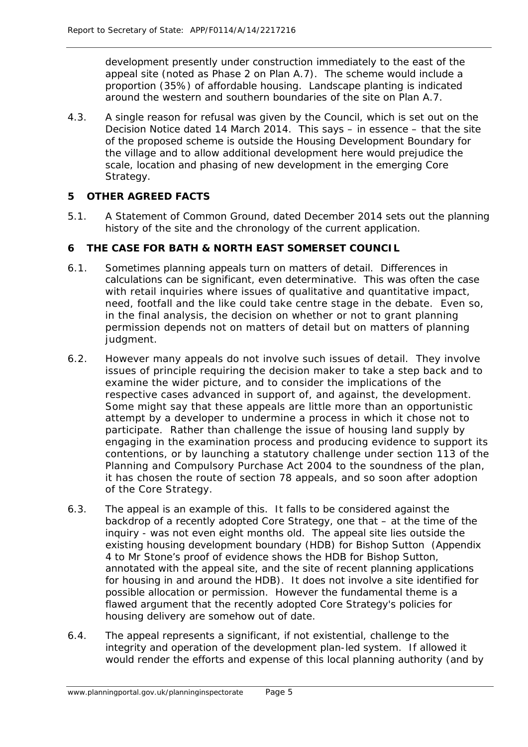development presently under construction immediately to the east of the appeal site (noted as Phase 2 on Plan A.7). The scheme would include a proportion (35%) of affordable housing. Landscape planting is indicated around the western and southern boundaries of the site on Plan A.7.

4.3. A single reason for refusal was given by the Council, which is set out on the Decision Notice dated 14 March 2014. This says – in essence – that the site of the proposed scheme is outside the Housing Development Boundary for the village and to allow additional development here would prejudice the scale, location and phasing of new development in the emerging Core Strategy.

## 5 OTHER AGREED FACTS

5.1. A Statement of Common Ground, dated December 2014 sets out the planning history of the site and the chronology of the current application.

## 6 THE CASE FOR BATH & NORTH EAST SOMERSET COUNCIL

6.1. Sometimes planning appeals turn on matters of detail. Differences in calculations can be significant, even determinative. This was often the case with retail inquiries where issues of qualitative and quantitative impact, need, footfall and the like could take centre stage in the debate. Even so, in the final analysis, the decision on whether or not to grant planning permission depends not on matters of detail but on matters of planning judgment.

6.2. However many appeals do not involve such issues of detail. They involve issues of principle requiring the decision maker to take a step back and to examine the wider picture, and to consider the implications of the respective cases advanced in support of, and against, the development. Some might say that these appeals are little more than an opportunistic attempt by a developer to undermine a process in which it chose not to participate. Rather than challenge the issue of housing land supply by engaging in the examination process and producing evidence to support its contentions, or by launching a statutory challenge under section 113 of the Planning and Compulsory Purchase Act 2004 to the soundness of the plan, it has chosen the route of section 78 appeals, and so soon after adoption of the Core Strategy.

6.3. The appeal is an example of this. It falls to be considered against the backdrop of a recently adopted Core Strategy, one that – at the time of the inquiry - was not even eight months old. The appeal site lies outside the existing housing development boundary (HDB) for Bishop Sutton (Appendix 4 to Mr Stone's proof of evidence shows the HDB for Bishop Sutton, annotated with the appeal site, and the site of recent planning applications for housing in and around the HDB). It does not involve a site identified for possible allocation or permission. However the fundamental theme is a flawed argument that the recently adopted Core Strategy's policies for housing delivery are somehow out of date.

6.4. The appeal represents a significant, if not existential, challenge to the integrity and operation of the development plan-led system. If allowed it would render the efforts and expense of this local planning authority (and by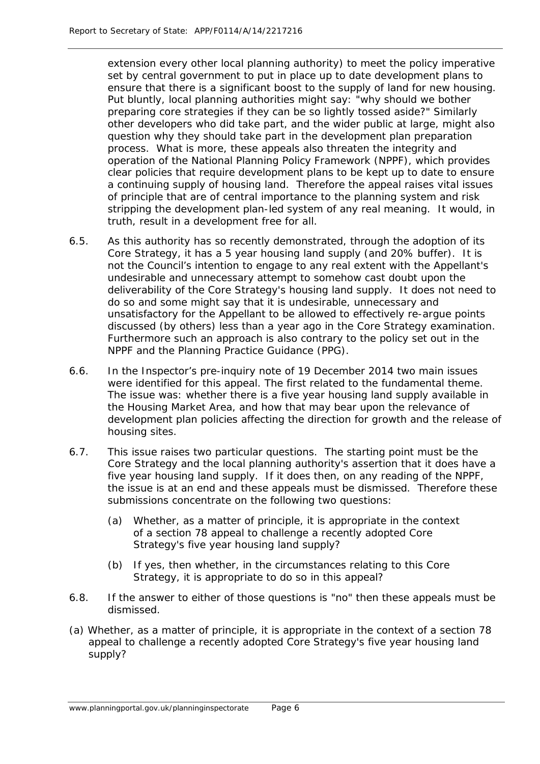extension every other local planning authority) to meet the policy imperative set by central government to put in place up to date development plans to ensure that there is a significant boost to the supply of land for new housing. Put bluntly, local planning authorities might say: "why should we bother preparing core strategies if they can be so lightly tossed aside?" Similarly other developers who did take part, and the wider public at large, might also question why they should take part in the development plan preparation process. What is more, these appeals also threaten the integrity and operation of the National Planning Policy Framework (NPPF), which provides clear policies that require development plans to be kept up to date to ensure a continuing supply of housing land. Therefore the appeal raises vital issues of principle that are of central importance to the planning system and risk stripping the development plan-led system of any real meaning. It would, in truth, result in a development free for all.

6.5. As this authority has so recently demonstrated, through the adoption of its Core Strategy, it has a 5 year housing land supply (and 20% buffer). It is not the Council's intention to engage to any real extent with the Appellant's undesirable and unnecessary attempt to somehow cast doubt upon the deliverability of the Core Strategy's housing land supply. It does not need to do so and some might say that it is undesirable, unnecessary and unsatisfactory for the Appellant to be allowed to effectively re-argue points discussed (by others) less than a year ago in the Core Strategy examination. Furthermore such an approach is also contrary to the policy set out in the NPPF and the Planning Practice Guidance (PPG).

6.6. In the Inspector's pre-inquiry note of 19 December 2014 two main issues were identified for this appeal. The first related to the fundamental theme. The issue was: whether there is a five year housing land supply available in the Housing Market Area, and how that may bear upon the relevance of development plan policies affecting the direction for growth and the release of housing sites.

6.7. This issue raises two particular questions. The starting point must be the Core Strategy and the local planning authority's assertion that it does have a five year housing land supply. If it does then, on any reading of the NPPF, the issue is at an end and these appeals must be dismissed. Therefore these submissions concentrate on the following two questions:

(a) Whether, as a matter of principle, it is appropriate in the context of a section 78 appeal to challenge a recently adopted Core Strategy's five year housing land supply?

(b) If yes, then whether, in the circumstances relating to this Core Strategy, it is appropriate to do so in this appeal?

6.8. If the answer to either of those questions is "no" then these appeals must be dismissed.

*(a) Whether, as a matter of principle, it is appropriate in the context of a section 78 appeal to challenge a recently adopted Core Strategy's five year housing land supply?*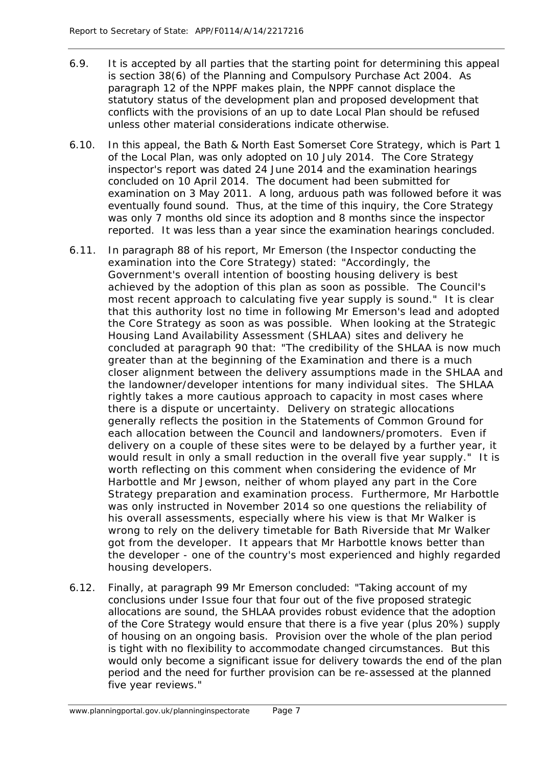6.9. It is accepted by all parties that the starting point for determining this appeal is section 38(6) of the Planning and Compulsory Purchase Act 2004. As paragraph 12 of the NPPF makes plain, the NPPF cannot displace the statutory status of the development plan and proposed development that conflicts with the provisions of an up to date Local Plan should be refused unless other material considerations indicate otherwise.

6.10. In this appeal, the Bath & North East Somerset Core Strategy, which is Part 1 of the Local Plan, was only adopted on 10 July 2014. The Core Strategy inspector's report was dated 24 June 2014 and the examination hearings concluded on 10 April 2014. The document had been submitted for examination on 3 May 2011. A long, arduous path was followed before it was eventually found sound. Thus, at the time of this inquiry, the Core Strategy was only 7 months old since its adoption and 8 months since the inspector reported. It was less than a year since the examination hearings concluded.

6.11. In paragraph 88 of his report, Mr Emerson (the Inspector conducting the examination into the Core Strategy) stated: "Accordingly, the Government's overall intention of boosting housing delivery is best achieved by the adoption of this plan as soon as possible. The Council's most recent approach to calculating five year supply is sound." It is clear that this authority lost no time in following Mr Emerson's lead and adopted the Core Strategy as soon as was possible. When looking at the Strategic Housing Land Availability Assessment (SHLAA) sites and delivery he concluded at paragraph 90 that: "The credibility of the SHLAA is now much greater than at the beginning of the Examination and there is a much closer alignment between the delivery assumptions made in the SHLAA and the landowner/developer intentions for many individual sites. The SHLAA rightly takes a more cautious approach to capacity in most cases where there is a dispute or uncertainty. Delivery on strategic allocations generally reflects the position in the Statements of Common Ground for each allocation between the Council and landowners/promoters. Even if delivery on a couple of these sites were to be delayed by a further year, it would result in only a small reduction in the overall five year supply." It is worth reflecting on this comment when considering the evidence of Mr Harbottle and Mr Jewson, neither of whom played any part in the Core Strategy preparation and examination process. Furthermore, Mr Harbottle was only instructed in November 2014 so one questions the reliability of his overall assessments, especially where his view is that Mr Walker is wrong to rely on the delivery timetable for Bath Riverside that Mr Walker got from the developer. It appears that Mr Harbottle knows better than the developer - one of the country's most experienced and highly regarded housing developers.

6.12. Finally, at paragraph 99 Mr Emerson concluded: "Taking account of my conclusions under Issue four that four out of the five proposed strategic allocations are sound, the SHLAA provides robust evidence that the adoption of the Core Strategy would ensure that there is a five year (plus 20%) supply of housing on an ongoing basis. Provision over the whole of the plan period is tight with no flexibility to accommodate changed circumstances. But this would only become a significant issue for delivery towards the end of the plan period and the need for further provision can be re-assessed at the planned five year reviews."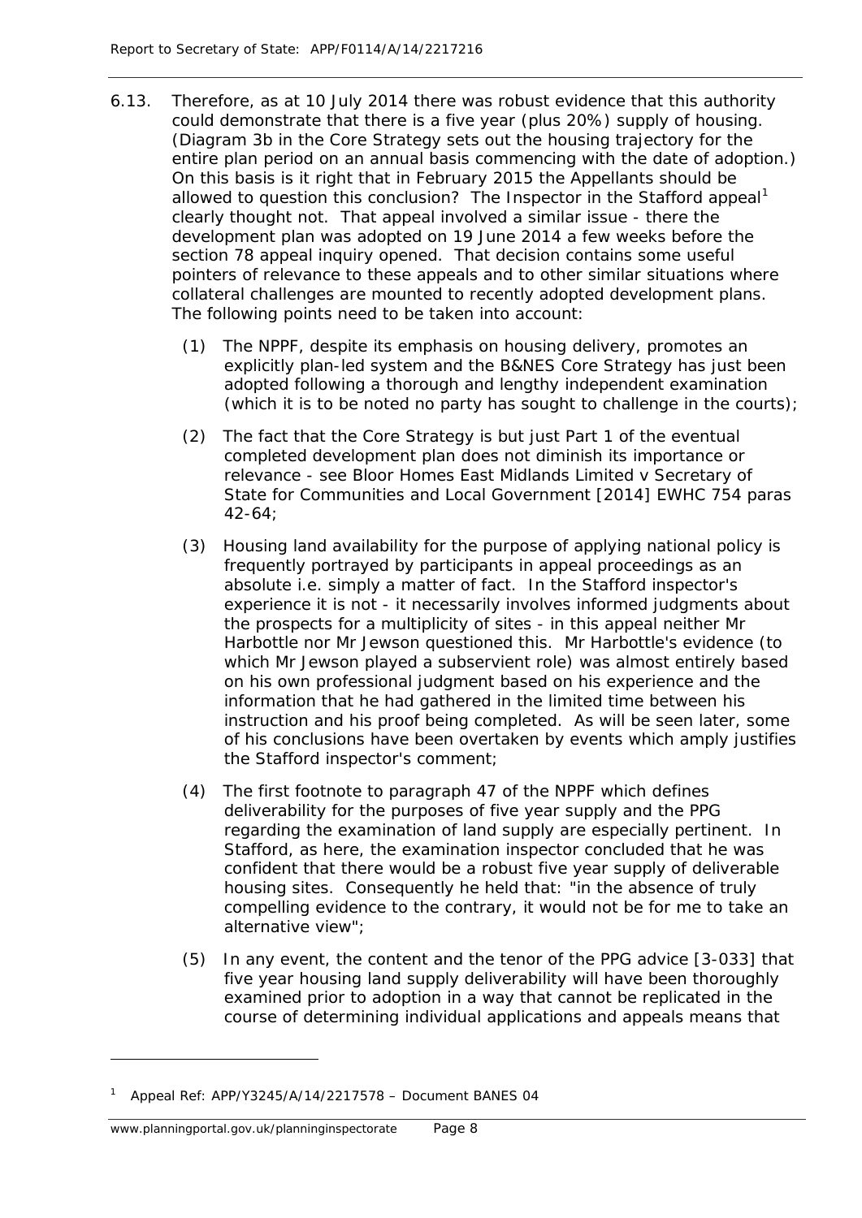6.13. Therefore, as at 10 July 2014 there was robust evidence that this authority could demonstrate that there is a five year (plus 20%) supply of housing. (Diagram 3b in the Core Strategy sets out the housing trajectory for the entire plan period on an annual basis commencing with the date of adoption.) On this basis is it right that in February 2015 the Appellants should be allowed to question this conclusion? The Inspector in the Stafford appeal[1] clearly thought not. That appeal involved a similar issue - there the development plan was adopted on 19 June 2014 a few weeks before the section 78 appeal inquiry opened. That decision contains some useful pointers of relevance to these appeals and to other similar situations where collateral challenges are mounted to recently adopted development plans. The following points need to be taken into account:

(1) The NPPF, despite its emphasis on housing delivery, promotes an explicitly plan-led system and the B&NES Core Strategy has just been adopted following a thorough and lengthy independent examination (which it is to be noted no party has sought to challenge in the courts);

(2) The fact that the Core Strategy is but just Part 1 of the eventual completed development plan does not diminish its importance or relevance - see Bloor Homes East Midlands Limited v Secretary of State for Communities and Local Government [2014] EWHC 754 paras 42-64;

(3) Housing land availability for the purpose of applying national policy is frequently portrayed by participants in appeal proceedings as an absolute i.e. simply a matter of fact. In the Stafford inspector's experience it is not - it necessarily involves informed judgments about the prospects for a multiplicity of sites - in this appeal neither Mr Harbottle nor Mr Jewson questioned this. Mr Harbottle's evidence (to which Mr Jewson played a subservient role) was almost entirely based on his own professional judgment based on his experience and the information that he had gathered in the limited time between his instruction and his proof being completed. As will be seen later, some of his conclusions have been overtaken by events which amply justifies the Stafford inspector's comment;

(4) The first footnote to paragraph 47 of the NPPF which defines deliverability for the purposes of five year supply and the PPG regarding the examination of land supply are especially pertinent. In Stafford, as here, the examination inspector concluded that he was confident that there would be a robust five year supply of deliverable housing sites. Consequently he held that: "in the absence of truly compelling evidence to the contrary, it would not be for me to take an alternative view";

(5) In any event, the content and the tenor of the PPG advice [3-033] that five year housing land supply deliverability will have been thoroughly examined prior to adoption in a way that cannot be replicated in the course of determining individual applications and appeals means that

[1] Appeal Ref: APP/Y3245/A/14/2217578 – Document BANES 04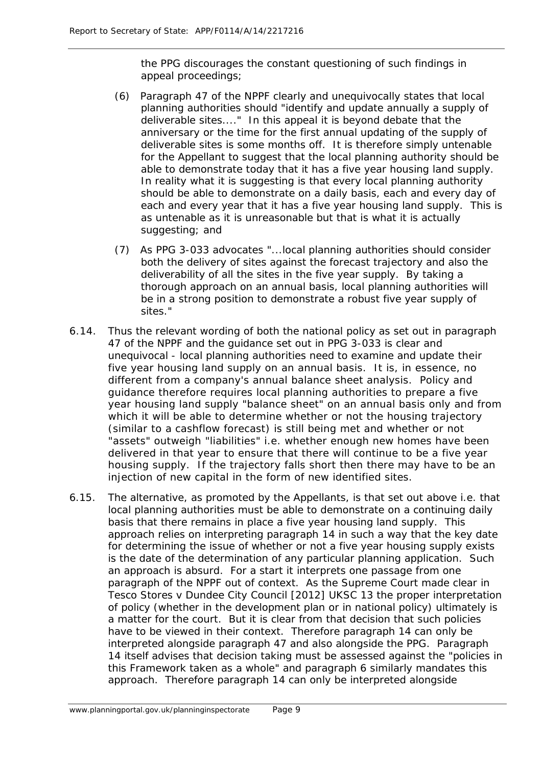the PPG discourages the constant questioning of such findings in appeal proceedings;

(6) Paragraph 47 of the NPPF clearly and unequivocally states that local planning authorities should "identify and update annually a supply of deliverable sites...." In this appeal it is beyond debate that the anniversary or the time for the first annual updating of the supply of deliverable sites is some months off. It is therefore simply untenable for the Appellant to suggest that the local planning authority should be able to demonstrate today that it has a five year housing land supply. In reality what it is suggesting is that every local planning authority should be able to demonstrate on a daily basis, each and every day of each and every year that it has a five year housing land supply. This is as untenable as it is unreasonable but that is what it is actually suggesting; and

(7) As PPG 3-033 advocates "...local planning authorities should consider both the delivery of sites against the forecast trajectory and also the deliverability of all the sites in the five year supply. By taking a thorough approach on an annual basis, local planning authorities will be in a strong position to demonstrate a robust five year supply of sites."

6.14. Thus the relevant wording of both the national policy as set out in paragraph 47 of the NPPF and the guidance set out in PPG 3-033 is clear and unequivocal - local planning authorities need to examine and update their five year housing land supply on an annual basis. It is, in essence, no different from a company's annual balance sheet analysis. Policy and guidance therefore requires local planning authorities to prepare a five year housing land supply "balance sheet" on an annual basis only and from which it will be able to determine whether or not the housing trajectory (similar to a cashflow forecast) is still being met and whether or not "assets" outweigh "liabilities" i.e. whether enough new homes have been delivered in that year to ensure that there will continue to be a five year housing supply. If the trajectory falls short then there may have to be an injection of new capital in the form of new identified sites.

6.15. The alternative, as promoted by the Appellants, is that set out above i.e. that local planning authorities must be able to demonstrate on a continuing daily basis that there remains in place a five year housing land supply. This approach relies on interpreting paragraph 14 in such a way that the key date for determining the issue of whether or not a five year housing supply exists is the date of the determination of any particular planning application. Such an approach is absurd. For a start it interprets one passage from one paragraph of the NPPF out of context. As the Supreme Court made clear in *Tesco Stores v Dundee City Council* [2012] UKSC 13 the proper interpretation of policy (whether in the development plan or in national policy) ultimately is a matter for the court. But it is clear from that decision that such policies have to be viewed in their context. Therefore paragraph 14 can only be interpreted alongside paragraph 47 and also alongside the PPG. Paragraph 14 itself advises that decision taking must be assessed against the "policies in this Framework taken as a whole" and paragraph 6 similarly mandates this approach. Therefore paragraph 14 can only be interpreted alongside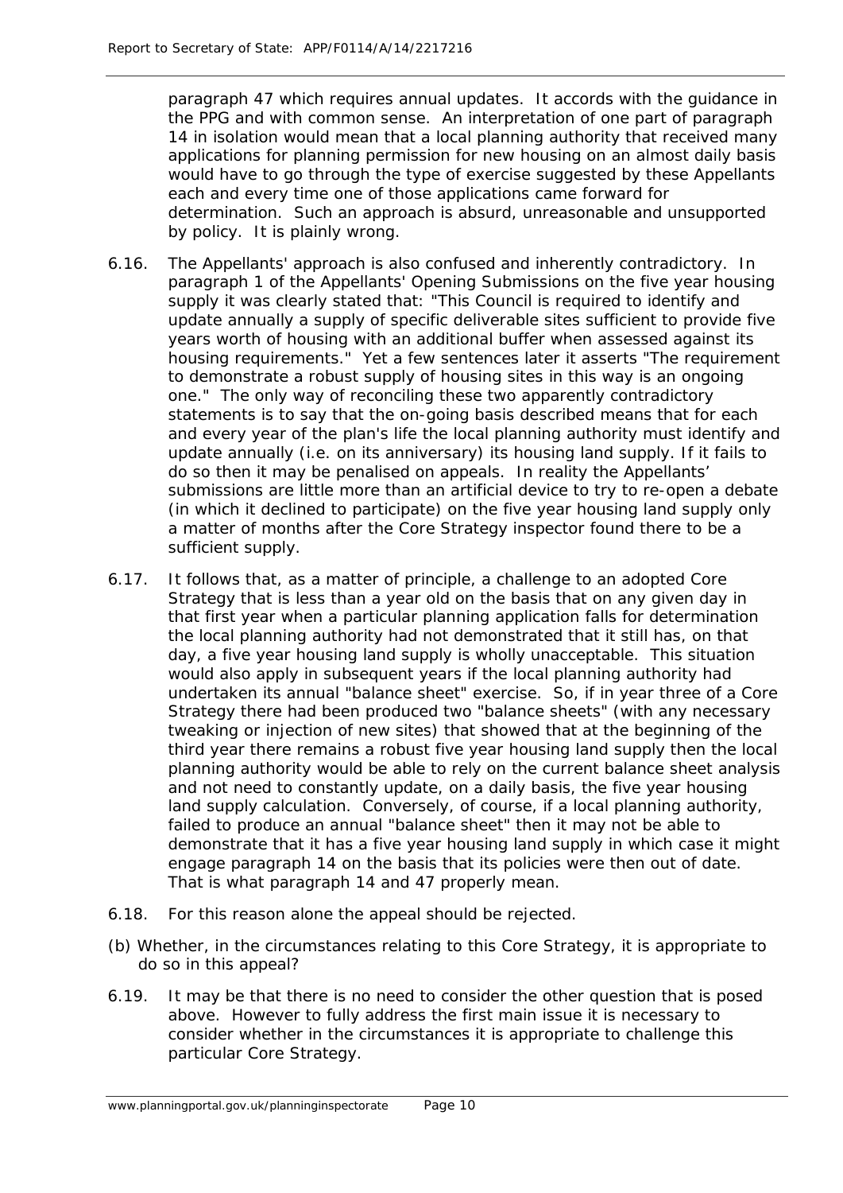paragraph 47 which requires annual updates. It accords with the guidance in the PPG and with common sense. An interpretation of one part of paragraph 14 in isolation would mean that a local planning authority that received many applications for planning permission for new housing on an almost daily basis would have to go through the type of exercise suggested by these Appellants each and every time one of those applications came forward for determination. Such an approach is absurd, unreasonable and unsupported by policy. It is plainly wrong.

6.16. The Appellants' approach is also confused and inherently contradictory. In paragraph 1 of the Appellants' Opening Submissions on the five year housing supply it was clearly stated that: "This Council is required to identify and update annually a supply of specific deliverable sites sufficient to provide five years worth of housing with an additional buffer when assessed against its housing requirements." Yet a few sentences later it asserts "The requirement to demonstrate a robust supply of housing sites in this way is an ongoing one." The only way of reconciling these two apparently contradictory statements is to say that the on-going basis described means that for each and every year of the plan's life the local planning authority must identify and update annually (i.e. on its anniversary) its housing land supply. If it fails to do so then it may be penalised on appeals. In reality the Appellants' submissions are little more than an artificial device to try to re-open a debate (in which it declined to participate) on the five year housing land supply only a matter of months after the Core Strategy inspector found there to be a sufficient supply.

6.17. It follows that, as a matter of principle, a challenge to an adopted Core Strategy that is less than a year old on the basis that on any given day in that first year when a particular planning application falls for determination the local planning authority had not demonstrated that it still has, on that day, a five year housing land supply is wholly unacceptable. This situation would also apply in subsequent years if the local planning authority had undertaken its annual "balance sheet" exercise. So, if in year three of a Core Strategy there had been produced two "balance sheets" (with any necessary tweaking or injection of new sites) that showed that at the beginning of the third year there remains a robust five year housing land supply then the local planning authority would be able to rely on the current balance sheet analysis and not need to constantly update, on a daily basis, the five year housing land supply calculation. Conversely, of course, if a local planning authority, failed to produce an annual "balance sheet" then it may not be able to demonstrate that it has a five year housing land supply in which case it might engage paragraph 14 on the basis that its policies were then out of date. That is what paragraph 14 and 47 properly mean.

6.18. For this reason alone the appeal should be rejected.

(b) Whether, in the circumstances relating to this Core Strategy, it is appropriate to do so in this appeal?

6.19. It may be that there is no need to consider the other question that is posed above. However to fully address the first main issue it is necessary to consider whether in the circumstances it is appropriate to challenge this particular Core Strategy.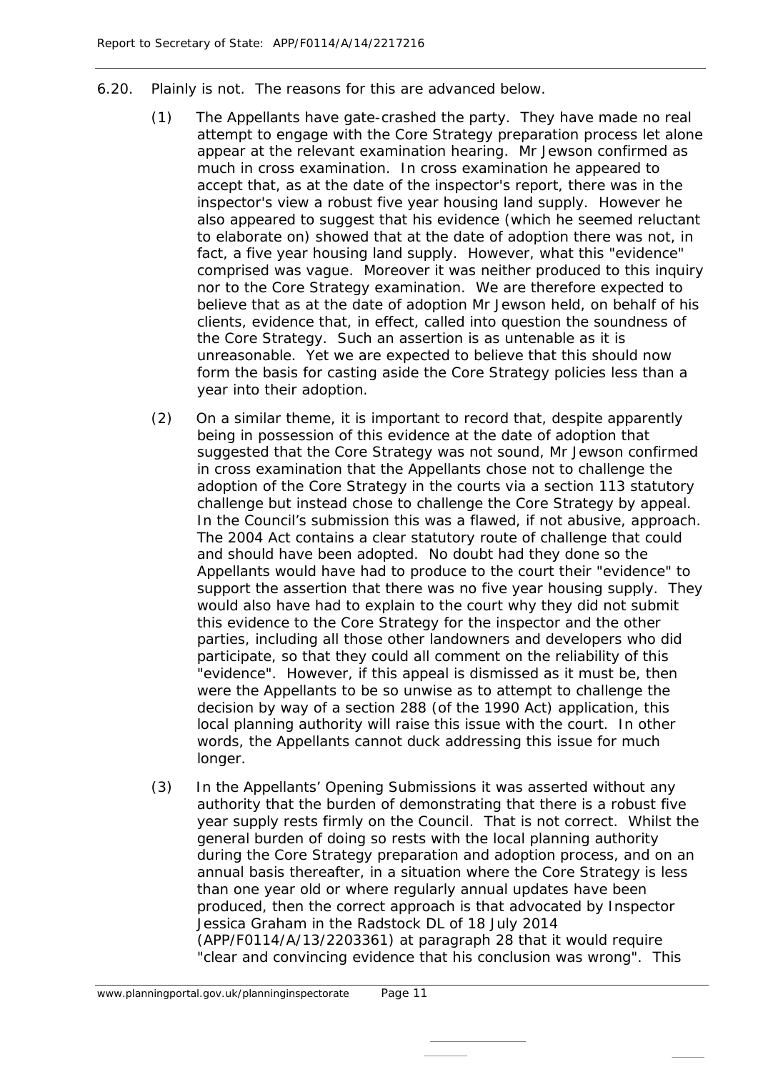6.20. Plainly is not. The reasons for this are advanced below.

(1) The Appellants have gate-crashed the party. They have made no real attempt to engage with the Core Strategy preparation process let alone appear at the relevant examination hearing. Mr Jewson confirmed as much in cross examination. In cross examination he appeared to accept that, as at the date of the inspector's report, there was in the inspector's view a robust five year housing land supply. However he also appeared to suggest that his evidence (which he seemed reluctant to elaborate on) showed that at the date of adoption there was not, in fact, a five year housing land supply. However, what this "evidence" comprised was vague. Moreover it was neither produced to this inquiry nor to the Core Strategy examination. We are therefore expected to believe that as at the date of adoption Mr Jewson held, on behalf of his clients, evidence that, in effect, called into question the soundness of the Core Strategy. Such an assertion is as untenable as it is unreasonable. Yet we are expected to believe that this should now form the basis for casting aside the Core Strategy policies less than a year into their adoption.

(2) On a similar theme, it is important to record that, despite apparently being in possession of this evidence at the date of adoption that suggested that the Core Strategy was not sound, Mr Jewson confirmed in cross examination that the Appellants chose not to challenge the adoption of the Core Strategy in the courts via a section 113 statutory challenge but instead chose to challenge the Core Strategy by appeal. In the Council's submission this was a flawed, if not abusive, approach. The 2004 Act contains a clear statutory route of challenge that could and should have been adopted. No doubt had they done so the Appellants would have had to produce to the court their "evidence" to support the assertion that there was no five year housing supply. They would also have had to explain to the court why they did not submit this evidence to the Core Strategy for the inspector and the other parties, including all those other landowners and developers who did participate, so that they could all comment on the reliability of this "evidence". However, if this appeal is dismissed as it must be, then were the Appellants to be so unwise as to attempt to challenge the decision by way of a section 288 (of the 1990 Act) application, this local planning authority will raise this issue with the court. In other words, the Appellants cannot duck addressing this issue for much longer.

(3) In the Appellants' Opening Submissions it was asserted without any authority that the burden of demonstrating that there is a robust five year supply rests firmly on the Council. That is not correct. Whilst the general burden of doing so rests with the local planning authority during the Core Strategy preparation and adoption process, and on an annual basis thereafter, in a situation where the Core Strategy is less than one year old or where regularly annual updates have been produced, then the correct approach is that advocated by Inspector Jessica Graham in the Radstock DL of 18 July 2014 (APP/F0114/A/13/2203361) at paragraph 28 that it would require "clear and convincing evidence that his conclusion was wrong". This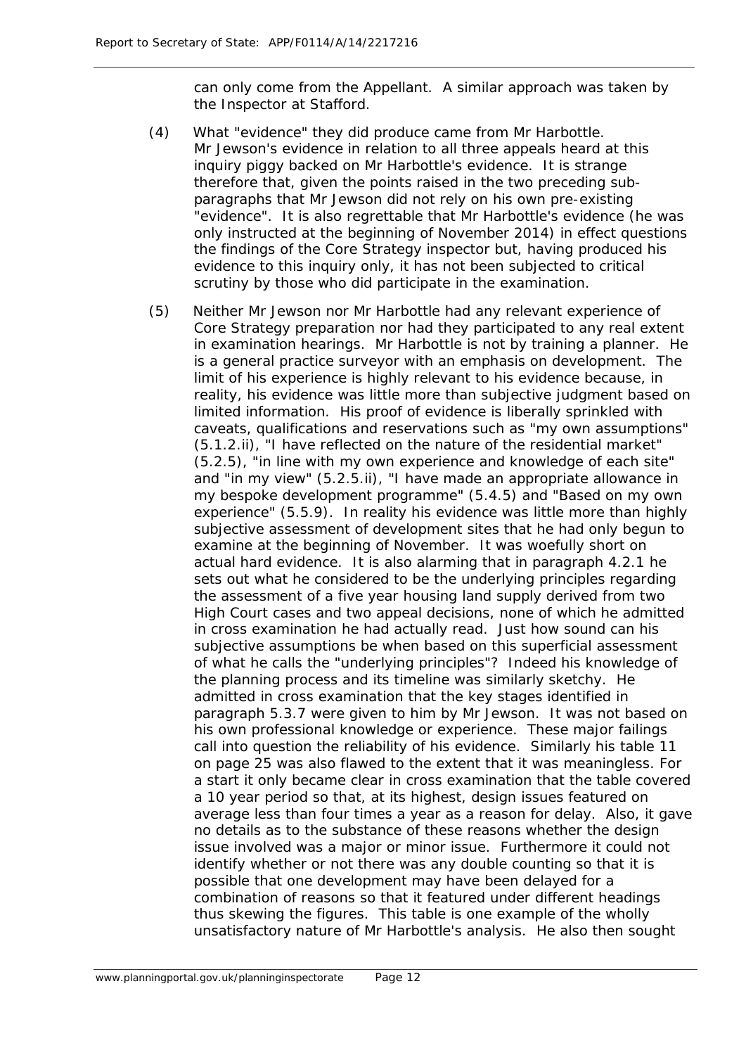can only come from the Appellant. A similar approach was taken by the Inspector at Stafford.

(4) What "evidence" they did produce came from Mr Harbottle. Mr Jewson's evidence in relation to all three appeals heard at this inquiry piggy backed on Mr Harbottle's evidence. It is strange therefore that, given the points raised in the two preceding sub-paragraphs that Mr Jewson did not rely on his own pre-existing "evidence". It is also regrettable that Mr Harbottle's evidence (he was only instructed at the beginning of November 2014) in effect questions the findings of the Core Strategy inspector but, having produced his evidence to this inquiry only, it has not been subjected to critical scrutiny by those who did participate in the examination.

(5) Neither Mr Jewson nor Mr Harbottle had any relevant experience of Core Strategy preparation nor had they participated to any real extent in examination hearings. Mr Harbottle is not by training a planner. He is a general practice surveyor with an emphasis on development. The limit of his experience is highly relevant to his evidence because, in reality, his evidence was little more than subjective judgment based on limited information. His proof of evidence is liberally sprinkled with caveats, qualifications and reservations such as "my own assumptions" (5.1.2.ii), "I have reflected on the nature of the residential market" (5.2.5), "in line with my own experience and knowledge of each site" and "in my view" (5.2.5.ii), "I have made an appropriate allowance in my bespoke development programme" (5.4.5) and "Based on my own experience" (5.5.9). In reality his evidence was little more than highly subjective assessment of development sites that he had only begun to examine at the beginning of November. It was woefully short on actual hard evidence. It is also alarming that in paragraph 4.2.1 he sets out what he considered to be the underlying principles regarding the assessment of a five year housing land supply derived from two High Court cases and two appeal decisions, none of which he admitted in cross examination he had actually read. Just how sound can his subjective assumptions be when based on this superficial assessment of what he calls the "underlying principles"? Indeed his knowledge of the planning process and its timeline was similarly sketchy. He admitted in cross examination that the key stages identified in paragraph 5.3.7 were given to him by Mr Jewson. It was not based on his own professional knowledge or experience. These major failings call into question the reliability of his evidence. Similarly his table 11 on page 25 was also flawed to the extent that it was meaningless. For a start it only became clear in cross examination that the table covered a 10 year period so that, at its highest, design issues featured on average less than four times a year as a reason for delay. Also, it gave no details as to the substance of these reasons whether the design issue involved was a major or minor issue. Furthermore it could not identify whether or not there was any double counting so that it is possible that one development may have been delayed for a combination of reasons so that it featured under different headings thus skewing the figures. This table is one example of the wholly unsatisfactory nature of Mr Harbottle's analysis. He also then sought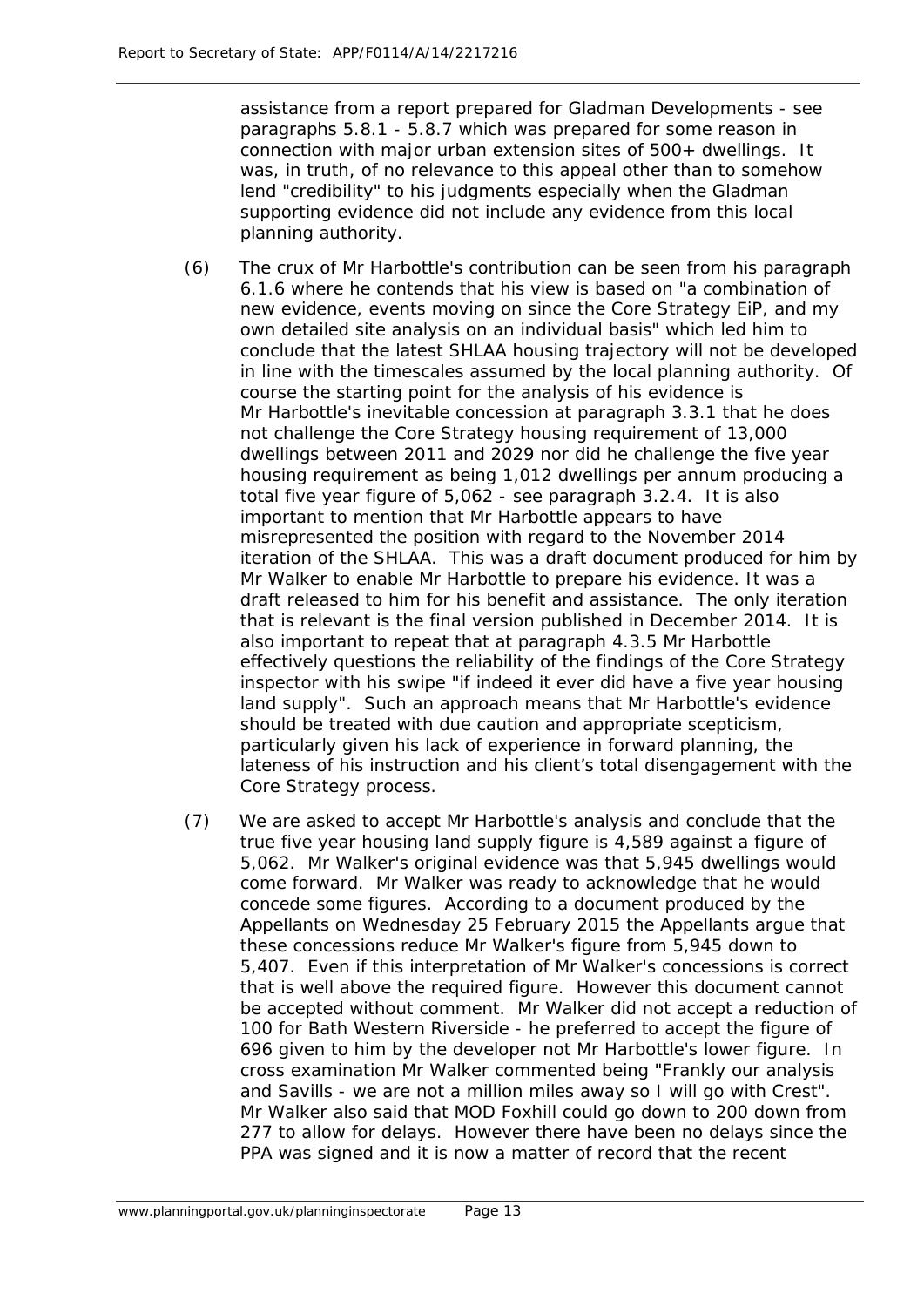assistance from a report prepared for Gladman Developments - see paragraphs 5.8.1 - 5.8.7 which was prepared for some reason in connection with major urban extension sites of 500+ dwellings. It was, in truth, of no relevance to this appeal other than to somehow lend "credibility" to his judgments especially when the Gladman supporting evidence did not include any evidence from this local planning authority.

(6) The crux of Mr Harbottle's contribution can be seen from his paragraph 6.1.6 where he contends that his view is based on "a combination of new evidence, events moving on since the Core Strategy EiP, and my own detailed site analysis on an individual basis" which led him to conclude that the latest SHLAA housing trajectory will not be developed in line with the timescales assumed by the local planning authority. Of course the starting point for the analysis of his evidence is Mr Harbottle's inevitable concession at paragraph 3.3.1 that he does not challenge the Core Strategy housing requirement of 13,000 dwellings between 2011 and 2029 nor did he challenge the five year housing requirement as being 1,012 dwellings per annum producing a total five year figure of 5,062 - see paragraph 3.2.4. It is also important to mention that Mr Harbottle appears to have misrepresented the position with regard to the November 2014 iteration of the SHLAA. This was a draft document produced for him by Mr Walker to enable Mr Harbottle to prepare his evidence. It was a draft released to him for his benefit and assistance. The only iteration that is relevant is the final version published in December 2014. It is also important to repeat that at paragraph 4.3.5 Mr Harbottle effectively questions the reliability of the findings of the Core Strategy inspector with his swipe "if indeed it ever did have a five year housing land supply". Such an approach means that Mr Harbottle's evidence should be treated with due caution and appropriate scepticism, particularly given his lack of experience in forward planning, the lateness of his instruction and his client's total disengagement with the Core Strategy process.

(7) We are asked to accept Mr Harbottle's analysis and conclude that the true five year housing land supply figure is 4,589 against a figure of 5,062. Mr Walker's original evidence was that 5,945 dwellings would come forward. Mr Walker was ready to acknowledge that he would concede some figures. According to a document produced by the Appellants on Wednesday 25 February 2015 the Appellants argue that these concessions reduce Mr Walker's figure from 5,945 down to 5,407. Even if this interpretation of Mr Walker's concessions is correct that is well above the required figure. However this document cannot be accepted without comment. Mr Walker did not accept a reduction of 100 for Bath Western Riverside - he preferred to accept the figure of 696 given to him by the developer not Mr Harbottle's lower figure. In cross examination Mr Walker commented being "Frankly our analysis and Savills - we are not a million miles away so I will go with Crest". Mr Walker also said that MOD Foxhill could go down to 200 down from 277 to allow for delays. However there have been no delays since the PPA was signed and it is now a matter of record that the recent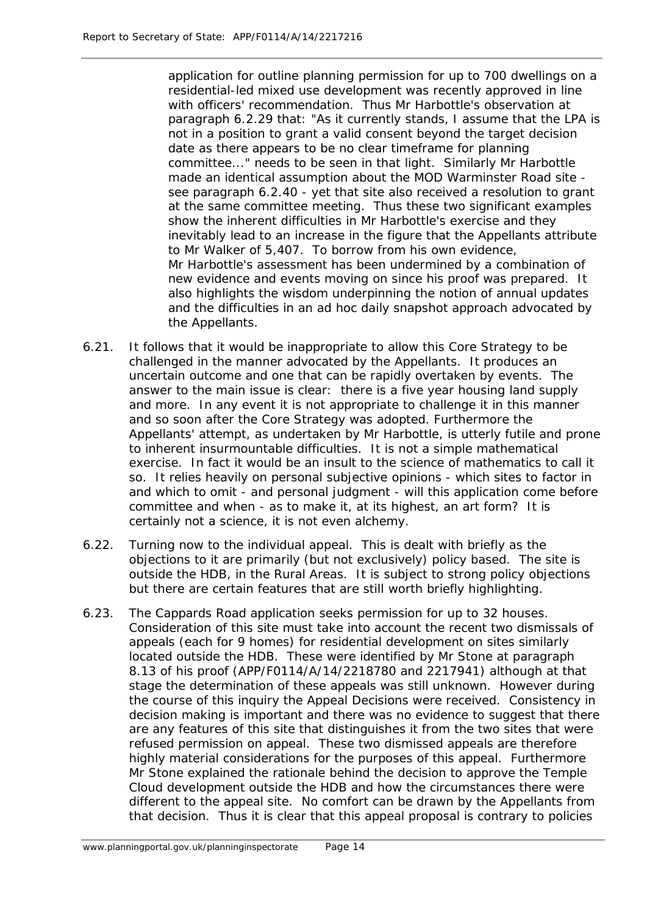application for outline planning permission for up to 700 dwellings on a residential-led mixed use development was recently approved in line with officers' recommendation. Thus Mr Harbottle's observation at paragraph 6.2.29 that: "As it currently stands, I assume that the LPA is not in a position to grant a valid consent beyond the target decision date as there appears to be no clear timeframe for planning committee..." needs to be seen in that light. Similarly Mr Harbottle made an identical assumption about the MOD Warminster Road site - see paragraph 6.2.40 - yet that site also received a resolution to grant at the same committee meeting. Thus these two significant examples show the inherent difficulties in Mr Harbottle's exercise and they inevitably lead to an increase in the figure that the Appellants attribute to Mr Walker of 5,407. To borrow from his own evidence, Mr Harbottle's assessment has been undermined by a combination of new evidence and events moving on since his proof was prepared. It also highlights the wisdom underpinning the notion of annual updates and the difficulties in an ad hoc daily snapshot approach advocated by the Appellants.

6.21. It follows that it would be inappropriate to allow this Core Strategy to be challenged in the manner advocated by the Appellants. It produces an uncertain outcome and one that can be rapidly overtaken by events. The answer to the main issue is clear: there is a five year housing land supply and more. In any event it is not appropriate to challenge it in this manner and so soon after the Core Strategy was adopted. Furthermore the Appellants' attempt, as undertaken by Mr Harbottle, is utterly futile and prone to inherent insurmountable difficulties. It is not a simple mathematical exercise. In fact it would be an insult to the science of mathematics to call it so. It relies heavily on personal subjective opinions - which sites to factor in and which to omit - and personal judgment - will this application come before committee and when - as to make it, at its highest, an art form? It is certainly not a science, it is not even alchemy.

6.22. Turning now to the individual appeal. This is dealt with briefly as the objections to it are primarily (but not exclusively) policy based. The site is outside the HDB, in the Rural Areas. It is subject to strong policy objections but there are certain features that are still worth briefly highlighting.

6.23. The Cappards Road application seeks permission for up to 32 houses. Consideration of this site must take into account the recent two dismissals of appeals (each for 9 homes) for residential development on sites similarly located outside the HDB. These were identified by Mr Stone at paragraph 8.13 of his proof (APP/F0114/A/14/2218780 and 2217941) although at that stage the determination of these appeals was still unknown. However during the course of this inquiry the Appeal Decisions were received. Consistency in decision making is important and there was no evidence to suggest that there are any features of this site that distinguishes it from the two sites that were refused permission on appeal. These two dismissed appeals are therefore highly material considerations for the purposes of this appeal. Furthermore Mr Stone explained the rationale behind the decision to approve the Temple Cloud development outside the HDB and how the circumstances there were different to the appeal site. No comfort can be drawn by the Appellants from that decision. Thus it is clear that this appeal proposal is contrary to policies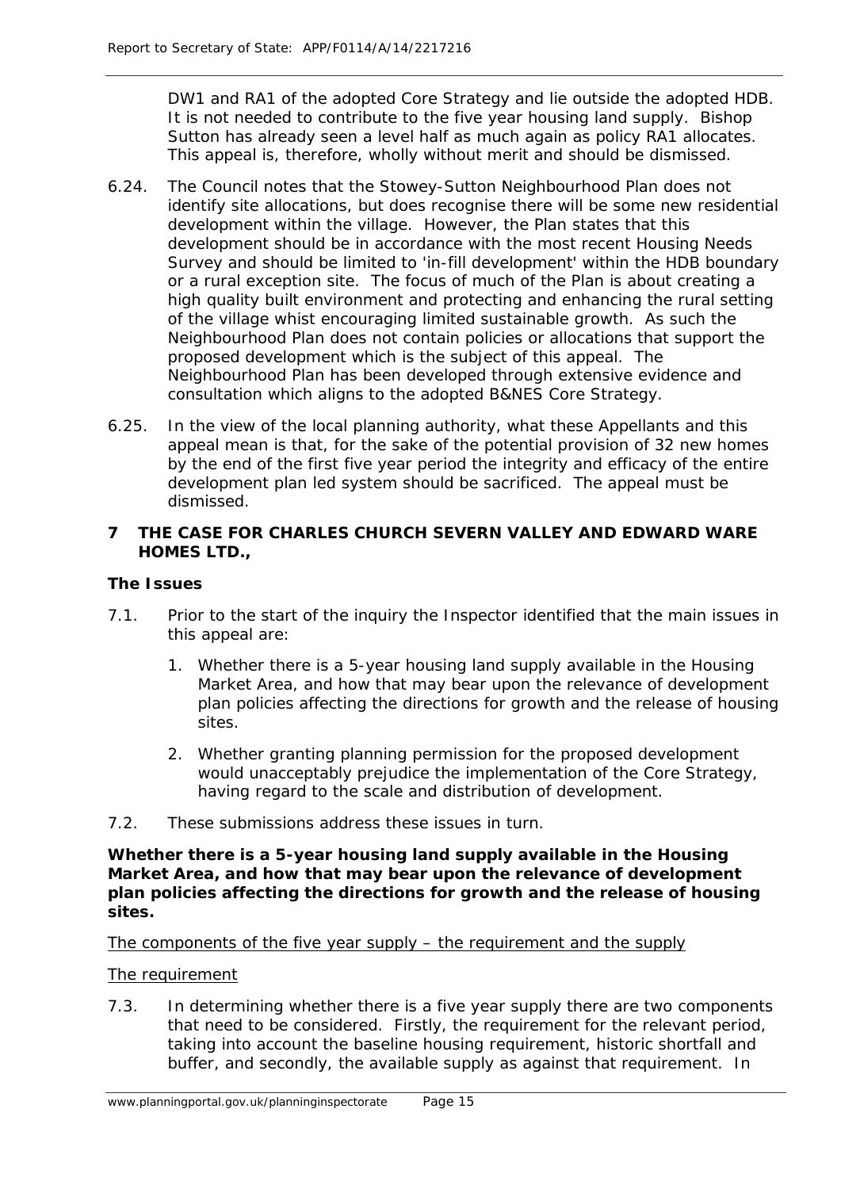DW1 and RA1 of the adopted Core Strategy and lie outside the adopted HDB. It is not needed to contribute to the five year housing land supply. Bishop Sutton has already seen a level half as much again as policy RA1 allocates. This appeal is, therefore, wholly without merit and should be dismissed.

6.24. The Council notes that the Stowey-Sutton Neighbourhood Plan does not identify site allocations, but does recognise there will be some new residential development within the village. However, the Plan states that this development should be in accordance with the most recent Housing Needs Survey and should be limited to 'in-fill development' within the HDB boundary or a rural exception site. The focus of much of the Plan is about creating a high quality built environment and protecting and enhancing the rural setting of the village whist encouraging limited sustainable growth. As such the Neighbourhood Plan does not contain policies or allocations that support the proposed development which is the subject of this appeal. The Neighbourhood Plan has been developed through extensive evidence and consultation which aligns to the adopted B&NES Core Strategy.

6.25. In the view of the local planning authority, what these Appellants and this appeal mean is that, for the sake of the potential provision of 32 new homes by the end of the first five year period the integrity and efficacy of the entire development plan led system should be sacrificed. The appeal must be dismissed.

## 7 THE CASE FOR CHARLES CHURCH SEVERN VALLEY AND EDWARD WARE HOMES LTD.,

### The Issues

7.1. Prior to the start of the inquiry the Inspector identified that the main issues in this appeal are:

1. Whether there is a 5-year housing land supply available in the Housing Market Area, and how that may bear upon the relevance of development plan policies affecting the directions for growth and the release of housing sites.
2. Whether granting planning permission for the proposed development would unacceptably prejudice the implementation of the Core Strategy, having regard to the scale and distribution of development.

7.2. These submissions address these issues in turn.

### Whether there is a 5-year housing land supply available in the Housing Market Area, and how that may bear upon the relevance of development plan policies affecting the directions for growth and the release of housing sites.

The components of the five year supply – the requirement and the supply

The requirement

7.3. In determining whether there is a five year supply there are two components that need to be considered. Firstly, the requirement for the relevant period, taking into account the baseline housing requirement, historic shortfall and buffer, and secondly, the available supply as against that requirement. In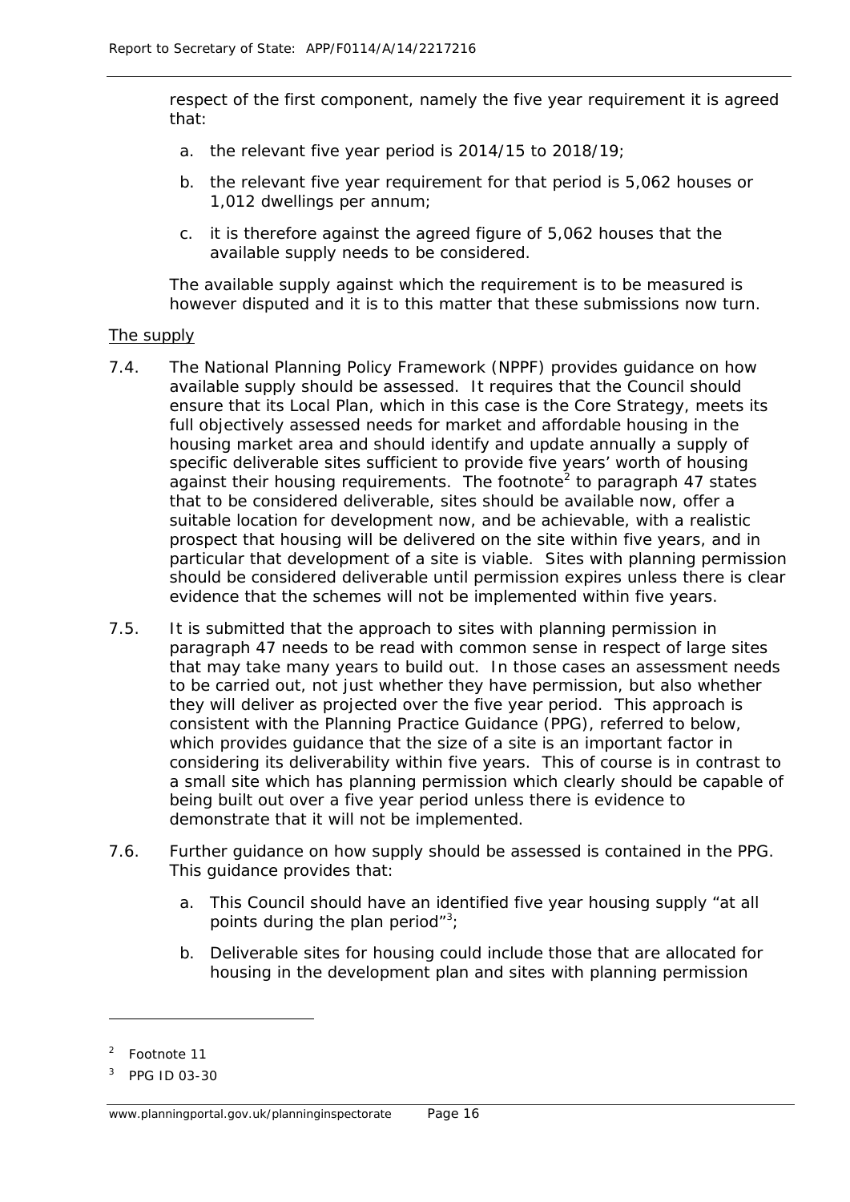respect of the first component, namely the five year requirement it is agreed that:

a. the relevant five year period is 2014/15 to 2018/19;

b. the relevant five year requirement for that period is 5,062 houses or 1,012 dwellings per annum;

c. it is therefore against the agreed figure of 5,062 houses that the available supply needs to be considered.

The available supply against which the requirement is to be measured is however disputed and it is to this matter that these submissions now turn.

The supply

7.4. The National Planning Policy Framework (NPPF) provides guidance on how available supply should be assessed. It requires that the Council should ensure that its Local Plan, which in this case is the Core Strategy, meets its full objectively assessed needs for market and affordable housing in the housing market area and should identify and update annually a supply of specific deliverable sites sufficient to provide five years' worth of housing against their housing requirements. The footnote[2] to paragraph 47 states that to be considered deliverable, sites should be available now, offer a suitable location for development now, and be achievable, with a realistic prospect that housing will be delivered on the site within five years, and in particular that development of a site is viable. Sites with planning permission should be considered deliverable until permission expires unless there is clear evidence that the schemes will not be implemented within five years.

7.5. It is submitted that the approach to sites with planning permission in paragraph 47 needs to be read with common sense in respect of large sites that may take many years to build out. In those cases an assessment needs to be carried out, not just whether they have permission, but also whether they will deliver as projected over the five year period. This approach is consistent with the Planning Practice Guidance (PPG), referred to below, which provides guidance that the size of a site is an important factor in considering its deliverability within five years. This of course is in contrast to a small site which has planning permission which clearly should be capable of being built out over a five year period unless there is evidence to demonstrate that it will not be implemented.

7.6. Further guidance on how supply should be assessed is contained in the PPG. This guidance provides that:

a. This Council should have an identified five year housing supply "at all points during the plan period"[3];

b. Deliverable sites for housing could include those that are allocated for housing in the development plan and sites with planning permission

[2] Footnote 11

[3] PPG ID 03-30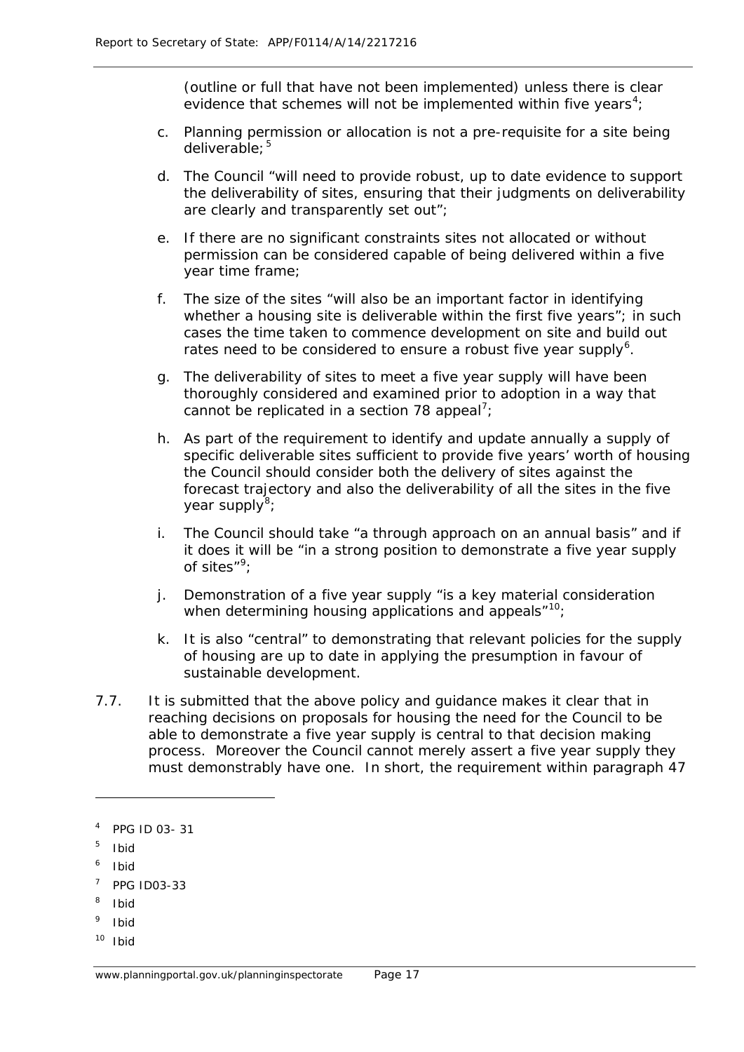(outline or full that have not been implemented) unless there is clear evidence that schemes will not be implemented within five years[4];

c. Planning permission or allocation is not a pre-requisite for a site being deliverable;[5]

d. The Council "will need to provide robust, up to date evidence to support the deliverability of sites, ensuring that their judgments on deliverability are clearly and transparently set out";

e. If there are no significant constraints sites not allocated or without permission can be considered capable of being delivered within a five year time frame;

f. The size of the sites "will also be an important factor in identifying whether a housing site is deliverable within the first five years"; in such cases the time taken to commence development on site and build out rates need to be considered to ensure a robust five year supply[6].

g. The deliverability of sites to meet a five year supply will have been thoroughly considered and examined prior to adoption in a way that cannot be replicated in a section 78 appeal[7];

h. As part of the requirement to identify and update annually a supply of specific deliverable sites sufficient to provide five years' worth of housing the Council should consider both the delivery of sites against the forecast trajectory and also the deliverability of all the sites in the five year supply[8];

i. The Council should take "a through approach on an annual basis" and if it does it will be "in a strong position to demonstrate a five year supply of sites"[9];

j. Demonstration of a five year supply "is a key material consideration when determining housing applications and appeals"[10];

k. It is also "central" to demonstrating that relevant policies for the supply of housing are up to date in applying the presumption in favour of sustainable development.

7.7. It is submitted that the above policy and guidance makes it clear that in reaching decisions on proposals for housing the need for the Council to be able to demonstrate a five year supply is central to that decision making process. Moreover the Council cannot merely assert a five year supply they must demonstrably have one. In short, the requirement within paragraph 47

---

[4] PPG ID 03- 31

[5] Ibid

[6] Ibid

[7] PPG ID03-33

[8] Ibid

[9] Ibid

[10] Ibid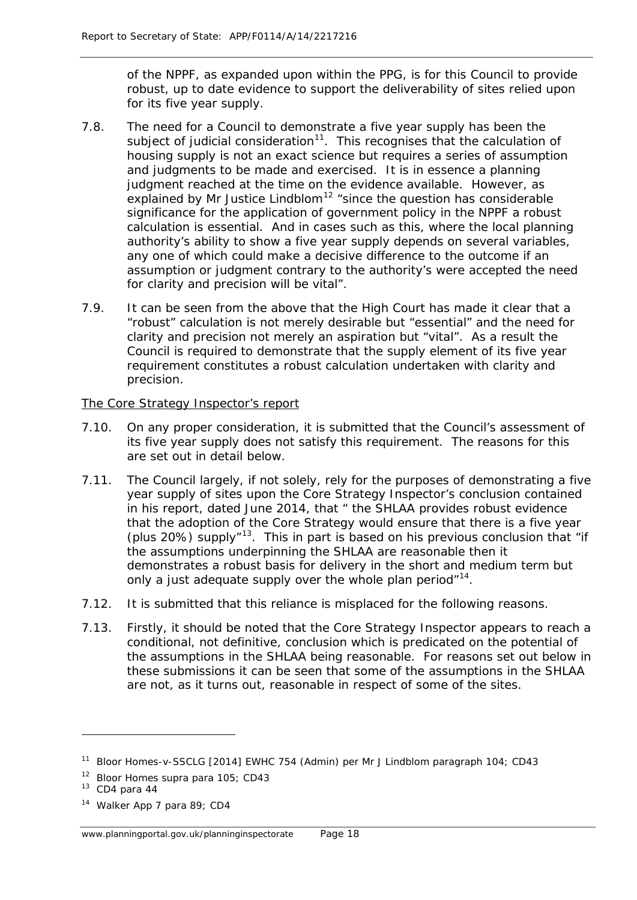of the NPPF, as expanded upon within the PPG, is for this Council to provide robust, up to date evidence to support the deliverability of sites relied upon for its five year supply.

7.8. The need for a Council to demonstrate a five year supply has been the subject of judicial consideration[11]. This recognises that the calculation of housing supply is not an exact science but requires a series of assumption and judgments to be made and exercised. It is in essence a planning judgment reached at the time on the evidence available. However, as explained by Mr Justice Lindblom[12] "since the question has considerable significance for the application of government policy in the NPPF a robust calculation is essential. And in cases such as this, where the local planning authority's ability to show a five year supply depends on several variables, any one of which could make a decisive difference to the outcome if an assumption or judgment contrary to the authority's were accepted the need for clarity and precision will be vital".

7.9. It can be seen from the above that the High Court has made it clear that a "robust" calculation is not merely desirable but "essential" and the need for clarity and precision not merely an aspiration but "vital". As a result the Council is required to demonstrate that the supply element of its five year requirement constitutes a robust calculation undertaken with clarity and precision.

The Core Strategy Inspector's report

7.10. On any proper consideration, it is submitted that the Council's assessment of its five year supply does not satisfy this requirement. The reasons for this are set out in detail below.

7.11. The Council largely, if not solely, rely for the purposes of demonstrating a five year supply of sites upon the Core Strategy Inspector's conclusion contained in his report, dated June 2014, that " the SHLAA provides robust evidence that the adoption of the Core Strategy would ensure that there is a five year (plus 20%) supply"[13]. This in part is based on his previous conclusion that "if the assumptions underpinning the SHLAA are reasonable then it demonstrates a robust basis for delivery in the short and medium term but only a just adequate supply over the whole plan period"[14].

7.12. It is submitted that this reliance is misplaced for the following reasons.

7.13. Firstly, it should be noted that the Core Strategy Inspector appears to reach a conditional, not definitive, conclusion which is predicated on the potential of the assumptions in the SHLAA being reasonable. For reasons set out below in these submissions it can be seen that some of the assumptions in the SHLAA are not, as it turns out, reasonable in respect of some of the sites.

---

[11] Bloor Homes-v-SSCLG [2014] EWHC 754 (Admin) per Mr J Lindblom paragraph 104; CD43

[12] Bloor Homes supra para 105; CD43

[13] CD4 para 44

[14] Walker App 7 para 89; CD4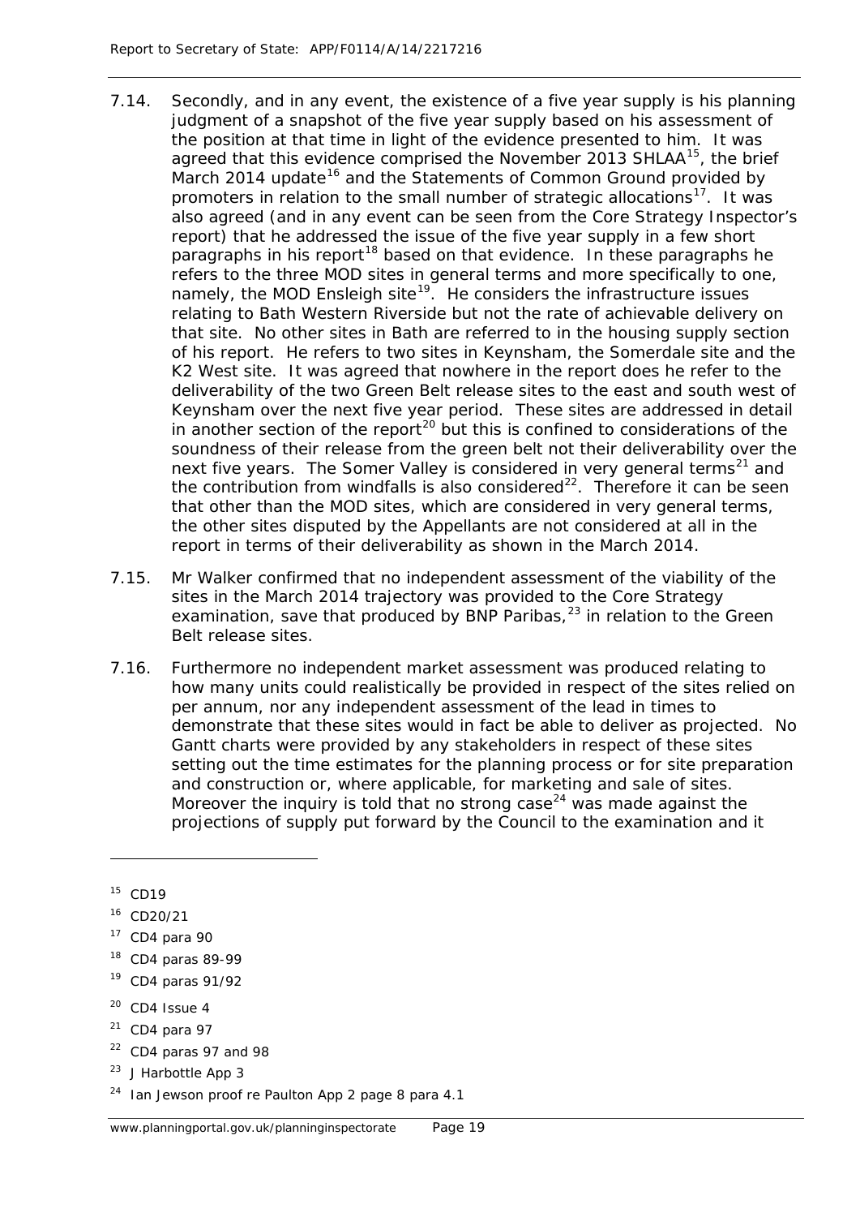7.14. Secondly, and in any event, the existence of a five year supply is his planning judgment of a snapshot of the five year supply based on his assessment of the position at that time in light of the evidence presented to him. It was agreed that this evidence comprised the November 2013 SHLAA[15], the brief March 2014 update[16] and the Statements of Common Ground provided by promoters in relation to the small number of strategic allocations[17]. It was also agreed (and in any event can be seen from the Core Strategy Inspector's report) that he addressed the issue of the five year supply in a few short paragraphs in his report[18] based on that evidence. In these paragraphs he refers to the three MOD sites in general terms and more specifically to one, namely, the MOD Ensleigh site[19]. He considers the infrastructure issues relating to Bath Western Riverside but not the rate of achievable delivery on that site. No other sites in Bath are referred to in the housing supply section of his report. He refers to two sites in Keynsham, the Somerdale site and the K2 West site. It was agreed that nowhere in the report does he refer to the deliverability of the two Green Belt release sites to the east and south west of Keynsham over the next five year period. These sites are addressed in detail in another section of the report[20] but this is confined to considerations of the soundness of their release from the green belt not their deliverability over the next five years. The Somer Valley is considered in very general terms[21] and the contribution from windfalls is also considered[22]. Therefore it can be seen that other than the MOD sites, which are considered in very general terms, the other sites disputed by the Appellants are not considered at all in the report in terms of their deliverability as shown in the March 2014.

7.15. Mr Walker confirmed that no independent assessment of the viability of the sites in the March 2014 trajectory was provided to the Core Strategy examination, save that produced by BNP Paribas,[23] in relation to the Green Belt release sites.

7.16. Furthermore no independent market assessment was produced relating to how many units could realistically be provided in respect of the sites relied on per annum, nor any independent assessment of the lead in times to demonstrate that these sites would in fact be able to deliver as projected. No Gantt charts were provided by any stakeholders in respect of these sites setting out the time estimates for the planning process or for site preparation and construction or, where applicable, for marketing and sale of sites. Moreover the inquiry is told that no strong case[24] was made against the projections of supply put forward by the Council to the examination and it

---

[15] CD19

[16] CD20/21

[17] CD4 para 90

[18] CD4 paras 89-99

[19] CD4 paras 91/92

[20] CD4 Issue 4

[21] CD4 para 97

[22] CD4 paras 97 and 98

[23] J Harbottle App 3

[24] Ian Jewson proof re Paulton App 2 page 8 para 4.1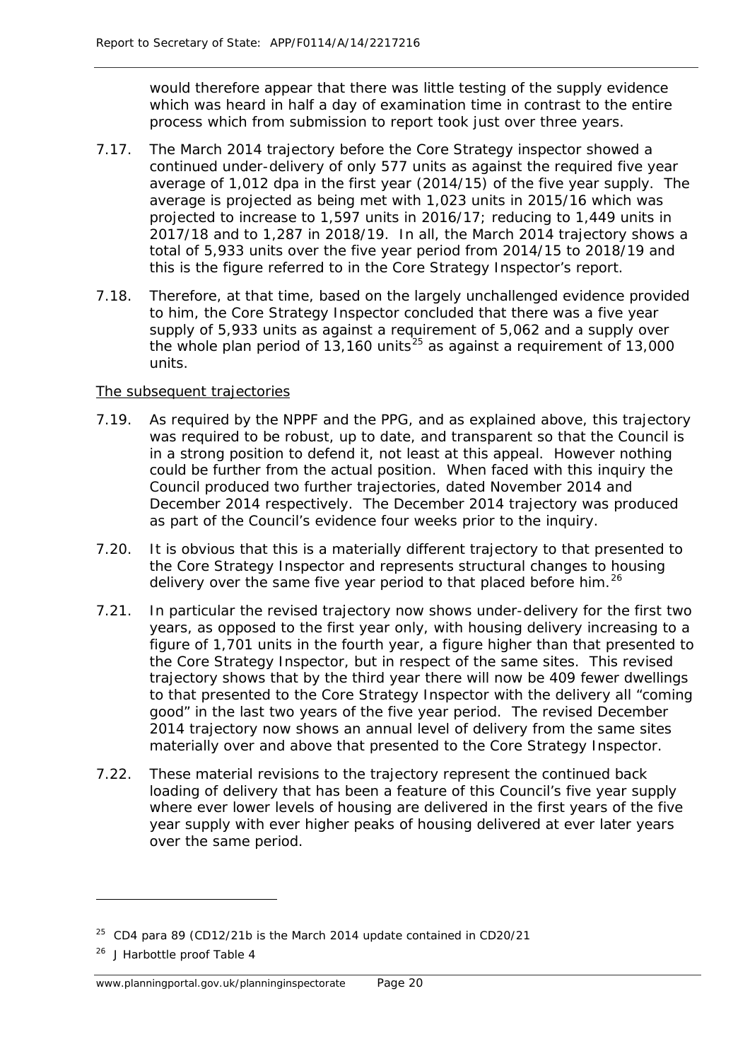would therefore appear that there was little testing of the supply evidence which was heard in half a day of examination time in contrast to the entire process which from submission to report took just over three years.

7.17. The March 2014 trajectory before the Core Strategy inspector showed a continued under-delivery of only 577 units as against the required five year average of 1,012 dpa in the first year (2014/15) of the five year supply. The average is projected as being met with 1,023 units in 2015/16 which was projected to increase to 1,597 units in 2016/17; reducing to 1,449 units in 2017/18 and to 1,287 in 2018/19. In all, the March 2014 trajectory shows a total of 5,933 units over the five year period from 2014/15 to 2018/19 and this is the figure referred to in the Core Strategy Inspector's report.

7.18. Therefore, at that time, based on the largely unchallenged evidence provided to him, the Core Strategy Inspector concluded that there was a five year supply of 5,933 units as against a requirement of 5,062 and a supply over the whole plan period of 13,160 units[25] as against a requirement of 13,000 units.

The subsequent trajectories

7.19. As required by the NPPF and the PPG, and as explained above, this trajectory was required to be robust, up to date, and transparent so that the Council is in a strong position to defend it, not least at this appeal. However nothing could be further from the actual position. When faced with this inquiry the Council produced two further trajectories, dated November 2014 and December 2014 respectively. The December 2014 trajectory was produced as part of the Council's evidence four weeks prior to the inquiry.

7.20. It is obvious that this is a materially different trajectory to that presented to the Core Strategy Inspector and represents structural changes to housing delivery over the same five year period to that placed before him.[26]

7.21. In particular the revised trajectory now shows under-delivery for the first two years, as opposed to the first year only, with housing delivery increasing to a figure of 1,701 units in the fourth year, a figure higher than that presented to the Core Strategy Inspector, but in respect of the same sites. This revised trajectory shows that by the third year there will now be 409 fewer dwellings to that presented to the Core Strategy Inspector with the delivery all "coming good" in the last two years of the five year period. The revised December 2014 trajectory now shows an annual level of delivery from the same sites materially over and above that presented to the Core Strategy Inspector.

7.22. These material revisions to the trajectory represent the continued back loading of delivery that has been a feature of this Council's five year supply where ever lower levels of housing are delivered in the first years of the five year supply with ever higher peaks of housing delivered at ever later years over the same period.

---

[25] CD4 para 89 (CD12/21b is the March 2014 update contained in CD20/21

[26] J Harbottle proof Table 4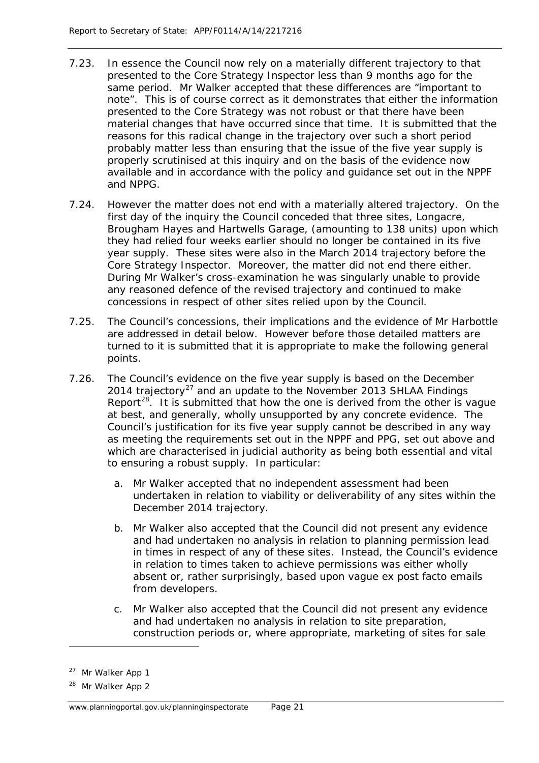7.23. In essence the Council now rely on a materially different trajectory to that presented to the Core Strategy Inspector less than 9 months ago for the same period. Mr Walker accepted that these differences are "important to note". This is of course correct as it demonstrates that either the information presented to the Core Strategy was not robust or that there have been material changes that have occurred since that time. It is submitted that the reasons for this radical change in the trajectory over such a short period probably matter less than ensuring that the issue of the five year supply is properly scrutinised at this inquiry and on the basis of the evidence now available and in accordance with the policy and guidance set out in the NPPF and NPPG.

7.24. However the matter does not end with a materially altered trajectory. On the first day of the inquiry the Council conceded that three sites, Longacre, Brougham Hayes and Hartwells Garage, (amounting to 138 units) upon which they had relied four weeks earlier should no longer be contained in its five year supply. These sites were also in the March 2014 trajectory before the Core Strategy Inspector. Moreover, the matter did not end there either. During Mr Walker's cross-examination he was singularly unable to provide any reasoned defence of the revised trajectory and continued to make concessions in respect of other sites relied upon by the Council.

7.25. The Council's concessions, their implications and the evidence of Mr Harbottle are addressed in detail below. However before those detailed matters are turned to it is submitted that it is appropriate to make the following general points.

7.26. The Council's evidence on the five year supply is based on the December 2014 trajectory[27] and an update to the November 2013 SHLAA Findings Report[28]. It is submitted that how the one is derived from the other is vague at best, and generally, wholly unsupported by any concrete evidence. The Council's justification for its five year supply cannot be described in any way as meeting the requirements set out in the NPPF and PPG, set out above and which are characterised in judicial authority as being both essential and vital to ensuring a robust supply. In particular:

a. Mr Walker accepted that no independent assessment had been undertaken in relation to viability or deliverability of any sites within the December 2014 trajectory.

b. Mr Walker also accepted that the Council did not present any evidence and had undertaken no analysis in relation to planning permission lead in times in respect of any of these sites. Instead, the Council's evidence in relation to times taken to achieve permissions was either wholly absent or, rather surprisingly, based upon vague ex post facto emails from developers.

c. Mr Walker also accepted that the Council did not present any evidence and had undertaken no analysis in relation to site preparation, construction periods or, where appropriate, marketing of sites for sale

[27] Mr Walker App 1

[28] Mr Walker App 2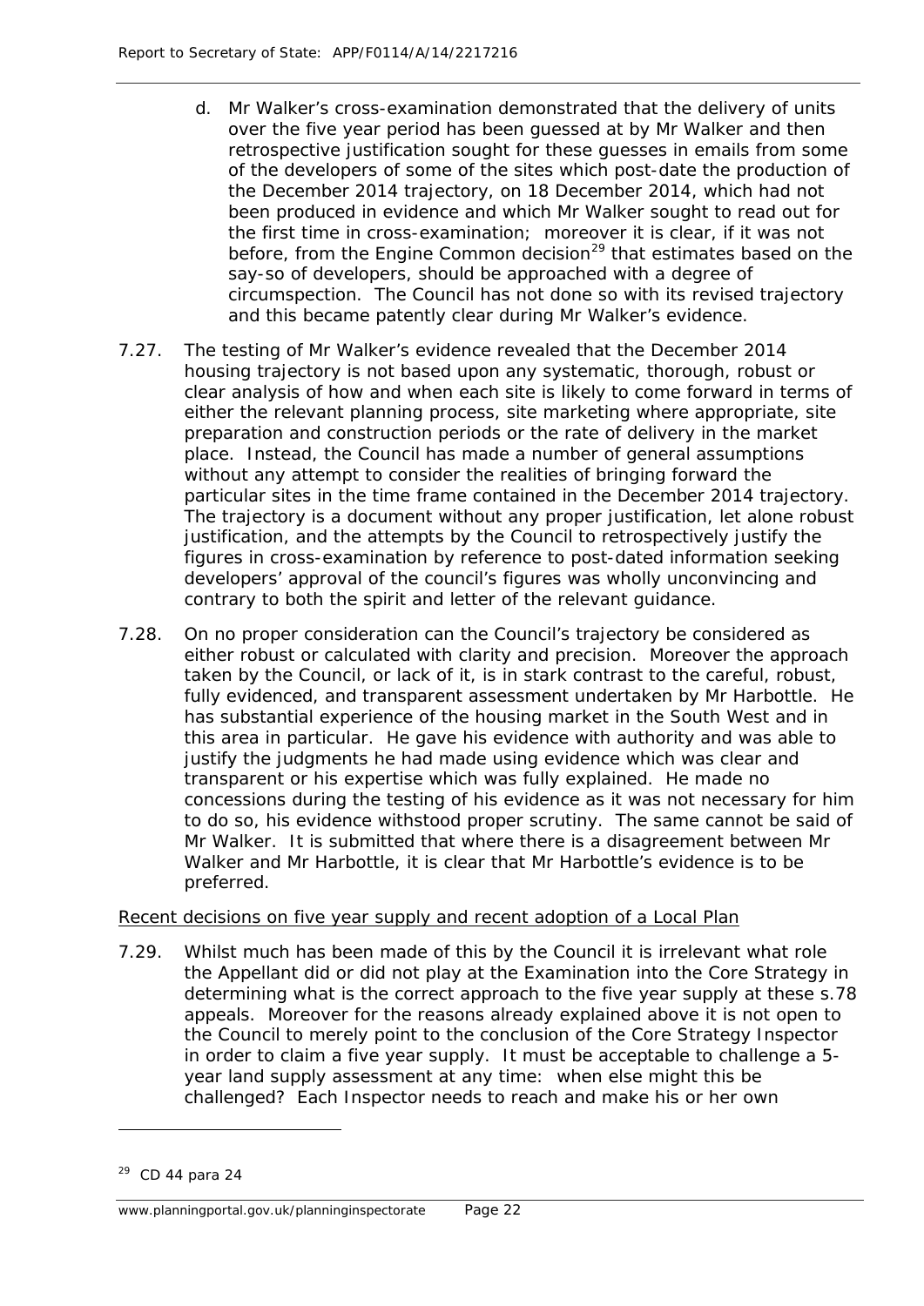d. Mr Walker's cross-examination demonstrated that the delivery of units over the five year period has been guessed at by Mr Walker and then retrospective justification sought for these guesses in emails from some of the developers of some of the sites which post-date the production of the December 2014 trajectory, on 18 December 2014, which had not been produced in evidence and which Mr Walker sought to read out for the first time in cross-examination; moreover it is clear, if it was not before, from the Engine Common decision[29] that estimates based on the say-so of developers, should be approached with a degree of circumspection. The Council has not done so with its revised trajectory and this became patently clear during Mr Walker's evidence.

7.27. The testing of Mr Walker's evidence revealed that the December 2014 housing trajectory is not based upon any systematic, thorough, robust or clear analysis of how and when each site is likely to come forward in terms of either the relevant planning process, site marketing where appropriate, site preparation and construction periods or the rate of delivery in the market place. Instead, the Council has made a number of general assumptions without any attempt to consider the realities of bringing forward the particular sites in the time frame contained in the December 2014 trajectory. The trajectory is a document without any proper justification, let alone robust justification, and the attempts by the Council to retrospectively justify the figures in cross-examination by reference to post-dated information seeking developers' approval of the council's figures was wholly unconvincing and contrary to both the spirit and letter of the relevant guidance.

7.28. On no proper consideration can the Council's trajectory be considered as either robust or calculated with clarity and precision. Moreover the approach taken by the Council, or lack of it, is in stark contrast to the careful, robust, fully evidenced, and transparent assessment undertaken by Mr Harbottle. He has substantial experience of the housing market in the South West and in this area in particular. He gave his evidence with authority and was able to justify the judgments he had made using evidence which was clear and transparent or his expertise which was fully explained. He made no concessions during the testing of his evidence as it was not necessary for him to do so, his evidence withstood proper scrutiny. The same cannot be said of Mr Walker. It is submitted that where there is a disagreement between Mr Walker and Mr Harbottle, it is clear that Mr Harbottle's evidence is to be preferred.

Recent decisions on five year supply and recent adoption of a Local Plan

7.29. Whilst much has been made of this by the Council it is irrelevant what role the Appellant did or did not play at the Examination into the Core Strategy in determining what is the correct approach to the five year supply at these s.78 appeals. Moreover for the reasons already explained above it is not open to the Council to merely point to the conclusion of the Core Strategy Inspector in order to claim a five year supply. It must be acceptable to challenge a 5-year land supply assessment at any time: when else might this be challenged? Each Inspector needs to reach and make his or her own

[29] CD 44 para 24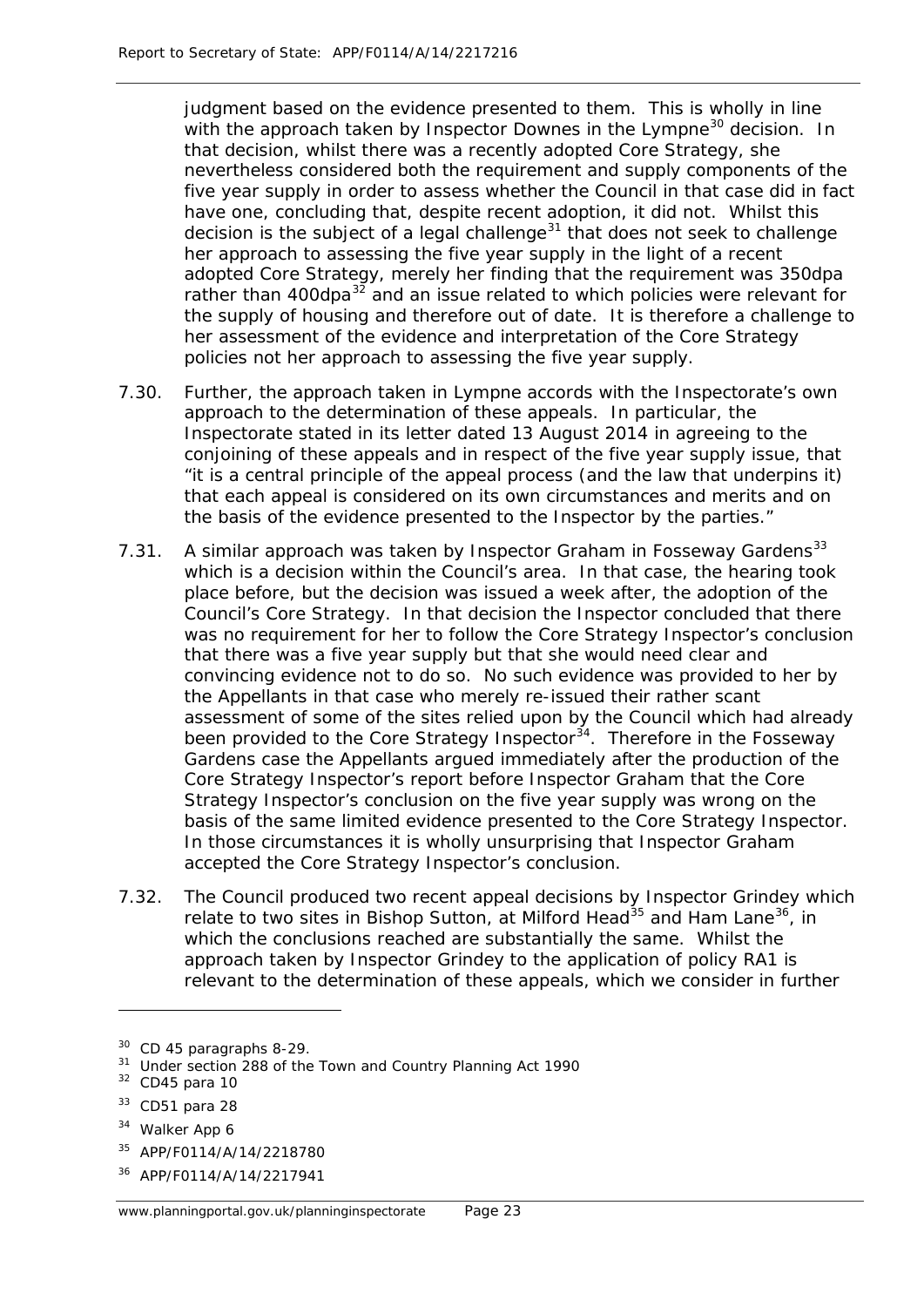judgment based on the evidence presented to them. This is wholly in line with the approach taken by Inspector Downes in the Lympne[30] decision. In that decision, whilst there was a recently adopted Core Strategy, she nevertheless considered both the requirement and supply components of the five year supply in order to assess whether the Council in that case did in fact have one, concluding that, despite recent adoption, it did not. Whilst this decision is the subject of a legal challenge[31] that does not seek to challenge her approach to assessing the five year supply in the light of a recent adopted Core Strategy, merely her finding that the requirement was 350dpa rather than 400dpa[32] and an issue related to which policies were relevant for the supply of housing and therefore out of date. It is therefore a challenge to her assessment of the evidence and interpretation of the Core Strategy policies not her approach to assessing the five year supply.

7.30. Further, the approach taken in Lympne accords with the Inspectorate's own approach to the determination of these appeals. In particular, the Inspectorate stated in its letter dated 13 August 2014 in agreeing to the conjoining of these appeals and in respect of the five year supply issue, that "it is a central principle of the appeal process (and the law that underpins it) that each appeal is considered on its own circumstances and merits and on the basis of the evidence presented to the Inspector by the parties."

7.31. A similar approach was taken by Inspector Graham in Fosseway Gardens[33] which is a decision within the Council's area. In that case, the hearing took place before, but the decision was issued a week after, the adoption of the Council's Core Strategy. In that decision the Inspector concluded that there was no requirement for her to follow the Core Strategy Inspector's conclusion that there was a five year supply but that she would need clear and convincing evidence not to do so. No such evidence was provided to her by the Appellants in that case who merely re-issued their rather scant assessment of some of the sites relied upon by the Council which had already been provided to the Core Strategy Inspector[34]. Therefore in the Fosseway Gardens case the Appellants argued immediately after the production of the Core Strategy Inspector's report before Inspector Graham that the Core Strategy Inspector's conclusion on the five year supply was wrong on the basis of the same limited evidence presented to the Core Strategy Inspector. In those circumstances it is wholly unsurprising that Inspector Graham accepted the Core Strategy Inspector's conclusion.

7.32. The Council produced two recent appeal decisions by Inspector Grindey which relate to two sites in Bishop Sutton, at Milford Head[35] and Ham Lane[36], in which the conclusions reached are substantially the same. Whilst the approach taken by Inspector Grindey to the application of policy RA1 is relevant to the determination of these appeals, which we consider in further

---

[30] CD 45 paragraphs 8-29.

[31] Under section 288 of the Town and Country Planning Act 1990

[32] CD45 para 10

[33] CD51 para 28

[34] Walker App 6

[35] APP/F0114/A/14/2218780

[36] APP/F0114/A/14/2217941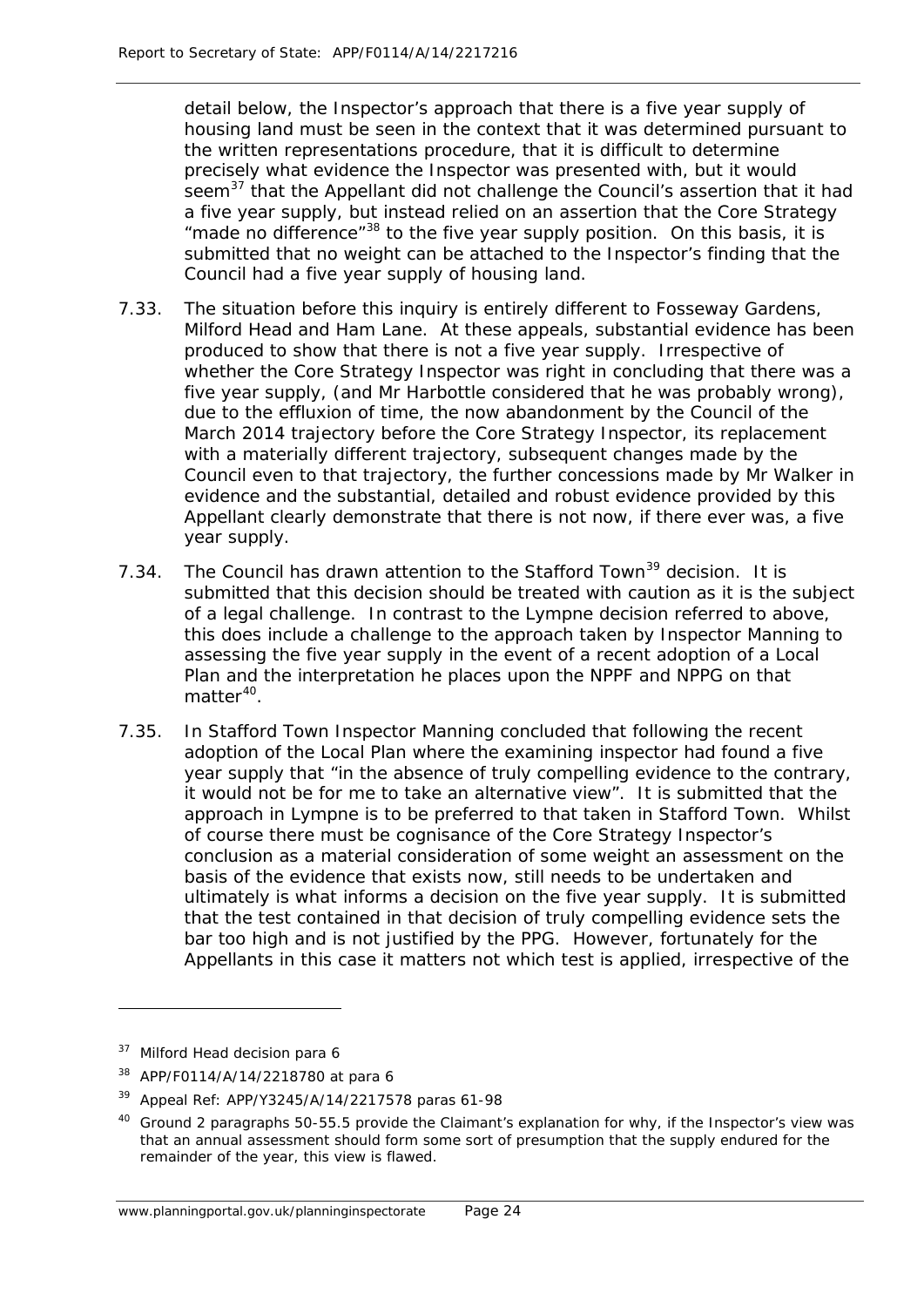detail below, the Inspector's approach that there is a five year supply of housing land must be seen in the context that it was determined pursuant to the written representations procedure, that it is difficult to determine precisely what evidence the Inspector was presented with, but it would seem[37] that the Appellant did not challenge the Council's assertion that it had a five year supply, but instead relied on an assertion that the Core Strategy "made no difference"[38] to the five year supply position. On this basis, it is submitted that no weight can be attached to the Inspector's finding that the Council had a five year supply of housing land.

7.33. The situation before this inquiry is entirely different to Fosseway Gardens, Milford Head and Ham Lane. At these appeals, substantial evidence has been produced to show that there is not a five year supply. Irrespective of whether the Core Strategy Inspector was right in concluding that there was a five year supply, (and Mr Harbottle considered that he was probably wrong), due to the effluxion of time, the now abandonment by the Council of the March 2014 trajectory before the Core Strategy Inspector, its replacement with a materially different trajectory, subsequent changes made by the Council even to that trajectory, the further concessions made by Mr Walker in evidence and the substantial, detailed and robust evidence provided by this Appellant clearly demonstrate that there is not now, if there ever was, a five year supply.

7.34. The Council has drawn attention to the Stafford Town[39] decision. It is submitted that this decision should be treated with caution as it is the subject of a legal challenge. In contrast to the Lympne decision referred to above, this does include a challenge to the approach taken by Inspector Manning to assessing the five year supply in the event of a recent adoption of a Local Plan and the interpretation he places upon the NPPF and NPPG on that matter[40].

7.35. In Stafford Town Inspector Manning concluded that following the recent adoption of the Local Plan where the examining inspector had found a five year supply that "in the absence of truly compelling evidence to the contrary, it would not be for me to take an alternative view". It is submitted that the approach in Lympne is to be preferred to that taken in Stafford Town. Whilst of course there must be cognisance of the Core Strategy Inspector's conclusion as a material consideration of some weight an assessment on the basis of the evidence that exists now, still needs to be undertaken and ultimately is what informs a decision on the five year supply. It is submitted that the test contained in that decision of truly compelling evidence sets the bar too high and is not justified by the PPG. However, fortunately for the Appellants in this case it matters not which test is applied, irrespective of the

---

[37] Milford Head decision para 6

[38] APP/F0114/A/14/2218780 at para 6

[39] Appeal Ref: APP/Y3245/A/14/2217578 paras 61-98

[40] Ground 2 paragraphs 50-55.5 provide the Claimant's explanation for why, if the Inspector's view was that an annual assessment should form some sort of presumption that the supply endured for the remainder of the year, this view is flawed.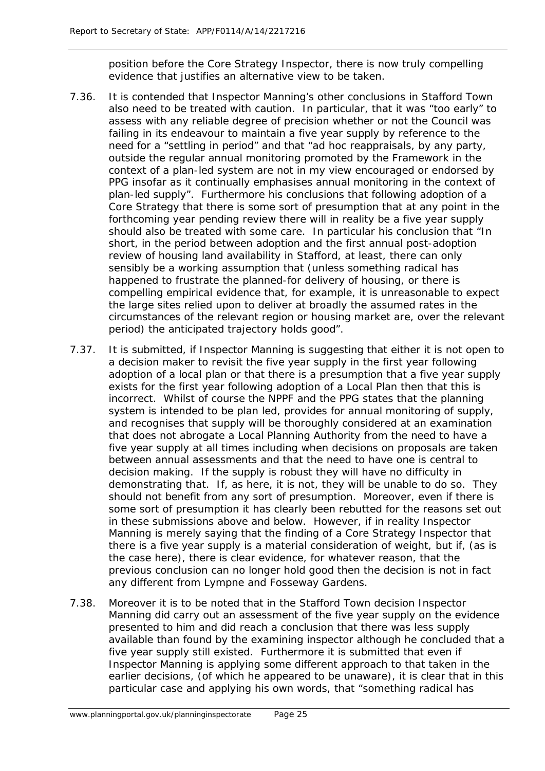position before the Core Strategy Inspector, there is now truly compelling evidence that justifies an alternative view to be taken.

7.36. It is contended that Inspector Manning's other conclusions in Stafford Town also need to be treated with caution. In particular, that it was "too early" to assess with any reliable degree of precision whether or not the Council was failing in its endeavour to maintain a five year supply by reference to the need for a "settling in period" and that "ad hoc reappraisals, by any party, outside the regular annual monitoring promoted by the Framework in the context of a plan-led system are not in my view encouraged or endorsed by PPG insofar as it continually emphasises annual monitoring in the context of plan-led supply". Furthermore his conclusions that following adoption of a Core Strategy that there is some sort of presumption that at any point in the forthcoming year pending review there will in reality be a five year supply should also be treated with some care. In particular his conclusion that "In short, in the period between adoption and the first annual post-adoption review of housing land availability in Stafford, at least, there can only sensibly be a working assumption that (unless something radical has happened to frustrate the planned-for delivery of housing, or there is compelling empirical evidence that, for example, it is unreasonable to expect the large sites relied upon to deliver at broadly the assumed rates in the circumstances of the relevant region or housing market are, over the relevant period) the anticipated trajectory holds good".

7.37. It is submitted, if Inspector Manning is suggesting that either it is not open to a decision maker to revisit the five year supply in the first year following adoption of a local plan or that there is a presumption that a five year supply exists for the first year following adoption of a Local Plan then that this is incorrect. Whilst of course the NPPF and the PPG states that the planning system is intended to be plan led, provides for annual monitoring of supply, and recognises that supply will be thoroughly considered at an examination that does not abrogate a Local Planning Authority from the need to have a five year supply at all times including when decisions on proposals are taken between annual assessments and that the need to have one is central to decision making. If the supply is robust they will have no difficulty in demonstrating that. If, as here, it is not, they will be unable to do so. They should not benefit from any sort of presumption. Moreover, even if there is some sort of presumption it has clearly been rebutted for the reasons set out in these submissions above and below. However, if in reality Inspector Manning is merely saying that the finding of a Core Strategy Inspector that there is a five year supply is a material consideration of weight, but if, (as is the case here), there is clear evidence, for whatever reason, that the previous conclusion can no longer hold good then the decision is not in fact any different from Lympne and Fosseway Gardens.

7.38. Moreover it is to be noted that in the Stafford Town decision Inspector Manning did carry out an assessment of the five year supply on the evidence presented to him and did reach a conclusion that there was less supply available than found by the examining inspector although he concluded that a five year supply still existed. Furthermore it is submitted that even if Inspector Manning is applying some different approach to that taken in the earlier decisions, (of which he appeared to be unaware), it is clear that in this particular case and applying his own words, that "something radical has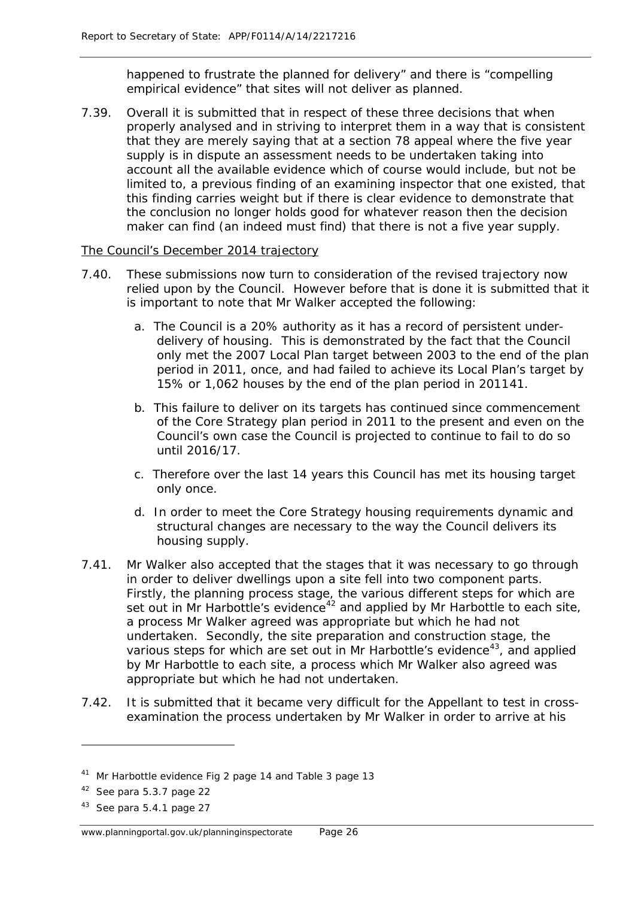happened to frustrate the planned for delivery" and there is "compelling empirical evidence" that sites will not deliver as planned.

7.39. Overall it is submitted that in respect of these three decisions that when properly analysed and in striving to interpret them in a way that is consistent that they are merely saying that at a section 78 appeal where the five year supply is in dispute an assessment needs to be undertaken taking into account all the available evidence which of course would include, but not be limited to, a previous finding of an examining inspector that one existed, that this finding carries weight but if there is clear evidence to demonstrate that the conclusion no longer holds good for whatever reason then the decision maker can find (an indeed must find) that there is not a five year supply.

The Council's December 2014 trajectory

7.40. These submissions now turn to consideration of the revised trajectory now relied upon by the Council. However before that is done it is submitted that it is important to note that Mr Walker accepted the following:

a. The Council is a 20% authority as it has a record of persistent under-delivery of housing. This is demonstrated by the fact that the Council only met the 2007 Local Plan target between 2003 to the end of the plan period in 2011, once, and had failed to achieve its Local Plan's target by 15% or 1,062 houses by the end of the plan period in 201141.

b. This failure to deliver on its targets has continued since commencement of the Core Strategy plan period in 2011 to the present and even on the Council's own case the Council is projected to continue to fail to do so until 2016/17.

c. Therefore over the last 14 years this Council has met its housing target only once.

d. In order to meet the Core Strategy housing requirements dynamic and structural changes are necessary to the way the Council delivers its housing supply.

7.41. Mr Walker also accepted that the stages that it was necessary to go through in order to deliver dwellings upon a site fell into two component parts. Firstly, the planning process stage, the various different steps for which are set out in Mr Harbottle's evidence[42] and applied by Mr Harbottle to each site, a process Mr Walker agreed was appropriate but which he had not undertaken. Secondly, the site preparation and construction stage, the various steps for which are set out in Mr Harbottle's evidence[43], and applied by Mr Harbottle to each site, a process which Mr Walker also agreed was appropriate but which he had not undertaken.

7.42. It is submitted that it became very difficult for the Appellant to test in cross-examination the process undertaken by Mr Walker in order to arrive at his

---

[41] Mr Harbottle evidence Fig 2 page 14 and Table 3 page 13

[42] See para 5.3.7 page 22

[43] See para 5.4.1 page 27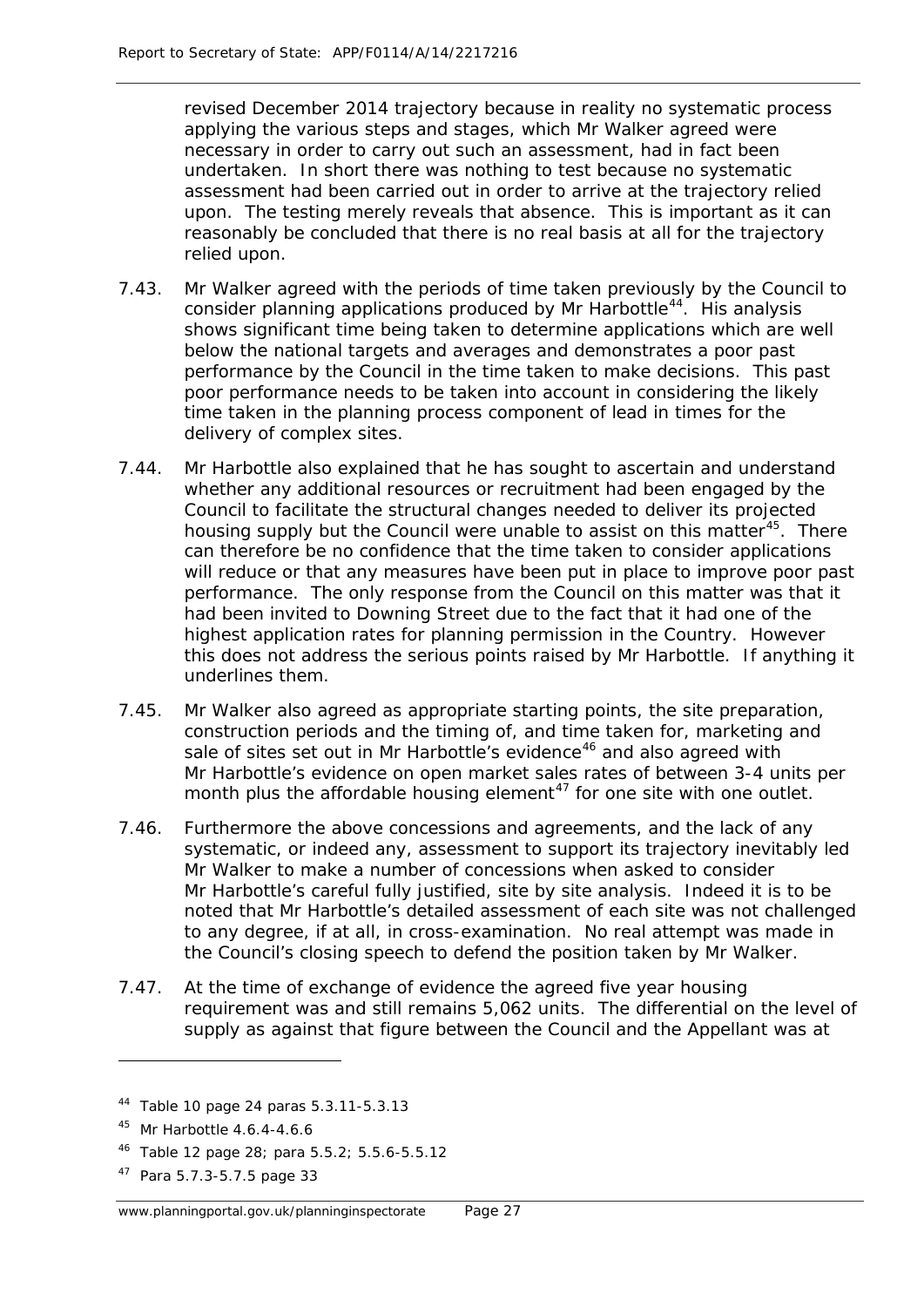revised December 2014 trajectory because in reality no systematic process applying the various steps and stages, which Mr Walker agreed were necessary in order to carry out such an assessment, had in fact been undertaken. In short there was nothing to test because no systematic assessment had been carried out in order to arrive at the trajectory relied upon. The testing merely reveals that absence. This is important as it can reasonably be concluded that there is no real basis at all for the trajectory relied upon.

7.43. Mr Walker agreed with the periods of time taken previously by the Council to consider planning applications produced by Mr Harbottle[44]. His analysis shows significant time being taken to determine applications which are well below the national targets and averages and demonstrates a poor past performance by the Council in the time taken to make decisions. This past poor performance needs to be taken into account in considering the likely time taken in the planning process component of lead in times for the delivery of complex sites.

7.44. Mr Harbottle also explained that he has sought to ascertain and understand whether any additional resources or recruitment had been engaged by the Council to facilitate the structural changes needed to deliver its projected housing supply but the Council were unable to assist on this matter[45]. There can therefore be no confidence that the time taken to consider applications will reduce or that any measures have been put in place to improve poor past performance. The only response from the Council on this matter was that it had been invited to Downing Street due to the fact that it had one of the highest application rates for planning permission in the Country. However this does not address the serious points raised by Mr Harbottle. If anything it underlines them.

7.45. Mr Walker also agreed as appropriate starting points, the site preparation, construction periods and the timing of, and time taken for, marketing and sale of sites set out in Mr Harbottle's evidence[46] and also agreed with Mr Harbottle's evidence on open market sales rates of between 3-4 units per month plus the affordable housing element[47] for one site with one outlet.

7.46. Furthermore the above concessions and agreements, and the lack of any systematic, or indeed any, assessment to support its trajectory inevitably led Mr Walker to make a number of concessions when asked to consider Mr Harbottle's careful fully justified, site by site analysis. Indeed it is to be noted that Mr Harbottle's detailed assessment of each site was not challenged to any degree, if at all, in cross-examination. No real attempt was made in the Council's closing speech to defend the position taken by Mr Walker.

7.47. At the time of exchange of evidence the agreed five year housing requirement was and still remains 5,062 units. The differential on the level of supply as against that figure between the Council and the Appellant was at

---

[44] Table 10 page 24 paras 5.3.11-5.3.13

[45] Mr Harbottle 4.6.4-4.6.6

[46] Table 12 page 28; para 5.5.2; 5.5.6-5.5.12

[47] Para 5.7.3-5.7.5 page 33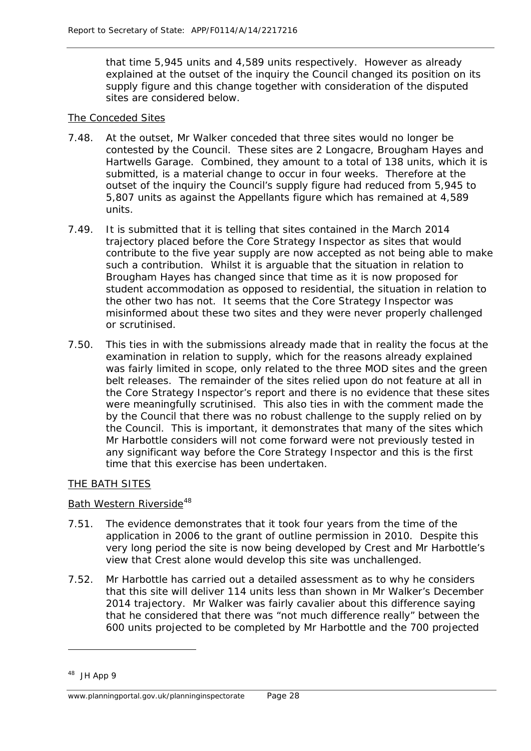that time 5,945 units and 4,589 units respectively. However as already explained at the outset of the inquiry the Council changed its position on its supply figure and this change together with consideration of the disputed sites are considered below.

The Conceded Sites

7.48. At the outset, Mr Walker conceded that three sites would no longer be contested by the Council. These sites are 2 Longacre, Brougham Hayes and Hartwells Garage. Combined, they amount to a total of 138 units, which it is submitted, is a material change to occur in four weeks. Therefore at the outset of the inquiry the Council's supply figure had reduced from 5,945 to 5,807 units as against the Appellants figure which has remained at 4,589 units.

7.49. It is submitted that it is telling that sites contained in the March 2014 trajectory placed before the Core Strategy Inspector as sites that would contribute to the five year supply are now accepted as not being able to make such a contribution. Whilst it is arguable that the situation in relation to Brougham Hayes has changed since that time as it is now proposed for student accommodation as opposed to residential, the situation in relation to the other two has not. It seems that the Core Strategy Inspector was misinformed about these two sites and they were never properly challenged or scrutinised.

7.50. This ties in with the submissions already made that in reality the focus at the examination in relation to supply, which for the reasons already explained was fairly limited in scope, only related to the three MOD sites and the green belt releases. The remainder of the sites relied upon do not feature at all in the Core Strategy Inspector's report and there is no evidence that these sites were meaningfully scrutinised. This also ties in with the comment made the by the Council that there was no robust challenge to the supply relied on by the Council. This is important, it demonstrates that many of the sites which Mr Harbottle considers will not come forward were not previously tested in any significant way before the Core Strategy Inspector and this is the first time that this exercise has been undertaken.

THE BATH SITES

Bath Western Riverside[48]

7.51. The evidence demonstrates that it took four years from the time of the application in 2006 to the grant of outline permission in 2010. Despite this very long period the site is now being developed by Crest and Mr Harbottle's view that Crest alone would develop this site was unchallenged.

7.52. Mr Harbottle has carried out a detailed assessment as to why he considers that this site will deliver 114 units less than shown in Mr Walker's December 2014 trajectory. Mr Walker was fairly cavalier about this difference saying that he considered that there was "not much difference really" between the 600 units projected to be completed by Mr Harbottle and the 700 projected

[48] JH App 9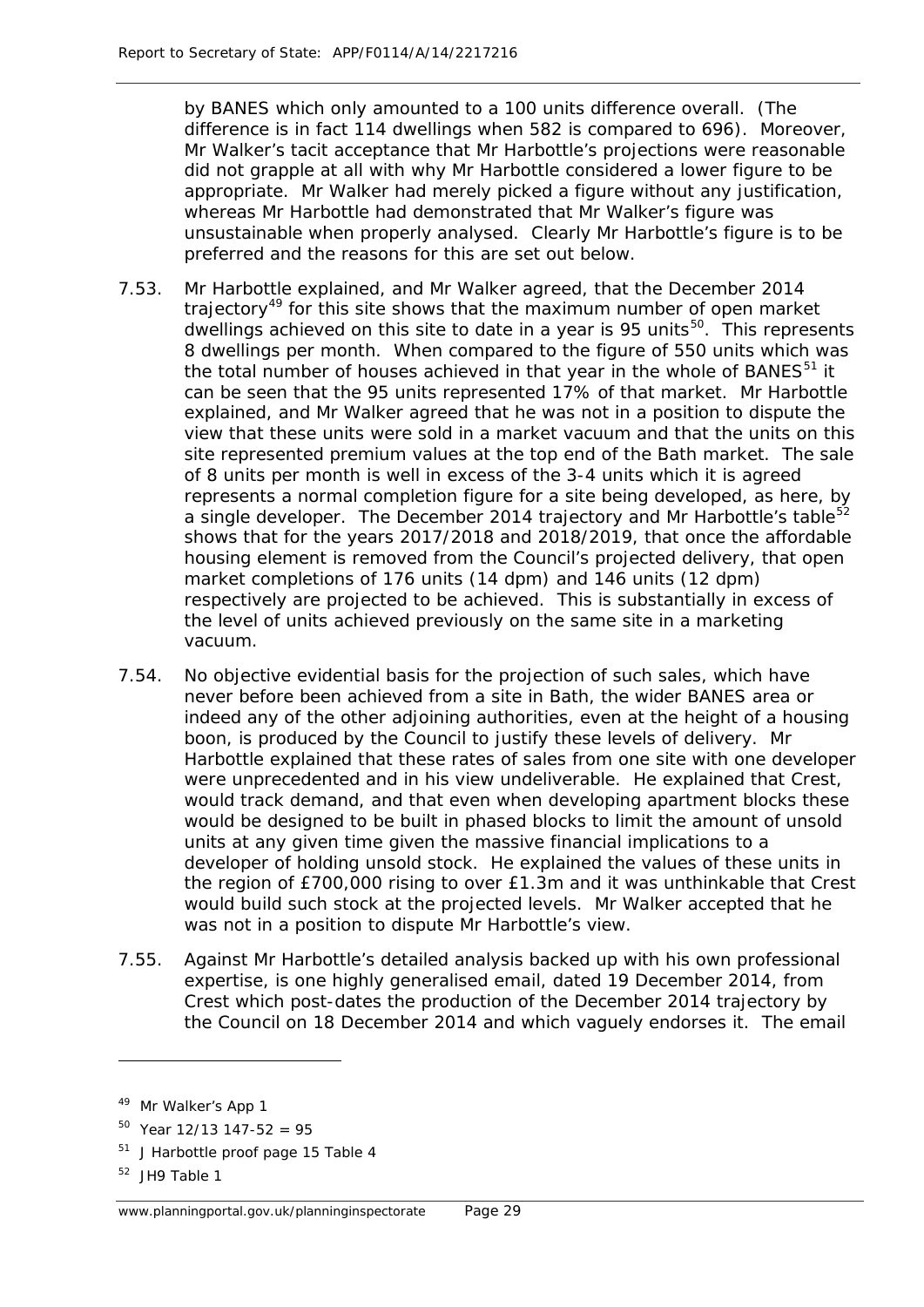by BANES which only amounted to a 100 units difference overall. (The difference is in fact 114 dwellings when 582 is compared to 696). Moreover, Mr Walker's tacit acceptance that Mr Harbottle's projections were reasonable did not grapple at all with why Mr Harbottle considered a lower figure to be appropriate. Mr Walker had merely picked a figure without any justification, whereas Mr Harbottle had demonstrated that Mr Walker's figure was unsustainable when properly analysed. Clearly Mr Harbottle's figure is to be preferred and the reasons for this are set out below.

7.53. Mr Harbottle explained, and Mr Walker agreed, that the December 2014 trajectory[49] for this site shows that the maximum number of open market dwellings achieved on this site to date in a year is 95 units[50]. This represents 8 dwellings per month. When compared to the figure of 550 units which was the total number of houses achieved in that year in the whole of BANES[51] it can be seen that the 95 units represented 17% of that market. Mr Harbottle explained, and Mr Walker agreed that he was not in a position to dispute the view that these units were sold in a market vacuum and that the units on this site represented premium values at the top end of the Bath market. The sale of 8 units per month is well in excess of the 3-4 units which it is agreed represents a normal completion figure for a site being developed, as here, by a single developer. The December 2014 trajectory and Mr Harbottle's table[52] shows that for the years 2017/2018 and 2018/2019, that once the affordable housing element is removed from the Council's projected delivery, that open market completions of 176 units (14 dpm) and 146 units (12 dpm) respectively are projected to be achieved. This is substantially in excess of the level of units achieved previously on the same site in a marketing vacuum.

7.54. No objective evidential basis for the projection of such sales, which have never before been achieved from a site in Bath, the wider BANES area or indeed any of the other adjoining authorities, even at the height of a housing boon, is produced by the Council to justify these levels of delivery. Mr Harbottle explained that these rates of sales from one site with one developer were unprecedented and in his view undeliverable. He explained that Crest, would track demand, and that even when developing apartment blocks these would be designed to be built in phased blocks to limit the amount of unsold units at any given time given the massive financial implications to a developer of holding unsold stock. He explained the values of these units in the region of £700,000 rising to over £1.3m and it was unthinkable that Crest would build such stock at the projected levels. Mr Walker accepted that he was not in a position to dispute Mr Harbottle's view.

7.55. Against Mr Harbottle's detailed analysis backed up with his own professional expertise, is one highly generalised email, dated 19 December 2014, from Crest which post-dates the production of the December 2014 trajectory by the Council on 18 December 2014 and which vaguely endorses it. The email

---

[49] Mr Walker's App 1

[50] Year 12/13 147-52 = 95

[51] J Harbottle proof page 15 Table 4

[52] JH9 Table 1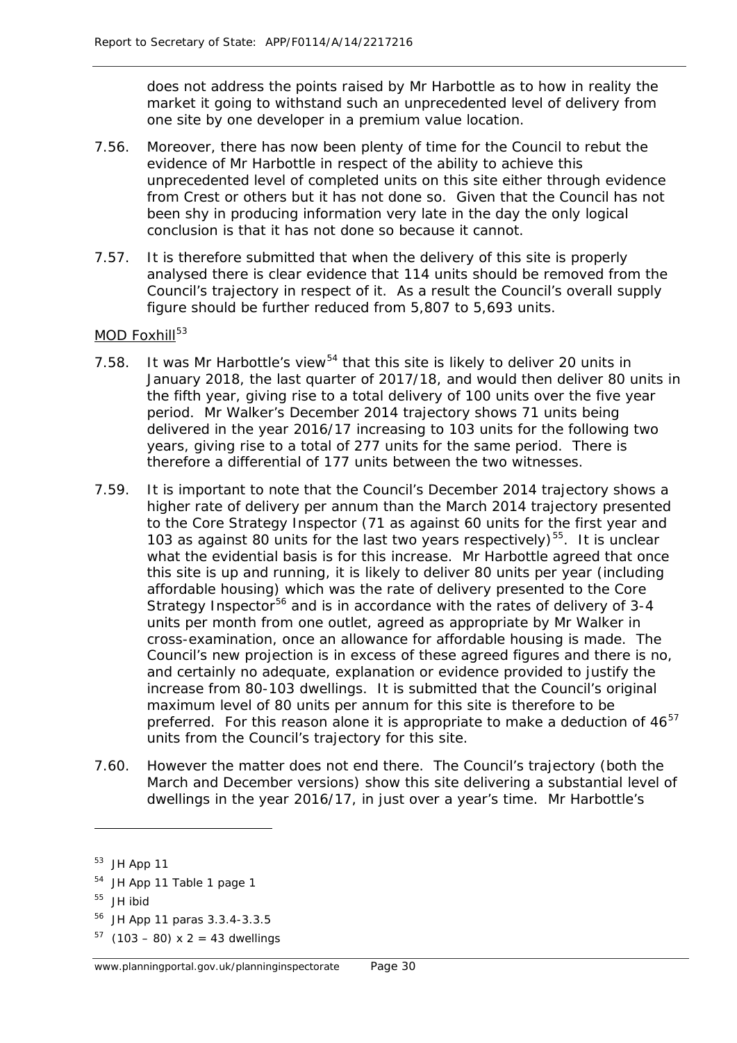does not address the points raised by Mr Harbottle as to how in reality the market it going to withstand such an unprecedented level of delivery from one site by one developer in a premium value location.

7.56. Moreover, there has now been plenty of time for the Council to rebut the evidence of Mr Harbottle in respect of the ability to achieve this unprecedented level of completed units on this site either through evidence from Crest or others but it has not done so. Given that the Council has not been shy in producing information very late in the day the only logical conclusion is that it has not done so because it cannot.

7.57. It is therefore submitted that when the delivery of this site is properly analysed there is clear evidence that 114 units should be removed from the Council's trajectory in respect of it. As a result the Council's overall supply figure should be further reduced from 5,807 to 5,693 units.

MOD Foxhill[53]

7.58. It was Mr Harbottle's view[54] that this site is likely to deliver 20 units in January 2018, the last quarter of 2017/18, and would then deliver 80 units in the fifth year, giving rise to a total delivery of 100 units over the five year period. Mr Walker's December 2014 trajectory shows 71 units being delivered in the year 2016/17 increasing to 103 units for the following two years, giving rise to a total of 277 units for the same period. There is therefore a differential of 177 units between the two witnesses.

7.59. It is important to note that the Council's December 2014 trajectory shows a higher rate of delivery per annum than the March 2014 trajectory presented to the Core Strategy Inspector (71 as against 60 units for the first year and 103 as against 80 units for the last two years respectively)[55]. It is unclear what the evidential basis is for this increase. Mr Harbottle agreed that once this site is up and running, it is likely to deliver 80 units per year (including affordable housing) which was the rate of delivery presented to the Core Strategy Inspector[56] and is in accordance with the rates of delivery of 3-4 units per month from one outlet, agreed as appropriate by Mr Walker in cross-examination, once an allowance for affordable housing is made. The Council's new projection is in excess of these agreed figures and there is no, and certainly no adequate, explanation or evidence provided to justify the increase from 80-103 dwellings. It is submitted that the Council's original maximum level of 80 units per annum for this site is therefore to be preferred. For this reason alone it is appropriate to make a deduction of 46[57] units from the Council's trajectory for this site.

7.60. However the matter does not end there. The Council's trajectory (both the March and December versions) show this site delivering a substantial level of dwellings in the year 2016/17, in just over a year's time. Mr Harbottle's

---

[53] JH App 11

[54] JH App 11 Table 1 page 1

[55] JH ibid

[56] JH App 11 paras 3.3.4-3.3.5

[57] (103 – 80) x 2 = 43 dwellings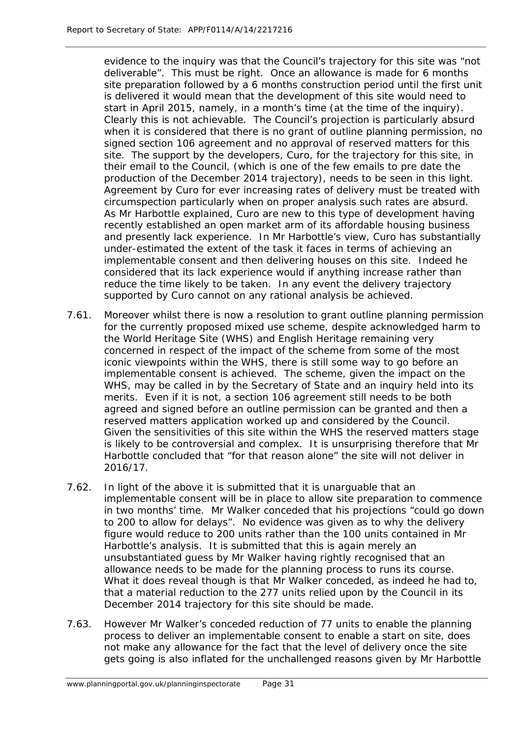evidence to the inquiry was that the Council's trajectory for this site was "not deliverable". This must be right. Once an allowance is made for 6 months site preparation followed by a 6 months construction period until the first unit is delivered it would mean that the development of this site would need to start in April 2015, namely, in a month's time (at the time of the inquiry). Clearly this is not achievable. The Council's projection is particularly absurd when it is considered that there is no grant of outline planning permission, no signed section 106 agreement and no approval of reserved matters for this site. The support by the developers, Curo, for the trajectory for this site, in their email to the Council, (which is one of the few emails to pre date the production of the December 2014 trajectory), needs to be seen in this light. Agreement by Curo for ever increasing rates of delivery must be treated with circumspection particularly when on proper analysis such rates are absurd. As Mr Harbottle explained, Curo are new to this type of development having recently established an open market arm of its affordable housing business and presently lack experience. In Mr Harbottle's view, Curo has substantially under-estimated the extent of the task it faces in terms of achieving an implementable consent and then delivering houses on this site. Indeed he considered that its lack experience would if anything increase rather than reduce the time likely to be taken. In any event the delivery trajectory supported by Curo cannot on any rational analysis be achieved.

7.61. Moreover whilst there is now a resolution to grant outline planning permission for the currently proposed mixed use scheme, despite acknowledged harm to the World Heritage Site (WHS) and English Heritage remaining very concerned in respect of the impact of the scheme from some of the most iconic viewpoints within the WHS, there is still some way to go before an implementable consent is achieved. The scheme, given the impact on the WHS, may be called in by the Secretary of State and an inquiry held into its merits. Even if it is not, a section 106 agreement still needs to be both agreed and signed before an outline permission can be granted and then a reserved matters application worked up and considered by the Council. Given the sensitivities of this site within the WHS the reserved matters stage is likely to be controversial and complex. It is unsurprising therefore that Mr Harbottle concluded that "for that reason alone" the site will not deliver in 2016/17.

7.62. In light of the above it is submitted that it is unarguable that an implementable consent will be in place to allow site preparation to commence in two months' time. Mr Walker conceded that his projections "could go down to 200 to allow for delays". No evidence was given as to why the delivery figure would reduce to 200 units rather than the 100 units contained in Mr Harbottle's analysis. It is submitted that this is again merely an unsubstantiated guess by Mr Walker having rightly recognised that an allowance needs to be made for the planning process to runs its course. What it does reveal though is that Mr Walker conceded, as indeed he had to, that a material reduction to the 277 units relied upon by the Council in its December 2014 trajectory for this site should be made.

7.63. However Mr Walker's conceded reduction of 77 units to enable the planning process to deliver an implementable consent to enable a start on site, does not make any allowance for the fact that the level of delivery once the site gets going is also inflated for the unchallenged reasons given by Mr Harbottle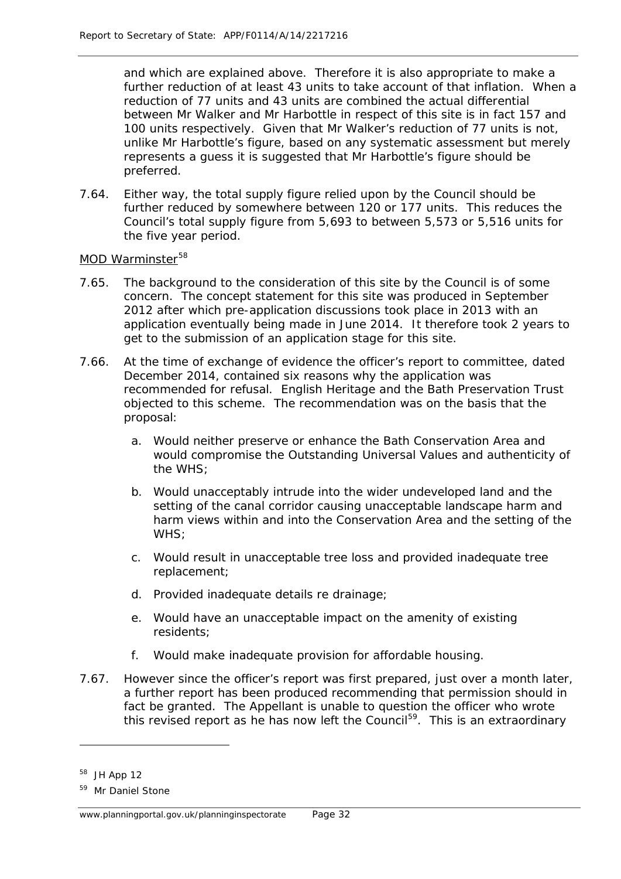and which are explained above. Therefore it is also appropriate to make a further reduction of at least 43 units to take account of that inflation. When a reduction of 77 units and 43 units are combined the actual differential between Mr Walker and Mr Harbottle in respect of this site is in fact 157 and 100 units respectively. Given that Mr Walker's reduction of 77 units is not, unlike Mr Harbottle's figure, based on any systematic assessment but merely represents a guess it is suggested that Mr Harbottle's figure should be preferred.

7.64. Either way, the total supply figure relied upon by the Council should be further reduced by somewhere between 120 or 177 units. This reduces the Council's total supply figure from 5,693 to between 5,573 or 5,516 units for the five year period.

MOD Warminster[58]

7.65. The background to the consideration of this site by the Council is of some concern. The concept statement for this site was produced in September 2012 after which pre-application discussions took place in 2013 with an application eventually being made in June 2014. It therefore took 2 years to get to the submission of an application stage for this site.

7.66. At the time of exchange of evidence the officer's report to committee, dated December 2014, contained six reasons why the application was recommended for refusal. English Heritage and the Bath Preservation Trust objected to this scheme. The recommendation was on the basis that the proposal:

a. Would neither preserve or enhance the Bath Conservation Area and would compromise the Outstanding Universal Values and authenticity of the WHS;

b. Would unacceptably intrude into the wider undeveloped land and the setting of the canal corridor causing unacceptable landscape harm and harm views within and into the Conservation Area and the setting of the WHS;

c. Would result in unacceptable tree loss and provided inadequate tree replacement;

d. Provided inadequate details re drainage;

e. Would have an unacceptable impact on the amenity of existing residents;

f. Would make inadequate provision for affordable housing.

7.67. However since the officer's report was first prepared, just over a month later, a further report has been produced recommending that permission should in fact be granted. The Appellant is unable to question the officer who wrote this revised report as he has now left the Council[59]. This is an extraordinary

[58] JH App 12

[59] Mr Daniel Stone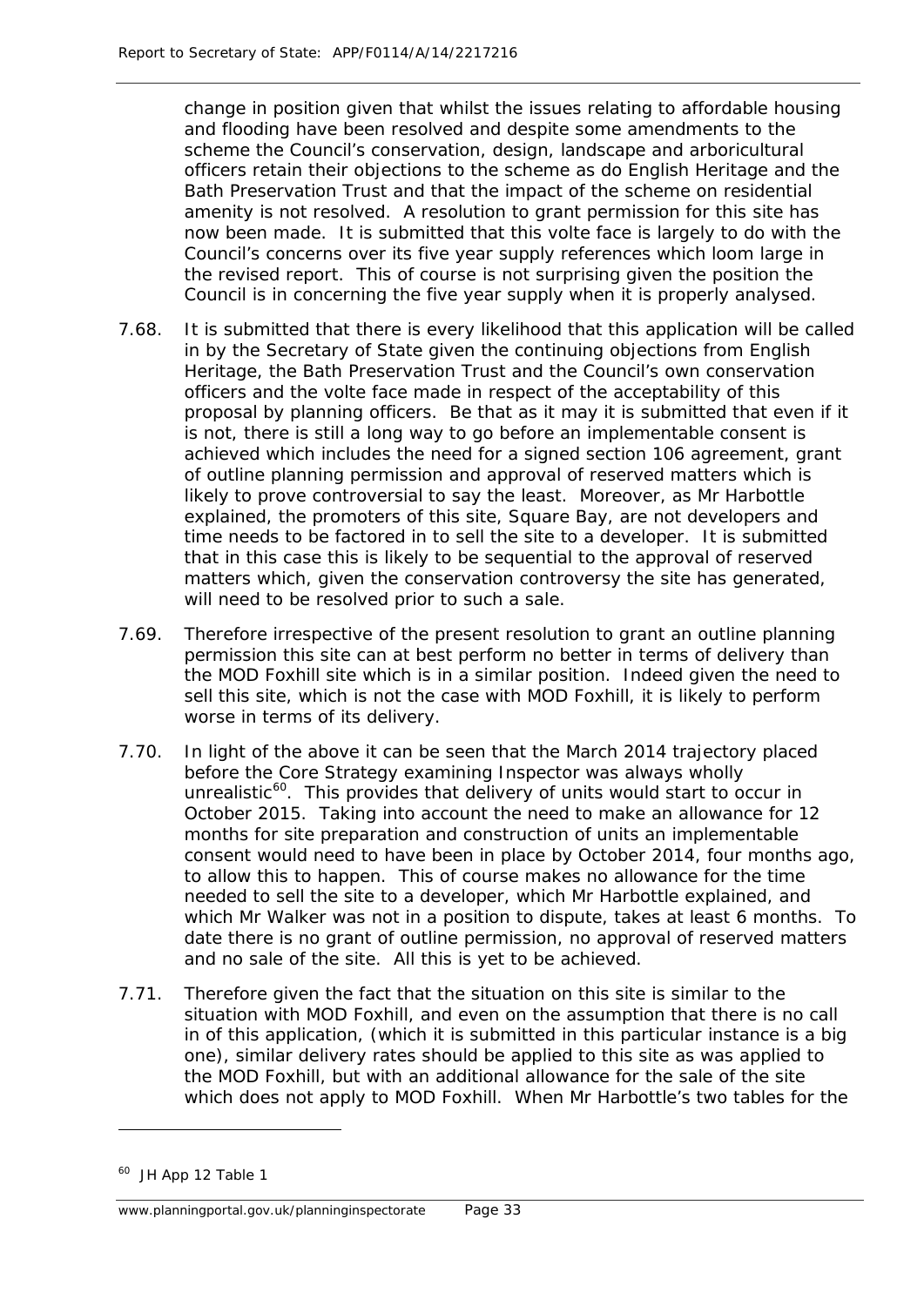change in position given that whilst the issues relating to affordable housing and flooding have been resolved and despite some amendments to the scheme the Council's conservation, design, landscape and arboricultural officers retain their objections to the scheme as do English Heritage and the Bath Preservation Trust and that the impact of the scheme on residential amenity is not resolved. A resolution to grant permission for this site has now been made. It is submitted that this volte face is largely to do with the Council's concerns over its five year supply references which loom large in the revised report. This of course is not surprising given the position the Council is in concerning the five year supply when it is properly analysed.

7.68. It is submitted that there is every likelihood that this application will be called in by the Secretary of State given the continuing objections from English Heritage, the Bath Preservation Trust and the Council's own conservation officers and the volte face made in respect of the acceptability of this proposal by planning officers. Be that as it may it is submitted that even if it is not, there is still a long way to go before an implementable consent is achieved which includes the need for a signed section 106 agreement, grant of outline planning permission and approval of reserved matters which is likely to prove controversial to say the least. Moreover, as Mr Harbottle explained, the promoters of this site, Square Bay, are not developers and time needs to be factored in to sell the site to a developer. It is submitted that in this case this is likely to be sequential to the approval of reserved matters which, given the conservation controversy the site has generated, will need to be resolved prior to such a sale.

7.69. Therefore irrespective of the present resolution to grant an outline planning permission this site can at best perform no better in terms of delivery than the MOD Foxhill site which is in a similar position. Indeed given the need to sell this site, which is not the case with MOD Foxhill, it is likely to perform worse in terms of its delivery.

7.70. In light of the above it can be seen that the March 2014 trajectory placed before the Core Strategy examining Inspector was always wholly unrealistic[60]. This provides that delivery of units would start to occur in October 2015. Taking into account the need to make an allowance for 12 months for site preparation and construction of units an implementable consent would need to have been in place by October 2014, four months ago, to allow this to happen. This of course makes no allowance for the time needed to sell the site to a developer, which Mr Harbottle explained, and which Mr Walker was not in a position to dispute, takes at least 6 months. To date there is no grant of outline permission, no approval of reserved matters and no sale of the site. All this is yet to be achieved.

7.71. Therefore given the fact that the situation on this site is similar to the situation with MOD Foxhill, and even on the assumption that there is no call in of this application, (which it is submitted in this particular instance is a big one), similar delivery rates should be applied to this site as was applied to the MOD Foxhill, but with an additional allowance for the sale of the site which does not apply to MOD Foxhill. When Mr Harbottle's two tables for the

[60] JH App 12 Table 1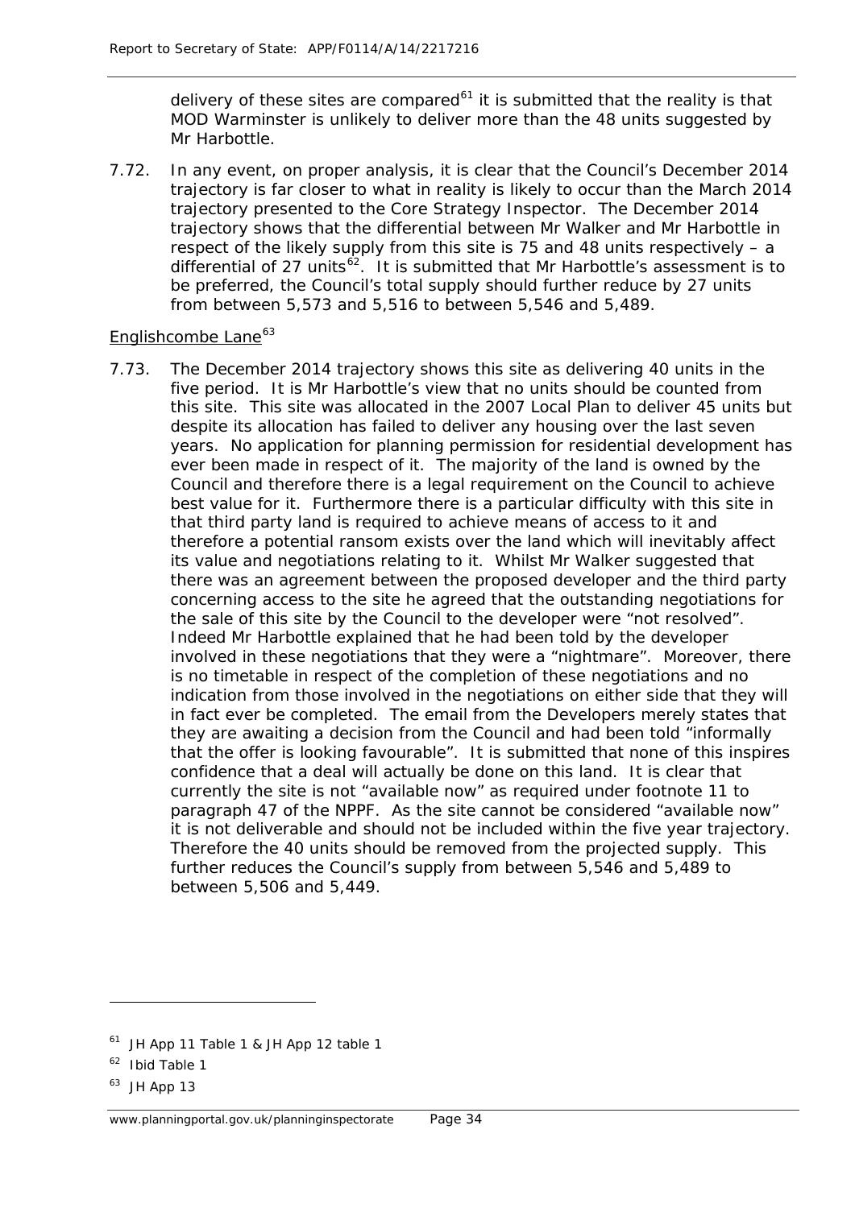delivery of these sites are compared[61] it is submitted that the reality is that MOD Warminster is unlikely to deliver more than the 48 units suggested by Mr Harbottle.

7.72. In any event, on proper analysis, it is clear that the Council's December 2014 trajectory is far closer to what in reality is likely to occur than the March 2014 trajectory presented to the Core Strategy Inspector. The December 2014 trajectory shows that the differential between Mr Walker and Mr Harbottle in respect of the likely supply from this site is 75 and 48 units respectively – a differential of 27 units[62]. It is submitted that Mr Harbottle's assessment is to be preferred, the Council's total supply should further reduce by 27 units from between 5,573 and 5,516 to between 5,546 and 5,489.

Englishcombe Lane[63]

7.73. The December 2014 trajectory shows this site as delivering 40 units in the five period. It is Mr Harbottle's view that no units should be counted from this site. This site was allocated in the 2007 Local Plan to deliver 45 units but despite its allocation has failed to deliver any housing over the last seven years. No application for planning permission for residential development has ever been made in respect of it. The majority of the land is owned by the Council and therefore there is a legal requirement on the Council to achieve best value for it. Furthermore there is a particular difficulty with this site in that third party land is required to achieve means of access to it and therefore a potential ransom exists over the land which will inevitably affect its value and negotiations relating to it. Whilst Mr Walker suggested that there was an agreement between the proposed developer and the third party concerning access to the site he agreed that the outstanding negotiations for the sale of this site by the Council to the developer were "not resolved". Indeed Mr Harbottle explained that he had been told by the developer involved in these negotiations that they were a "nightmare". Moreover, there is no timetable in respect of the completion of these negotiations and no indication from those involved in the negotiations on either side that they will in fact ever be completed. The email from the Developers merely states that they are awaiting a decision from the Council and had been told "informally that the offer is looking favourable". It is submitted that none of this inspires confidence that a deal will actually be done on this land. It is clear that currently the site is not "available now" as required under footnote 11 to paragraph 47 of the NPPF. As the site cannot be considered "available now" it is not deliverable and should not be included within the five year trajectory. Therefore the 40 units should be removed from the projected supply. This further reduces the Council's supply from between 5,546 and 5,489 to between 5,506 and 5,449.

---

[61] JH App 11 Table 1 & JH App 12 table 1

[62] Ibid Table 1

[63] JH App 13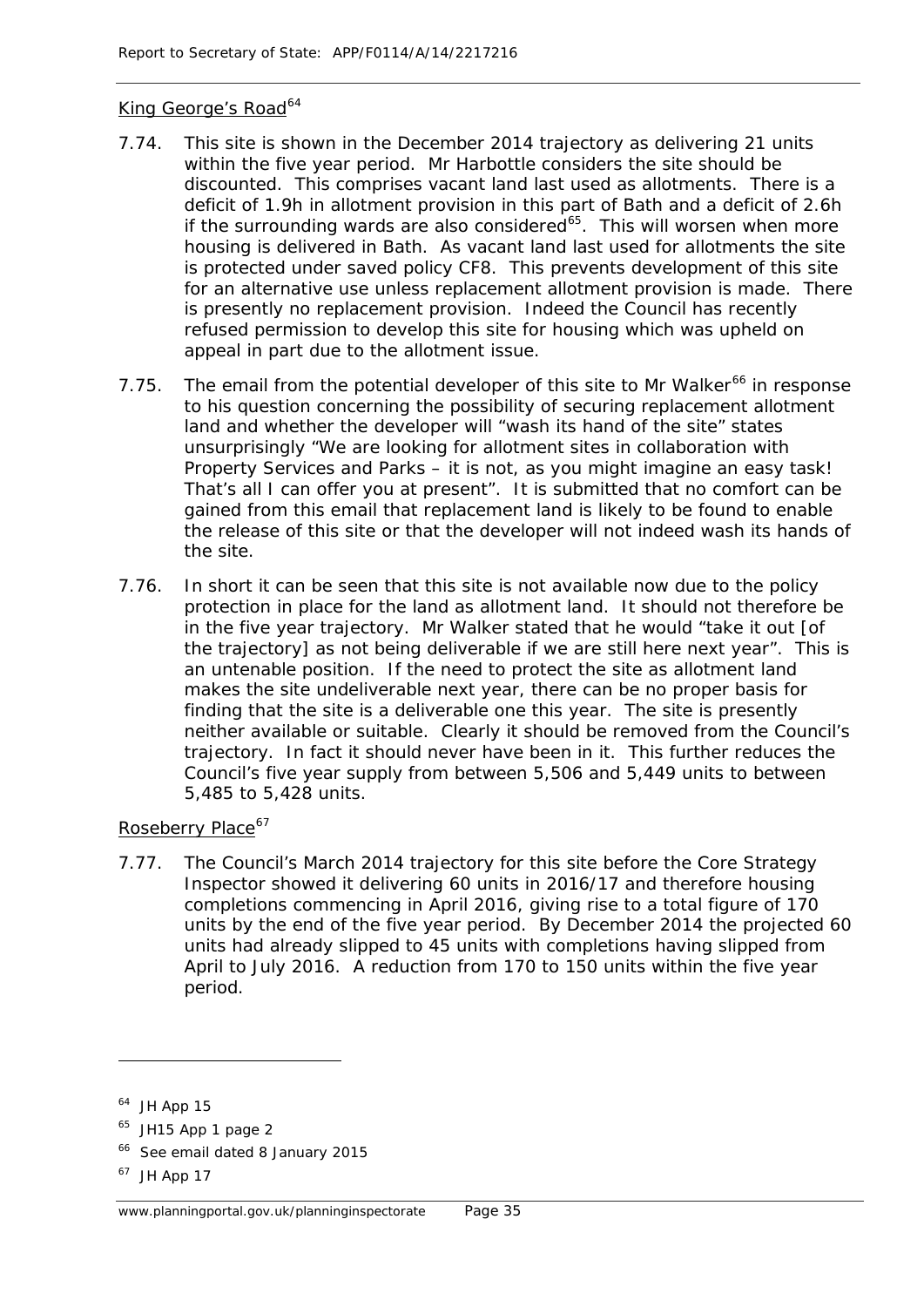King George's Road[64]

7.74. This site is shown in the December 2014 trajectory as delivering 21 units within the five year period. Mr Harbottle considers the site should be discounted. This comprises vacant land last used as allotments. There is a deficit of 1.9h in allotment provision in this part of Bath and a deficit of 2.6h if the surrounding wards are also considered[65]. This will worsen when more housing is delivered in Bath. As vacant land last used for allotments the site is protected under saved policy CF8. This prevents development of this site for an alternative use unless replacement allotment provision is made. There is presently no replacement provision. Indeed the Council has recently refused permission to develop this site for housing which was upheld on appeal in part due to the allotment issue.

7.75. The email from the potential developer of this site to Mr Walker[66] in response to his question concerning the possibility of securing replacement allotment land and whether the developer will "wash its hand of the site" states unsurprisingly "We are looking for allotment sites in collaboration with Property Services and Parks – it is not, as you might imagine an easy task! That's all I can offer you at present". It is submitted that no comfort can be gained from this email that replacement land is likely to be found to enable the release of this site or that the developer will not indeed wash its hands of the site.

7.76. In short it can be seen that this site is not available now due to the policy protection in place for the land as allotment land. It should not therefore be in the five year trajectory. Mr Walker stated that he would "take it out [of the trajectory] as not being deliverable if we are still here next year". This is an untenable position. If the need to protect the site as allotment land makes the site undeliverable next year, there can be no proper basis for finding that the site is a deliverable one this year. The site is presently neither available or suitable. Clearly it should be removed from the Council's trajectory. In fact it should never have been in it. This further reduces the Council's five year supply from between 5,506 and 5,449 units to between 5,485 to 5,428 units.

Roseberry Place[67]

7.77. The Council's March 2014 trajectory for this site before the Core Strategy Inspector showed it delivering 60 units in 2016/17 and therefore housing completions commencing in April 2016, giving rise to a total figure of 170 units by the end of the five year period. By December 2014 the projected 60 units had already slipped to 45 units with completions having slipped from April to July 2016. A reduction from 170 to 150 units within the five year period.

---

[64] JH App 15

[65] JH15 App 1 page 2

[66] See email dated 8 January 2015

[67] JH App 17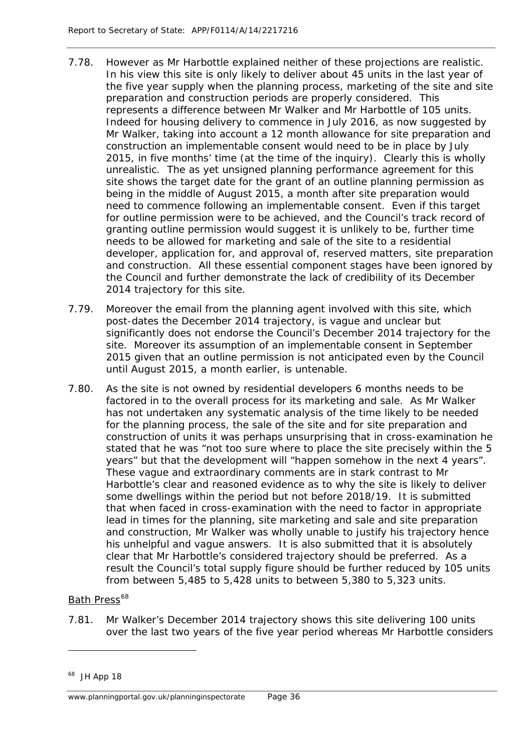7.78. However as Mr Harbottle explained neither of these projections are realistic. In his view this site is only likely to deliver about 45 units in the last year of the five year supply when the planning process, marketing of the site and site preparation and construction periods are properly considered. This represents a difference between Mr Walker and Mr Harbottle of 105 units. Indeed for housing delivery to commence in July 2016, as now suggested by Mr Walker, taking into account a 12 month allowance for site preparation and construction an implementable consent would need to be in place by July 2015, in five months' time (at the time of the inquiry). Clearly this is wholly unrealistic. The as yet unsigned planning performance agreement for this site shows the target date for the grant of an outline planning permission as being in the middle of August 2015, a month after site preparation would need to commence following an implementable consent. Even if this target for outline permission were to be achieved, and the Council's track record of granting outline permission would suggest it is unlikely to be, further time needs to be allowed for marketing and sale of the site to a residential developer, application for, and approval of, reserved matters, site preparation and construction. All these essential component stages have been ignored by the Council and further demonstrate the lack of credibility of its December 2014 trajectory for this site.

7.79. Moreover the email from the planning agent involved with this site, which post-dates the December 2014 trajectory, is vague and unclear but significantly does not endorse the Council's December 2014 trajectory for the site. Moreover its assumption of an implementable consent in September 2015 given that an outline permission is not anticipated even by the Council until August 2015, a month earlier, is untenable.

7.80. As the site is not owned by residential developers 6 months needs to be factored in to the overall process for its marketing and sale. As Mr Walker has not undertaken any systematic analysis of the time likely to be needed for the planning process, the sale of the site and for site preparation and construction of units it was perhaps unsurprising that in cross-examination he stated that he was "not too sure where to place the site precisely within the 5 years" but that the development will "happen somehow in the next 4 years". These vague and extraordinary comments are in stark contrast to Mr Harbottle's clear and reasoned evidence as to why the site is likely to deliver some dwellings within the period but not before 2018/19. It is submitted that when faced in cross-examination with the need to factor in appropriate lead in times for the planning, site marketing and sale and site preparation and construction, Mr Walker was wholly unable to justify his trajectory hence his unhelpful and vague answers. It is also submitted that it is absolutely clear that Mr Harbottle's considered trajectory should be preferred. As a result the Council's total supply figure should be further reduced by 105 units from between 5,485 to 5,428 units to between 5,380 to 5,323 units.

Bath Press[68]

7.81. Mr Walker's December 2014 trajectory shows this site delivering 100 units over the last two years of the five year period whereas Mr Harbottle considers

[68] JH App 18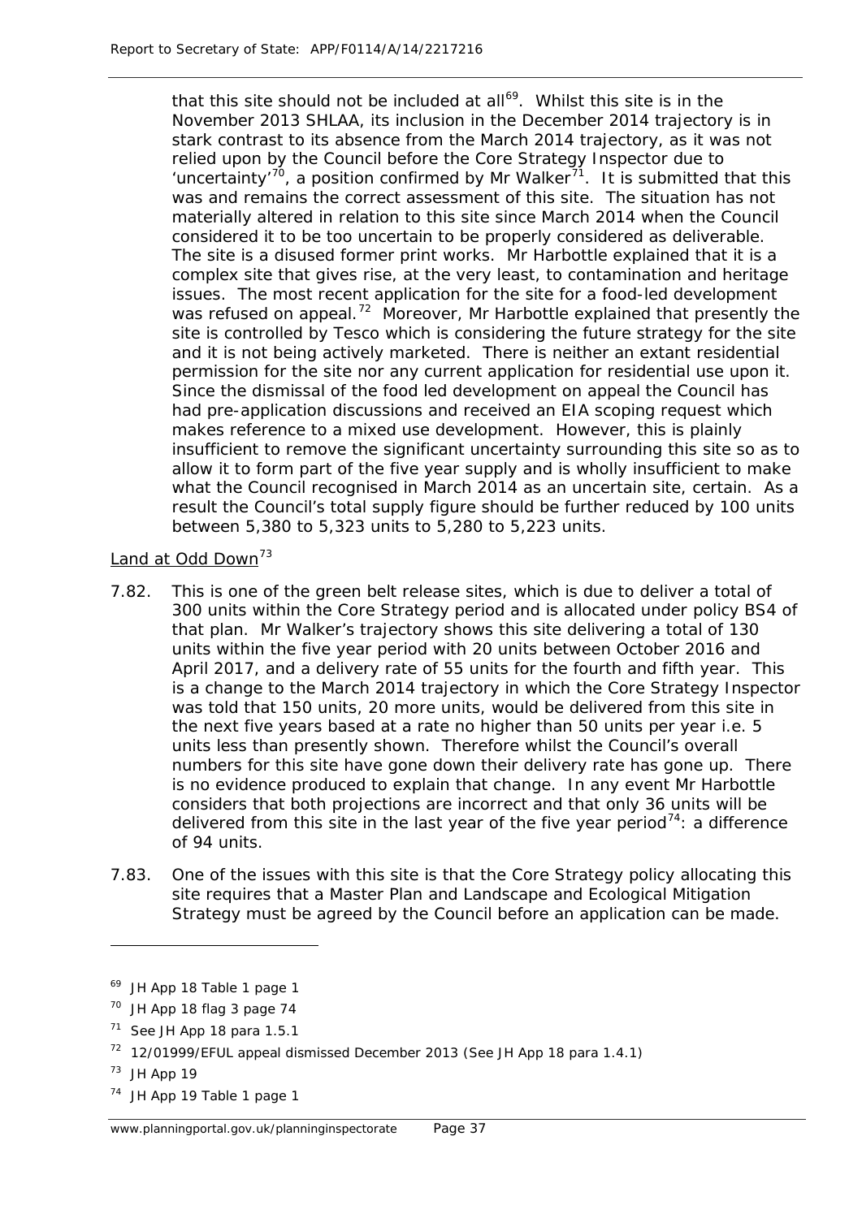that this site should not be included at all[69]. Whilst this site is in the November 2013 SHLAA, its inclusion in the December 2014 trajectory is in stark contrast to its absence from the March 2014 trajectory, as it was not relied upon by the Council before the Core Strategy Inspector due to 'uncertainty'[70], a position confirmed by Mr Walker[71]. It is submitted that this was and remains the correct assessment of this site. The situation has not materially altered in relation to this site since March 2014 when the Council considered it to be too uncertain to be properly considered as deliverable. The site is a disused former print works. Mr Harbottle explained that it is a complex site that gives rise, at the very least, to contamination and heritage issues. The most recent application for the site for a food-led development was refused on appeal.[72] Moreover, Mr Harbottle explained that presently the site is controlled by Tesco which is considering the future strategy for the site and it is not being actively marketed. There is neither an extant residential permission for the site nor any current application for residential use upon it. Since the dismissal of the food led development on appeal the Council has had pre-application discussions and received an EIA scoping request which makes reference to a mixed use development. However, this is plainly insufficient to remove the significant uncertainty surrounding this site so as to allow it to form part of the five year supply and is wholly insufficient to make what the Council recognised in March 2014 as an uncertain site, certain. As a result the Council's total supply figure should be further reduced by 100 units between 5,380 to 5,323 units to 5,280 to 5,223 units.

Land at Odd Down[73]

7.82. This is one of the green belt release sites, which is due to deliver a total of 300 units within the Core Strategy period and is allocated under policy BS4 of that plan. Mr Walker's trajectory shows this site delivering a total of 130 units within the five year period with 20 units between October 2016 and April 2017, and a delivery rate of 55 units for the fourth and fifth year. This is a change to the March 2014 trajectory in which the Core Strategy Inspector was told that 150 units, 20 more units, would be delivered from this site in the next five years based at a rate no higher than 50 units per year i.e. 5 units less than presently shown. Therefore whilst the Council's overall numbers for this site have gone down their delivery rate has gone up. There is no evidence produced to explain that change. In any event Mr Harbottle considers that both projections are incorrect and that only 36 units will be delivered from this site in the last year of the five year period[74]: a difference of 94 units.

7.83. One of the issues with this site is that the Core Strategy policy allocating this site requires that a Master Plan and Landscape and Ecological Mitigation Strategy must be agreed by the Council before an application can be made.

---

[69] JH App 18 Table 1 page 1

[70] JH App 18 flag 3 page 74

[71] See JH App 18 para 1.5.1

[72] 12/01999/EFUL appeal dismissed December 2013 (See JH App 18 para 1.4.1)

[73] JH App 19

[74] JH App 19 Table 1 page 1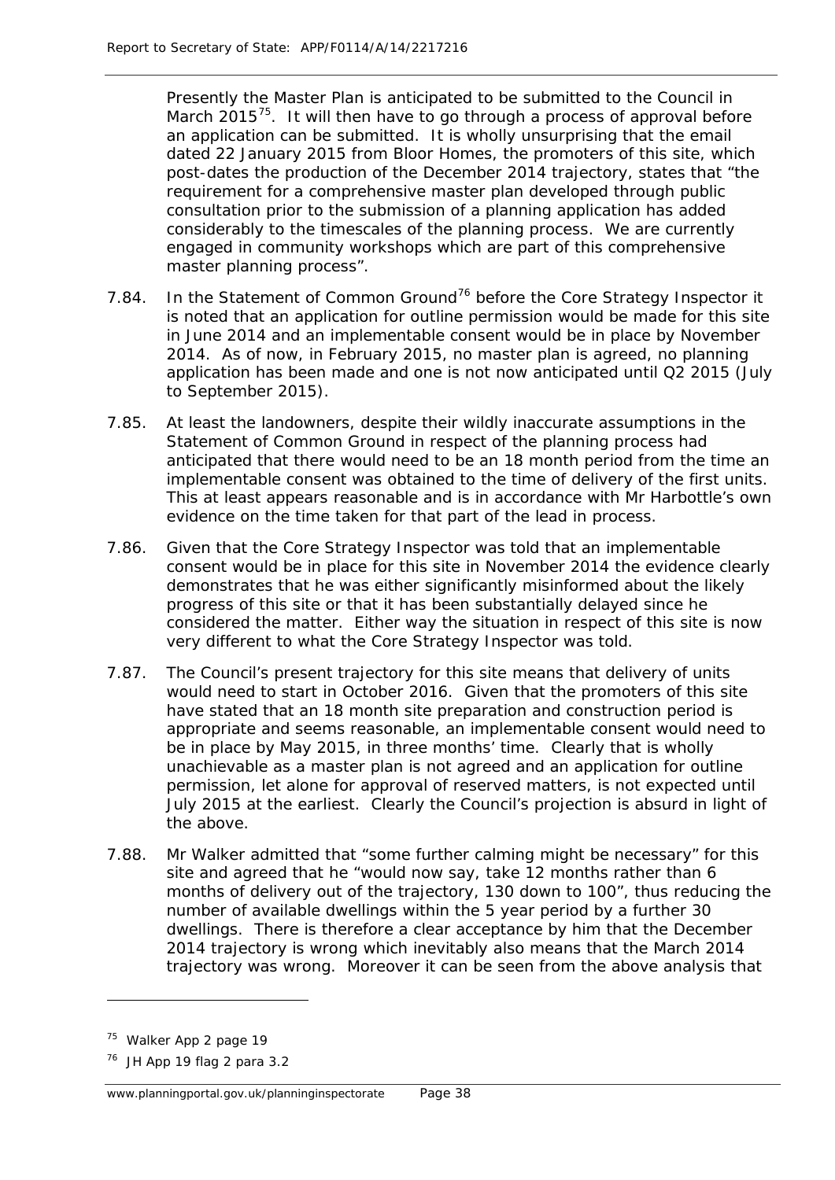Presently the Master Plan is anticipated to be submitted to the Council in March 2015[75]. It will then have to go through a process of approval before an application can be submitted. It is wholly unsurprising that the email dated 22 January 2015 from Bloor Homes, the promoters of this site, which post-dates the production of the December 2014 trajectory, states that "the requirement for a comprehensive master plan developed through public consultation prior to the submission of a planning application has added considerably to the timescales of the planning process. We are currently engaged in community workshops which are part of this comprehensive master planning process".

7.84. In the Statement of Common Ground[76] before the Core Strategy Inspector it is noted that an application for outline permission would be made for this site in June 2014 and an implementable consent would be in place by November 2014. As of now, in February 2015, no master plan is agreed, no planning application has been made and one is not now anticipated until Q2 2015 (July to September 2015).

7.85. At least the landowners, despite their wildly inaccurate assumptions in the Statement of Common Ground in respect of the planning process had anticipated that there would need to be an 18 month period from the time an implementable consent was obtained to the time of delivery of the first units. This at least appears reasonable and is in accordance with Mr Harbottle's own evidence on the time taken for that part of the lead in process.

7.86. Given that the Core Strategy Inspector was told that an implementable consent would be in place for this site in November 2014 the evidence clearly demonstrates that he was either significantly misinformed about the likely progress of this site or that it has been substantially delayed since he considered the matter. Either way the situation in respect of this site is now very different to what the Core Strategy Inspector was told.

7.87. The Council's present trajectory for this site means that delivery of units would need to start in October 2016. Given that the promoters of this site have stated that an 18 month site preparation and construction period is appropriate and seems reasonable, an implementable consent would need to be in place by May 2015, in three months' time. Clearly that is wholly unachievable as a master plan is not agreed and an application for outline permission, let alone for approval of reserved matters, is not expected until July 2015 at the earliest. Clearly the Council's projection is absurd in light of the above.

7.88. Mr Walker admitted that "some further calming might be necessary" for this site and agreed that he "would now say, take 12 months rather than 6 months of delivery out of the trajectory, 130 down to 100", thus reducing the number of available dwellings within the 5 year period by a further 30 dwellings. There is therefore a clear acceptance by him that the December 2014 trajectory is wrong which inevitably also means that the March 2014 trajectory was wrong. Moreover it can be seen from the above analysis that

---

[75] Walker App 2 page 19

[76] JH App 19 flag 2 para 3.2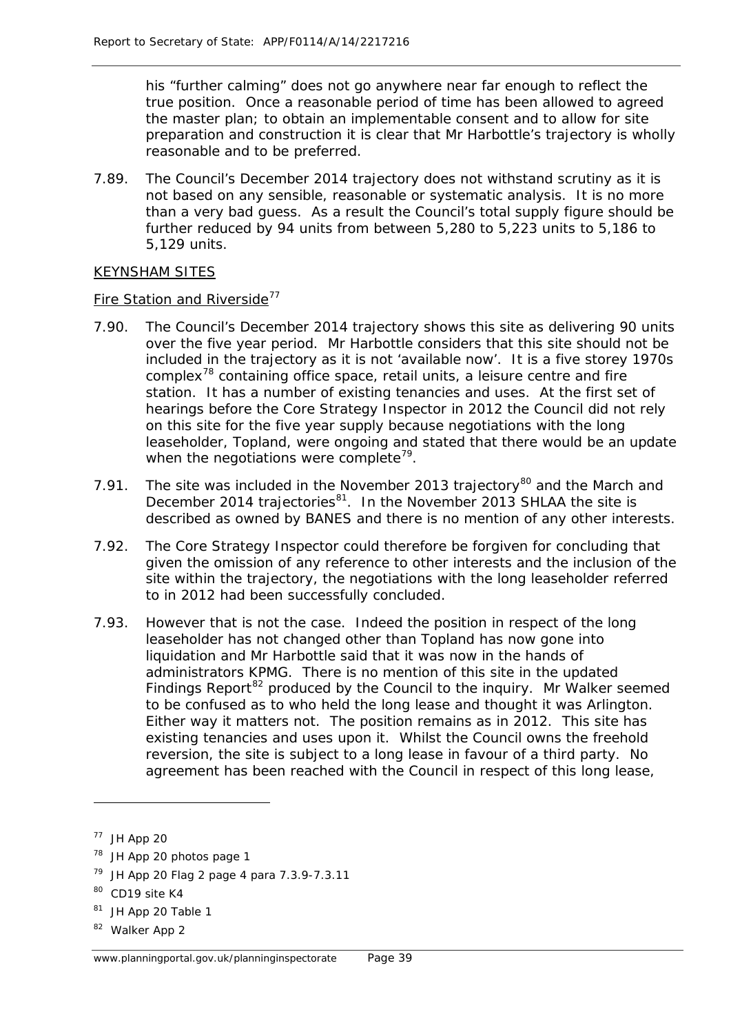his "further calming" does not go anywhere near far enough to reflect the true position. Once a reasonable period of time has been allowed to agreed the master plan; to obtain an implementable consent and to allow for site preparation and construction it is clear that Mr Harbottle's trajectory is wholly reasonable and to be preferred.

7.89. The Council's December 2014 trajectory does not withstand scrutiny as it is not based on any sensible, reasonable or systematic analysis. It is no more than a very bad guess. As a result the Council's total supply figure should be further reduced by 94 units from between 5,280 to 5,223 units to 5,186 to 5,129 units.

KEYNSHAM SITES

Fire Station and Riverside[77]

7.90. The Council's December 2014 trajectory shows this site as delivering 90 units over the five year period. Mr Harbottle considers that this site should not be included in the trajectory as it is not 'available now'. It is a five storey 1970s complex[78] containing office space, retail units, a leisure centre and fire station. It has a number of existing tenancies and uses. At the first set of hearings before the Core Strategy Inspector in 2012 the Council did not rely on this site for the five year supply because negotiations with the long leaseholder, Topland, were ongoing and stated that there would be an update when the negotiations were complete[79].

7.91. The site was included in the November 2013 trajectory[80] and the March and December 2014 trajectories[81]. In the November 2013 SHLAA the site is described as owned by BANES and there is no mention of any other interests.

7.92. The Core Strategy Inspector could therefore be forgiven for concluding that given the omission of any reference to other interests and the inclusion of the site within the trajectory, the negotiations with the long leaseholder referred to in 2012 had been successfully concluded.

7.93. However that is not the case. Indeed the position in respect of the long leaseholder has not changed other than Topland has now gone into liquidation and Mr Harbottle said that it was now in the hands of administrators KPMG. There is no mention of this site in the updated Findings Report[82] produced by the Council to the inquiry. Mr Walker seemed to be confused as to who held the long lease and thought it was Arlington. Either way it matters not. The position remains as in 2012. This site has existing tenancies and uses upon it. Whilst the Council owns the freehold reversion, the site is subject to a long lease in favour of a third party. No agreement has been reached with the Council in respect of this long lease,

---

[77] JH App 20

[78] JH App 20 photos page 1

[79] JH App 20 Flag 2 page 4 para 7.3.9-7.3.11

[80] CD19 site K4

[81] JH App 20 Table 1

[82] Walker App 2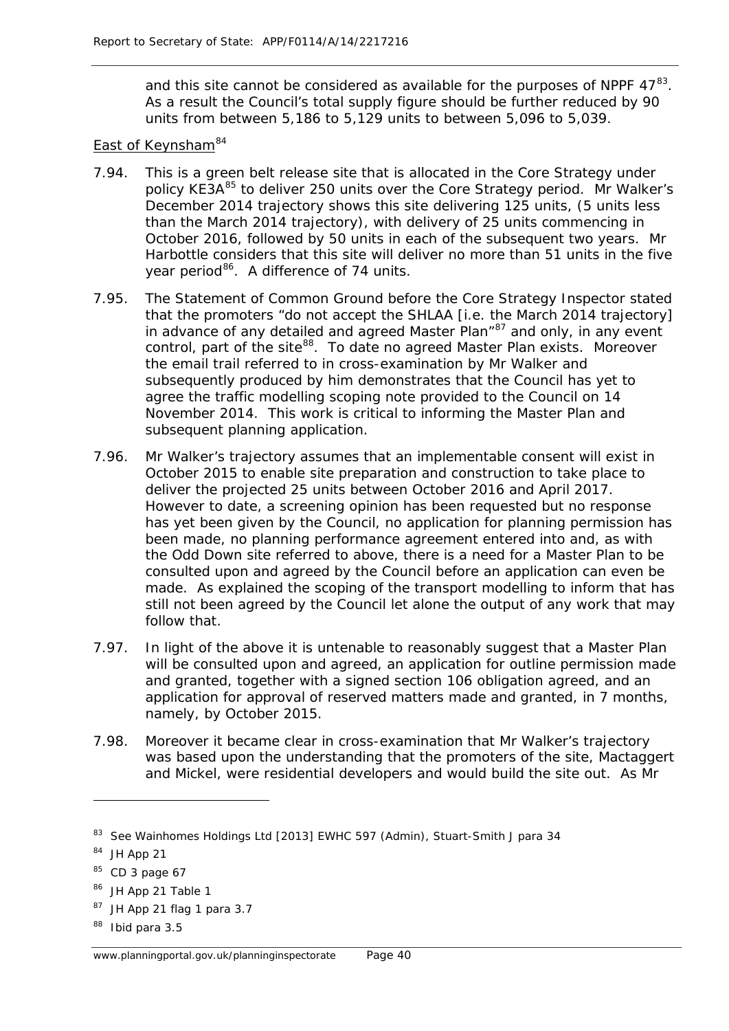and this site cannot be considered as available for the purposes of NPPF 47[83]. As a result the Council's total supply figure should be further reduced by 90 units from between 5,186 to 5,129 units to between 5,096 to 5,039.

East of Keynsham[84]

7.94. This is a green belt release site that is allocated in the Core Strategy under policy KE3A[85] to deliver 250 units over the Core Strategy period. Mr Walker's December 2014 trajectory shows this site delivering 125 units, (5 units less than the March 2014 trajectory), with delivery of 25 units commencing in October 2016, followed by 50 units in each of the subsequent two years. Mr Harbottle considers that this site will deliver no more than 51 units in the five year period[86]. A difference of 74 units.

7.95. The Statement of Common Ground before the Core Strategy Inspector stated that the promoters "do not accept the SHLAA [i.e. the March 2014 trajectory] in advance of any detailed and agreed Master Plan"[87] and only, in any event control, part of the site[88]. To date no agreed Master Plan exists. Moreover the email trail referred to in cross-examination by Mr Walker and subsequently produced by him demonstrates that the Council has yet to agree the traffic modelling scoping note provided to the Council on 14 November 2014. This work is critical to informing the Master Plan and subsequent planning application.

7.96. Mr Walker's trajectory assumes that an implementable consent will exist in October 2015 to enable site preparation and construction to take place to deliver the projected 25 units between October 2016 and April 2017. However to date, a screening opinion has been requested but no response has yet been given by the Council, no application for planning permission has been made, no planning performance agreement entered into and, as with the Odd Down site referred to above, there is a need for a Master Plan to be consulted upon and agreed by the Council before an application can even be made. As explained the scoping of the transport modelling to inform that has still not been agreed by the Council let alone the output of any work that may follow that.

7.97. In light of the above it is untenable to reasonably suggest that a Master Plan will be consulted upon and agreed, an application for outline permission made and granted, together with a signed section 106 obligation agreed, and an application for approval of reserved matters made and granted, in 7 months, namely, by October 2015.

7.98. Moreover it became clear in cross-examination that Mr Walker's trajectory was based upon the understanding that the promoters of the site, Mactaggert and Mickel, were residential developers and would build the site out. As Mr

---

[83] See Wainhomes Holdings Ltd [2013] EWHC 597 (Admin), Stuart-Smith J para 34

[84] JH App 21

[85] CD 3 page 67

[86] JH App 21 Table 1

[87] JH App 21 flag 1 para 3.7

[88] Ibid para 3.5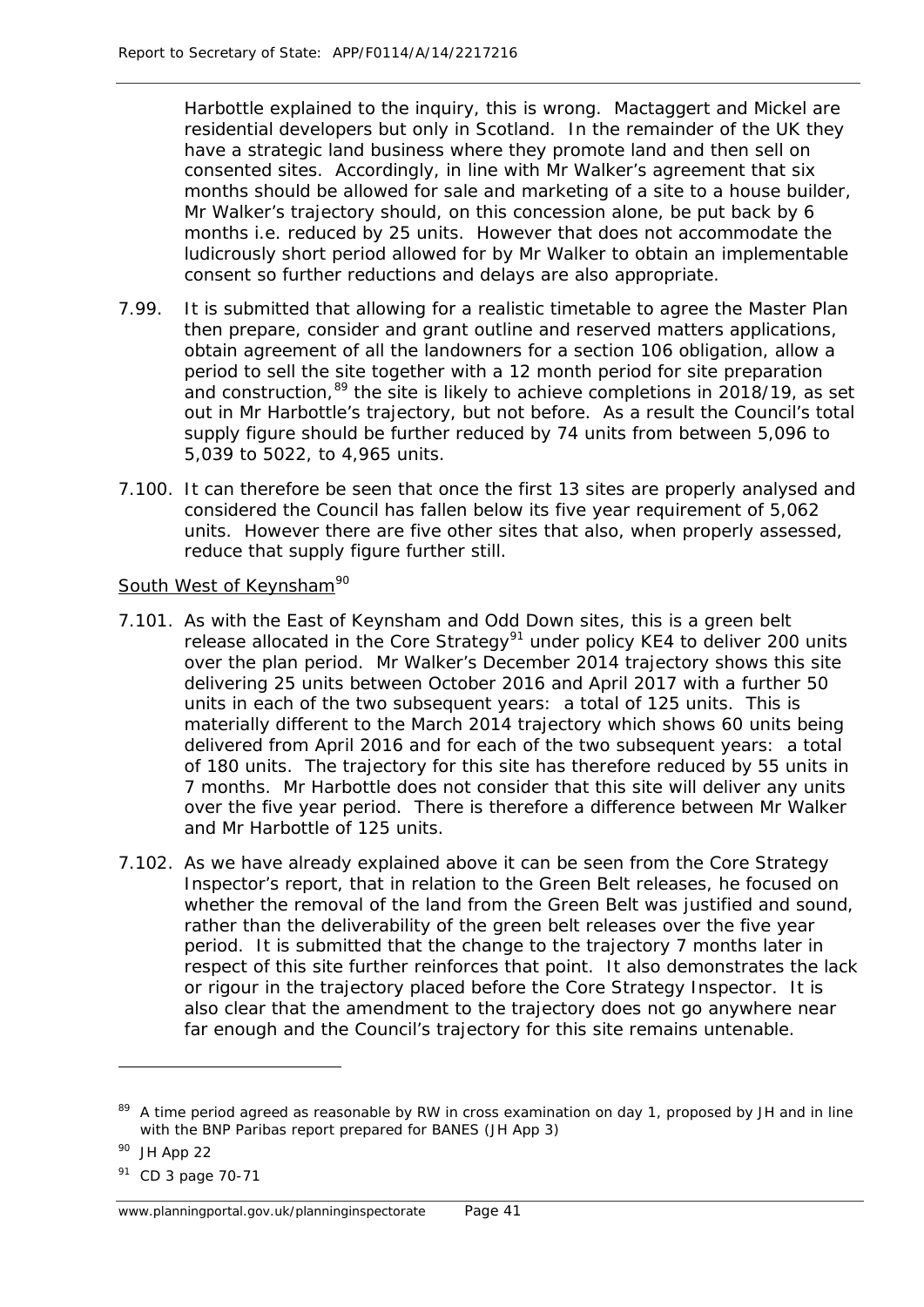Harbottle explained to the inquiry, this is wrong. Mactaggert and Mickel are residential developers but only in Scotland. In the remainder of the UK they have a strategic land business where they promote land and then sell on consented sites. Accordingly, in line with Mr Walker's agreement that six months should be allowed for sale and marketing of a site to a house builder, Mr Walker's trajectory should, on this concession alone, be put back by 6 months i.e. reduced by 25 units. However that does not accommodate the ludicrously short period allowed for by Mr Walker to obtain an implementable consent so further reductions and delays are also appropriate.

7.99. It is submitted that allowing for a realistic timetable to agree the Master Plan then prepare, consider and grant outline and reserved matters applications, obtain agreement of all the landowners for a section 106 obligation, allow a period to sell the site together with a 12 month period for site preparation and construction,[89] the site is likely to achieve completions in 2018/19, as set out in Mr Harbottle's trajectory, but not before. As a result the Council's total supply figure should be further reduced by 74 units from between 5,096 to 5,039 to 5022, to 4,965 units.

7.100. It can therefore be seen that once the first 13 sites are properly analysed and considered the Council has fallen below its five year requirement of 5,062 units. However there are five other sites that also, when properly assessed, reduce that supply figure further still.

South West of Keynsham[90]

7.101. As with the East of Keynsham and Odd Down sites, this is a green belt release allocated in the Core Strategy[91] under policy KE4 to deliver 200 units over the plan period. Mr Walker's December 2014 trajectory shows this site delivering 25 units between October 2016 and April 2017 with a further 50 units in each of the two subsequent years: a total of 125 units. This is materially different to the March 2014 trajectory which shows 60 units being delivered from April 2016 and for each of the two subsequent years: a total of 180 units. The trajectory for this site has therefore reduced by 55 units in 7 months. Mr Harbottle does not consider that this site will deliver any units over the five year period. There is therefore a difference between Mr Walker and Mr Harbottle of 125 units.

7.102. As we have already explained above it can be seen from the Core Strategy Inspector's report, that in relation to the Green Belt releases, he focused on whether the removal of the land from the Green Belt was justified and sound, rather than the deliverability of the green belt releases over the five year period. It is submitted that the change to the trajectory 7 months later in respect of this site further reinforces that point. It also demonstrates the lack or rigour in the trajectory placed before the Core Strategy Inspector. It is also clear that the amendment to the trajectory does not go anywhere near far enough and the Council's trajectory for this site remains untenable.

---

[89] A time period agreed as reasonable by RW in cross examination on day 1, proposed by JH and in line with the BNP Paribas report prepared for BANES (JH App 3)

[90] JH App 22

[91] CD 3 page 70-71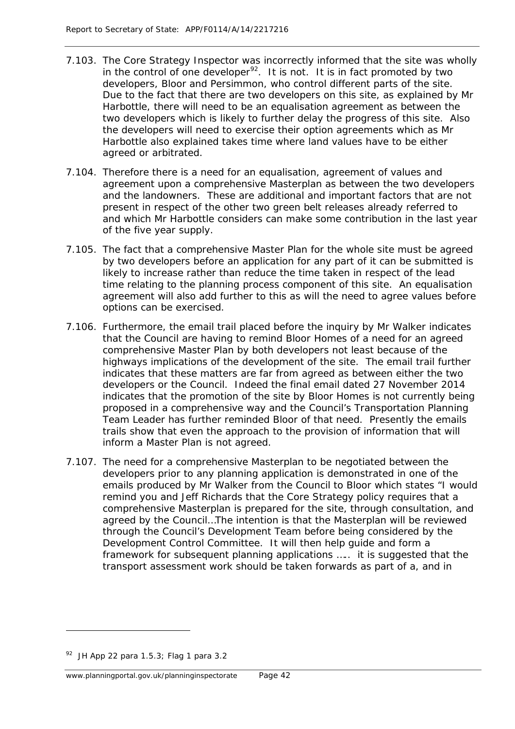7.103. The Core Strategy Inspector was incorrectly informed that the site was wholly in the control of one developer[92]. It is not. It is in fact promoted by two developers, Bloor and Persimmon, who control different parts of the site. Due to the fact that there are two developers on this site, as explained by Mr Harbottle, there will need to be an equalisation agreement as between the two developers which is likely to further delay the progress of this site. Also the developers will need to exercise their option agreements which as Mr Harbottle also explained takes time where land values have to be either agreed or arbitrated.

7.104. Therefore there is a need for an equalisation, agreement of values and agreement upon a comprehensive Masterplan as between the two developers and the landowners. These are additional and important factors that are not present in respect of the other two green belt releases already referred to and which Mr Harbottle considers can make some contribution in the last year of the five year supply.

7.105. The fact that a comprehensive Master Plan for the whole site must be agreed by two developers before an application for any part of it can be submitted is likely to increase rather than reduce the time taken in respect of the lead time relating to the planning process component of this site. An equalisation agreement will also add further to this as will the need to agree values before options can be exercised.

7.106. Furthermore, the email trail placed before the inquiry by Mr Walker indicates that the Council are having to remind Bloor Homes of a need for an agreed comprehensive Master Plan by both developers not least because of the highways implications of the development of the site. The email trail further indicates that these matters are far from agreed as between either the two developers or the Council. Indeed the final email dated 27 November 2014 indicates that the promotion of the site by Bloor Homes is not currently being proposed in a comprehensive way and the Council's Transportation Planning Team Leader has further reminded Bloor of that need. Presently the emails trails show that even the approach to the provision of information that will inform a Master Plan is not agreed.

7.107. The need for a comprehensive Masterplan to be negotiated between the developers prior to any planning application is demonstrated in one of the emails produced by Mr Walker from the Council to Bloor which states "I would remind you and Jeff Richards that the Core Strategy policy requires that a comprehensive Masterplan is prepared for the site, through consultation, and agreed by the Council…The intention is that the Masterplan will be reviewed through the Council's Development Team before being considered by the Development Control Committee. It will then help guide and form a framework for subsequent planning applications ….. it is suggested that the transport assessment work should be taken forwards as part of a, and in

---

[92] JH App 22 para 1.5.3; Flag 1 para 3.2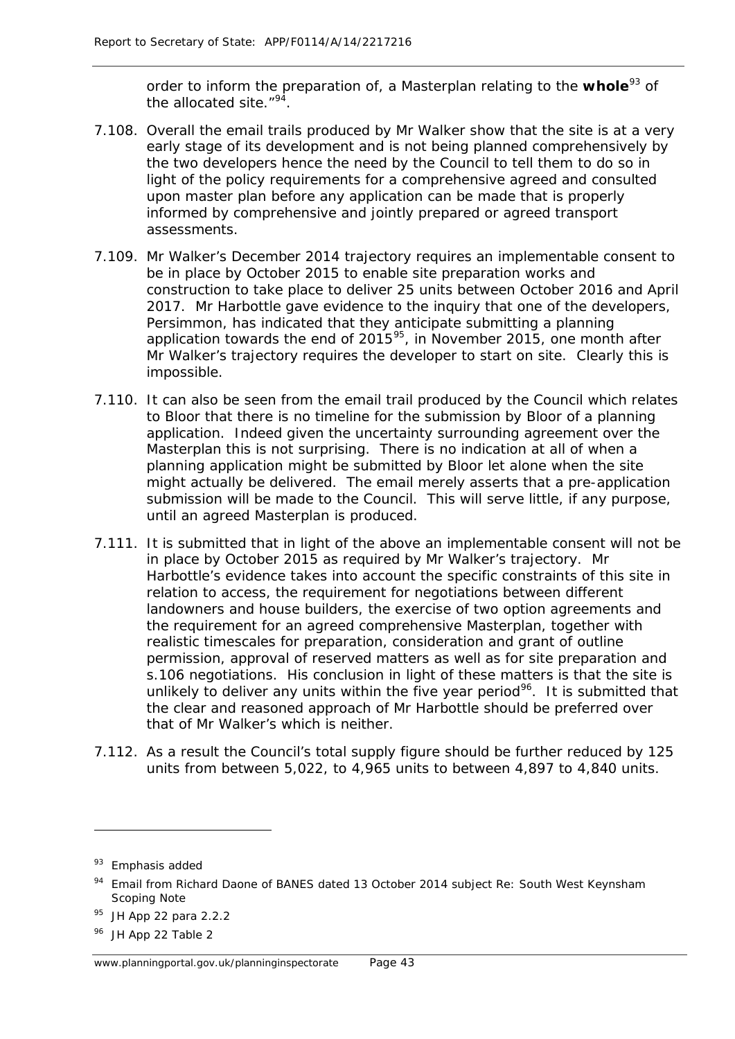order to inform the preparation of, a Masterplan relating to the **whole**[93] of the allocated site."[94].

7.108. Overall the email trails produced by Mr Walker show that the site is at a very early stage of its development and is not being planned comprehensively by the two developers hence the need by the Council to tell them to do so in light of the policy requirements for a comprehensive agreed and consulted upon master plan before any application can be made that is properly informed by comprehensive and jointly prepared or agreed transport assessments.

7.109. Mr Walker's December 2014 trajectory requires an implementable consent to be in place by October 2015 to enable site preparation works and construction to take place to deliver 25 units between October 2016 and April 2017. Mr Harbottle gave evidence to the inquiry that one of the developers, Persimmon, has indicated that they anticipate submitting a planning application towards the end of 2015[95], in November 2015, one month after Mr Walker's trajectory requires the developer to start on site. Clearly this is impossible.

7.110. It can also be seen from the email trail produced by the Council which relates to Bloor that there is no timeline for the submission by Bloor of a planning application. Indeed given the uncertainty surrounding agreement over the Masterplan this is not surprising. There is no indication at all of when a planning application might be submitted by Bloor let alone when the site might actually be delivered. The email merely asserts that a pre-application submission will be made to the Council. This will serve little, if any purpose, until an agreed Masterplan is produced.

7.111. It is submitted that in light of the above an implementable consent will not be in place by October 2015 as required by Mr Walker's trajectory. Mr Harbottle's evidence takes into account the specific constraints of this site in relation to access, the requirement for negotiations between different landowners and house builders, the exercise of two option agreements and the requirement for an agreed comprehensive Masterplan, together with realistic timescales for preparation, consideration and grant of outline permission, approval of reserved matters as well as for site preparation and s.106 negotiations. His conclusion in light of these matters is that the site is unlikely to deliver any units within the five year period[96]. It is submitted that the clear and reasoned approach of Mr Harbottle should be preferred over that of Mr Walker's which is neither.

7.112. As a result the Council's total supply figure should be further reduced by 125 units from between 5,022, to 4,965 units to between 4,897 to 4,840 units.

---

[93] Emphasis added

[94] Email from Richard Daone of BANES dated 13 October 2014 subject Re: South West Keynsham Scoping Note

[95] JH App 22 para 2.2.2

[96] JH App 22 Table 2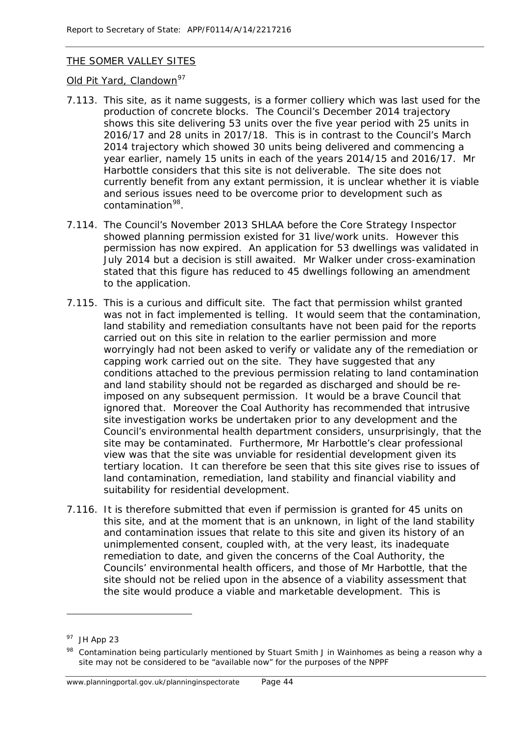THE SOMER VALLEY SITES

Old Pit Yard, Clandown[97]

7.113. This site, as it name suggests, is a former colliery which was last used for the production of concrete blocks. The Council's December 2014 trajectory shows this site delivering 53 units over the five year period with 25 units in 2016/17 and 28 units in 2017/18. This is in contrast to the Council's March 2014 trajectory which showed 30 units being delivered and commencing a year earlier, namely 15 units in each of the years 2014/15 and 2016/17. Mr Harbottle considers that this site is not deliverable. The site does not currently benefit from any extant permission, it is unclear whether it is viable and serious issues need to be overcome prior to development such as contamination[98].

7.114. The Council's November 2013 SHLAA before the Core Strategy Inspector showed planning permission existed for 31 live/work units. However this permission has now expired. An application for 53 dwellings was validated in July 2014 but a decision is still awaited. Mr Walker under cross-examination stated that this figure has reduced to 45 dwellings following an amendment to the application.

7.115. This is a curious and difficult site. The fact that permission whilst granted was not in fact implemented is telling. It would seem that the contamination, land stability and remediation consultants have not been paid for the reports carried out on this site in relation to the earlier permission and more worryingly had not been asked to verify or validate any of the remediation or capping work carried out on the site. They have suggested that any conditions attached to the previous permission relating to land contamination and land stability should not be regarded as discharged and should be re-imposed on any subsequent permission. It would be a brave Council that ignored that. Moreover the Coal Authority has recommended that intrusive site investigation works be undertaken prior to any development and the Council's environmental health department considers, unsurprisingly, that the site may be contaminated. Furthermore, Mr Harbottle's clear professional view was that the site was unviable for residential development given its tertiary location. It can therefore be seen that this site gives rise to issues of land contamination, remediation, land stability and financial viability and suitability for residential development.

7.116. It is therefore submitted that even if permission is granted for 45 units on this site, and at the moment that is an unknown, in light of the land stability and contamination issues that relate to this site and given its history of an unimplemented consent, coupled with, at the very least, its inadequate remediation to date, and given the concerns of the Coal Authority, the Councils' environmental health officers, and those of Mr Harbottle, that the site should not be relied upon in the absence of a viability assessment that the site would produce a viable and marketable development. This is

[97] JH App 23

[98] Contamination being particularly mentioned by Stuart Smith J in Wainhomes as being a reason why a site may not be considered to be "available now" for the purposes of the NPPF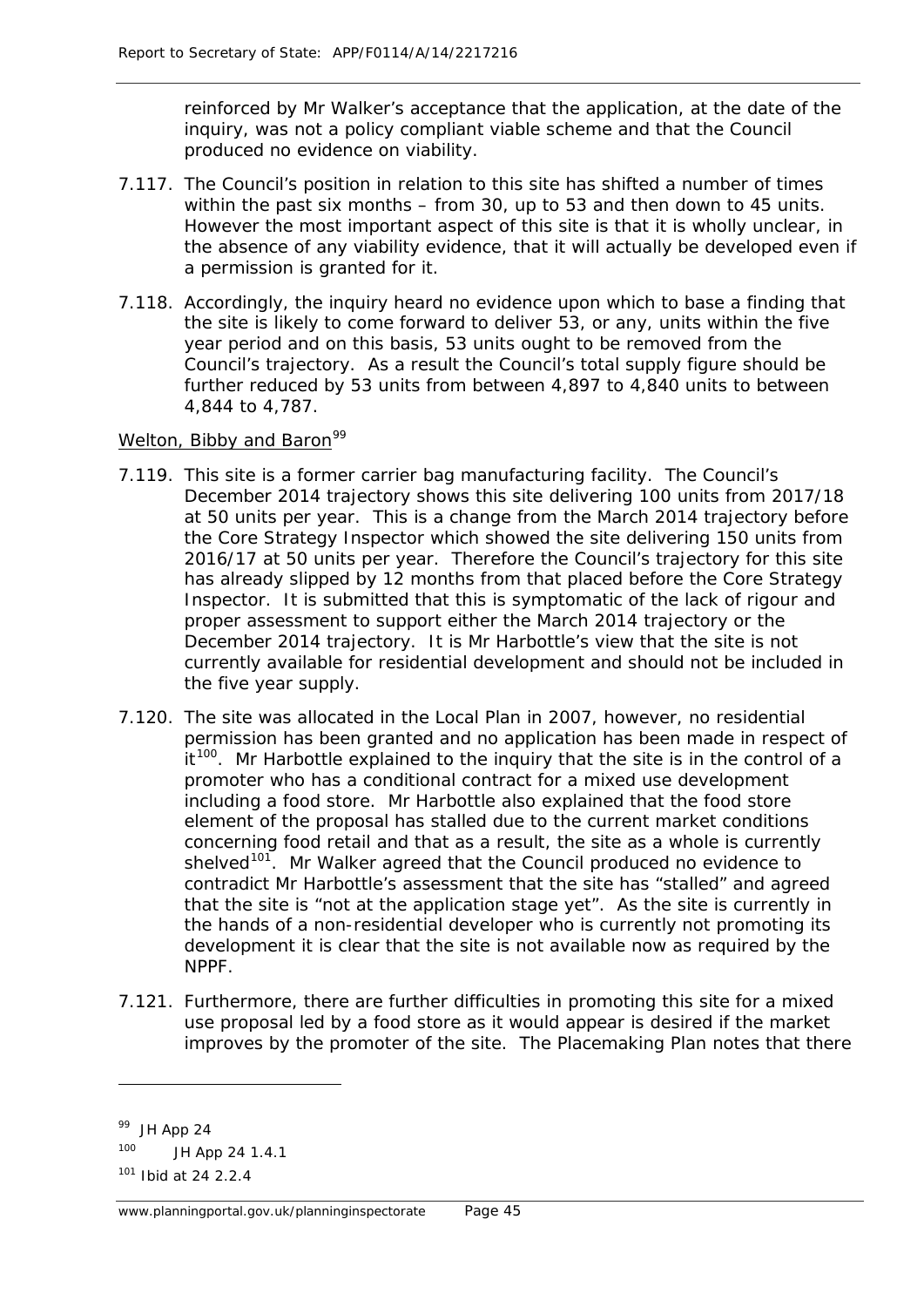reinforced by Mr Walker's acceptance that the application, at the date of the inquiry, was not a policy compliant viable scheme and that the Council produced no evidence on viability.

7.117. The Council's position in relation to this site has shifted a number of times within the past six months – from 30, up to 53 and then down to 45 units. However the most important aspect of this site is that it is wholly unclear, in the absence of any viability evidence, that it will actually be developed even if a permission is granted for it.

7.118. Accordingly, the inquiry heard no evidence upon which to base a finding that the site is likely to come forward to deliver 53, or any, units within the five year period and on this basis, 53 units ought to be removed from the Council's trajectory. As a result the Council's total supply figure should be further reduced by 53 units from between 4,897 to 4,840 units to between 4,844 to 4,787.

Welton, Bibby and Baron[99]

7.119. This site is a former carrier bag manufacturing facility. The Council's December 2014 trajectory shows this site delivering 100 units from 2017/18 at 50 units per year. This is a change from the March 2014 trajectory before the Core Strategy Inspector which showed the site delivering 150 units from 2016/17 at 50 units per year. Therefore the Council's trajectory for this site has already slipped by 12 months from that placed before the Core Strategy Inspector. It is submitted that this is symptomatic of the lack of rigour and proper assessment to support either the March 2014 trajectory or the December 2014 trajectory. It is Mr Harbottle's view that the site is not currently available for residential development and should not be included in the five year supply.

7.120. The site was allocated in the Local Plan in 2007, however, no residential permission has been granted and no application has been made in respect of it[100]. Mr Harbottle explained to the inquiry that the site is in the control of a promoter who has a conditional contract for a mixed use development including a food store. Mr Harbottle also explained that the food store element of the proposal has stalled due to the current market conditions concerning food retail and that as a result, the site as a whole is currently shelved[101]. Mr Walker agreed that the Council produced no evidence to contradict Mr Harbottle's assessment that the site has "stalled" and agreed that the site is "not at the application stage yet". As the site is currently in the hands of a non-residential developer who is currently not promoting its development it is clear that the site is not available now as required by the NPPF.

7.121. Furthermore, there are further difficulties in promoting this site for a mixed use proposal led by a food store as it would appear is desired if the market improves by the promoter of the site. The Placemaking Plan notes that there

---

[99] JH App 24

[100] JH App 24 1.4.1

[101] Ibid at 24 2.2.4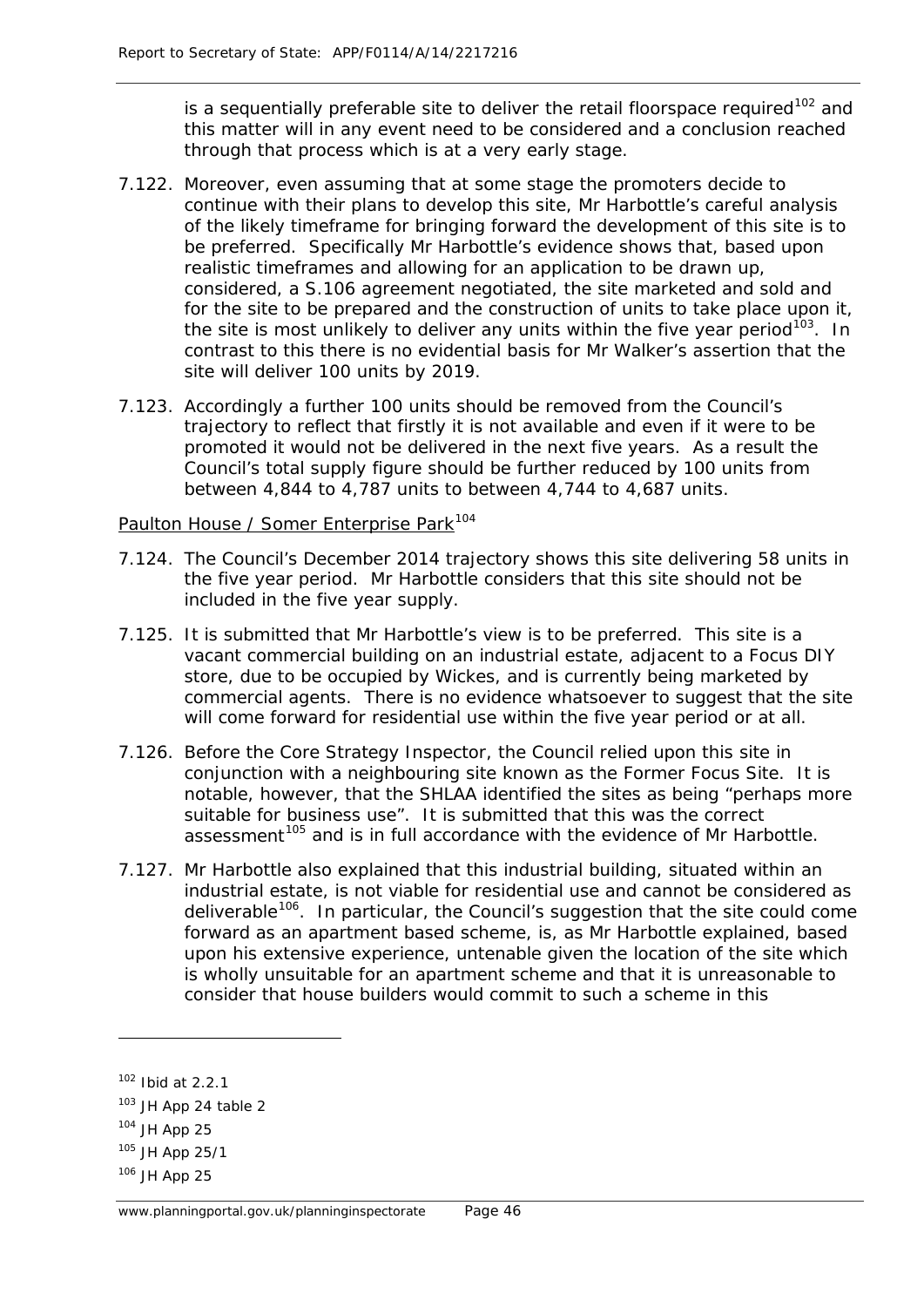is a sequentially preferable site to deliver the retail floorspace required[102] and this matter will in any event need to be considered and a conclusion reached through that process which is at a very early stage.

7.122. Moreover, even assuming that at some stage the promoters decide to continue with their plans to develop this site, Mr Harbottle's careful analysis of the likely timeframe for bringing forward the development of this site is to be preferred. Specifically Mr Harbottle's evidence shows that, based upon realistic timeframes and allowing for an application to be drawn up, considered, a S.106 agreement negotiated, the site marketed and sold and for the site to be prepared and the construction of units to take place upon it, the site is most unlikely to deliver any units within the five year period[103]. In contrast to this there is no evidential basis for Mr Walker's assertion that the site will deliver 100 units by 2019.

7.123. Accordingly a further 100 units should be removed from the Council's trajectory to reflect that firstly it is not available and even if it were to be promoted it would not be delivered in the next five years. As a result the Council's total supply figure should be further reduced by 100 units from between 4,844 to 4,787 units to between 4,744 to 4,687 units.

Paulton House / Somer Enterprise Park[104]

7.124. The Council's December 2014 trajectory shows this site delivering 58 units in the five year period. Mr Harbottle considers that this site should not be included in the five year supply.

7.125. It is submitted that Mr Harbottle's view is to be preferred. This site is a vacant commercial building on an industrial estate, adjacent to a Focus DIY store, due to be occupied by Wickes, and is currently being marketed by commercial agents. There is no evidence whatsoever to suggest that the site will come forward for residential use within the five year period or at all.

7.126. Before the Core Strategy Inspector, the Council relied upon this site in conjunction with a neighbouring site known as the Former Focus Site. It is notable, however, that the SHLAA identified the sites as being "perhaps more suitable for business use". It is submitted that this was the correct assessment[105] and is in full accordance with the evidence of Mr Harbottle.

7.127. Mr Harbottle also explained that this industrial building, situated within an industrial estate, is not viable for residential use and cannot be considered as deliverable[106]. In particular, the Council's suggestion that the site could come forward as an apartment based scheme, is, as Mr Harbottle explained, based upon his extensive experience, untenable given the location of the site which is wholly unsuitable for an apartment scheme and that it is unreasonable to consider that house builders would commit to such a scheme in this

---

[102] Ibid at 2.2.1

[103] JH App 24 table 2

[104] JH App 25

[105] JH App 25/1

[106] JH App 25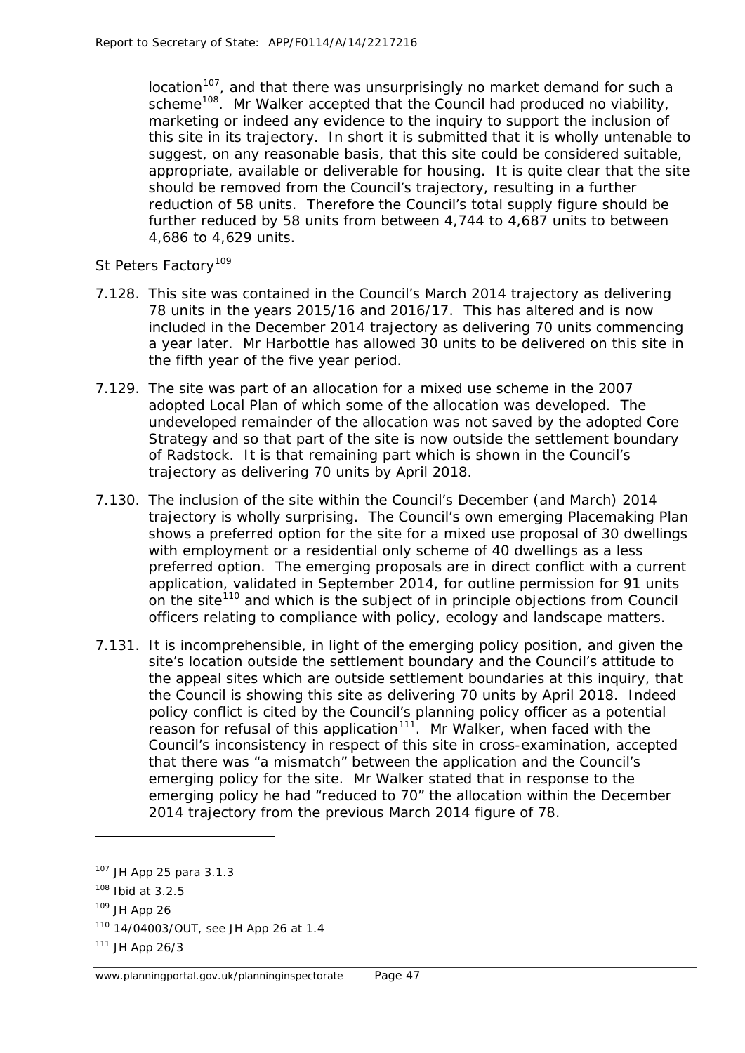location[107], and that there was unsurprisingly no market demand for such a scheme[108]. Mr Walker accepted that the Council had produced no viability, marketing or indeed any evidence to the inquiry to support the inclusion of this site in its trajectory. In short it is submitted that it is wholly untenable to suggest, on any reasonable basis, that this site could be considered suitable, appropriate, available or deliverable for housing. It is quite clear that the site should be removed from the Council's trajectory, resulting in a further reduction of 58 units. Therefore the Council's total supply figure should be further reduced by 58 units from between 4,744 to 4,687 units to between 4,686 to 4,629 units.

St Peters Factory[109]

7.128. This site was contained in the Council's March 2014 trajectory as delivering 78 units in the years 2015/16 and 2016/17. This has altered and is now included in the December 2014 trajectory as delivering 70 units commencing a year later. Mr Harbottle has allowed 30 units to be delivered on this site in the fifth year of the five year period.

7.129. The site was part of an allocation for a mixed use scheme in the 2007 adopted Local Plan of which some of the allocation was developed. The undeveloped remainder of the allocation was not saved by the adopted Core Strategy and so that part of the site is now outside the settlement boundary of Radstock. It is that remaining part which is shown in the Council's trajectory as delivering 70 units by April 2018.

7.130. The inclusion of the site within the Council's December (and March) 2014 trajectory is wholly surprising. The Council's own emerging Placemaking Plan shows a preferred option for the site for a mixed use proposal of 30 dwellings with employment or a residential only scheme of 40 dwellings as a less preferred option. The emerging proposals are in direct conflict with a current application, validated in September 2014, for outline permission for 91 units on the site[110] and which is the subject of in principle objections from Council officers relating to compliance with policy, ecology and landscape matters.

7.131. It is incomprehensible, in light of the emerging policy position, and given the site's location outside the settlement boundary and the Council's attitude to the appeal sites which are outside settlement boundaries at this inquiry, that the Council is showing this site as delivering 70 units by April 2018. Indeed policy conflict is cited by the Council's planning policy officer as a potential reason for refusal of this application[111]. Mr Walker, when faced with the Council's inconsistency in respect of this site in cross-examination, accepted that there was "a mismatch" between the application and the Council's emerging policy for the site. Mr Walker stated that in response to the emerging policy he had "reduced to 70" the allocation within the December 2014 trajectory from the previous March 2014 figure of 78.

---

[107] JH App 25 para 3.1.3

[108] Ibid at 3.2.5

[109] JH App 26

[110] 14/04003/OUT, see JH App 26 at 1.4

[111] JH App 26/3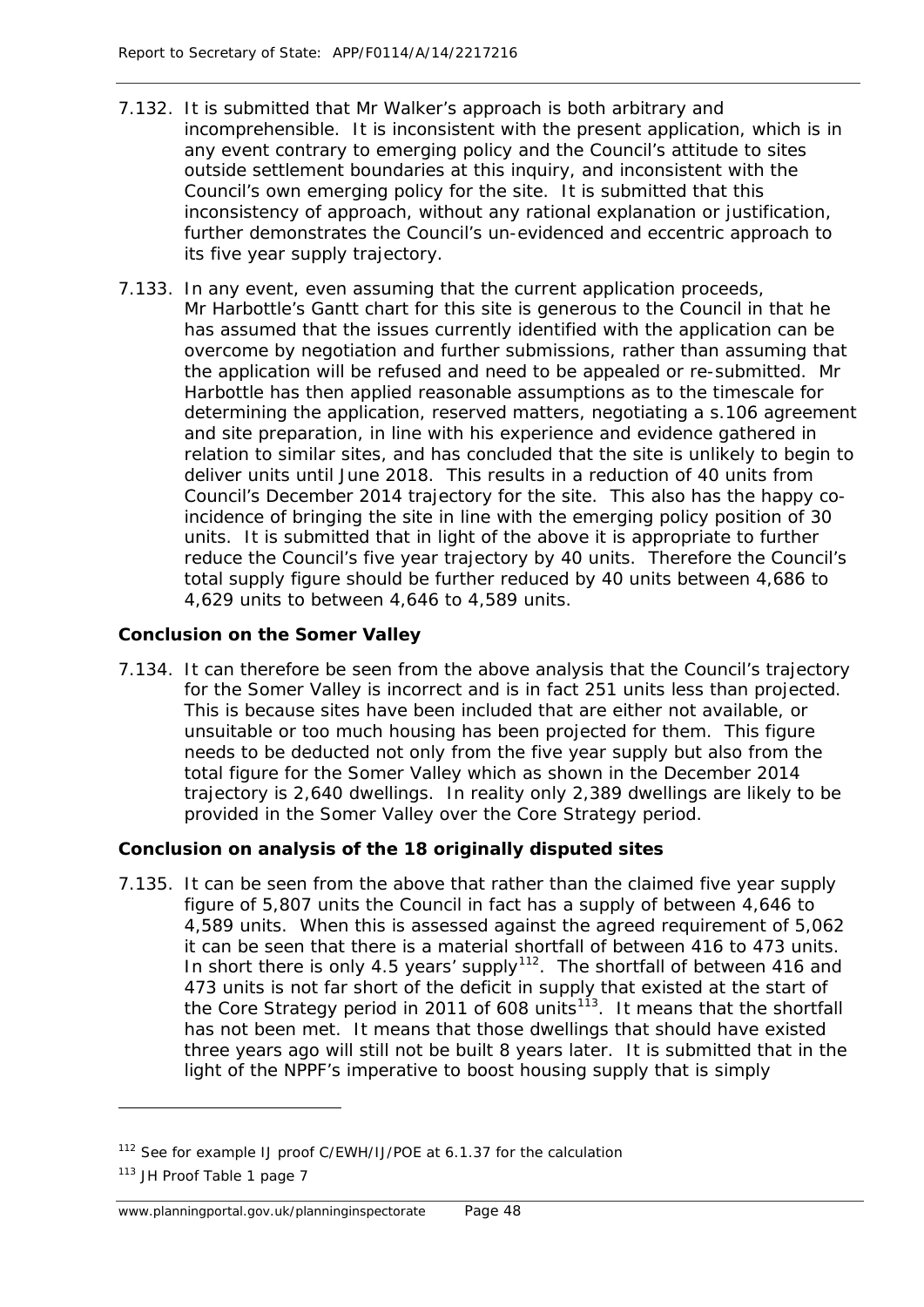7.132. It is submitted that Mr Walker's approach is both arbitrary and incomprehensible. It is inconsistent with the present application, which is in any event contrary to emerging policy and the Council's attitude to sites outside settlement boundaries at this inquiry, and inconsistent with the Council's own emerging policy for the site. It is submitted that this inconsistency of approach, without any rational explanation or justification, further demonstrates the Council's un-evidenced and eccentric approach to its five year supply trajectory.

7.133. In any event, even assuming that the current application proceeds, Mr Harbottle's Gantt chart for this site is generous to the Council in that he has assumed that the issues currently identified with the application can be overcome by negotiation and further submissions, rather than assuming that the application will be refused and need to be appealed or re-submitted. Mr Harbottle has then applied reasonable assumptions as to the timescale for determining the application, reserved matters, negotiating a s.106 agreement and site preparation, in line with his experience and evidence gathered in relation to similar sites, and has concluded that the site is unlikely to begin to deliver units until June 2018. This results in a reduction of 40 units from Council's December 2014 trajectory for the site. This also has the happy co-incidence of bringing the site in line with the emerging policy position of 30 units. It is submitted that in light of the above it is appropriate to further reduce the Council's five year trajectory by 40 units. Therefore the Council's total supply figure should be further reduced by 40 units between 4,686 to 4,629 units to between 4,646 to 4,589 units.

**Conclusion on the Somer Valley**

7.134. It can therefore be seen from the above analysis that the Council's trajectory for the Somer Valley is incorrect and is in fact 251 units less than projected. This is because sites have been included that are either not available, or unsuitable or too much housing has been projected for them. This figure needs to be deducted not only from the five year supply but also from the total figure for the Somer Valley which as shown in the December 2014 trajectory is 2,640 dwellings. In reality only 2,389 dwellings are likely to be provided in the Somer Valley over the Core Strategy period.

**Conclusion on analysis of the 18 originally disputed sites**

7.135. It can be seen from the above that rather than the claimed five year supply figure of 5,807 units the Council in fact has a supply of between 4,646 to 4,589 units. When this is assessed against the agreed requirement of 5,062 it can be seen that there is a material shortfall of between 416 to 473 units. In short there is only 4.5 years' supply[112]. The shortfall of between 416 and 473 units is not far short of the deficit in supply that existed at the start of the Core Strategy period in 2011 of 608 units[113]. It means that the shortfall has not been met. It means that those dwellings that should have existed three years ago will still not be built 8 years later. It is submitted that in the light of the NPPF's imperative to boost housing supply that is simply

[112] See for example IJ proof C/EWH/IJ/POE at 6.1.37 for the calculation

[113] JH Proof Table 1 page 7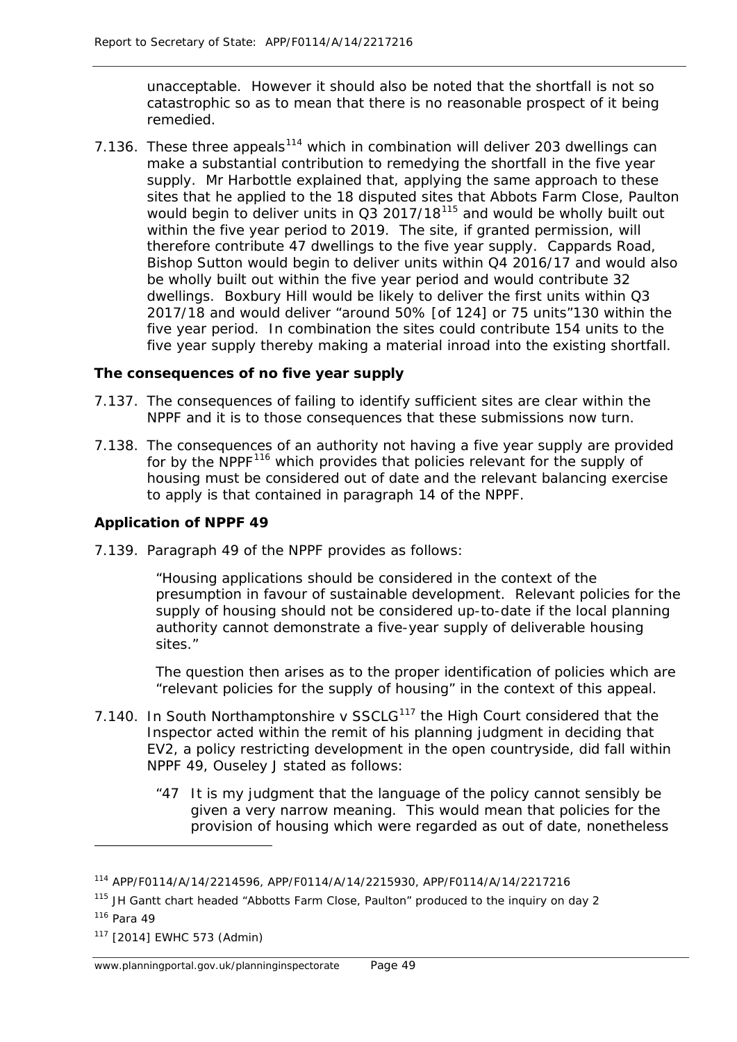unacceptable. However it should also be noted that the shortfall is not so catastrophic so as to mean that there is no reasonable prospect of it being remedied.

7.136. These three appeals[114] which in combination will deliver 203 dwellings can make a substantial contribution to remedying the shortfall in the five year supply. Mr Harbottle explained that, applying the same approach to these sites that he applied to the 18 disputed sites that Abbots Farm Close, Paulton would begin to deliver units in Q3 2017/18[115] and would be wholly built out within the five year period to 2019. The site, if granted permission, will therefore contribute 47 dwellings to the five year supply. Cappards Road, Bishop Sutton would begin to deliver units within Q4 2016/17 and would also be wholly built out within the five year period and would contribute 32 dwellings. Boxbury Hill would be likely to deliver the first units within Q3 2017/18 and would deliver "around 50% [of 124] or 75 units"130 within the five year period. In combination the sites could contribute 154 units to the five year supply thereby making a material inroad into the existing shortfall.

**The consequences of no five year supply**

7.137. The consequences of failing to identify sufficient sites are clear within the NPPF and it is to those consequences that these submissions now turn.

7.138. The consequences of an authority not having a five year supply are provided for by the NPPF[116] which provides that policies relevant for the supply of housing must be considered out of date and the relevant balancing exercise to apply is that contained in paragraph 14 of the NPPF.

**Application of NPPF 49**

7.139. Paragraph 49 of the NPPF provides as follows:

> "Housing applications should be considered in the context of the presumption in favour of sustainable development. Relevant policies for the supply of housing should not be considered up-to-date if the local planning authority cannot demonstrate a five-year supply of deliverable housing sites."

The question then arises as to the proper identification of policies which are "relevant policies for the supply of housing" in the context of this appeal.

7.140. In South Northamptonshire v SSCLG[117] the High Court considered that the Inspector acted within the remit of his planning judgment in deciding that EV2, a policy restricting development in the open countryside, did fall within NPPF 49, Ouseley J stated as follows:

> "47 It is my judgment that the language of the policy cannot sensibly be given a very narrow meaning. This would mean that policies for the provision of housing which were regarded as out of date, nonetheless

---

[114] APP/F0114/A/14/2214596, APP/F0114/A/14/2215930, APP/F0114/A/14/2217216

[115] JH Gantt chart headed "Abbotts Farm Close, Paulton" produced to the inquiry on day 2

[116] Para 49

[117] [2014] EWHC 573 (Admin)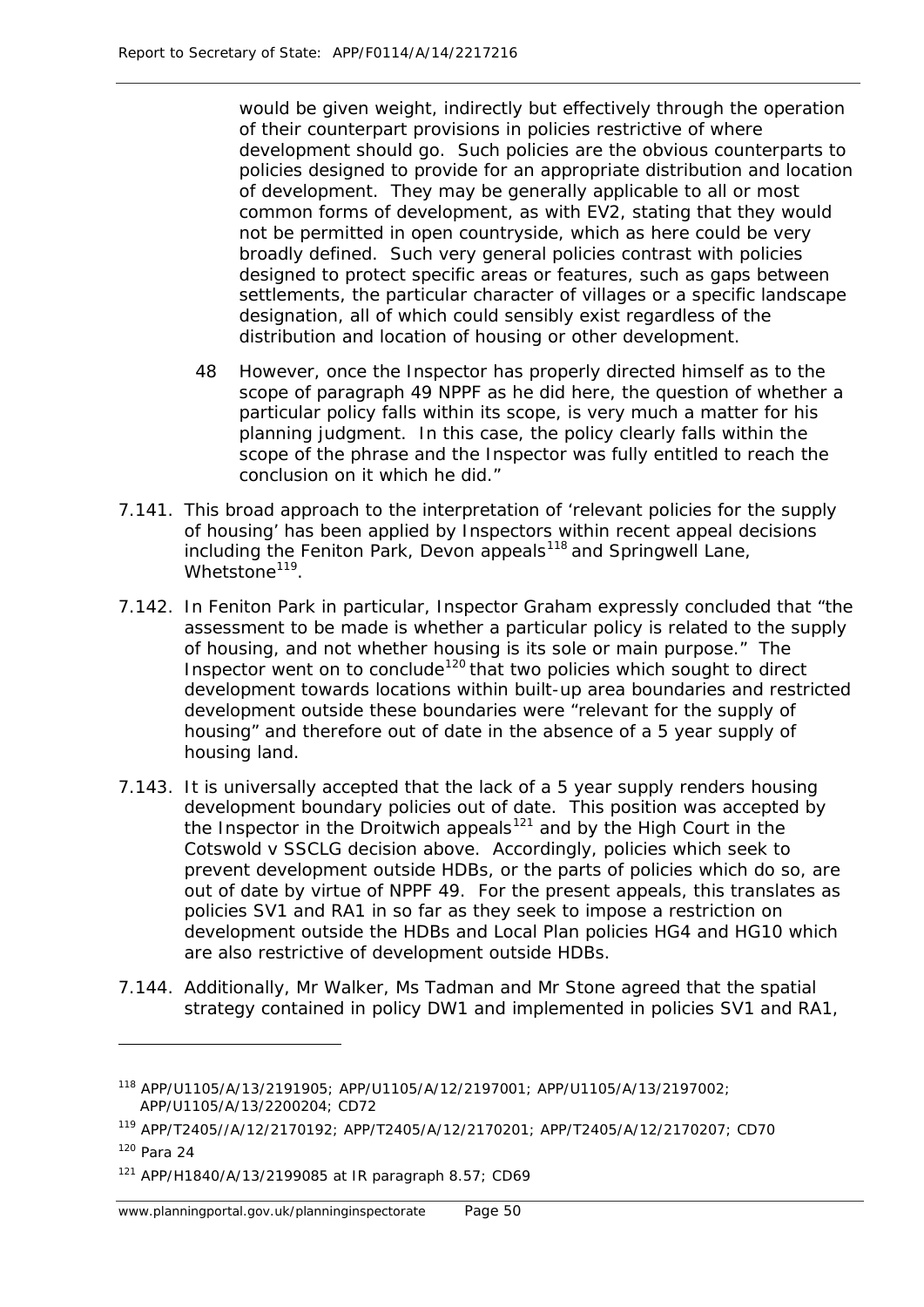would be given weight, indirectly but effectively through the operation of their counterpart provisions in policies restrictive of where development should go. Such policies are the obvious counterparts to policies designed to provide for an appropriate distribution and location of development. They may be generally applicable to all or most common forms of development, as with EV2, stating that they would not be permitted in open countryside, which as here could be very broadly defined. Such very general policies contrast with policies designed to protect specific areas or features, such as gaps between settlements, the particular character of villages or a specific landscape designation, all of which could sensibly exist regardless of the distribution and location of housing or other development.

48 However, once the Inspector has properly directed himself as to the scope of paragraph 49 NPPF as he did here, the question of whether a particular policy falls within its scope, is very much a matter for his planning judgment. In this case, the policy clearly falls within the scope of the phrase and the Inspector was fully entitled to reach the conclusion on it which he did."

7.141. This broad approach to the interpretation of 'relevant policies for the supply of housing' has been applied by Inspectors within recent appeal decisions including the Feniton Park, Devon appeals[118] and Springwell Lane, Whetstone[119].

7.142. In Feniton Park in particular, Inspector Graham expressly concluded that "the assessment to be made is whether a particular policy is related to the supply of housing, and not whether housing is its sole or main purpose." The Inspector went on to conclude[120] that two policies which sought to direct development towards locations within built-up area boundaries and restricted development outside these boundaries were "relevant for the supply of housing" and therefore out of date in the absence of a 5 year supply of housing land.

7.143. It is universally accepted that the lack of a 5 year supply renders housing development boundary policies out of date. This position was accepted by the Inspector in the Droitwich appeals[121] and by the High Court in the Cotswold v SSCLG decision above. Accordingly, policies which seek to prevent development outside HDBs, or the parts of policies which do so, are out of date by virtue of NPPF 49. For the present appeals, this translates as policies SV1 and RA1 in so far as they seek to impose a restriction on development outside the HDBs and Local Plan policies HG4 and HG10 which are also restrictive of development outside HDBs.

7.144. Additionally, Mr Walker, Ms Tadman and Mr Stone agreed that the spatial strategy contained in policy DW1 and implemented in policies SV1 and RA1,

---

[118] APP/U1105/A/13/2191905; APP/U1105/A/12/2197001; APP/U1105/A/13/2197002; APP/U1105/A/13/2200204; CD72

[119] APP/T2405//A/12/2170192; APP/T2405/A/12/2170201; APP/T2405/A/12/2170207; CD70

[120] Para 24

[121] APP/H1840/A/13/2199085 at IR paragraph 8.57; CD69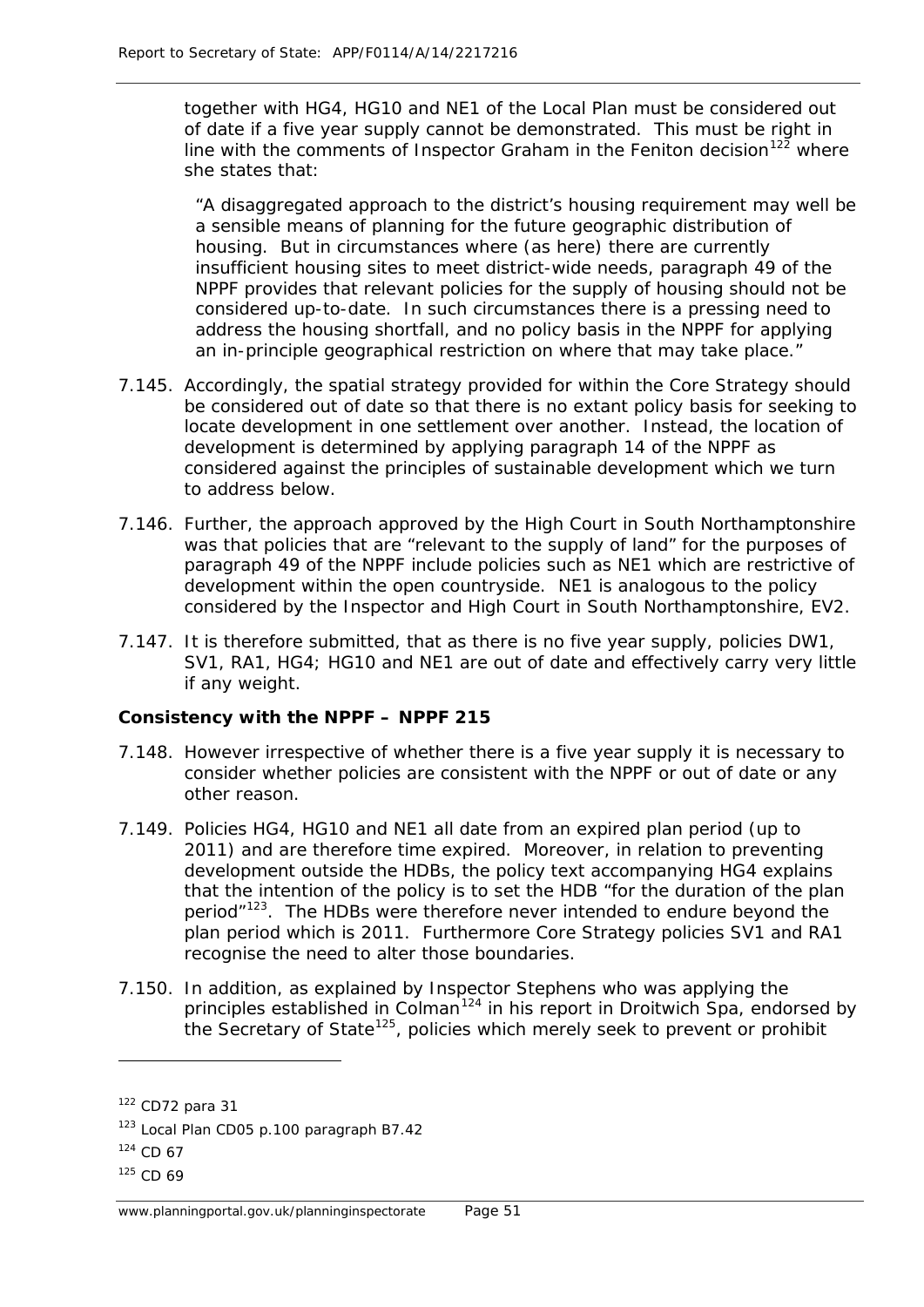together with HG4, HG10 and NE1 of the Local Plan must be considered out of date if a five year supply cannot be demonstrated. This must be right in line with the comments of Inspector Graham in the Feniton decision[122] where she states that:

> "A disaggregated approach to the district's housing requirement may well be a sensible means of planning for the future geographic distribution of housing. But in circumstances where (as here) there are currently insufficient housing sites to meet district-wide needs, paragraph 49 of the NPPF provides that relevant policies for the supply of housing should not be considered up-to-date. In such circumstances there is a pressing need to address the housing shortfall, and no policy basis in the NPPF for applying an in-principle geographical restriction on where that may take place."

7.145. Accordingly, the spatial strategy provided for within the Core Strategy should be considered out of date so that there is no extant policy basis for seeking to locate development in one settlement over another. Instead, the location of development is determined by applying paragraph 14 of the NPPF as considered against the principles of sustainable development which we turn to address below.

7.146. Further, the approach approved by the High Court in South Northamptonshire was that policies that are "relevant to the supply of land" for the purposes of paragraph 49 of the NPPF include policies such as NE1 which are restrictive of development within the open countryside. NE1 is analogous to the policy considered by the Inspector and High Court in South Northamptonshire, EV2.

7.147. It is therefore submitted, that as there is no five year supply, policies DW1, SV1, RA1, HG4; HG10 and NE1 are out of date and effectively carry very little if any weight.

**Consistency with the NPPF – NPPF 215**

7.148. However irrespective of whether there is a five year supply it is necessary to consider whether policies are consistent with the NPPF or out of date or any other reason.

7.149. Policies HG4, HG10 and NE1 all date from an expired plan period (up to 2011) and are therefore time expired. Moreover, in relation to preventing development outside the HDBs, the policy text accompanying HG4 explains that the intention of the policy is to set the HDB "for the duration of the plan period"[123]. The HDBs were therefore never intended to endure beyond the plan period which is 2011. Furthermore Core Strategy policies SV1 and RA1 recognise the need to alter those boundaries.

7.150. In addition, as explained by Inspector Stephens who was applying the principles established in Colman[124] in his report in Droitwich Spa, endorsed by the Secretary of State[125], policies which merely seek to prevent or prohibit

---

[122] CD72 para 31

[123] Local Plan CD05 p.100 paragraph B7.42

[124] CD 67

[125] CD 69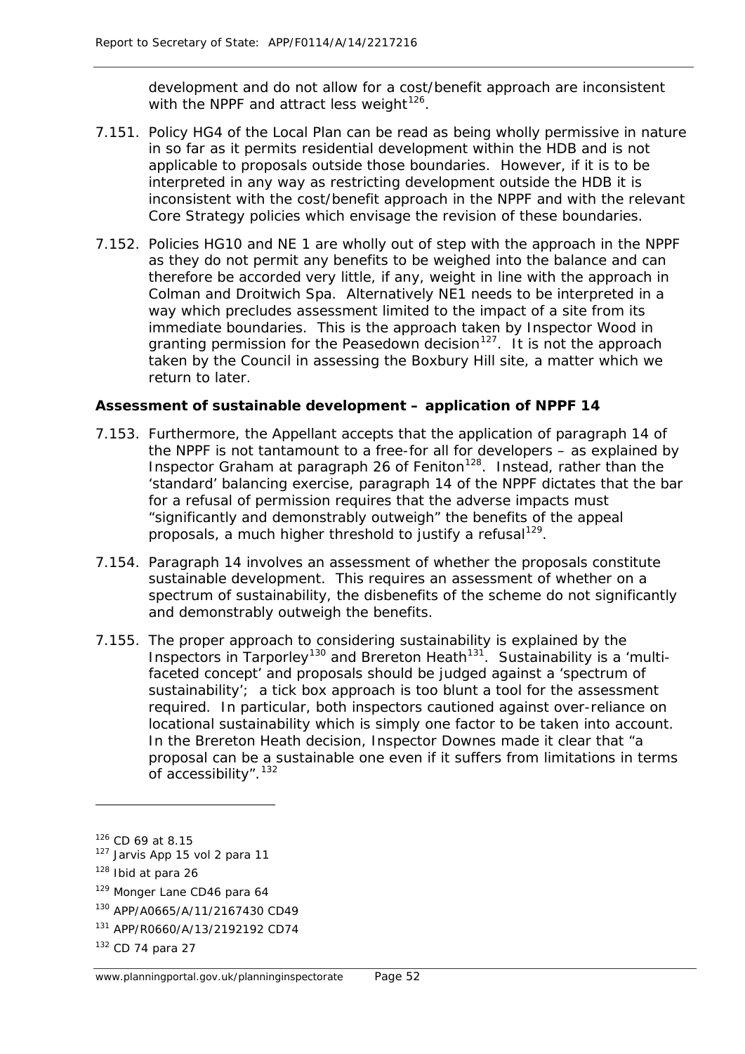development and do not allow for a cost/benefit approach are inconsistent with the NPPF and attract less weight[126].

7.151. Policy HG4 of the Local Plan can be read as being wholly permissive in nature in so far as it permits residential development within the HDB and is not applicable to proposals outside those boundaries. However, if it is to be interpreted in any way as restricting development outside the HDB it is inconsistent with the cost/benefit approach in the NPPF and with the relevant Core Strategy policies which envisage the revision of these boundaries.

7.152. Policies HG10 and NE 1 are wholly out of step with the approach in the NPPF as they do not permit any benefits to be weighed into the balance and can therefore be accorded very little, if any, weight in line with the approach in Colman and Droitwich Spa. Alternatively NE1 needs to be interpreted in a way which precludes assessment limited to the impact of a site from its immediate boundaries. This is the approach taken by Inspector Wood in granting permission for the Peasedown decision[127]. It is not the approach taken by the Council in assessing the Boxbury Hill site, a matter which we return to later.

**Assessment of sustainable development – application of NPPF 14**

7.153. Furthermore, the Appellant accepts that the application of paragraph 14 of the NPPF is not tantamount to a free-for all for developers – as explained by Inspector Graham at paragraph 26 of Feniton[128]. Instead, rather than the 'standard' balancing exercise, paragraph 14 of the NPPF dictates that the bar for a refusal of permission requires that the adverse impacts must "significantly and demonstrably outweigh" the benefits of the appeal proposals, a much higher threshold to justify a refusal[129].

7.154. Paragraph 14 involves an assessment of whether the proposals constitute sustainable development. This requires an assessment of whether on a spectrum of sustainability, the disbenefits of the scheme do not significantly and demonstrably outweigh the benefits.

7.155. The proper approach to considering sustainability is explained by the Inspectors in Tarporley[130] and Brereton Heath[131]. Sustainability is a 'multi-faceted concept' and proposals should be judged against a 'spectrum of sustainability'; a tick box approach is too blunt a tool for the assessment required. In particular, both inspectors cautioned against over-reliance on locational sustainability which is simply one factor to be taken into account. In the Brereton Heath decision, Inspector Downes made it clear that "a proposal can be a sustainable one even if it suffers from limitations in terms of accessibility".[132]

---

[126] CD 69 at 8.15

[127] Jarvis App 15 vol 2 para 11

[128] Ibid at para 26

[129] Monger Lane CD46 para 64

[130] APP/A0665/A/11/2167430 CD49

[131] APP/R0660/A/13/2192192 CD74

[132] CD 74 para 27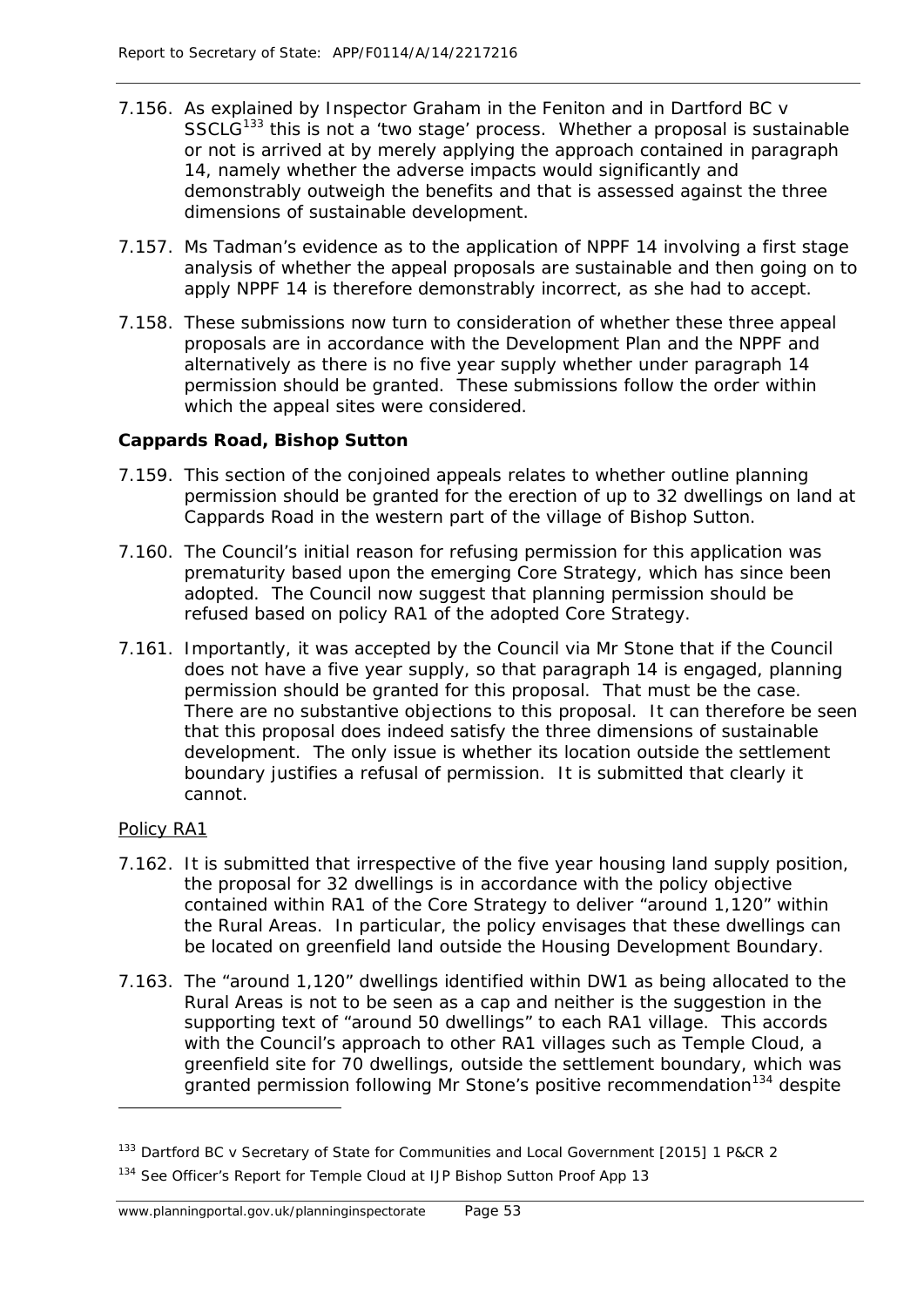7.156. As explained by Inspector Graham in the Feniton and in Dartford BC v SSCLG[133] this is not a 'two stage' process. Whether a proposal is sustainable or not is arrived at by merely applying the approach contained in paragraph 14, namely whether the adverse impacts would significantly and demonstrably outweigh the benefits and that is assessed against the three dimensions of sustainable development.

7.157. Ms Tadman's evidence as to the application of NPPF 14 involving a first stage analysis of whether the appeal proposals are sustainable and then going on to apply NPPF 14 is therefore demonstrably incorrect, as she had to accept.

7.158. These submissions now turn to consideration of whether these three appeal proposals are in accordance with the Development Plan and the NPPF and alternatively as there is no five year supply whether under paragraph 14 permission should be granted. These submissions follow the order within which the appeal sites were considered.

**Cappards Road, Bishop Sutton**

7.159. This section of the conjoined appeals relates to whether outline planning permission should be granted for the erection of up to 32 dwellings on land at Cappards Road in the western part of the village of Bishop Sutton.

7.160. The Council's initial reason for refusing permission for this application was prematurity based upon the emerging Core Strategy, which has since been adopted. The Council now suggest that planning permission should be refused based on policy RA1 of the adopted Core Strategy.

7.161. Importantly, it was accepted by the Council via Mr Stone that if the Council does not have a five year supply, so that paragraph 14 is engaged, planning permission should be granted for this proposal. That must be the case. There are no substantive objections to this proposal. It can therefore be seen that this proposal does indeed satisfy the three dimensions of sustainable development. The only issue is whether its location outside the settlement boundary justifies a refusal of permission. It is submitted that clearly it cannot.

<u>Policy RA1</u>

7.162. It is submitted that irrespective of the five year housing land supply position, the proposal for 32 dwellings is in accordance with the policy objective contained within RA1 of the Core Strategy to deliver "around 1,120" within the Rural Areas. In particular, the policy envisages that these dwellings can be located on greenfield land outside the Housing Development Boundary.

7.163. The "around 1,120" dwellings identified within DW1 as being allocated to the Rural Areas is not to be seen as a cap and neither is the suggestion in the supporting text of "around 50 dwellings" to each RA1 village. This accords with the Council's approach to other RA1 villages such as Temple Cloud, a greenfield site for 70 dwellings, outside the settlement boundary, which was granted permission following Mr Stone's positive recommendation[134] despite

---

[133] Dartford BC v Secretary of State for Communities and Local Government [2015] 1 P&CR 2

[134] See Officer's Report for Temple Cloud at IJP Bishop Sutton Proof App 13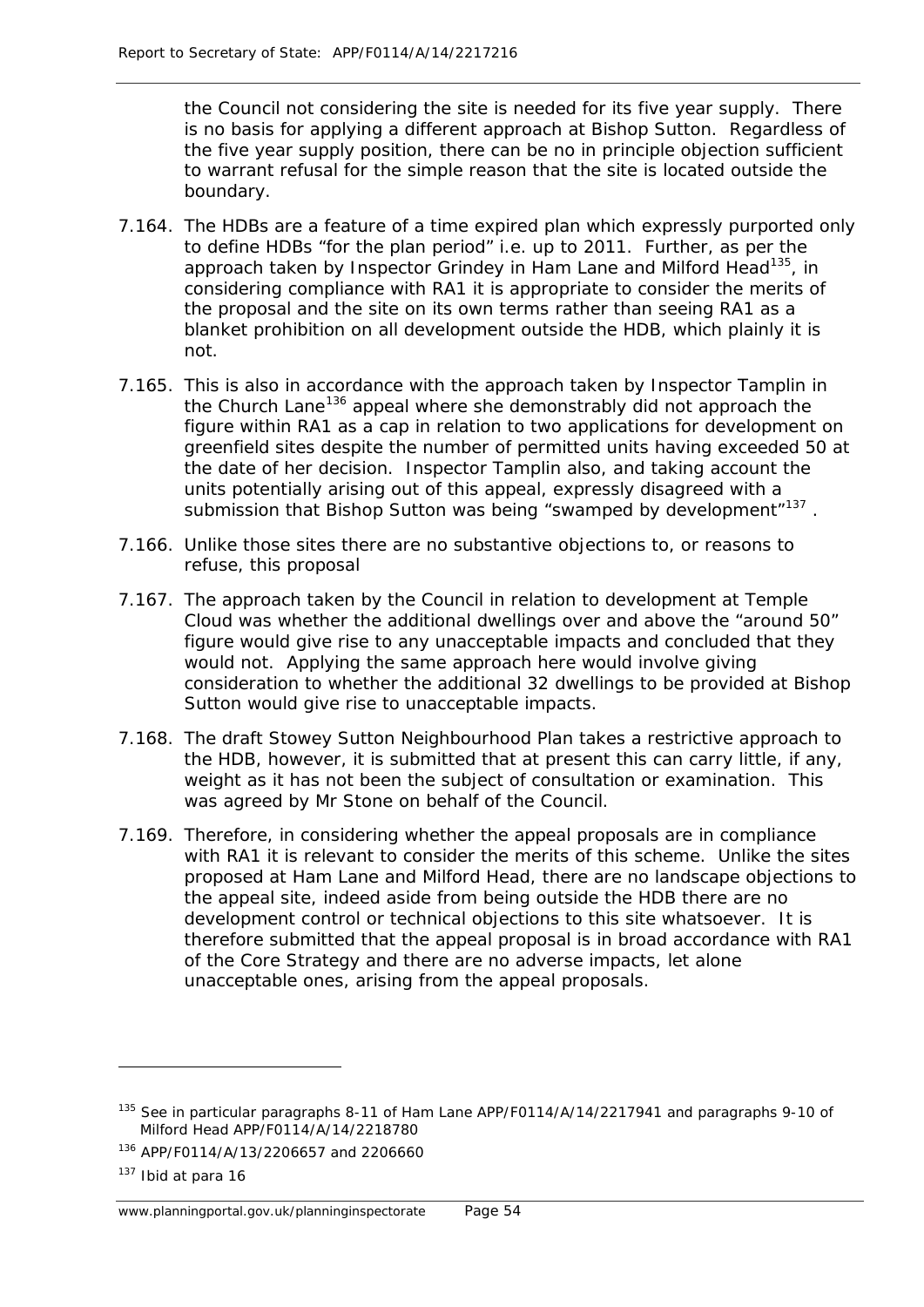the Council not considering the site is needed for its five year supply. There is no basis for applying a different approach at Bishop Sutton. Regardless of the five year supply position, there can be no in principle objection sufficient to warrant refusal for the simple reason that the site is located outside the boundary.

7.164. The HDBs are a feature of a time expired plan which expressly purported only to define HDBs "for the plan period" i.e. up to 2011. Further, as per the approach taken by Inspector Grindey in Ham Lane and Milford Head[135], in considering compliance with RA1 it is appropriate to consider the merits of the proposal and the site on its own terms rather than seeing RA1 as a blanket prohibition on all development outside the HDB, which plainly it is not.

7.165. This is also in accordance with the approach taken by Inspector Tamplin in the Church Lane[136] appeal where she demonstrably did not approach the figure within RA1 as a cap in relation to two applications for development on greenfield sites despite the number of permitted units having exceeded 50 at the date of her decision. Inspector Tamplin also, and taking account the units potentially arising out of this appeal, expressly disagreed with a submission that Bishop Sutton was being "swamped by development"[137] .

7.166. Unlike those sites there are no substantive objections to, or reasons to refuse, this proposal

7.167. The approach taken by the Council in relation to development at Temple Cloud was whether the additional dwellings over and above the "around 50" figure would give rise to any unacceptable impacts and concluded that they would not. Applying the same approach here would involve giving consideration to whether the additional 32 dwellings to be provided at Bishop Sutton would give rise to unacceptable impacts.

7.168. The draft Stowey Sutton Neighbourhood Plan takes a restrictive approach to the HDB, however, it is submitted that at present this can carry little, if any, weight as it has not been the subject of consultation or examination. This was agreed by Mr Stone on behalf of the Council.

7.169. Therefore, in considering whether the appeal proposals are in compliance with RA1 it is relevant to consider the merits of this scheme. Unlike the sites proposed at Ham Lane and Milford Head, there are no landscape objections to the appeal site, indeed aside from being outside the HDB there are no development control or technical objections to this site whatsoever. It is therefore submitted that the appeal proposal is in broad accordance with RA1 of the Core Strategy and there are no adverse impacts, let alone unacceptable ones, arising from the appeal proposals.

---

[135] See in particular paragraphs 8-11 of Ham Lane APP/F0114/A/14/2217941 and paragraphs 9-10 of Milford Head APP/F0114/A/14/2218780

[136] APP/F0114/A/13/2206657 and 2206660

[137] Ibid at para 16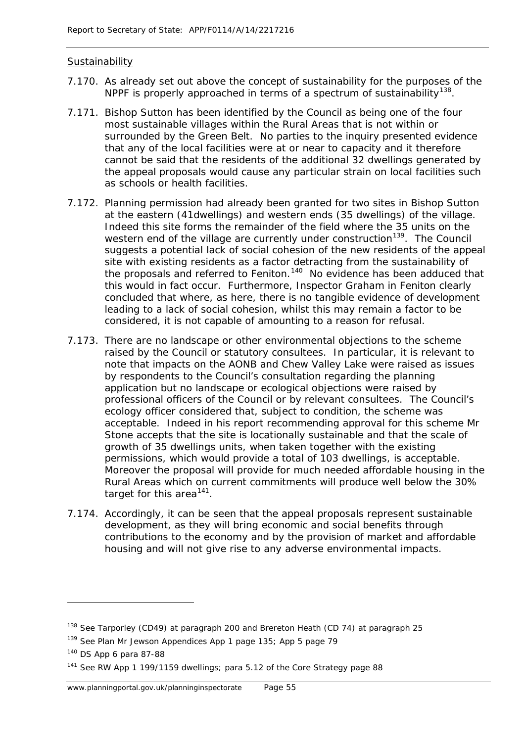Sustainability

7.170. As already set out above the concept of sustainability for the purposes of the NPPF is properly approached in terms of a spectrum of sustainability[138].

7.171. Bishop Sutton has been identified by the Council as being one of the four most sustainable villages within the Rural Areas that is not within or surrounded by the Green Belt. No parties to the inquiry presented evidence that any of the local facilities were at or near to capacity and it therefore cannot be said that the residents of the additional 32 dwellings generated by the appeal proposals would cause any particular strain on local facilities such as schools or health facilities.

7.172. Planning permission had already been granted for two sites in Bishop Sutton at the eastern (41dwellings) and western ends (35 dwellings) of the village. Indeed this site forms the remainder of the field where the 35 units on the western end of the village are currently under construction[139]. The Council suggests a potential lack of social cohesion of the new residents of the appeal site with existing residents as a factor detracting from the sustainability of the proposals and referred to Feniton.[140] No evidence has been adduced that this would in fact occur. Furthermore, Inspector Graham in Feniton clearly concluded that where, as here, there is no tangible evidence of development leading to a lack of social cohesion, whilst this may remain a factor to be considered, it is not capable of amounting to a reason for refusal.

7.173. There are no landscape or other environmental objections to the scheme raised by the Council or statutory consultees. In particular, it is relevant to note that impacts on the AONB and Chew Valley Lake were raised as issues by respondents to the Council's consultation regarding the planning application but no landscape or ecological objections were raised by professional officers of the Council or by relevant consultees. The Council's ecology officer considered that, subject to condition, the scheme was acceptable. Indeed in his report recommending approval for this scheme Mr Stone accepts that the site is locationally sustainable and that the scale of growth of 35 dwellings units, when taken together with the existing permissions, which would provide a total of 103 dwellings, is acceptable. Moreover the proposal will provide for much needed affordable housing in the Rural Areas which on current commitments will produce well below the 30% target for this area[141].

7.174. Accordingly, it can be seen that the appeal proposals represent sustainable development, as they will bring economic and social benefits through contributions to the economy and by the provision of market and affordable housing and will not give rise to any adverse environmental impacts.

---

[138] See Tarporley (CD49) at paragraph 200 and Brereton Heath (CD 74) at paragraph 25

[139] See Plan Mr Jewson Appendices App 1 page 135; App 5 page 79

[140] DS App 6 para 87-88

[141] See RW App 1 199/1159 dwellings; para 5.12 of the Core Strategy page 88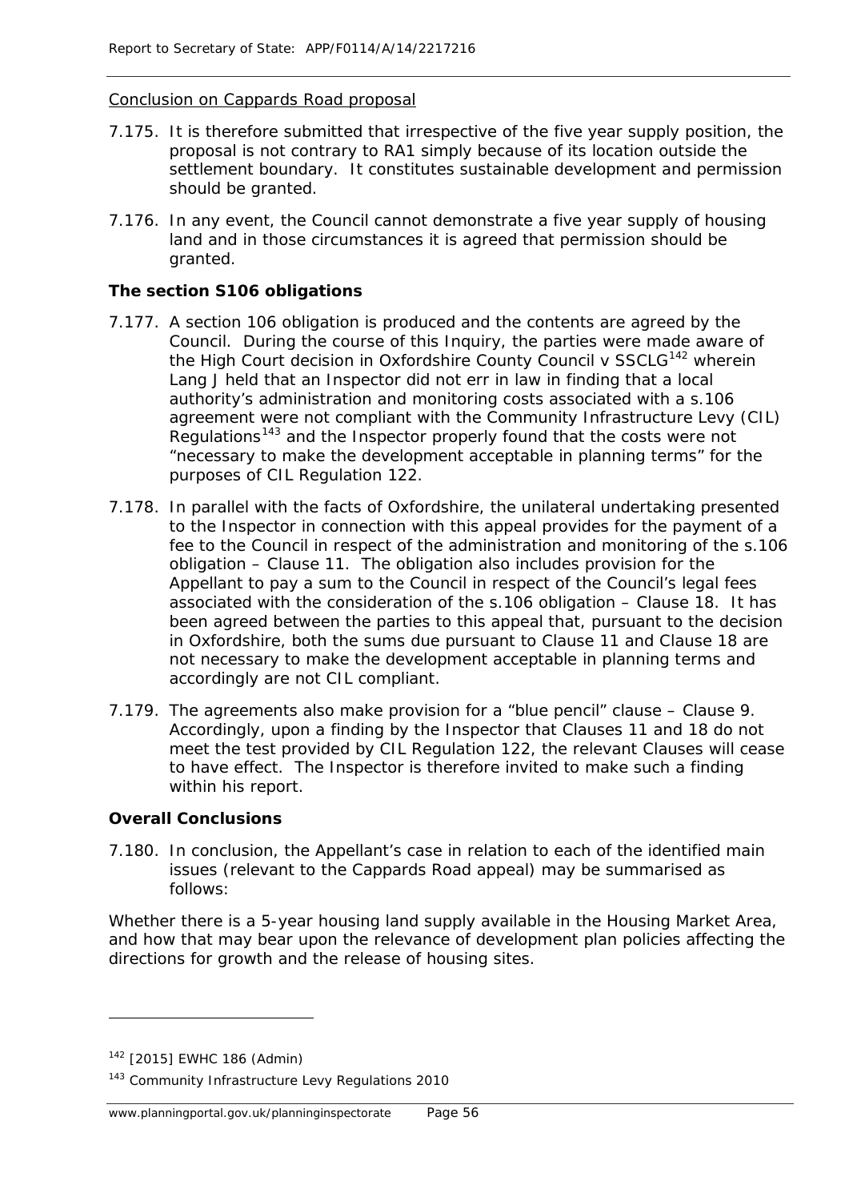Conclusion on Cappards Road proposal

7.175. It is therefore submitted that irrespective of the five year supply position, the proposal is not contrary to RA1 simply because of its location outside the settlement boundary. It constitutes sustainable development and permission should be granted.

7.176. In any event, the Council cannot demonstrate a five year supply of housing land and in those circumstances it is agreed that permission should be granted.

**The section S106 obligations**

7.177. A section 106 obligation is produced and the contents are agreed by the Council. During the course of this Inquiry, the parties were made aware of the High Court decision in Oxfordshire County Council v SSCLG[142] wherein Lang J held that an Inspector did not err in law in finding that a local authority's administration and monitoring costs associated with a s.106 agreement were not compliant with the Community Infrastructure Levy (CIL) Regulations[143] and the Inspector properly found that the costs were not "necessary to make the development acceptable in planning terms" for the purposes of CIL Regulation 122.

7.178. In parallel with the facts of Oxfordshire, the unilateral undertaking presented to the Inspector in connection with this appeal provides for the payment of a fee to the Council in respect of the administration and monitoring of the s.106 obligation – Clause 11. The obligation also includes provision for the Appellant to pay a sum to the Council in respect of the Council's legal fees associated with the consideration of the s.106 obligation – Clause 18. It has been agreed between the parties to this appeal that, pursuant to the decision in Oxfordshire, both the sums due pursuant to Clause 11 and Clause 18 are not necessary to make the development acceptable in planning terms and accordingly are not CIL compliant.

7.179. The agreements also make provision for a "blue pencil" clause – Clause 9. Accordingly, upon a finding by the Inspector that Clauses 11 and 18 do not meet the test provided by CIL Regulation 122, the relevant Clauses will cease to have effect. The Inspector is therefore invited to make such a finding within his report.

**Overall Conclusions**

7.180. In conclusion, the Appellant's case in relation to each of the identified main issues (relevant to the Cappards Road appeal) may be summarised as follows:

*Whether there is a 5-year housing land supply available in the Housing Market Area, and how that may bear upon the relevance of development plan policies affecting the directions for growth and the release of housing sites.*

---

[142] [2015] EWHC 186 (Admin)

[143] Community Infrastructure Levy Regulations 2010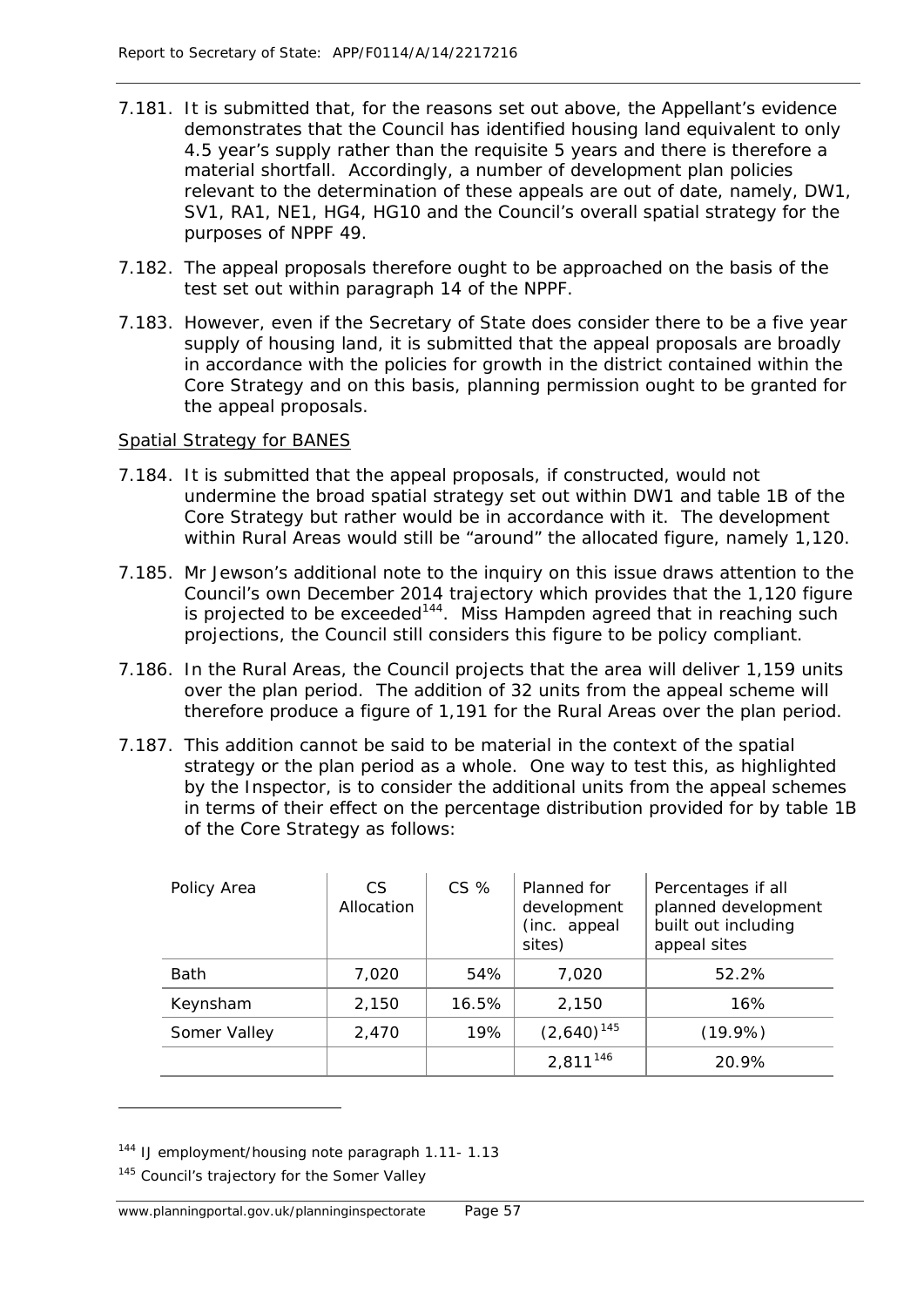7.181. It is submitted that, for the reasons set out above, the Appellant's evidence demonstrates that the Council has identified housing land equivalent to only 4.5 year's supply rather than the requisite 5 years and there is therefore a material shortfall. Accordingly, a number of development plan policies relevant to the determination of these appeals are out of date, namely, DW1, SV1, RA1, NE1, HG4, HG10 and the Council's overall spatial strategy for the purposes of NPPF 49.

7.182. The appeal proposals therefore ought to be approached on the basis of the test set out within paragraph 14 of the NPPF.

7.183. However, even if the Secretary of State does consider there to be a five year supply of housing land, it is submitted that the appeal proposals are broadly in accordance with the policies for growth in the district contained within the Core Strategy and on this basis, planning permission ought to be granted for the appeal proposals.

Spatial Strategy for BANES

7.184. It is submitted that the appeal proposals, if constructed, would not undermine the broad spatial strategy set out within DW1 and table 1B of the Core Strategy but rather would be in accordance with it. The development within Rural Areas would still be "around" the allocated figure, namely 1,120.

7.185. Mr Jewson's additional note to the inquiry on this issue draws attention to the Council's own December 2014 trajectory which provides that the 1,120 figure is projected to be exceeded[144]. Miss Hampden agreed that in reaching such projections, the Council still considers this figure to be policy compliant.

7.186. In the Rural Areas, the Council projects that the area will deliver 1,159 units over the plan period. The addition of 32 units from the appeal scheme will therefore produce a figure of 1,191 for the Rural Areas over the plan period.

7.187. This addition cannot be said to be material in the context of the spatial strategy or the plan period as a whole. One way to test this, as highlighted by the Inspector, is to consider the additional units from the appeal schemes in terms of their effect on the percentage distribution provided for by table 1B of the Core Strategy as follows:

| Policy Area | CS Allocation | CS % | Planned for development (inc. appeal sites) | Percentages if all planned development built out including appeal sites |
|---|---|---|---|---|
| Bath | 7,020 | 54% | 7,020 | 52.2% |
| Keynsham | 2,150 | 16.5% | 2,150 | 16% |
| Somer Valley | 2,470 | 19% | (2,640)[145] | (19.9%) |
| | | | 2,811[146] | 20.9% |

[144] IJ employment/housing note paragraph 1.11- 1.13

[145] Council's trajectory for the Somer Valley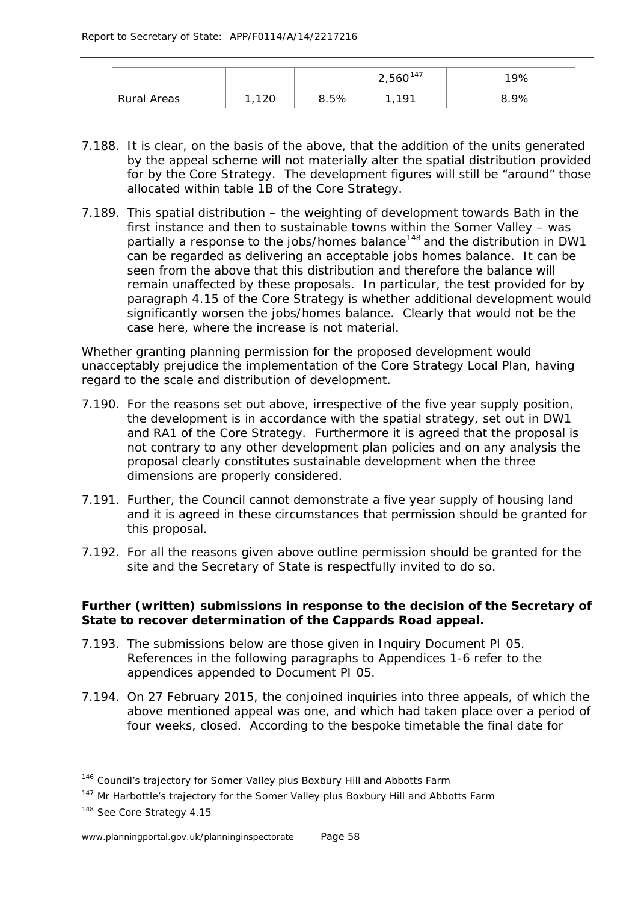| | | | | |
|---|---|---|---|---|
| | | | 2,560[147] | 19% |
| Rural Areas | 1,120 | 8.5% | 1,191 | 8.9% |

7.188. It is clear, on the basis of the above, that the addition of the units generated by the appeal scheme will not materially alter the spatial distribution provided for by the Core Strategy. The development figures will still be "around" those allocated within table 1B of the Core Strategy.

7.189. This spatial distribution – the weighting of development towards Bath in the first instance and then to sustainable towns within the Somer Valley – was partially a response to the jobs/homes balance[148] and the distribution in DW1 can be regarded as delivering an acceptable jobs homes balance. It can be seen from the above that this distribution and therefore the balance will remain unaffected by these proposals. In particular, the test provided for by paragraph 4.15 of the Core Strategy is whether additional development would significantly worsen the jobs/homes balance. Clearly that would not be the case here, where the increase is not material.

*Whether granting planning permission for the proposed development would unacceptably prejudice the implementation of the Core Strategy Local Plan, having regard to the scale and distribution of development.*

7.190. For the reasons set out above, irrespective of the five year supply position, the development is in accordance with the spatial strategy, set out in DW1 and RA1 of the Core Strategy. Furthermore it is agreed that the proposal is not contrary to any other development plan policies and on any analysis the proposal clearly constitutes sustainable development when the three dimensions are properly considered.

7.191. Further, the Council cannot demonstrate a five year supply of housing land and it is agreed in these circumstances that permission should be granted for this proposal.

7.192. For all the reasons given above outline permission should be granted for the site and the Secretary of State is respectfully invited to do so.

**Further (written) submissions in response to the decision of the Secretary of State to recover determination of the Cappards Road appeal.**

7.193. The submissions below are those given in Inquiry Document PI 05. References in the following paragraphs to Appendices 1-6 refer to the appendices appended to Document PI 05.

7.194. On 27 February 2015, the conjoined inquiries into three appeals, of which the above mentioned appeal was one, and which had taken place over a period of four weeks, closed. According to the bespoke timetable the final date for

[146] Council's trajectory for Somer Valley plus Boxbury Hill and Abbotts Farm

[147] Mr Harbottle's trajectory for the Somer Valley plus Boxbury Hill and Abbotts Farm

[148] See Core Strategy 4.15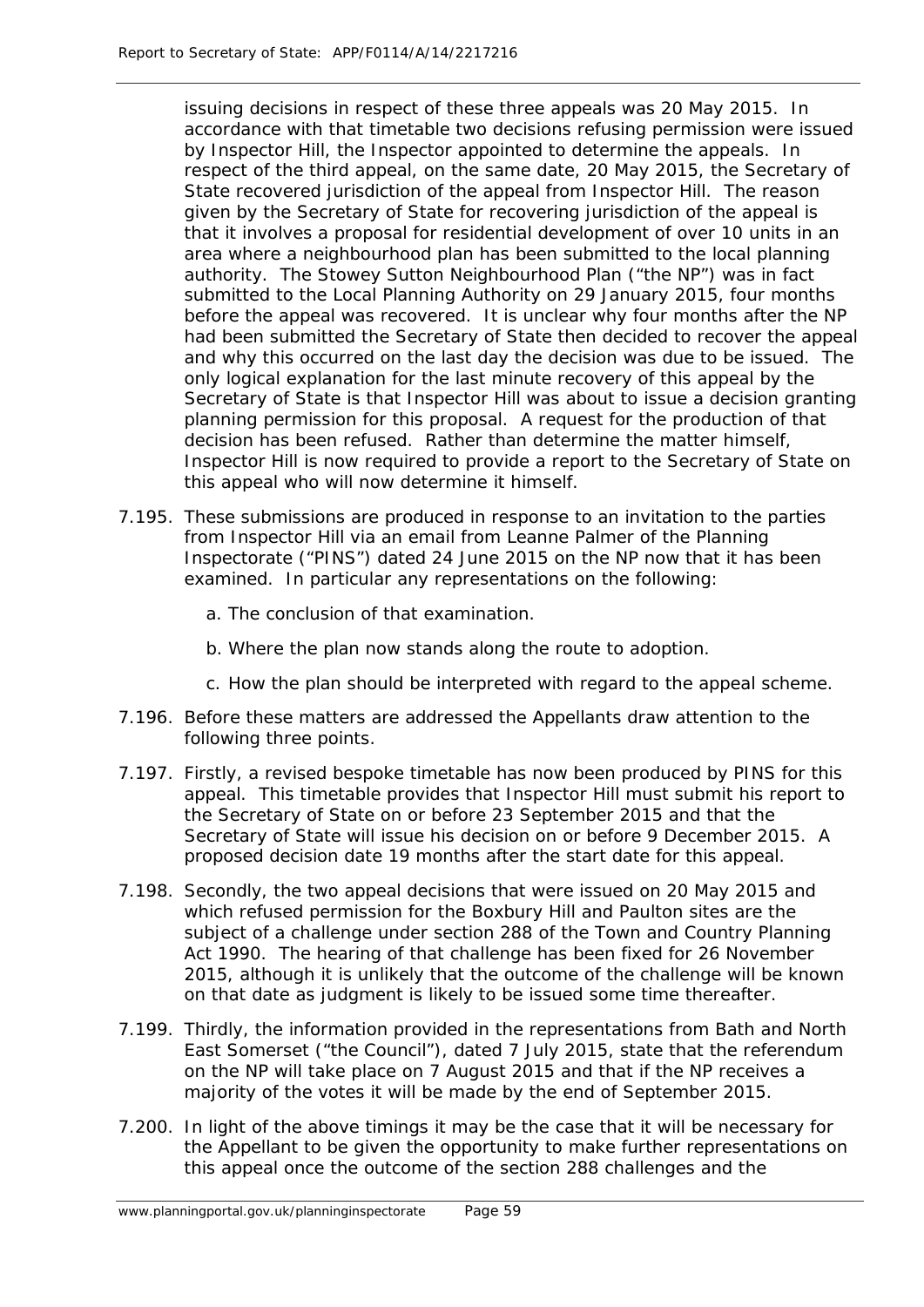issuing decisions in respect of these three appeals was 20 May 2015. In accordance with that timetable two decisions refusing permission were issued by Inspector Hill, the Inspector appointed to determine the appeals. In respect of the third appeal, on the same date, 20 May 2015, the Secretary of State recovered jurisdiction of the appeal from Inspector Hill. The reason given by the Secretary of State for recovering jurisdiction of the appeal is that it involves a proposal for residential development of over 10 units in an area where a neighbourhood plan has been submitted to the local planning authority. The Stowey Sutton Neighbourhood Plan ("the NP") was in fact submitted to the Local Planning Authority on 29 January 2015, four months before the appeal was recovered. It is unclear why four months after the NP had been submitted the Secretary of State then decided to recover the appeal and why this occurred on the last day the decision was due to be issued. The only logical explanation for the last minute recovery of this appeal by the Secretary of State is that Inspector Hill was about to issue a decision granting planning permission for this proposal. A request for the production of that decision has been refused. Rather than determine the matter himself, Inspector Hill is now required to provide a report to the Secretary of State on this appeal who will now determine it himself.

7.195. These submissions are produced in response to an invitation to the parties from Inspector Hill via an email from Leanne Palmer of the Planning Inspectorate ("PINS") dated 24 June 2015 on the NP now that it has been examined. In particular any representations on the following:

a. The conclusion of that examination.

b. Where the plan now stands along the route to adoption.

c. How the plan should be interpreted with regard to the appeal scheme.

7.196. Before these matters are addressed the Appellants draw attention to the following three points.

7.197. Firstly, a revised bespoke timetable has now been produced by PINS for this appeal. This timetable provides that Inspector Hill must submit his report to the Secretary of State on or before 23 September 2015 and that the Secretary of State will issue his decision on or before 9 December 2015. A proposed decision date 19 months after the start date for this appeal.

7.198. Secondly, the two appeal decisions that were issued on 20 May 2015 and which refused permission for the Boxbury Hill and Paulton sites are the subject of a challenge under section 288 of the Town and Country Planning Act 1990. The hearing of that challenge has been fixed for 26 November 2015, although it is unlikely that the outcome of the challenge will be known on that date as judgment is likely to be issued some time thereafter.

7.199. Thirdly, the information provided in the representations from Bath and North East Somerset ("the Council"), dated 7 July 2015, state that the referendum on the NP will take place on 7 August 2015 and that if the NP receives a majority of the votes it will be made by the end of September 2015.

7.200. In light of the above timings it may be the case that it will be necessary for the Appellant to be given the opportunity to make further representations on this appeal once the outcome of the section 288 challenges and the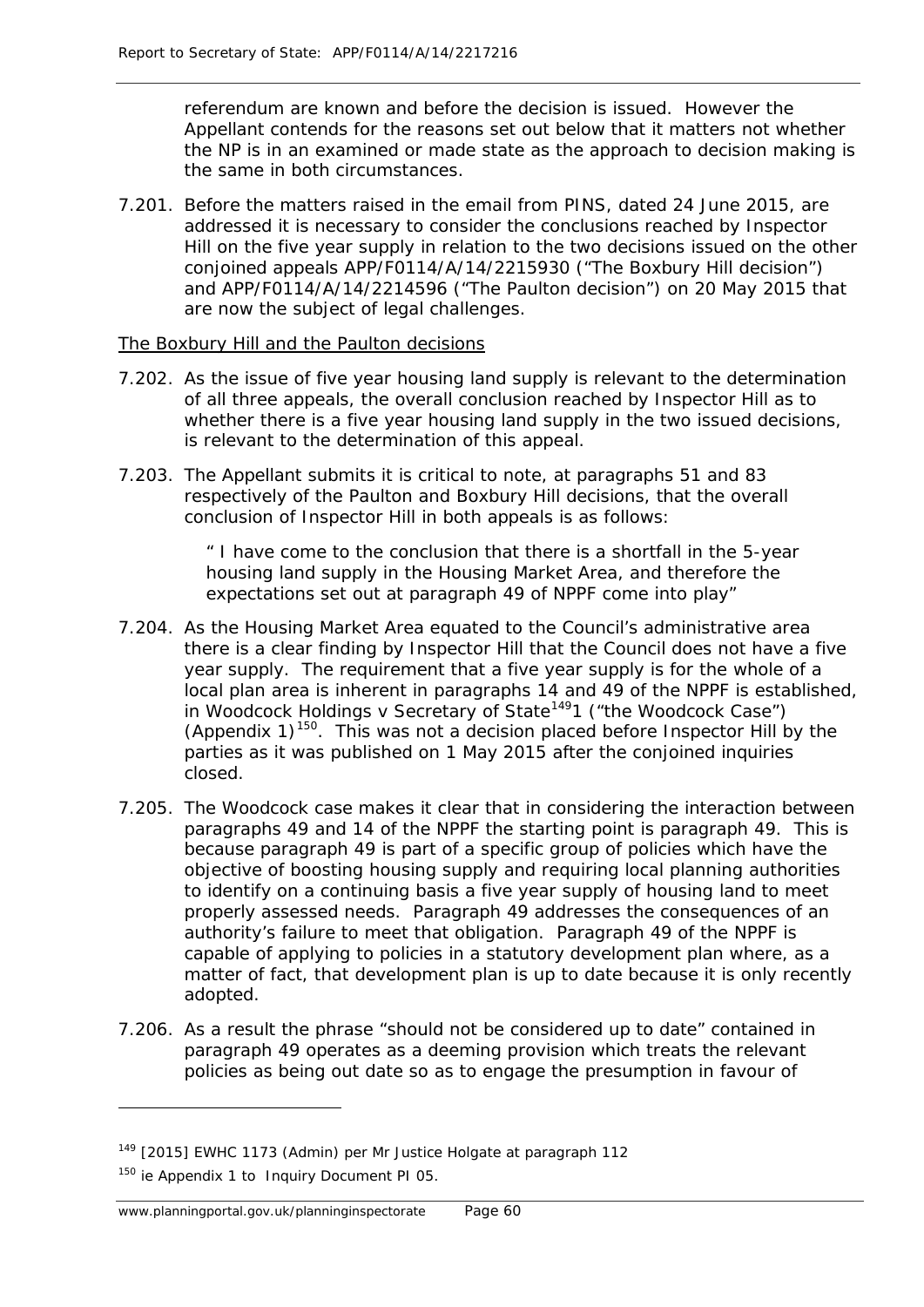referendum are known and before the decision is issued. However the Appellant contends for the reasons set out below that it matters not whether the NP is in an examined or made state as the approach to decision making is the same in both circumstances.

7.201. Before the matters raised in the email from PINS, dated 24 June 2015, are addressed it is necessary to consider the conclusions reached by Inspector Hill on the five year supply in relation to the two decisions issued on the other conjoined appeals APP/F0114/A/14/2215930 ("The Boxbury Hill decision") and APP/F0114/A/14/2214596 ("The Paulton decision") on 20 May 2015 that are now the subject of legal challenges.

The Boxbury Hill and the Paulton decisions

7.202. As the issue of five year housing land supply is relevant to the determination of all three appeals, the overall conclusion reached by Inspector Hill as to whether there is a five year housing land supply in the two issued decisions, is relevant to the determination of this appeal.

7.203. The Appellant submits it is critical to note, at paragraphs 51 and 83 respectively of the Paulton and Boxbury Hill decisions, that the overall conclusion of Inspector Hill in both appeals is as follows:

> " I have come to the conclusion that there is a shortfall in the 5-year housing land supply in the Housing Market Area, and therefore the expectations set out at paragraph 49 of NPPF come into play"

7.204. As the Housing Market Area equated to the Council's administrative area there is a clear finding by Inspector Hill that the Council does not have a five year supply. The requirement that a five year supply is for the whole of a local plan area is inherent in paragraphs 14 and 49 of the NPPF is established, in Woodcock Holdings v Secretary of State[149]1 ("the Woodcock Case") (Appendix 1)[150]. This was not a decision placed before Inspector Hill by the parties as it was published on 1 May 2015 after the conjoined inquiries closed.

7.205. The Woodcock case makes it clear that in considering the interaction between paragraphs 49 and 14 of the NPPF the starting point is paragraph 49. This is because paragraph 49 is part of a specific group of policies which have the objective of boosting housing supply and requiring local planning authorities to identify on a continuing basis a five year supply of housing land to meet properly assessed needs. Paragraph 49 addresses the consequences of an authority's failure to meet that obligation. Paragraph 49 of the NPPF is capable of applying to policies in a statutory development plan where, as a matter of fact, that development plan is up to date because it is only recently adopted.

7.206. As a result the phrase "should not be considered up to date" contained in paragraph 49 operates as a deeming provision which treats the relevant policies as being out date so as to engage the presumption in favour of

---

[149] [2015] EWHC 1173 (Admin) per Mr Justice Holgate at paragraph 112

[150] ie Appendix 1 to Inquiry Document PI 05.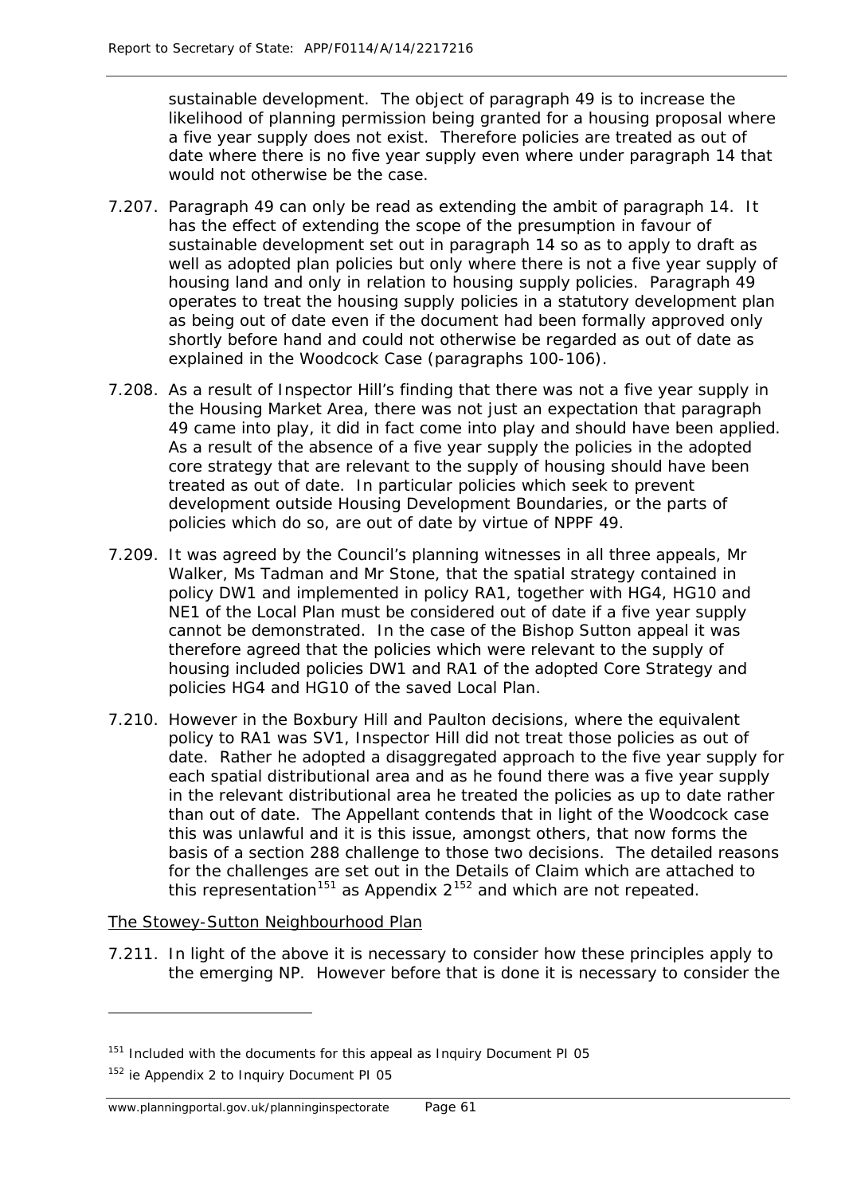sustainable development. The object of paragraph 49 is to increase the likelihood of planning permission being granted for a housing proposal where a five year supply does not exist. Therefore policies are treated as out of date where there is no five year supply even where under paragraph 14 that would not otherwise be the case.

7.207. Paragraph 49 can only be read as extending the ambit of paragraph 14. It has the effect of extending the scope of the presumption in favour of sustainable development set out in paragraph 14 so as to apply to draft as well as adopted plan policies but only where there is not a five year supply of housing land and only in relation to housing supply policies. Paragraph 49 operates to treat the housing supply policies in a statutory development plan as being out of date even if the document had been formally approved only shortly before hand and could not otherwise be regarded as out of date as explained in the Woodcock Case (paragraphs 100-106).

7.208. As a result of Inspector Hill's finding that there was not a five year supply in the Housing Market Area, there was not just an expectation that paragraph 49 came into play, it did in fact come into play and should have been applied. As a result of the absence of a five year supply the policies in the adopted core strategy that are relevant to the supply of housing should have been treated as out of date. In particular policies which seek to prevent development outside Housing Development Boundaries, or the parts of policies which do so, are out of date by virtue of NPPF 49.

7.209. It was agreed by the Council's planning witnesses in all three appeals, Mr Walker, Ms Tadman and Mr Stone, that the spatial strategy contained in policy DW1 and implemented in policy RA1, together with HG4, HG10 and NE1 of the Local Plan must be considered out of date if a five year supply cannot be demonstrated. In the case of the Bishop Sutton appeal it was therefore agreed that the policies which were relevant to the supply of housing included policies DW1 and RA1 of the adopted Core Strategy and policies HG4 and HG10 of the saved Local Plan.

7.210. However in the Boxbury Hill and Paulton decisions, where the equivalent policy to RA1 was SV1, Inspector Hill did not treat those policies as out of date. Rather he adopted a disaggregated approach to the five year supply for each spatial distributional area and as he found there was a five year supply in the relevant distributional area he treated the policies as up to date rather than out of date. The Appellant contends that in light of the Woodcock case this was unlawful and it is this issue, amongst others, that now forms the basis of a section 288 challenge to those two decisions. The detailed reasons for the challenges are set out in the Details of Claim which are attached to this representation[151] as Appendix 2[152] and which are not repeated.

<u>The Stowey-Sutton Neighbourhood Plan</u>

7.211. In light of the above it is necessary to consider how these principles apply to the emerging NP. However before that is done it is necessary to consider the

---

[151] Included with the documents for this appeal as Inquiry Document PI 05

[152] ie Appendix 2 to Inquiry Document PI 05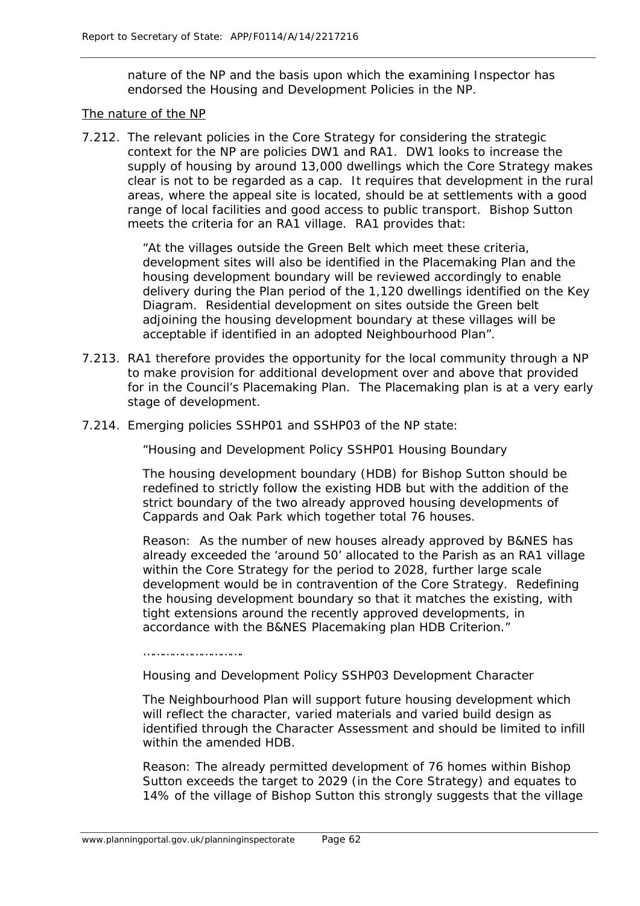nature of the NP and the basis upon which the examining Inspector has endorsed the Housing and Development Policies in the NP.

The nature of the NP

7.212. The relevant policies in the Core Strategy for considering the strategic context for the NP are policies DW1 and RA1. DW1 looks to increase the supply of housing by around 13,000 dwellings which the Core Strategy makes clear is not to be regarded as a cap. It requires that development in the rural areas, where the appeal site is located, should be at settlements with a good range of local facilities and good access to public transport. Bishop Sutton meets the criteria for an RA1 village. RA1 provides that:

> *"At the villages outside the Green Belt which meet these criteria, development sites will also be identified in the Placemaking Plan and the housing development boundary will be reviewed accordingly to enable delivery during the Plan period of the 1,120 dwellings identified on the Key Diagram. Residential development on sites outside the Green belt adjoining the housing development boundary at these villages will be acceptable if identified in an adopted Neighbourhood Plan".*

7.213. RA1 therefore provides the opportunity for the local community through a NP to make provision for additional development over and above that provided for in the Council's Placemaking Plan. The Placemaking plan is at a very early stage of development.

7.214. Emerging policies SSHP01 and SSHP03 of the NP state:

> *"Housing and Development Policy SSHP01 Housing Boundary*
>
> *The housing development boundary (HDB) for Bishop Sutton should be redefined to strictly follow the existing HDB but with the addition of the strict boundary of the two already approved housing developments of Cappards and Oak Park which together total 76 houses.*
>
> *Reason: As the number of new houses already approved by B&NES has already exceeded the 'around 50' allocated to the Parish as an RA1 village within the Core Strategy for the period to 2028, further large scale development would be in contravention of the Core Strategy. Redefining the housing development boundary so that it matches the existing, with tight extensions around the recently approved developments, in accordance with the B&NES Placemaking plan HDB Criterion."*
>
> *………………………….*
>
> *Housing and Development Policy SSHP03 Development Character*
>
> *The Neighbourhood Plan will support future housing development which will reflect the character, varied materials and varied build design as identified through the Character Assessment and should be limited to infill within the amended HDB.*
>
> *Reason: The already permitted development of 76 homes within Bishop Sutton exceeds the target to 2029 (in the Core Strategy) and equates to 14% of the village of Bishop Sutton this strongly suggests that the village*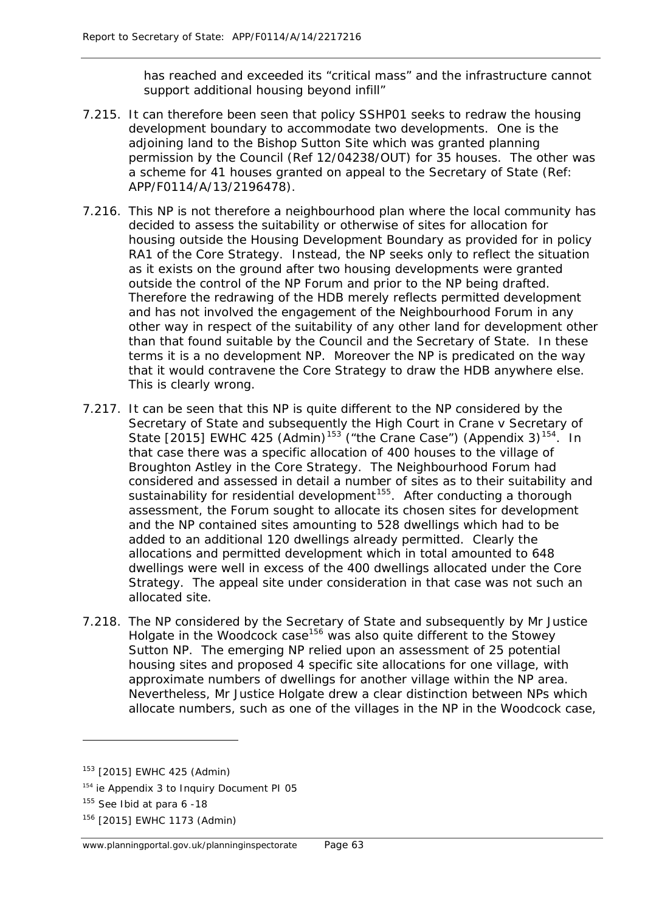has reached and exceeded its "critical mass" and the infrastructure cannot support additional housing beyond infill"

7.215. It can therefore been seen that policy SSHP01 seeks to redraw the housing development boundary to accommodate two developments. One is the adjoining land to the Bishop Sutton Site which was granted planning permission by the Council (Ref 12/04238/OUT) for 35 houses. The other was a scheme for 41 houses granted on appeal to the Secretary of State (Ref: APP/F0114/A/13/2196478).

7.216. This NP is not therefore a neighbourhood plan where the local community has decided to assess the suitability or otherwise of sites for allocation for housing outside the Housing Development Boundary as provided for in policy RA1 of the Core Strategy. Instead, the NP seeks only to reflect the situation as it exists on the ground after two housing developments were granted outside the control of the NP Forum and prior to the NP being drafted. Therefore the redrawing of the HDB merely reflects permitted development and has not involved the engagement of the Neighbourhood Forum in any other way in respect of the suitability of any other land for development other than that found suitable by the Council and the Secretary of State. In these terms it is a no development NP. Moreover the NP is predicated on the way that it would contravene the Core Strategy to draw the HDB anywhere else. This is clearly wrong.

7.217. It can be seen that this NP is quite different to the NP considered by the Secretary of State and subsequently the High Court in Crane v Secretary of State [2015] EWHC 425 (Admin)[153] ("the Crane Case") (Appendix 3)[154]. In that case there was a specific allocation of 400 houses to the village of Broughton Astley in the Core Strategy. The Neighbourhood Forum had considered and assessed in detail a number of sites as to their suitability and sustainability for residential development[155]. After conducting a thorough assessment, the Forum sought to allocate its chosen sites for development and the NP contained sites amounting to 528 dwellings which had to be added to an additional 120 dwellings already permitted. Clearly the allocations and permitted development which in total amounted to 648 dwellings were well in excess of the 400 dwellings allocated under the Core Strategy. The appeal site under consideration in that case was not such an allocated site.

7.218. The NP considered by the Secretary of State and subsequently by Mr Justice Holgate in the Woodcock case[156] was also quite different to the Stowey Sutton NP. The emerging NP relied upon an assessment of 25 potential housing sites and proposed 4 specific site allocations for one village, with approximate numbers of dwellings for another village within the NP area. Nevertheless, Mr Justice Holgate drew a clear distinction between NPs which allocate numbers, such as one of the villages in the NP in the Woodcock case,

---

[153] [2015] EWHC 425 (Admin)

[154] ie Appendix 3 to Inquiry Document PI 05

[155] See Ibid at para 6 -18

[156] [2015] EWHC 1173 (Admin)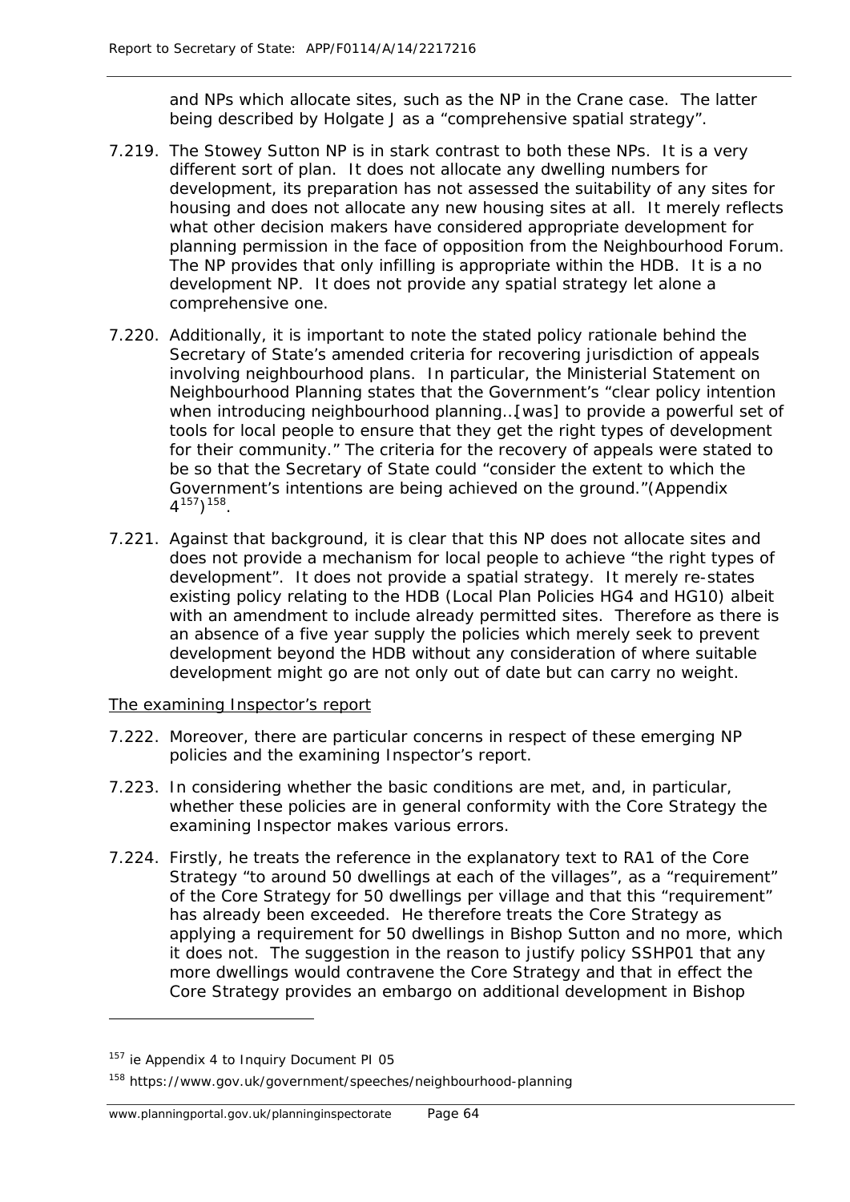and NPs which allocate sites, such as the NP in the Crane case. The latter being described by Holgate J as a "comprehensive spatial strategy".

7.219. The Stowey Sutton NP is in stark contrast to both these NPs. It is a very different sort of plan. It does not allocate any dwelling numbers for development, its preparation has not assessed the suitability of any sites for housing and does not allocate any new housing sites at all. It merely reflects what other decision makers have considered appropriate development for planning permission in the face of opposition from the Neighbourhood Forum. The NP provides that only infilling is appropriate within the HDB. It is a no development NP. It does not provide any spatial strategy let alone a comprehensive one.

7.220. Additionally, it is important to note the stated policy rationale behind the Secretary of State's amended criteria for recovering jurisdiction of appeals involving neighbourhood plans. In particular, the Ministerial Statement on Neighbourhood Planning states that the Government's "clear policy intention when introducing neighbourhood planning…[was] to provide a powerful set of tools for local people to ensure that they get the right types of development for their community." The criteria for the recovery of appeals were stated to be so that the Secretary of State could "consider the extent to which the Government's intentions are being achieved on the ground."(Appendix 4[157])[158].

7.221. Against that background, it is clear that this NP does not allocate sites and does not provide a mechanism for local people to achieve "the right types of development". It does not provide a spatial strategy. It merely re-states existing policy relating to the HDB (Local Plan Policies HG4 and HG10) albeit with an amendment to include already permitted sites. Therefore as there is an absence of a five year supply the policies which merely seek to prevent development beyond the HDB without any consideration of where suitable development might go are not only out of date but can carry no weight.

The examining Inspector's report

7.222. Moreover, there are particular concerns in respect of these emerging NP policies and the examining Inspector's report.

7.223. In considering whether the basic conditions are met, and, in particular, whether these policies are in general conformity with the Core Strategy the examining Inspector makes various errors.

7.224. Firstly, he treats the reference in the explanatory text to RA1 of the Core Strategy "to around 50 dwellings at each of the villages", as a "requirement" of the Core Strategy for 50 dwellings per village and that this "requirement" has already been exceeded. He therefore treats the Core Strategy as applying a requirement for 50 dwellings in Bishop Sutton and no more, which it does not. The suggestion in the reason to justify policy SSHP01 that any more dwellings would contravene the Core Strategy and that in effect the Core Strategy provides an embargo on additional development in Bishop

---

[157] ie Appendix 4 to Inquiry Document PI 05

[158] https://www.gov.uk/government/speeches/neighbourhood-planning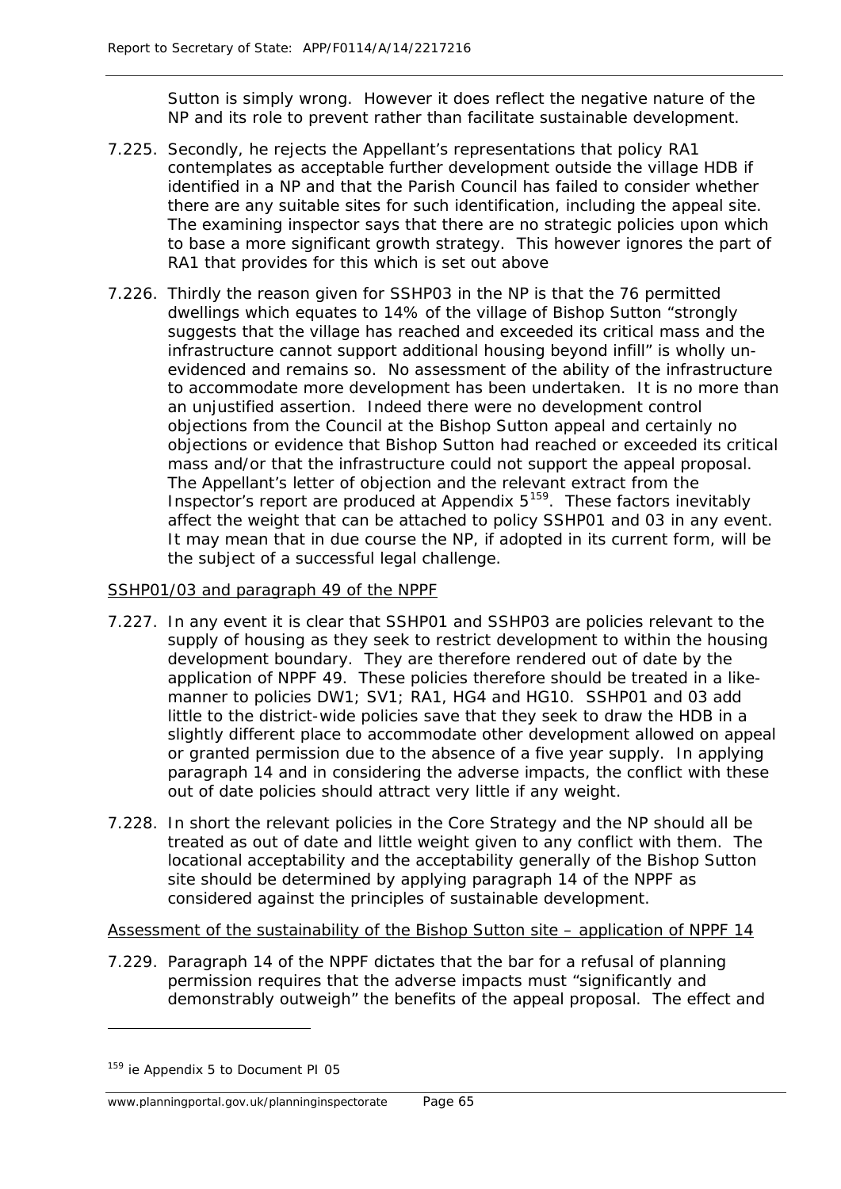Sutton is simply wrong. However it does reflect the negative nature of the NP and its role to prevent rather than facilitate sustainable development.

7.225. Secondly, he rejects the Appellant's representations that policy RA1 contemplates as acceptable further development outside the village HDB if identified in a NP and that the Parish Council has failed to consider whether there are any suitable sites for such identification, including the appeal site. The examining inspector says that there are no strategic policies upon which to base a more significant growth strategy. This however ignores the part of RA1 that provides for this which is set out above

7.226. Thirdly the reason given for SSHP03 in the NP is that the 76 permitted dwellings which equates to 14% of the village of Bishop Sutton "strongly suggests that the village has reached and exceeded its critical mass and the infrastructure cannot support additional housing beyond infill" is wholly un-evidenced and remains so. No assessment of the ability of the infrastructure to accommodate more development has been undertaken. It is no more than an unjustified assertion. Indeed there were no development control objections from the Council at the Bishop Sutton appeal and certainly no objections or evidence that Bishop Sutton had reached or exceeded its critical mass and/or that the infrastructure could not support the appeal proposal. The Appellant's letter of objection and the relevant extract from the Inspector's report are produced at Appendix 5[159]. These factors inevitably affect the weight that can be attached to policy SSHP01 and 03 in any event. It may mean that in due course the NP, if adopted in its current form, will be the subject of a successful legal challenge.

SSHP01/03 and paragraph 49 of the NPPF

7.227. In any event it is clear that SSHP01 and SSHP03 are policies relevant to the supply of housing as they seek to restrict development to within the housing development boundary. They are therefore rendered out of date by the application of NPPF 49. These policies therefore should be treated in a like-manner to policies DW1; SV1; RA1, HG4 and HG10. SSHP01 and 03 add little to the district-wide policies save that they seek to draw the HDB in a slightly different place to accommodate other development allowed on appeal or granted permission due to the absence of a five year supply. In applying paragraph 14 and in considering the adverse impacts, the conflict with these out of date policies should attract very little if any weight.

7.228. In short the relevant policies in the Core Strategy and the NP should all be treated as out of date and little weight given to any conflict with them. The locational acceptability and the acceptability generally of the Bishop Sutton site should be determined by applying paragraph 14 of the NPPF as considered against the principles of sustainable development.

Assessment of the sustainability of the Bishop Sutton site – application of NPPF 14

7.229. Paragraph 14 of the NPPF dictates that the bar for a refusal of planning permission requires that the adverse impacts must "significantly and demonstrably outweigh" the benefits of the appeal proposal. The effect and

[159] ie Appendix 5 to Document PI 05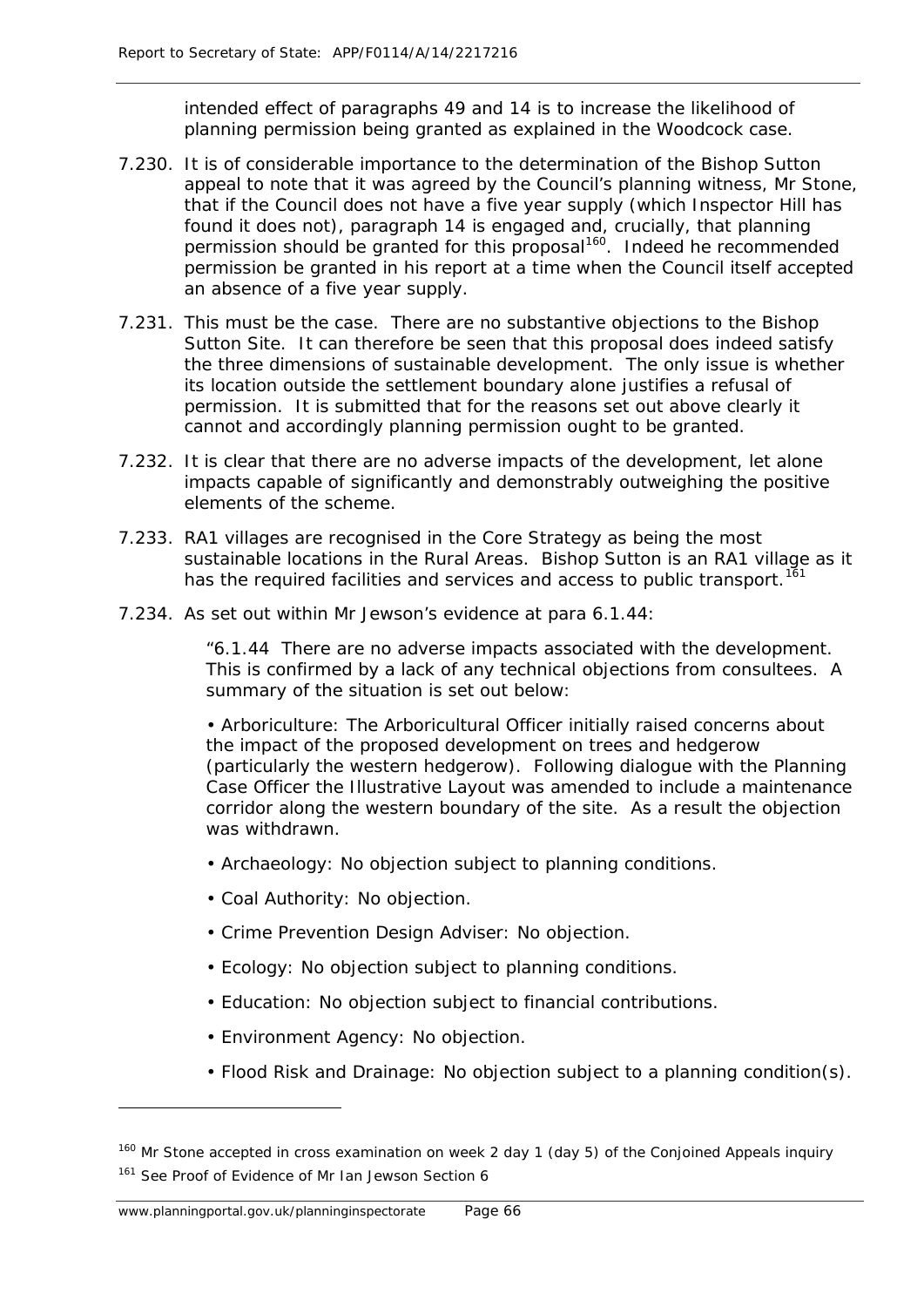intended effect of paragraphs 49 and 14 is to increase the likelihood of planning permission being granted as explained in the Woodcock case.

7.230. It is of considerable importance to the determination of the Bishop Sutton appeal to note that it was agreed by the Council's planning witness, Mr Stone, that if the Council does not have a five year supply (which Inspector Hill has found it does not), paragraph 14 is engaged and, crucially, that planning permission should be granted for this proposal[160]. Indeed he recommended permission be granted in his report at a time when the Council itself accepted an absence of a five year supply.

7.231. This must be the case. There are no substantive objections to the Bishop Sutton Site. It can therefore be seen that this proposal does indeed satisfy the three dimensions of sustainable development. The only issue is whether its location outside the settlement boundary alone justifies a refusal of permission. It is submitted that for the reasons set out above clearly it cannot and accordingly planning permission ought to be granted.

7.232. It is clear that there are no adverse impacts of the development, let alone impacts capable of significantly and demonstrably outweighing the positive elements of the scheme.

7.233. RA1 villages are recognised in the Core Strategy as being the most sustainable locations in the Rural Areas. Bishop Sutton is an RA1 village as it has the required facilities and services and access to public transport.[161]

7.234. As set out within Mr Jewson's evidence at para 6.1.44:

> "6.1.44 There are no adverse impacts associated with the development. This is confirmed by a lack of any technical objections from consultees. A summary of the situation is set out below:
>
> • Arboriculture: The Arboricultural Officer initially raised concerns about the impact of the proposed development on trees and hedgerow (particularly the western hedgerow). Following dialogue with the Planning Case Officer the Illustrative Layout was amended to include a maintenance corridor along the western boundary of the site. As a result the objection was withdrawn.
>
> • Archaeology: No objection subject to planning conditions.
>
> • Coal Authority: No objection.
>
> • Crime Prevention Design Adviser: No objection.
>
> • Ecology: No objection subject to planning conditions.
>
> • Education: No objection subject to financial contributions.
>
> • Environment Agency: No objection.
>
> • Flood Risk and Drainage: No objection subject to a planning condition(s).

---

[160] Mr Stone accepted in cross examination on week 2 day 1 (day 5) of the Conjoined Appeals inquiry

[161] See Proof of Evidence of Mr Ian Jewson Section 6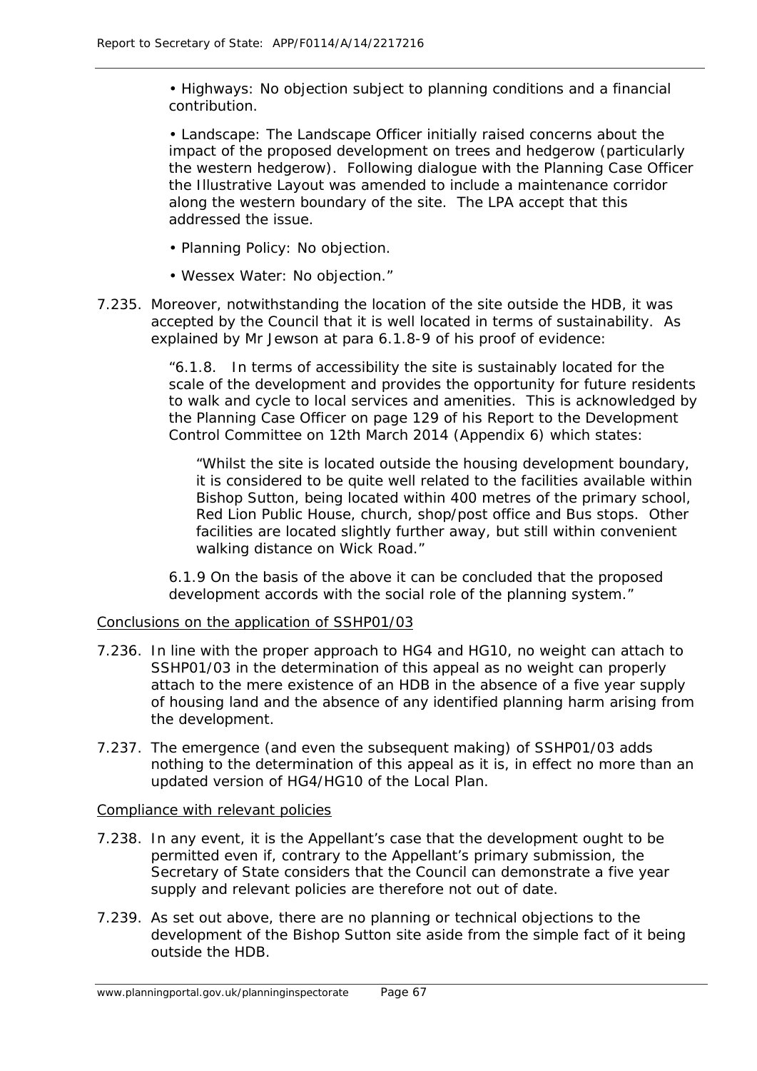• Highways: No objection subject to planning conditions and a financial contribution.

• Landscape: The Landscape Officer initially raised concerns about the impact of the proposed development on trees and hedgerow (particularly the western hedgerow). Following dialogue with the Planning Case Officer the Illustrative Layout was amended to include a maintenance corridor along the western boundary of the site. The LPA accept that this addressed the issue.

• Planning Policy: No objection.

• Wessex Water: No objection."

7.235. Moreover, notwithstanding the location of the site outside the HDB, it was accepted by the Council that it is well located in terms of sustainability. As explained by Mr Jewson at para 6.1.8-9 of his proof of evidence:

> "6.1.8. In terms of accessibility the site is sustainably located for the scale of the development and provides the opportunity for future residents to walk and cycle to local services and amenities. This is acknowledged by the Planning Case Officer on page 129 of his Report to the Development Control Committee on 12th March 2014 (Appendix 6) which states:
>
> > "Whilst the site is located outside the housing development boundary, it is considered to be quite well related to the facilities available within Bishop Sutton, being located within 400 metres of the primary school, Red Lion Public House, church, shop/post office and Bus stops. Other facilities are located slightly further away, but still within convenient walking distance on Wick Road."
>
> 6.1.9 On the basis of the above it can be concluded that the proposed development accords with the social role of the planning system."

Conclusions on the application of SSHP01/03

7.236. In line with the proper approach to HG4 and HG10, no weight can attach to SSHP01/03 in the determination of this appeal as no weight can properly attach to the mere existence of an HDB in the absence of a five year supply of housing land and the absence of any identified planning harm arising from the development.

7.237. The emergence (and even the subsequent making) of SSHP01/03 adds nothing to the determination of this appeal as it is, in effect no more than an updated version of HG4/HG10 of the Local Plan.

Compliance with relevant policies

7.238. In any event, it is the Appellant's case that the development ought to be permitted even if, contrary to the Appellant's primary submission, the Secretary of State considers that the Council can demonstrate a five year supply and relevant policies are therefore not out of date.

7.239. As set out above, there are no planning or technical objections to the development of the Bishop Sutton site aside from the simple fact of it being outside the HDB.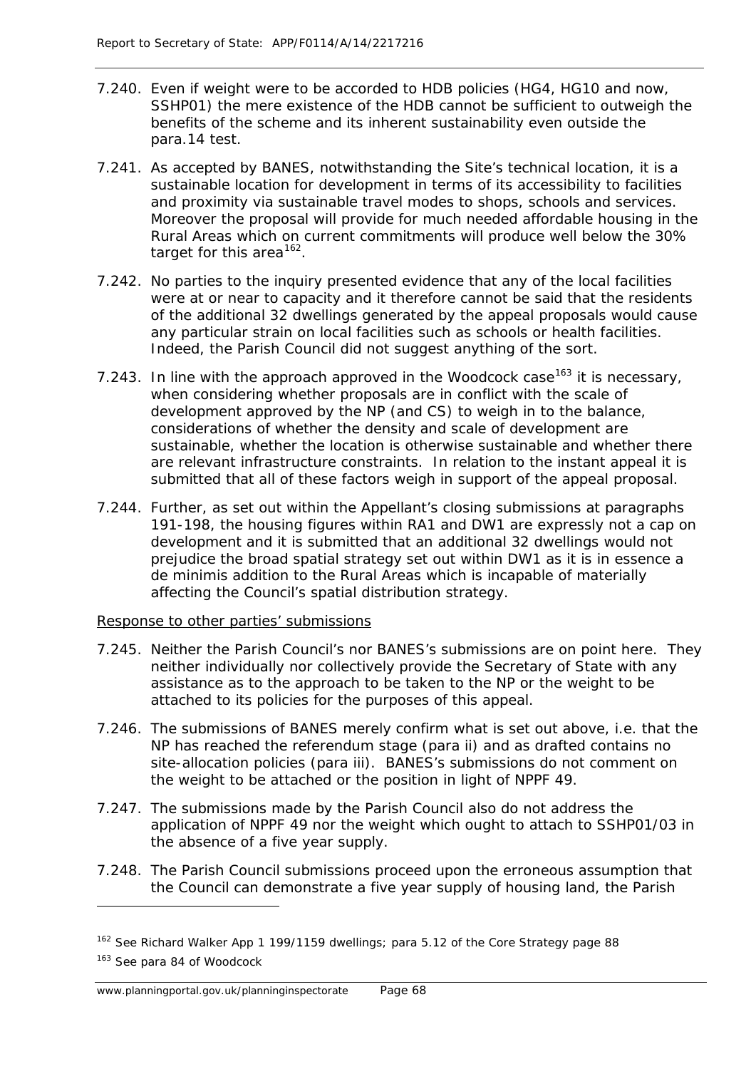7.240. Even if weight were to be accorded to HDB policies (HG4, HG10 and now, SSHP01) the mere existence of the HDB cannot be sufficient to outweigh the benefits of the scheme and its inherent sustainability even outside the para.14 test.

7.241. As accepted by BANES, notwithstanding the Site's technical location, it is a sustainable location for development in terms of its accessibility to facilities and proximity via sustainable travel modes to shops, schools and services. Moreover the proposal will provide for much needed affordable housing in the Rural Areas which on current commitments will produce well below the 30% target for this area[162].

7.242. No parties to the inquiry presented evidence that any of the local facilities were at or near to capacity and it therefore cannot be said that the residents of the additional 32 dwellings generated by the appeal proposals would cause any particular strain on local facilities such as schools or health facilities. Indeed, the Parish Council did not suggest anything of the sort.

7.243. In line with the approach approved in the Woodcock case[163] it is necessary, when considering whether proposals are in conflict with the scale of development approved by the NP (and CS) to weigh in to the balance, considerations of whether the density and scale of development are sustainable, whether the location is otherwise sustainable and whether there are relevant infrastructure constraints. In relation to the instant appeal it is submitted that all of these factors weigh in support of the appeal proposal.

7.244. Further, as set out within the Appellant's closing submissions at paragraphs 191-198, the housing figures within RA1 and DW1 are expressly not a cap on development and it is submitted that an additional 32 dwellings would not prejudice the broad spatial strategy set out within DW1 as it is in essence a de minimis addition to the Rural Areas which is incapable of materially affecting the Council's spatial distribution strategy.

Response to other parties' submissions

7.245. Neither the Parish Council's nor BANES's submissions are on point here. They neither individually nor collectively provide the Secretary of State with any assistance as to the approach to be taken to the NP or the weight to be attached to its policies for the purposes of this appeal.

7.246. The submissions of BANES merely confirm what is set out above, i.e. that the NP has reached the referendum stage (para ii) and as drafted contains no site-allocation policies (para iii). BANES's submissions do not comment on the weight to be attached or the position in light of NPPF 49.

7.247. The submissions made by the Parish Council also do not address the application of NPPF 49 nor the weight which ought to attach to SSHP01/03 in the absence of a five year supply.

7.248. The Parish Council submissions proceed upon the erroneous assumption that the Council can demonstrate a five year supply of housing land, the Parish

[162] See Richard Walker App 1 199/1159 dwellings; para 5.12 of the Core Strategy page 88

[163] See para 84 of Woodcock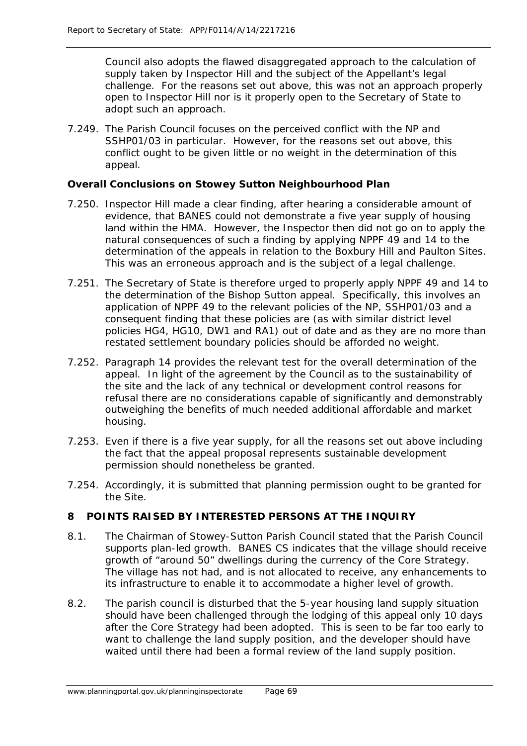Council also adopts the flawed disaggregated approach to the calculation of supply taken by Inspector Hill and the subject of the Appellant's legal challenge. For the reasons set out above, this was not an approach properly open to Inspector Hill nor is it properly open to the Secretary of State to adopt such an approach.

7.249. The Parish Council focuses on the perceived conflict with the NP and SSHP01/03 in particular. However, for the reasons set out above, this conflict ought to be given little or no weight in the determination of this appeal.

**Overall Conclusions on Stowey Sutton Neighbourhood Plan**

7.250. Inspector Hill made a clear finding, after hearing a considerable amount of evidence, that BANES could not demonstrate a five year supply of housing land within the HMA. However, the Inspector then did not go on to apply the natural consequences of such a finding by applying NPPF 49 and 14 to the determination of the appeals in relation to the Boxbury Hill and Paulton Sites. This was an erroneous approach and is the subject of a legal challenge.

7.251. The Secretary of State is therefore urged to properly apply NPPF 49 and 14 to the determination of the Bishop Sutton appeal. Specifically, this involves an application of NPPF 49 to the relevant policies of the NP, SSHP01/03 and a consequent finding that these policies are (as with similar district level policies HG4, HG10, DW1 and RA1) out of date and as they are no more than restated settlement boundary policies should be afforded no weight.

7.252. Paragraph 14 provides the relevant test for the overall determination of the appeal. In light of the agreement by the Council as to the sustainability of the site and the lack of any technical or development control reasons for refusal there are no considerations capable of significantly and demonstrably outweighing the benefits of much needed additional affordable and market housing.

7.253. Even if there is a five year supply, for all the reasons set out above including the fact that the appeal proposal represents sustainable development permission should nonetheless be granted.

7.254. Accordingly, it is submitted that planning permission ought to be granted for the Site.

## 8 POINTS RAISED BY INTERESTED PERSONS AT THE INQUIRY

8.1. The Chairman of Stowey-Sutton Parish Council stated that the Parish Council supports plan-led growth. BANES CS indicates that the village should receive growth of "around 50" dwellings during the currency of the Core Strategy. The village has not had, and is not allocated to receive, any enhancements to its infrastructure to enable it to accommodate a higher level of growth.

8.2. The parish council is disturbed that the 5-year housing land supply situation should have been challenged through the lodging of this appeal only 10 days after the Core Strategy had been adopted. This is seen to be far too early to want to challenge the land supply position, and the developer should have waited until there had been a formal review of the land supply position.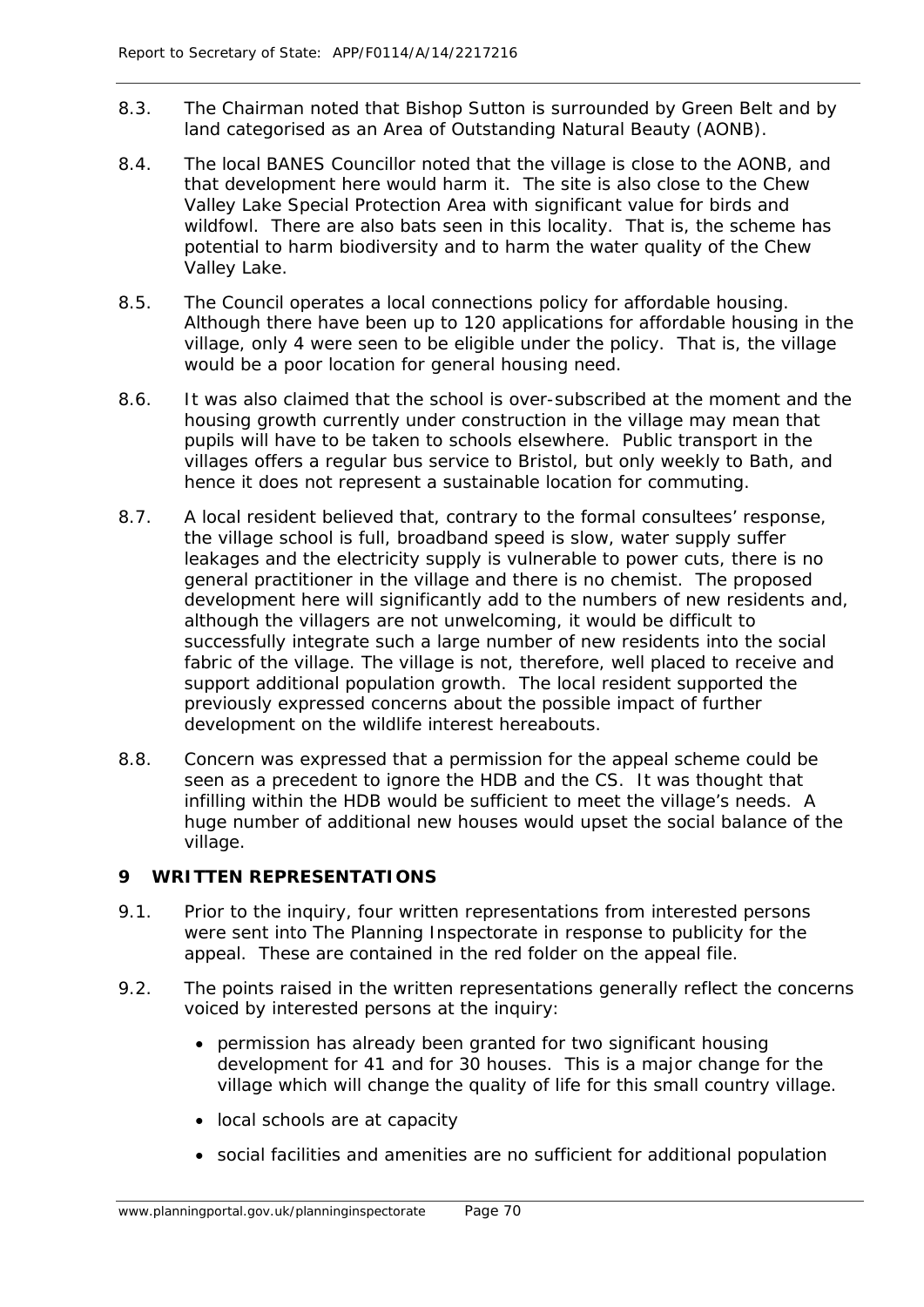8.3. The Chairman noted that Bishop Sutton is surrounded by Green Belt and by land categorised as an Area of Outstanding Natural Beauty (AONB).

8.4. The local BANES Councillor noted that the village is close to the AONB, and that development here would harm it. The site is also close to the Chew Valley Lake Special Protection Area with significant value for birds and wildfowl. There are also bats seen in this locality. That is, the scheme has potential to harm biodiversity and to harm the water quality of the Chew Valley Lake.

8.5. The Council operates a local connections policy for affordable housing. Although there have been up to 120 applications for affordable housing in the village, only 4 were seen to be eligible under the policy. That is, the village would be a poor location for general housing need.

8.6. It was also claimed that the school is over-subscribed at the moment and the housing growth currently under construction in the village may mean that pupils will have to be taken to schools elsewhere. Public transport in the villages offers a regular bus service to Bristol, but only weekly to Bath, and hence it does not represent a sustainable location for commuting.

8.7. A local resident believed that, contrary to the formal consultees' response, the village school is full, broadband speed is slow, water supply suffer leakages and the electricity supply is vulnerable to power cuts, there is no general practitioner in the village and there is no chemist. The proposed development here will significantly add to the numbers of new residents and, although the villagers are not unwelcoming, it would be difficult to successfully integrate such a large number of new residents into the social fabric of the village. The village is not, therefore, well placed to receive and support additional population growth. The local resident supported the previously expressed concerns about the possible impact of further development on the wildlife interest hereabouts.

8.8. Concern was expressed that a permission for the appeal scheme could be seen as a precedent to ignore the HDB and the CS. It was thought that infilling within the HDB would be sufficient to meet the village's needs. A huge number of additional new houses would upset the social balance of the village.

## 9 WRITTEN REPRESENTATIONS

9.1. Prior to the inquiry, four written representations from interested persons were sent into The Planning Inspectorate in response to publicity for the appeal. These are contained in the red folder on the appeal file.

9.2. The points raised in the written representations generally reflect the concerns voiced by interested persons at the inquiry:

- permission has already been granted for two significant housing development for 41 and for 30 houses. This is a major change for the village which will change the quality of life for this small country village.
- local schools are at capacity
- social facilities and amenities are no sufficient for additional population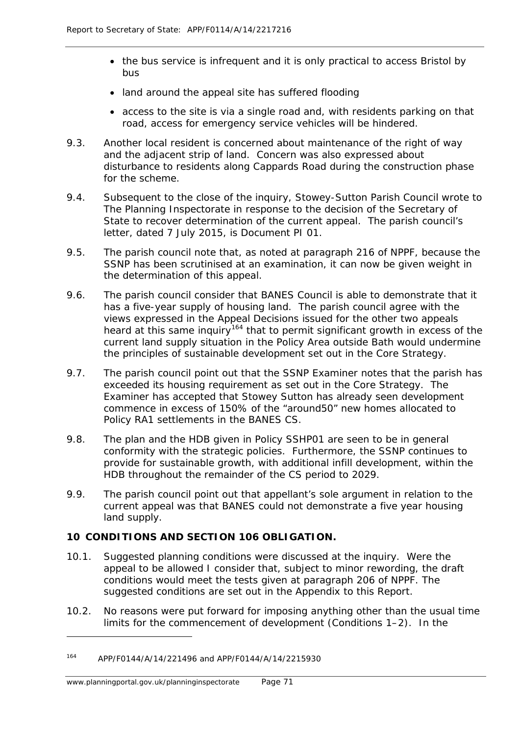- the bus service is infrequent and it is only practical to access Bristol by bus
- land around the appeal site has suffered flooding
- access to the site is via a single road and, with residents parking on that road, access for emergency service vehicles will be hindered.

9.3. Another local resident is concerned about maintenance of the right of way and the adjacent strip of land. Concern was also expressed about disturbance to residents along Cappards Road during the construction phase for the scheme.

9.4. Subsequent to the close of the inquiry, Stowey-Sutton Parish Council wrote to The Planning Inspectorate in response to the decision of the Secretary of State to recover determination of the current appeal. The parish council's letter, dated 7 July 2015, is Document PI 01.

9.5. The parish council note that, as noted at paragraph 216 of NPPF, because the SSNP has been scrutinised at an examination, it can now be given weight in the determination of this appeal.

9.6. The parish council consider that BANES Council is able to demonstrate that it has a five-year supply of housing land. The parish council agree with the views expressed in the Appeal Decisions issued for the other two appeals heard at this same inquiry[164] that to permit significant growth in excess of the current land supply situation in the Policy Area outside Bath would undermine the principles of sustainable development set out in the Core Strategy.

9.7. The parish council point out that the SSNP Examiner notes that the parish has exceeded its housing requirement as set out in the Core Strategy. The Examiner has accepted that Stowey Sutton has already seen development commence in excess of 150% of the "around50" new homes allocated to Policy RA1 settlements in the BANES CS.

9.8. The plan and the HDB given in Policy SSHP01 are seen to be in general conformity with the strategic policies. Furthermore, the SSNP continues to provide for sustainable growth, with additional infill development, within the HDB throughout the remainder of the CS period to 2029.

9.9. The parish council point out that appellant's sole argument in relation to the current appeal was that BANES could not demonstrate a five year housing land supply.

## 10 CONDITIONS AND SECTION 106 OBLIGATION.

10.1. Suggested planning conditions were discussed at the inquiry. Were the appeal to be allowed I consider that, subject to minor rewording, the draft conditions would meet the tests given at paragraph 206 of NPPF. The suggested conditions are set out in the Appendix to this Report.

10.2. No reasons were put forward for imposing anything other than the usual time limits for the commencement of development (Conditions 1–2). In the

[164] APP/F0144/A/14/221496 and APP/F0144/A/14/2215930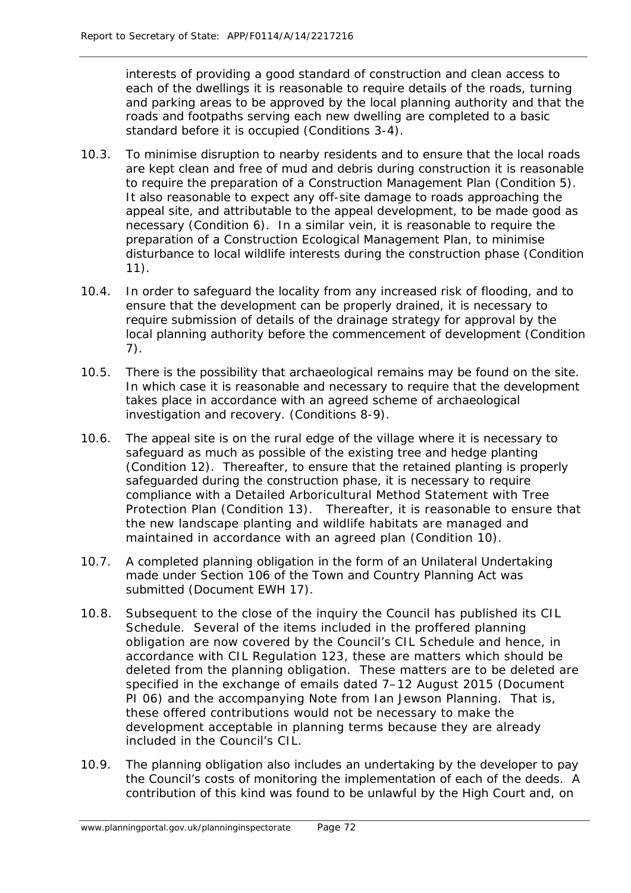interests of providing a good standard of construction and clean access to each of the dwellings it is reasonable to require details of the roads, turning and parking areas to be approved by the local planning authority and that the roads and footpaths serving each new dwelling are completed to a basic standard before it is occupied (Conditions 3-4).

10.3. To minimise disruption to nearby residents and to ensure that the local roads are kept clean and free of mud and debris during construction it is reasonable to require the preparation of a Construction Management Plan (Condition 5). It also reasonable to expect any off-site damage to roads approaching the appeal site, and attributable to the appeal development, to be made good as necessary (Condition 6). In a similar vein, it is reasonable to require the preparation of a Construction Ecological Management Plan, to minimise disturbance to local wildlife interests during the construction phase (Condition 11).

10.4. In order to safeguard the locality from any increased risk of flooding, and to ensure that the development can be properly drained, it is necessary to require submission of details of the drainage strategy for approval by the local planning authority before the commencement of development (Condition 7).

10.5. There is the possibility that archaeological remains may be found on the site. In which case it is reasonable and necessary to require that the development takes place in accordance with an agreed scheme of archaeological investigation and recovery. (Conditions 8-9).

10.6. The appeal site is on the rural edge of the village where it is necessary to safeguard as much as possible of the existing tree and hedge planting (Condition 12). Thereafter, to ensure that the retained planting is properly safeguarded during the construction phase, it is necessary to require compliance with a Detailed Arboricultural Method Statement with Tree Protection Plan (Condition 13). Thereafter, it is reasonable to ensure that the new landscape planting and wildlife habitats are managed and maintained in accordance with an agreed plan (Condition 10).

10.7. A completed planning obligation in the form of an Unilateral Undertaking made under Section 106 of the Town and Country Planning Act was submitted (Document EWH 17).

10.8. Subsequent to the close of the inquiry the Council has published its CIL Schedule. Several of the items included in the proffered planning obligation are now covered by the Council's CIL Schedule and hence, in accordance with CIL Regulation 123, these are matters which should be deleted from the planning obligation. These matters are to be deleted are specified in the exchange of emails dated 7–12 August 2015 (Document PI 06) and the accompanying Note from Ian Jewson Planning. That is, these offered contributions would not be necessary to make the development acceptable in planning terms because they are already included in the Council's CIL.

10.9. The planning obligation also includes an undertaking by the developer to pay the Council's costs of monitoring the implementation of each of the deeds. A contribution of this kind was found to be unlawful by the High Court and, on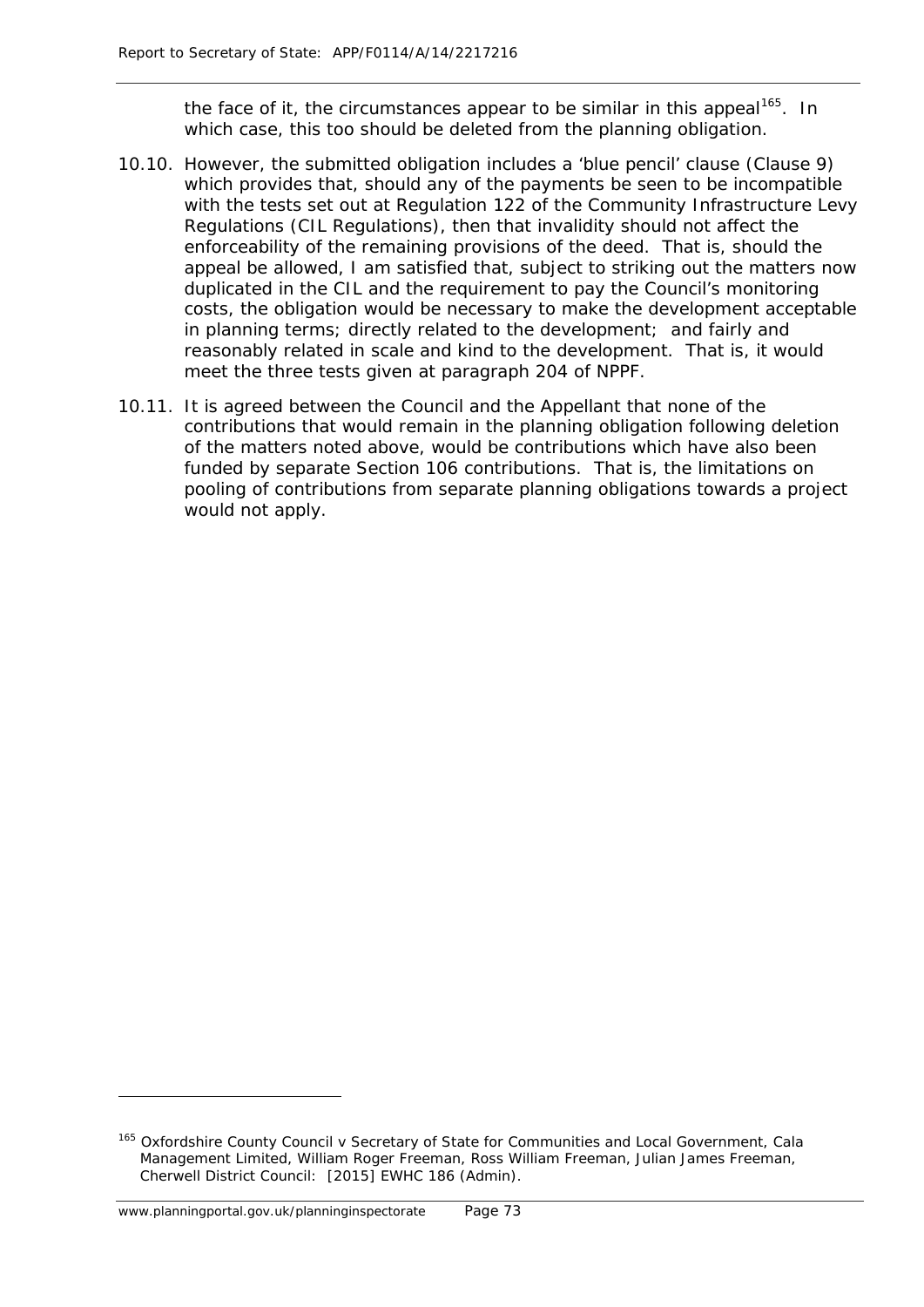the face of it, the circumstances appear to be similar in this appeal[165]. In which case, this too should be deleted from the planning obligation.

10.10. However, the submitted obligation includes a 'blue pencil' clause (Clause 9) which provides that, should any of the payments be seen to be incompatible with the tests set out at Regulation 122 of the Community Infrastructure Levy Regulations (CIL Regulations), then that invalidity should not affect the enforceability of the remaining provisions of the deed. That is, should the appeal be allowed, I am satisfied that, subject to striking out the matters now duplicated in the CIL and the requirement to pay the Council's monitoring costs, the obligation would be necessary to make the development acceptable in planning terms; directly related to the development; and fairly and reasonably related in scale and kind to the development. That is, it would meet the three tests given at paragraph 204 of NPPF.

10.11. It is agreed between the Council and the Appellant that none of the contributions that would remain in the planning obligation following deletion of the matters noted above, would be contributions which have also been funded by separate Section 106 contributions. That is, the limitations on pooling of contributions from separate planning obligations towards a project would not apply.

---

[165] Oxfordshire County Council v Secretary of State for Communities and Local Government, Cala Management Limited, William Roger Freeman, Ross William Freeman, Julian James Freeman, Cherwell District Council: [2015] EWHC 186 (Admin).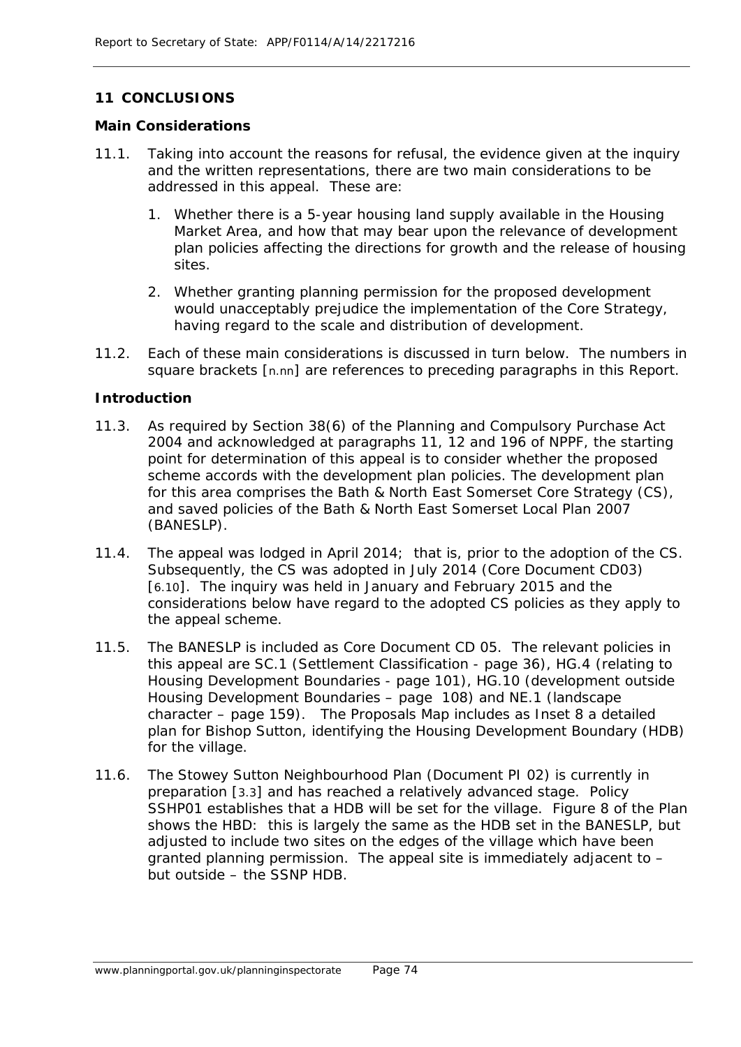## 11 CONCLUSIONS

### Main Considerations

11.1. Taking into account the reasons for refusal, the evidence given at the inquiry and the written representations, there are two main considerations to be addressed in this appeal. These are:

1. Whether there is a 5-year housing land supply available in the Housing Market Area, and how that may bear upon the relevance of development plan policies affecting the directions for growth and the release of housing sites.
2. Whether granting planning permission for the proposed development would unacceptably prejudice the implementation of the Core Strategy, having regard to the scale and distribution of development.

11.2. Each of these main considerations is discussed in turn below. The numbers in square brackets [n.nn] are references to preceding paragraphs in this Report.

### Introduction

11.3. As required by Section 38(6) of the Planning and Compulsory Purchase Act 2004 and acknowledged at paragraphs 11, 12 and 196 of NPPF, the starting point for determination of this appeal is to consider whether the proposed scheme accords with the development plan policies. The development plan for this area comprises the Bath & North East Somerset Core Strategy (CS), and saved policies of the Bath & North East Somerset Local Plan 2007 (BANESLP).

11.4. The appeal was lodged in April 2014; that is, prior to the adoption of the CS. Subsequently, the CS was adopted in July 2014 (Core Document CD03) [6.10]. The inquiry was held in January and February 2015 and the considerations below have regard to the adopted CS policies as they apply to the appeal scheme.

11.5. The BANESLP is included as Core Document CD 05. The relevant policies in this appeal are SC.1 (Settlement Classification - page 36), HG.4 (relating to Housing Development Boundaries - page 101), HG.10 (development outside Housing Development Boundaries – page 108) and NE.1 (landscape character – page 159). The Proposals Map includes as Inset 8 a detailed plan for Bishop Sutton, identifying the Housing Development Boundary (HDB) for the village.

11.6. The Stowey Sutton Neighbourhood Plan (Document PI 02) is currently in preparation [3.3] and has reached a relatively advanced stage. Policy SSHP01 establishes that a HDB will be set for the village. Figure 8 of the Plan shows the HBD: this is largely the same as the HDB set in the BANESLP, but adjusted to include two sites on the edges of the village which have been granted planning permission. The appeal site is immediately adjacent to – but outside – the SSNP HDB.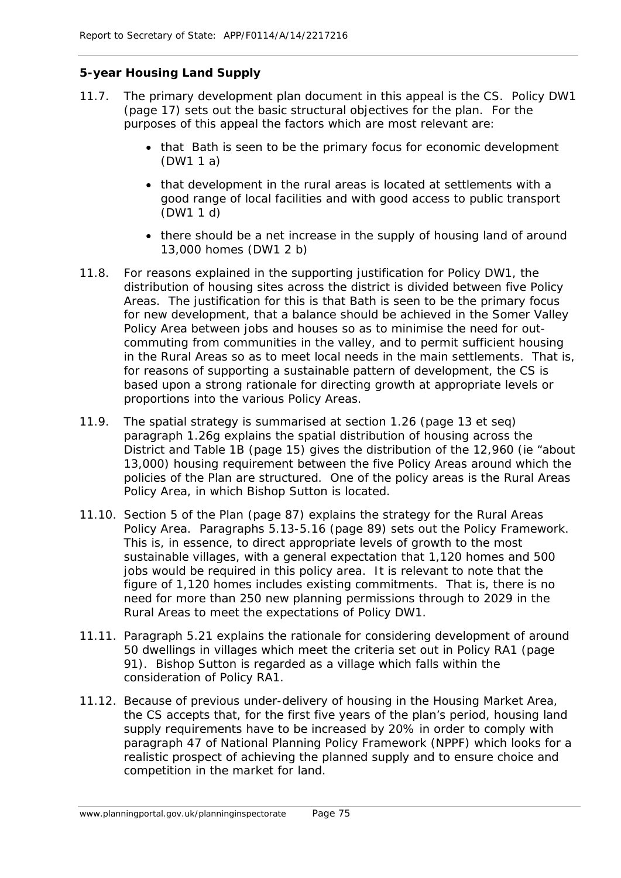### 5-year Housing Land Supply

11.7. The primary development plan document in this appeal is the CS. Policy DW1 (page 17) sets out the basic structural objectives for the plan. For the purposes of this appeal the factors which are most relevant are:

- that Bath is seen to be the primary focus for economic development (DW1 1 a)
- that development in the rural areas is located at settlements with a good range of local facilities and with good access to public transport (DW1 1 d)
- there should be a net increase in the supply of housing land of around 13,000 homes (DW1 2 b)

11.8. For reasons explained in the supporting justification for Policy DW1, the distribution of housing sites across the district is divided between five Policy Areas. The justification for this is that Bath is seen to be the primary focus for new development, that a balance should be achieved in the Somer Valley Policy Area between jobs and houses so as to minimise the need for out-commuting from communities in the valley, and to permit sufficient housing in the Rural Areas so as to meet local needs in the main settlements. That is, for reasons of supporting a sustainable pattern of development, the CS is based upon a strong rationale for directing growth at appropriate levels or proportions into the various Policy Areas.

11.9. The spatial strategy is summarised at section 1.26 (page 13 et seq) paragraph 1.26g explains the spatial distribution of housing across the District and Table 1B (page 15) gives the distribution of the 12,960 (ie "about 13,000) housing requirement between the five Policy Areas around which the policies of the Plan are structured. One of the policy areas is the Rural Areas Policy Area, in which Bishop Sutton is located.

11.10. Section 5 of the Plan (page 87) explains the strategy for the Rural Areas Policy Area. Paragraphs 5.13-5.16 (page 89) sets out the Policy Framework. This is, in essence, to direct appropriate levels of growth to the most sustainable villages, with a general expectation that 1,120 homes and 500 jobs would be required in this policy area. It is relevant to note that the figure of 1,120 homes includes existing commitments. That is, there is no need for more than 250 new planning permissions through to 2029 in the Rural Areas to meet the expectations of Policy DW1.

11.11. Paragraph 5.21 explains the rationale for considering development of around 50 dwellings in villages which meet the criteria set out in Policy RA1 (page 91). Bishop Sutton is regarded as a village which falls within the consideration of Policy RA1.

11.12. Because of previous under-delivery of housing in the Housing Market Area, the CS accepts that, for the first five years of the plan's period, housing land supply requirements have to be increased by 20% in order to comply with paragraph 47 of National Planning Policy Framework (NPPF) which looks for a realistic prospect of achieving the planned supply and to ensure choice and competition in the market for land.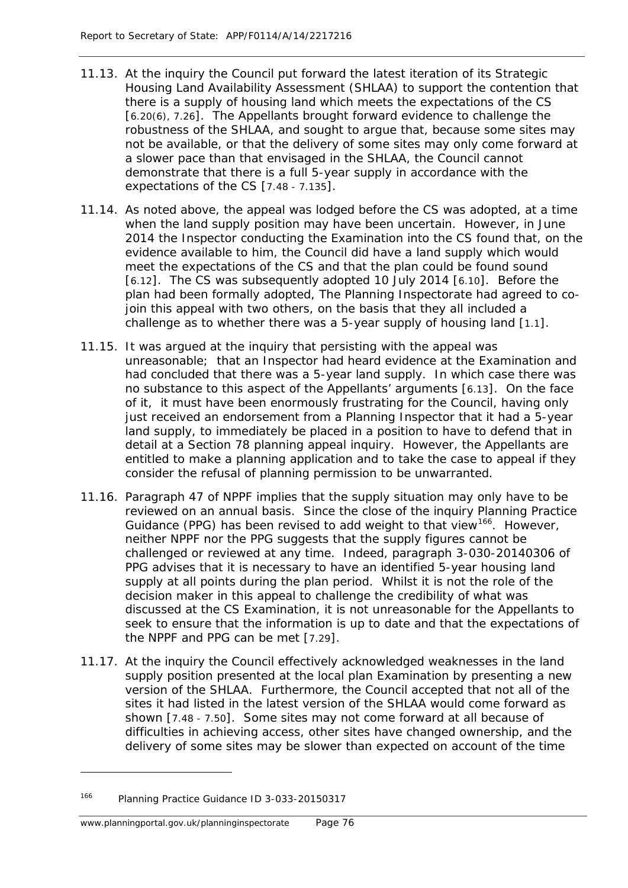11.13. At the inquiry the Council put forward the latest iteration of its Strategic Housing Land Availability Assessment (SHLAA) to support the contention that there is a supply of housing land which meets the expectations of the CS [6.20(6), 7.26]. The Appellants brought forward evidence to challenge the robustness of the SHLAA, and sought to argue that, because some sites may not be available, or that the delivery of some sites may only come forward at a slower pace than that envisaged in the SHLAA, the Council cannot demonstrate that there is a full 5-year supply in accordance with the expectations of the CS [7.48 - 7.135].

11.14. As noted above, the appeal was lodged before the CS was adopted, at a time when the land supply position may have been uncertain. However, in June 2014 the Inspector conducting the Examination into the CS found that, on the evidence available to him, the Council did have a land supply which would meet the expectations of the CS and that the plan could be found sound [6.12]. The CS was subsequently adopted 10 July 2014 [6.10]. Before the plan had been formally adopted, The Planning Inspectorate had agreed to co-join this appeal with two others, on the basis that they all included a challenge as to whether there was a 5-year supply of housing land [1.1].

11.15. It was argued at the inquiry that persisting with the appeal was unreasonable; that an Inspector had heard evidence at the Examination and had concluded that there was a 5-year land supply. In which case there was no substance to this aspect of the Appellants' arguments [6.13]. On the face of it, it must have been enormously frustrating for the Council, having only just received an endorsement from a Planning Inspector that it had a 5-year land supply, to immediately be placed in a position to have to defend that in detail at a Section 78 planning appeal inquiry. However, the Appellants are entitled to make a planning application and to take the case to appeal if they consider the refusal of planning permission to be unwarranted.

11.16. Paragraph 47 of NPPF implies that the supply situation may only have to be reviewed on an annual basis. Since the close of the inquiry Planning Practice Guidance (PPG) has been revised to add weight to that view[166]. However, neither NPPF nor the PPG suggests that the supply figures cannot be challenged or reviewed at any time. Indeed, paragraph 3-030-20140306 of PPG advises that it is necessary to have an identified 5-year housing land supply at all points during the plan period. Whilst it is not the role of the decision maker in this appeal to challenge the credibility of what was discussed at the CS Examination, it is not unreasonable for the Appellants to seek to ensure that the information is up to date and that the expectations of the NPPF and PPG can be met [7.29].

11.17. At the inquiry the Council effectively acknowledged weaknesses in the land supply position presented at the local plan Examination by presenting a new version of the SHLAA. Furthermore, the Council accepted that not all of the sites it had listed in the latest version of the SHLAA would come forward as shown [7.48 - 7.50]. Some sites may not come forward at all because of difficulties in achieving access, other sites have changed ownership, and the delivery of some sites may be slower than expected on account of the time

[166] Planning Practice Guidance ID 3-033-20150317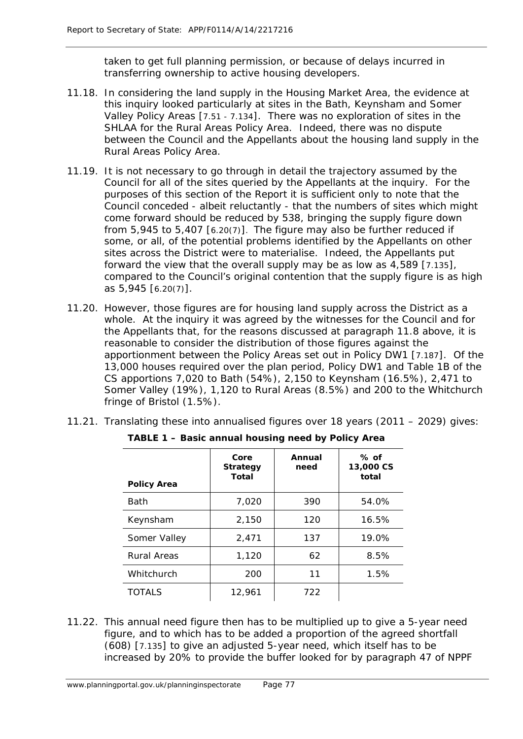taken to get full planning permission, or because of delays incurred in transferring ownership to active housing developers.

11.18. In considering the land supply in the Housing Market Area, the evidence at this inquiry looked particularly at sites in the Bath, Keynsham and Somer Valley Policy Areas [7.51 - 7.134]. There was no exploration of sites in the SHLAA for the Rural Areas Policy Area. Indeed, there was no dispute between the Council and the Appellants about the housing land supply in the Rural Areas Policy Area.

11.19. It is not necessary to go through in detail the trajectory assumed by the Council for all of the sites queried by the Appellants at the inquiry. For the purposes of this section of the Report it is sufficient only to note that the Council conceded - albeit reluctantly - that the numbers of sites which might come forward should be reduced by 538, bringing the supply figure down from 5,945 to 5,407 [6.20(7)]. The figure may also be further reduced if some, or all, of the potential problems identified by the Appellants on other sites across the District were to materialise. Indeed, the Appellants put forward the view that the overall supply may be as low as 4,589 [7.135], compared to the Council's original contention that the supply figure is as high as 5,945 [6.20(7)].

11.20. However, those figures are for housing land supply across the District as a whole. At the inquiry it was agreed by the witnesses for the Council and for the Appellants that, for the reasons discussed at paragraph 11.8 above, it is reasonable to consider the distribution of those figures against the apportionment between the Policy Areas set out in Policy DW1 [7.187]. Of the 13,000 houses required over the plan period, Policy DW1 and Table 1B of the CS apportions 7,020 to Bath (54%), 2,150 to Keynsham (16.5%), 2,471 to Somer Valley (19%), 1,120 to Rural Areas (8.5%) and 200 to the Whitchurch fringe of Bristol (1.5%).

11.21. Translating these into annualised figures over 18 years (2011 – 2029) gives:

**TABLE 1 – Basic annual housing need by Policy Area**

| Policy Area | Core Strategy Total | Annual need | % of 13,000 CS total |
|---|---|---|---|
| Bath | 7,020 | 390 | 54.0% |
| Keynsham | 2,150 | 120 | 16.5% |
| Somer Valley | 2,471 | 137 | 19.0% |
| Rural Areas | 1,120 | 62 | 8.5% |
| Whitchurch | 200 | 11 | 1.5% |
| TOTALS | 12,961 | 722 | |

11.22. This annual need figure then has to be multiplied up to give a 5-year need figure, and to which has to be added a proportion of the agreed shortfall (608) [7.135] to give an adjusted 5-year need, which itself has to be increased by 20% to provide the buffer looked for by paragraph 47 of NPPF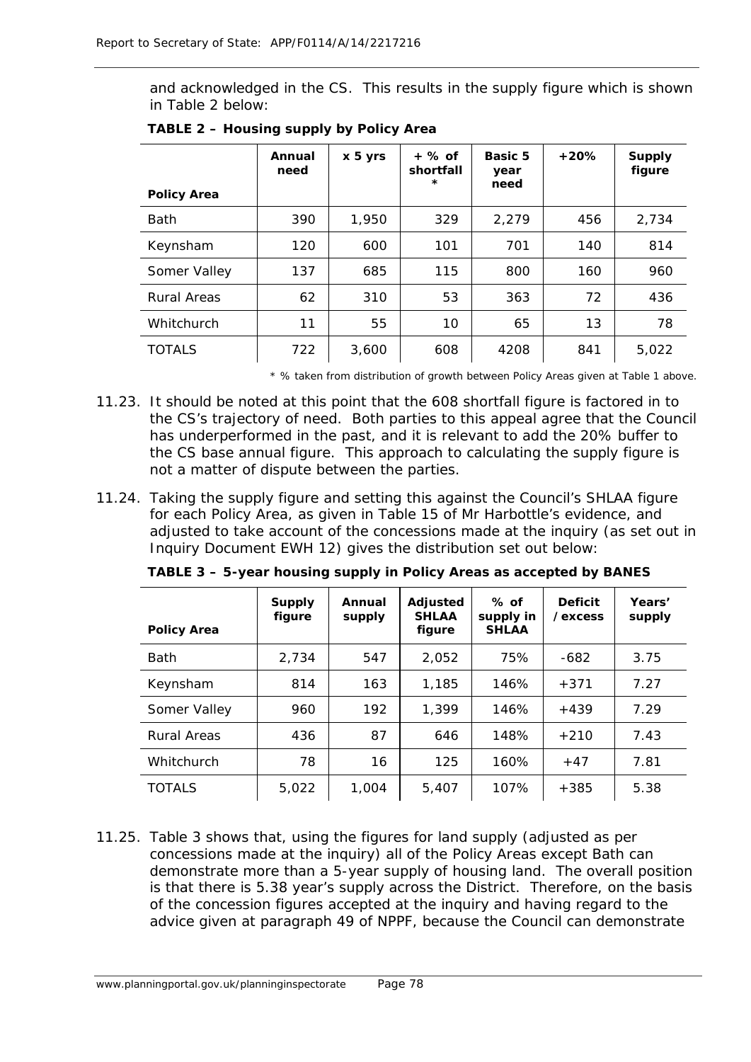and acknowledged in the CS. This results in the supply figure which is shown in Table 2 below:

**TABLE 2 – Housing supply by Policy Area**

| Policy Area | Annual need | x 5 yrs | + % of shortfall * | Basic 5 year need | +20% | Supply figure |
|---|---|---|---|---|---|---|
| Bath | 390 | 1,950 | 329 | 2,279 | 456 | 2,734 |
| Keynsham | 120 | 600 | 101 | 701 | 140 | 814 |
| Somer Valley | 137 | 685 | 115 | 800 | 160 | 960 |
| Rural Areas | 62 | 310 | 53 | 363 | 72 | 436 |
| Whitchurch | 11 | 55 | 10 | 65 | 13 | 78 |
| TOTALS | 722 | 3,600 | 608 | 4208 | 841 | 5,022 |

\* % taken from distribution of growth between Policy Areas given at Table 1 above.

11.23. It should be noted at this point that the 608 shortfall figure is factored in to the CS's trajectory of need. Both parties to this appeal agree that the Council has underperformed in the past, and it is relevant to add the 20% buffer to the CS base annual figure. This approach to calculating the supply figure is not a matter of dispute between the parties.

11.24. Taking the supply figure and setting this against the Council's SHLAA figure for each Policy Area, as given in Table 15 of Mr Harbottle's evidence, and adjusted to take account of the concessions made at the inquiry (as set out in Inquiry Document EWH 12) gives the distribution set out below:

**TABLE 3 – 5-year housing supply in Policy Areas as accepted by BANES**

| Policy Area | Supply figure | Annual supply | Adjusted SHLAA figure | % of supply in SHLAA | Deficit /excess | Years' supply |
|---|---|---|---|---|---|---|
| Bath | 2,734 | 547 | 2,052 | 75% | -682 | 3.75 |
| Keynsham | 814 | 163 | 1,185 | 146% | +371 | 7.27 |
| Somer Valley | 960 | 192 | 1,399 | 146% | +439 | 7.29 |
| Rural Areas | 436 | 87 | 646 | 148% | +210 | 7.43 |
| Whitchurch | 78 | 16 | 125 | 160% | +47 | 7.81 |
| TOTALS | 5,022 | 1,004 | 5,407 | 107% | +385 | 5.38 |

11.25. Table 3 shows that, using the figures for land supply (adjusted as per concessions made at the inquiry) all of the Policy Areas except Bath can demonstrate more than a 5-year supply of housing land. The overall position is that there is 5.38 year's supply across the District. Therefore, on the basis of the concession figures accepted at the inquiry and having regard to the advice given at paragraph 49 of NPPF, because the Council can demonstrate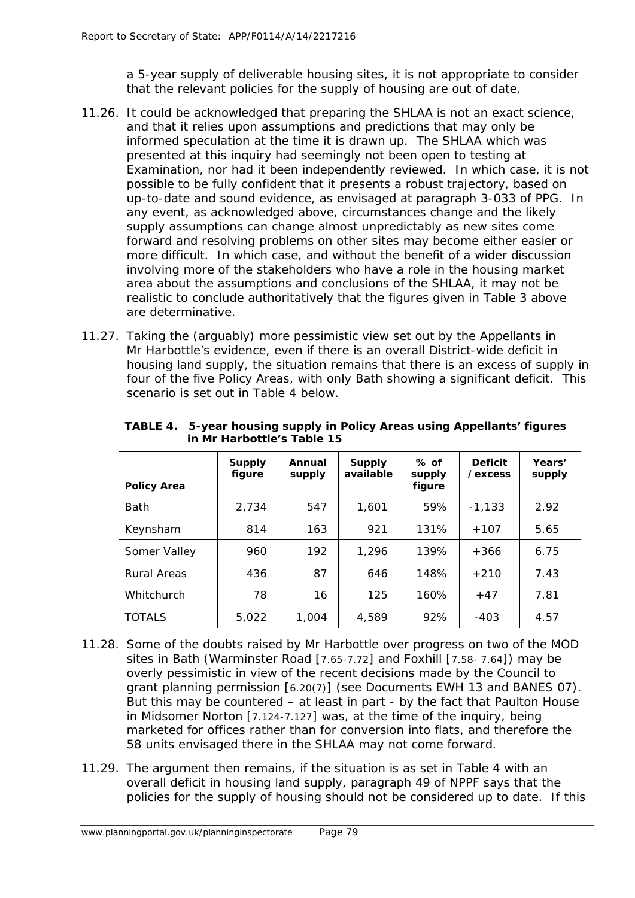a 5-year supply of deliverable housing sites, it is not appropriate to consider that the relevant policies for the supply of housing are out of date.

11.26. It could be acknowledged that preparing the SHLAA is not an exact science, and that it relies upon assumptions and predictions that may only be informed speculation at the time it is drawn up. The SHLAA which was presented at this inquiry had seemingly not been open to testing at Examination, nor had it been independently reviewed. In which case, it is not possible to be fully confident that it presents a robust trajectory, based on up-to-date and sound evidence, as envisaged at paragraph 3-033 of PPG. In any event, as acknowledged above, circumstances change and the likely supply assumptions can change almost unpredictably as new sites come forward and resolving problems on other sites may become either easier or more difficult. In which case, and without the benefit of a wider discussion involving more of the stakeholders who have a role in the housing market area about the assumptions and conclusions of the SHLAA, it may not be realistic to conclude authoritatively that the figures given in Table 3 above are determinative.

11.27. Taking the (arguably) more pessimistic view set out by the Appellants in Mr Harbottle's evidence, even if there is an overall District-wide deficit in housing land supply, the situation remains that there is an excess of supply in four of the five Policy Areas, with only Bath showing a significant deficit. This scenario is set out in Table 4 below.

**TABLE 4. 5-year housing supply in Policy Areas using Appellants' figures in Mr Harbottle's Table 15**

| Policy Area | Supply figure | Annual supply | Supply available | % of supply figure | Deficit /excess | Years' supply |
|---|---|---|---|---|---|---|
| Bath | 2,734 | 547 | 1,601 | 59% | -1,133 | 2.92 |
| Keynsham | 814 | 163 | 921 | 131% | +107 | 5.65 |
| Somer Valley | 960 | 192 | 1,296 | 139% | +366 | 6.75 |
| Rural Areas | 436 | 87 | 646 | 148% | +210 | 7.43 |
| Whitchurch | 78 | 16 | 125 | 160% | +47 | 7.81 |
| TOTALS | 5,022 | 1,004 | 4,589 | 92% | -403 | 4.57 |

11.28. Some of the doubts raised by Mr Harbottle over progress on two of the MOD sites in Bath (Warminster Road [7.65-7.72] and Foxhill [7.58- 7.64]) may be overly pessimistic in view of the recent decisions made by the Council to grant planning permission [6.20(7)] (see Documents EWH 13 and BANES 07). But this may be countered – at least in part - by the fact that Paulton House in Midsomer Norton [7.124-7.127] was, at the time of the inquiry, being marketed for offices rather than for conversion into flats, and therefore the 58 units envisaged there in the SHLAA may not come forward.

11.29. The argument then remains, if the situation is as set in Table 4 with an overall deficit in housing land supply, paragraph 49 of NPPF says that the policies for the supply of housing should not be considered up to date. If this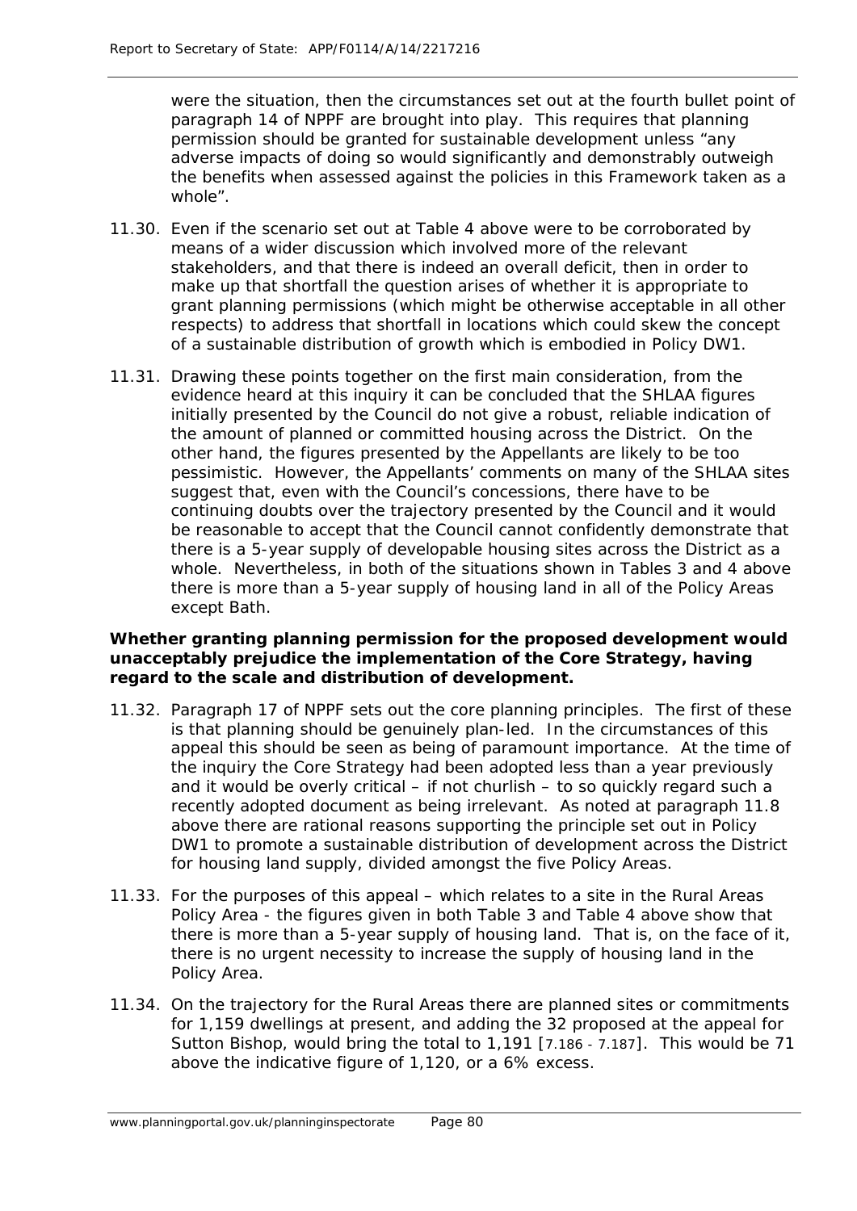were the situation, then the circumstances set out at the fourth bullet point of paragraph 14 of NPPF are brought into play. This requires that planning permission should be granted for sustainable development unless "any adverse impacts of doing so would significantly and demonstrably outweigh the benefits when assessed against the policies in this Framework taken as a whole".

11.30. Even if the scenario set out at Table 4 above were to be corroborated by means of a wider discussion which involved more of the relevant stakeholders, and that there is indeed an overall deficit, then in order to make up that shortfall the question arises of whether it is appropriate to grant planning permissions (which might be otherwise acceptable in all other respects) to address that shortfall in locations which could skew the concept of a sustainable distribution of growth which is embodied in Policy DW1.

11.31. Drawing these points together on the first main consideration, from the evidence heard at this inquiry it can be concluded that the SHLAA figures initially presented by the Council do not give a robust, reliable indication of the amount of planned or committed housing across the District. On the other hand, the figures presented by the Appellants are likely to be too pessimistic. However, the Appellants' comments on many of the SHLAA sites suggest that, even with the Council's concessions, there have to be continuing doubts over the trajectory presented by the Council and it would be reasonable to accept that the Council cannot confidently demonstrate that there is a 5-year supply of developable housing sites across the District as a whole. Nevertheless, in both of the situations shown in Tables 3 and 4 above there is more than a 5-year supply of housing land in all of the Policy Areas except Bath.

**Whether granting planning permission for the proposed development would unacceptably prejudice the implementation of the Core Strategy, having regard to the scale and distribution of development.**

11.32. Paragraph 17 of NPPF sets out the core planning principles. The first of these is that planning should be genuinely plan-led. In the circumstances of this appeal this should be seen as being of paramount importance. At the time of the inquiry the Core Strategy had been adopted less than a year previously and it would be overly critical – if not churlish – to so quickly regard such a recently adopted document as being irrelevant. As noted at paragraph 11.8 above there are rational reasons supporting the principle set out in Policy DW1 to promote a sustainable distribution of development across the District for housing land supply, divided amongst the five Policy Areas.

11.33. For the purposes of this appeal – which relates to a site in the Rural Areas Policy Area - the figures given in both Table 3 and Table 4 above show that there is more than a 5-year supply of housing land. That is, on the face of it, there is no urgent necessity to increase the supply of housing land in the Policy Area.

11.34. On the trajectory for the Rural Areas there are planned sites or commitments for 1,159 dwellings at present, and adding the 32 proposed at the appeal for Sutton Bishop, would bring the total to 1,191 [7.186 - 7.187]. This would be 71 above the indicative figure of 1,120, or a 6% excess.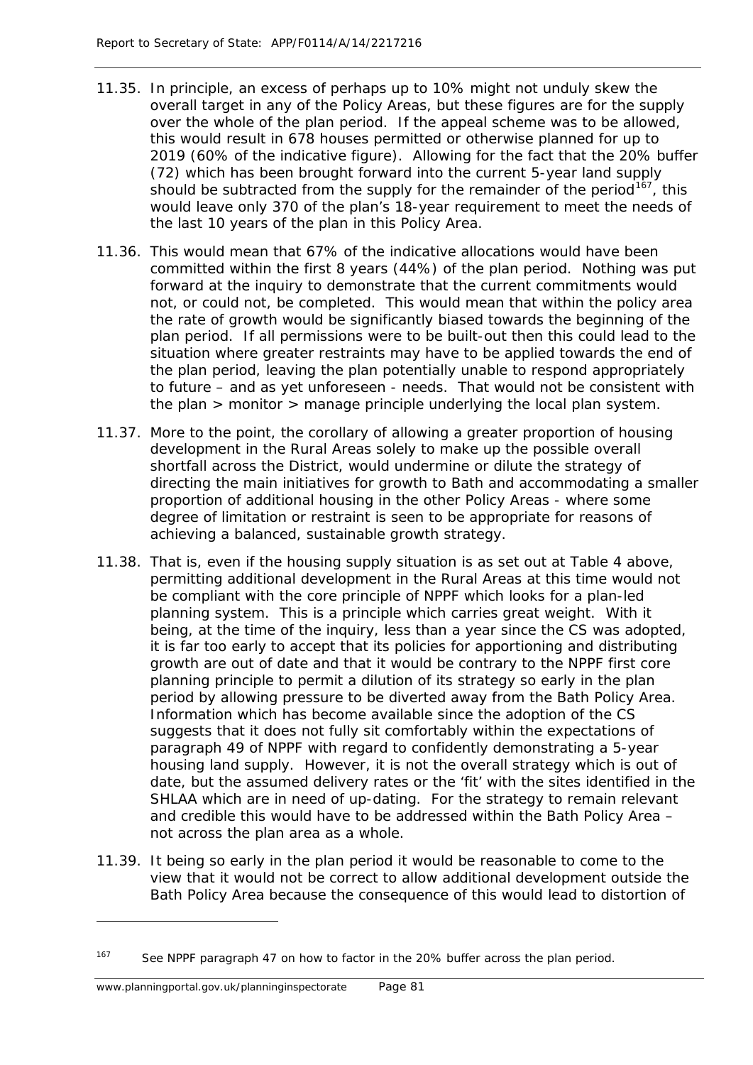11.35. In principle, an excess of perhaps up to 10% might not unduly skew the overall target in any of the Policy Areas, but these figures are for the supply over the whole of the plan period. If the appeal scheme was to be allowed, this would result in 678 houses permitted or otherwise planned for up to 2019 (60% of the indicative figure). Allowing for the fact that the 20% buffer (72) which has been brought forward into the current 5-year land supply should be subtracted from the supply for the remainder of the period[167], this would leave only 370 of the plan's 18-year requirement to meet the needs of the last 10 years of the plan in this Policy Area.

11.36. This would mean that 67% of the indicative allocations would have been committed within the first 8 years (44%) of the plan period. Nothing was put forward at the inquiry to demonstrate that the current commitments would not, or could not, be completed. This would mean that within the policy area the rate of growth would be significantly biased towards the beginning of the plan period. If all permissions were to be built-out then this could lead to the situation where greater restraints may have to be applied towards the end of the plan period, leaving the plan potentially unable to respond appropriately to future – and as yet unforeseen - needs. That would not be consistent with the plan > monitor > manage principle underlying the local plan system.

11.37. More to the point, the corollary of allowing a greater proportion of housing development in the Rural Areas solely to make up the possible overall shortfall across the District, would undermine or dilute the strategy of directing the main initiatives for growth to Bath and accommodating a smaller proportion of additional housing in the other Policy Areas - where some degree of limitation or restraint is seen to be appropriate for reasons of achieving a balanced, sustainable growth strategy.

11.38. That is, even if the housing supply situation is as set out at Table 4 above, permitting additional development in the Rural Areas at this time would not be compliant with the core principle of NPPF which looks for a plan-led planning system. This is a principle which carries great weight. With it being, at the time of the inquiry, less than a year since the CS was adopted, it is far too early to accept that its policies for apportioning and distributing growth are out of date and that it would be contrary to the NPPF first core planning principle to permit a dilution of its strategy so early in the plan period by allowing pressure to be diverted away from the Bath Policy Area. Information which has become available since the adoption of the CS suggests that it does not fully sit comfortably within the expectations of paragraph 49 of NPPF with regard to confidently demonstrating a 5-year housing land supply. However, it is not the overall strategy which is out of date, but the assumed delivery rates or the 'fit' with the sites identified in the SHLAA which are in need of up-dating. For the strategy to remain relevant and credible this would have to be addressed within the Bath Policy Area – not across the plan area as a whole.

11.39. It being so early in the plan period it would be reasonable to come to the view that it would not be correct to allow additional development outside the Bath Policy Area because the consequence of this would lead to distortion of

---

[167] See NPPF paragraph 47 on how to factor in the 20% buffer across the plan period.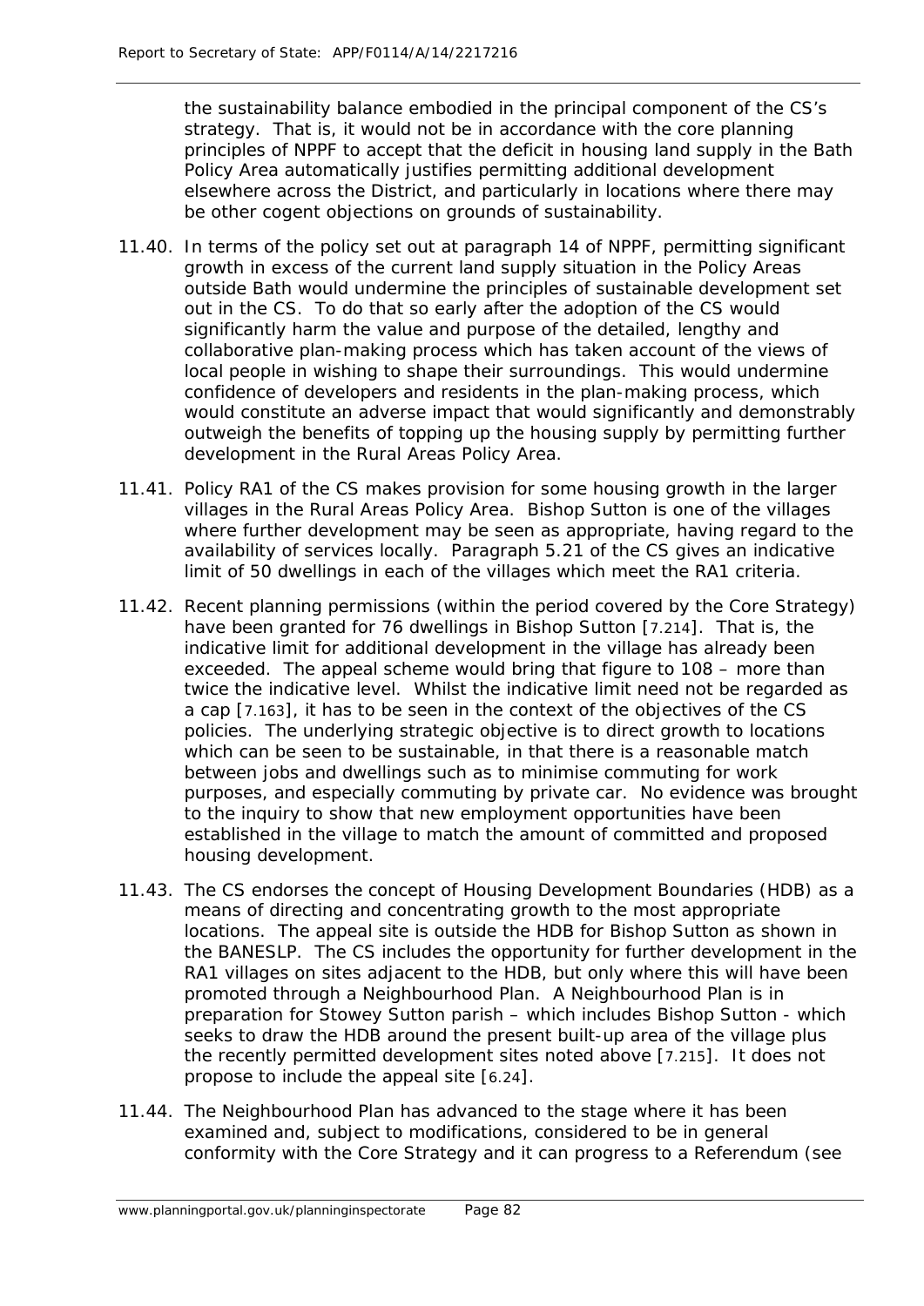the sustainability balance embodied in the principal component of the CS's strategy. That is, it would not be in accordance with the core planning principles of NPPF to accept that the deficit in housing land supply in the Bath Policy Area automatically justifies permitting additional development elsewhere across the District, and particularly in locations where there may be other cogent objections on grounds of sustainability.

11.40. In terms of the policy set out at paragraph 14 of NPPF, permitting significant growth in excess of the current land supply situation in the Policy Areas outside Bath would undermine the principles of sustainable development set out in the CS. To do that so early after the adoption of the CS would significantly harm the value and purpose of the detailed, lengthy and collaborative plan-making process which has taken account of the views of local people in wishing to shape their surroundings. This would undermine confidence of developers and residents in the plan-making process, which would constitute an adverse impact that would significantly and demonstrably outweigh the benefits of topping up the housing supply by permitting further development in the Rural Areas Policy Area.

11.41. Policy RA1 of the CS makes provision for some housing growth in the larger villages in the Rural Areas Policy Area. Bishop Sutton is one of the villages where further development may be seen as appropriate, having regard to the availability of services locally. Paragraph 5.21 of the CS gives an indicative limit of 50 dwellings in each of the villages which meet the RA1 criteria.

11.42. Recent planning permissions (within the period covered by the Core Strategy) have been granted for 76 dwellings in Bishop Sutton [7.214]. That is, the indicative limit for additional development in the village has already been exceeded. The appeal scheme would bring that figure to 108 – more than twice the indicative level. Whilst the indicative limit need not be regarded as a cap [7.163], it has to be seen in the context of the objectives of the CS policies. The underlying strategic objective is to direct growth to locations which can be seen to be sustainable, in that there is a reasonable match between jobs and dwellings such as to minimise commuting for work purposes, and especially commuting by private car. No evidence was brought to the inquiry to show that new employment opportunities have been established in the village to match the amount of committed and proposed housing development.

11.43. The CS endorses the concept of Housing Development Boundaries (HDB) as a means of directing and concentrating growth to the most appropriate locations. The appeal site is outside the HDB for Bishop Sutton as shown in the BANESLP. The CS includes the opportunity for further development in the RA1 villages on sites adjacent to the HDB, but only where this will have been promoted through a Neighbourhood Plan. A Neighbourhood Plan is in preparation for Stowey Sutton parish – which includes Bishop Sutton - which seeks to draw the HDB around the present built-up area of the village plus the recently permitted development sites noted above [7.215]. It does not propose to include the appeal site [6.24].

11.44. The Neighbourhood Plan has advanced to the stage where it has been examined and, subject to modifications, considered to be in general conformity with the Core Strategy and it can progress to a Referendum (see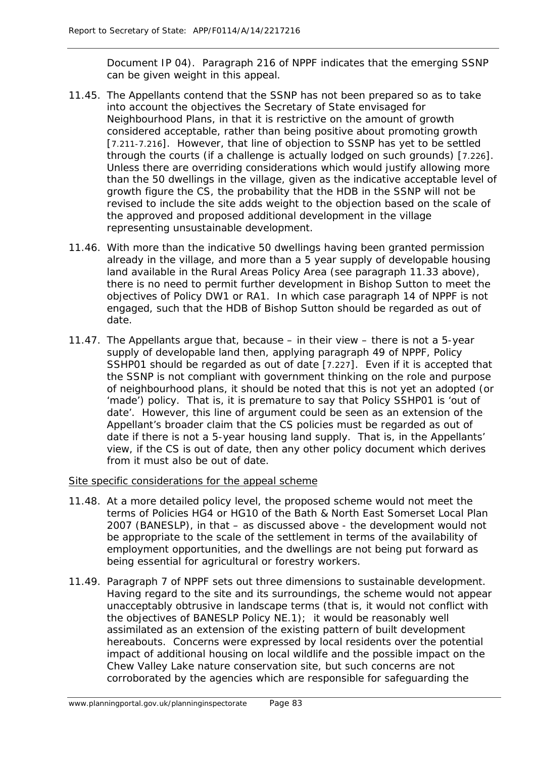Document IP 04). Paragraph 216 of NPPF indicates that the emerging SSNP can be given weight in this appeal.

11.45. The Appellants contend that the SSNP has not been prepared so as to take into account the objectives the Secretary of State envisaged for Neighbourhood Plans, in that it is restrictive on the amount of growth considered acceptable, rather than being positive about promoting growth [7.211-7.216]. However, that line of objection to SSNP has yet to be settled through the courts (if a challenge is actually lodged on such grounds) [7.226]. Unless there are overriding considerations which would justify allowing more than the 50 dwellings in the village, given as the indicative acceptable level of growth figure the CS, the probability that the HDB in the SSNP will not be revised to include the site adds weight to the objection based on the scale of the approved and proposed additional development in the village representing unsustainable development.

11.46. With more than the indicative 50 dwellings having been granted permission already in the village, and more than a 5 year supply of developable housing land available in the Rural Areas Policy Area (see paragraph 11.33 above), there is no need to permit further development in Bishop Sutton to meet the objectives of Policy DW1 or RA1. In which case paragraph 14 of NPPF is not engaged, such that the HDB of Bishop Sutton should be regarded as out of date.

11.47. The Appellants argue that, because – in their view – there is not a 5-year supply of developable land then, applying paragraph 49 of NPPF, Policy SSHP01 should be regarded as out of date [7.227]. Even if it is accepted that the SSNP is not compliant with government thinking on the role and purpose of neighbourhood plans, it should be noted that this is not yet an adopted (or 'made') policy. That is, it is premature to say that Policy SSHP01 is 'out of date'. However, this line of argument could be seen as an extension of the Appellant's broader claim that the CS policies must be regarded as out of date if there is not a 5-year housing land supply. That is, in the Appellants' view, if the CS is out of date, then any other policy document which derives from it must also be out of date.

Site specific considerations for the appeal scheme

11.48. At a more detailed policy level, the proposed scheme would not meet the terms of Policies HG4 or HG10 of the Bath & North East Somerset Local Plan 2007 (BANESLP), in that – as discussed above - the development would not be appropriate to the scale of the settlement in terms of the availability of employment opportunities, and the dwellings are not being put forward as being essential for agricultural or forestry workers.

11.49. Paragraph 7 of NPPF sets out three dimensions to sustainable development. Having regard to the site and its surroundings, the scheme would not appear unacceptably obtrusive in landscape terms (that is, it would not conflict with the objectives of BANESLP Policy NE.1); it would be reasonably well assimilated as an extension of the existing pattern of built development hereabouts. Concerns were expressed by local residents over the potential impact of additional housing on local wildlife and the possible impact on the Chew Valley Lake nature conservation site, but such concerns are not corroborated by the agencies which are responsible for safeguarding the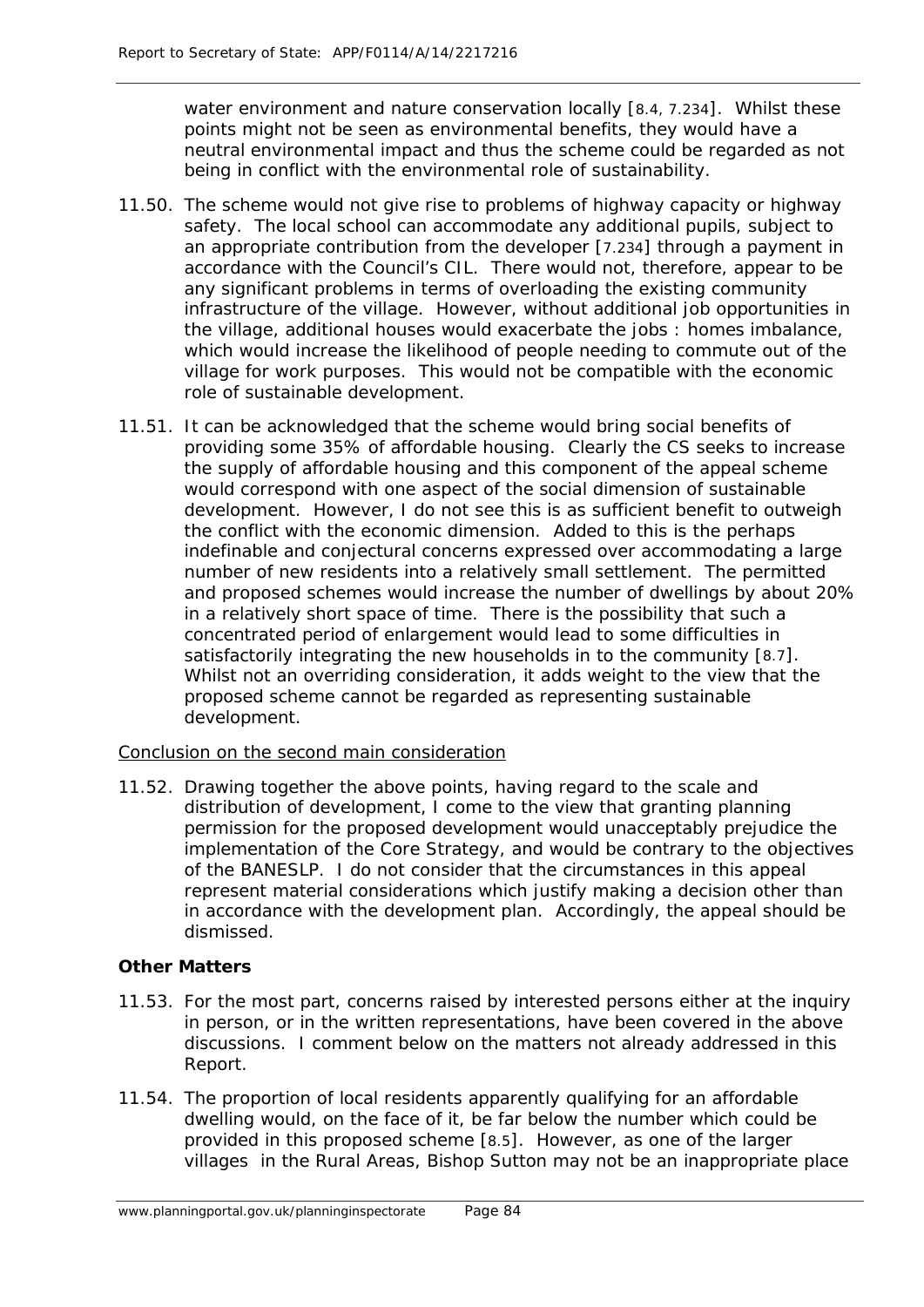water environment and nature conservation locally [8.4, 7.234]. Whilst these points might not be seen as environmental benefits, they would have a neutral environmental impact and thus the scheme could be regarded as not being in conflict with the environmental role of sustainability.

11.50. The scheme would not give rise to problems of highway capacity or highway safety. The local school can accommodate any additional pupils, subject to an appropriate contribution from the developer [7.234] through a payment in accordance with the Council's CIL. There would not, therefore, appear to be any significant problems in terms of overloading the existing community infrastructure of the village. However, without additional job opportunities in the village, additional houses would exacerbate the jobs : homes imbalance, which would increase the likelihood of people needing to commute out of the village for work purposes. This would not be compatible with the economic role of sustainable development.

11.51. It can be acknowledged that the scheme would bring social benefits of providing some 35% of affordable housing. Clearly the CS seeks to increase the supply of affordable housing and this component of the appeal scheme would correspond with one aspect of the social dimension of sustainable development. However, I do not see this is as sufficient benefit to outweigh the conflict with the economic dimension. Added to this is the perhaps indefinable and conjectural concerns expressed over accommodating a large number of new residents into a relatively small settlement. The permitted and proposed schemes would increase the number of dwellings by about 20% in a relatively short space of time. There is the possibility that such a concentrated period of enlargement would lead to some difficulties in satisfactorily integrating the new households in to the community [8.7]. Whilst not an overriding consideration, it adds weight to the view that the proposed scheme cannot be regarded as representing sustainable development.

Conclusion on the second main consideration

11.52. Drawing together the above points, having regard to the scale and distribution of development, I come to the view that granting planning permission for the proposed development would unacceptably prejudice the implementation of the Core Strategy, and would be contrary to the objectives of the BANESLP. I do not consider that the circumstances in this appeal represent material considerations which justify making a decision other than in accordance with the development plan. Accordingly, the appeal should be dismissed.

**Other Matters**

11.53. For the most part, concerns raised by interested persons either at the inquiry in person, or in the written representations, have been covered in the above discussions. I comment below on the matters not already addressed in this Report.

11.54. The proportion of local residents apparently qualifying for an affordable dwelling would, on the face of it, be far below the number which could be provided in this proposed scheme [8.5]. However, as one of the larger villages in the Rural Areas, Bishop Sutton may not be an inappropriate place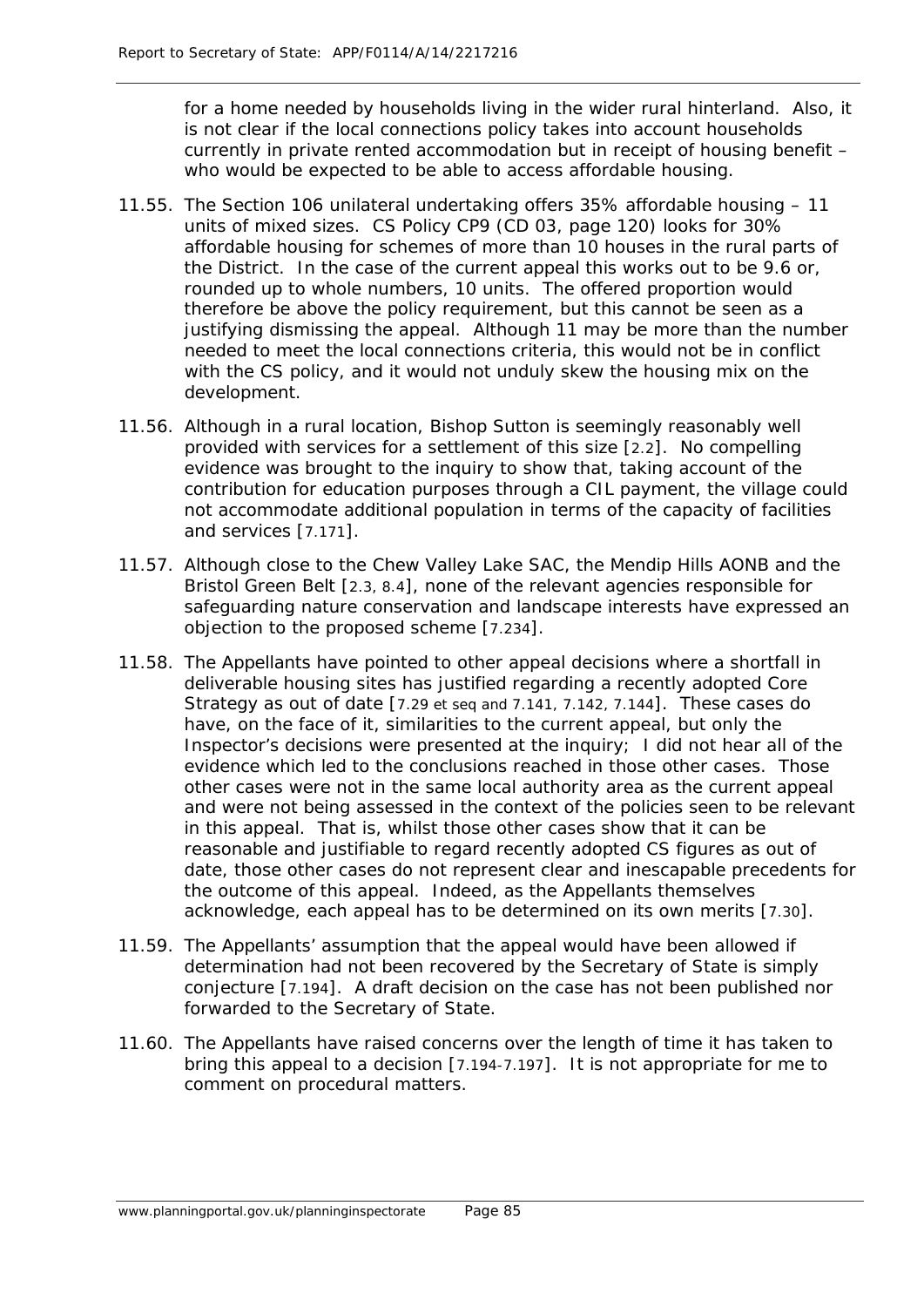for a home needed by households living in the wider rural hinterland. Also, it is not clear if the local connections policy takes into account households currently in private rented accommodation but in receipt of housing benefit – who would be expected to be able to access affordable housing.

11.55. The Section 106 unilateral undertaking offers 35% affordable housing – 11 units of mixed sizes. CS Policy CP9 (CD 03, page 120) looks for 30% affordable housing for schemes of more than 10 houses in the rural parts of the District. In the case of the current appeal this works out to be 9.6 or, rounded up to whole numbers, 10 units. The offered proportion would therefore be above the policy requirement, but this cannot be seen as a justifying dismissing the appeal. Although 11 may be more than the number needed to meet the local connections criteria, this would not be in conflict with the CS policy, and it would not unduly skew the housing mix on the development.

11.56. Although in a rural location, Bishop Sutton is seemingly reasonably well provided with services for a settlement of this size [2.2]. No compelling evidence was brought to the inquiry to show that, taking account of the contribution for education purposes through a CIL payment, the village could not accommodate additional population in terms of the capacity of facilities and services [7.171].

11.57. Although close to the Chew Valley Lake SAC, the Mendip Hills AONB and the Bristol Green Belt [2.3, 8.4], none of the relevant agencies responsible for safeguarding nature conservation and landscape interests have expressed an objection to the proposed scheme [7.234].

11.58. The Appellants have pointed to other appeal decisions where a shortfall in deliverable housing sites has justified regarding a recently adopted Core Strategy as out of date [7.29 et seq and 7.141, 7.142, 7.144]. These cases do have, on the face of it, similarities to the current appeal, but only the Inspector's decisions were presented at the inquiry; I did not hear all of the evidence which led to the conclusions reached in those other cases. Those other cases were not in the same local authority area as the current appeal and were not being assessed in the context of the policies seen to be relevant in this appeal. That is, whilst those other cases show that it can be reasonable and justifiable to regard recently adopted CS figures as out of date, those other cases do not represent clear and inescapable precedents for the outcome of this appeal. Indeed, as the Appellants themselves acknowledge, each appeal has to be determined on its own merits [7.30].

11.59. The Appellants' assumption that the appeal would have been allowed if determination had not been recovered by the Secretary of State is simply conjecture [7.194]. A draft decision on the case has not been published nor forwarded to the Secretary of State.

11.60. The Appellants have raised concerns over the length of time it has taken to bring this appeal to a decision [7.194-7.197]. It is not appropriate for me to comment on procedural matters.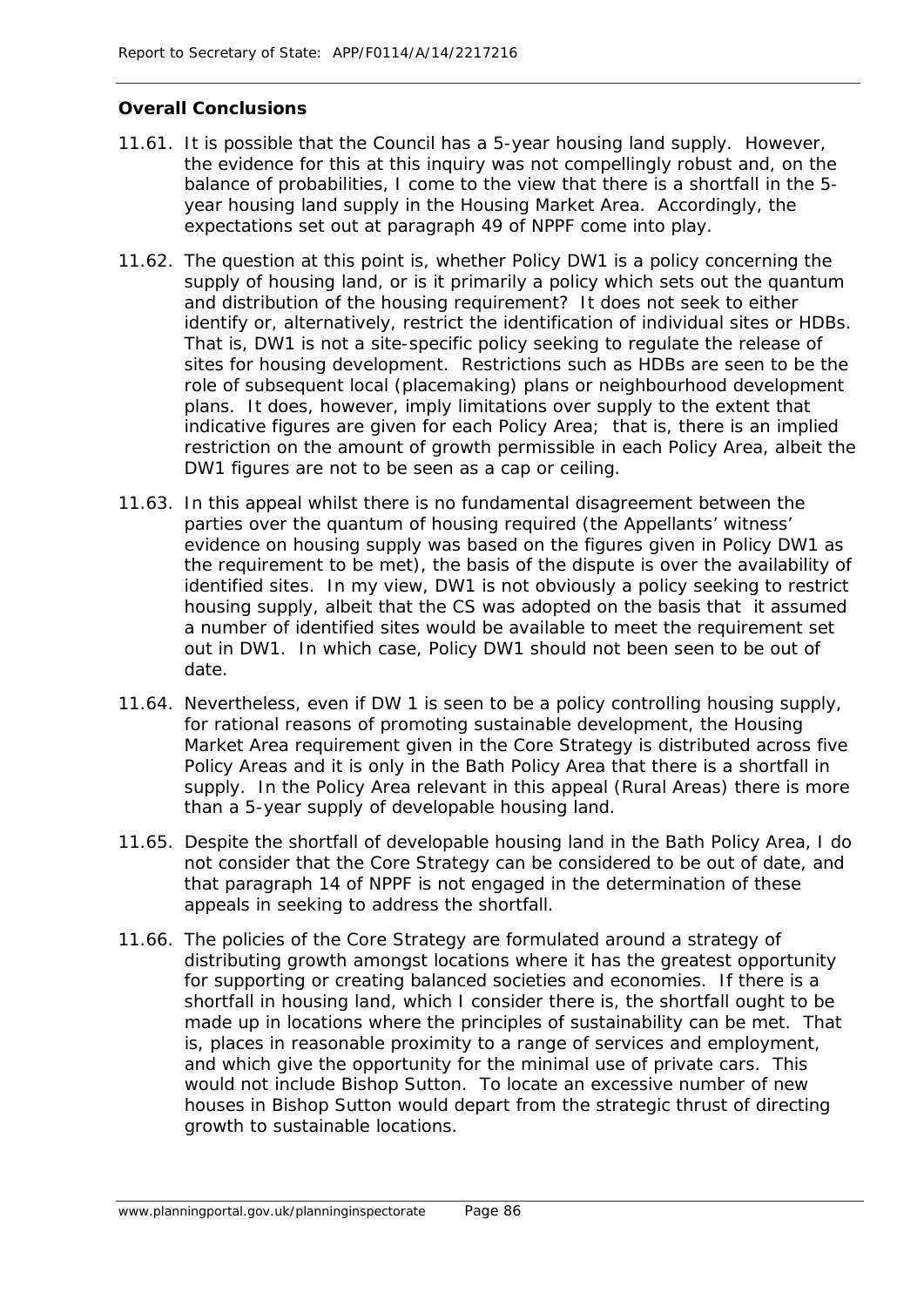**Overall Conclusions**

11.61. It is possible that the Council has a 5-year housing land supply. However, the evidence for this at this inquiry was not compellingly robust and, on the balance of probabilities, I come to the view that there is a shortfall in the 5-year housing land supply in the Housing Market Area. Accordingly, the expectations set out at paragraph 49 of NPPF come into play.

11.62. The question at this point is, whether Policy DW1 is a policy concerning the supply of housing land, or is it primarily a policy which sets out the quantum and distribution of the housing requirement? It does not seek to either identify or, alternatively, restrict the identification of individual sites or HDBs. That is, DW1 is not a site-specific policy seeking to regulate the release of sites for housing development. Restrictions such as HDBs are seen to be the role of subsequent local (placemaking) plans or neighbourhood development plans. It does, however, imply limitations over supply to the extent that indicative figures are given for each Policy Area; that is, there is an implied restriction on the amount of growth permissible in each Policy Area, albeit the DW1 figures are not to be seen as a cap or ceiling.

11.63. In this appeal whilst there is no fundamental disagreement between the parties over the quantum of housing required (the Appellants' witness' evidence on housing supply was based on the figures given in Policy DW1 as the requirement to be met), the basis of the dispute is over the availability of identified sites. In my view, DW1 is not obviously a policy seeking to restrict housing supply, albeit that the CS was adopted on the basis that it assumed a number of identified sites would be available to meet the requirement set out in DW1. In which case, Policy DW1 should not been seen to be out of date.

11.64. Nevertheless, even if DW 1 is seen to be a policy controlling housing supply, for rational reasons of promoting sustainable development, the Housing Market Area requirement given in the Core Strategy is distributed across five Policy Areas and it is only in the Bath Policy Area that there is a shortfall in supply. In the Policy Area relevant in this appeal (Rural Areas) there is more than a 5-year supply of developable housing land.

11.65. Despite the shortfall of developable housing land in the Bath Policy Area, I do not consider that the Core Strategy can be considered to be out of date, and that paragraph 14 of NPPF is not engaged in the determination of these appeals in seeking to address the shortfall.

11.66. The policies of the Core Strategy are formulated around a strategy of distributing growth amongst locations where it has the greatest opportunity for supporting or creating balanced societies and economies. If there is a shortfall in housing land, which I consider there is, the shortfall ought to be made up in locations where the principles of sustainability can be met. That is, places in reasonable proximity to a range of services and employment, and which give the opportunity for the minimal use of private cars. This would not include Bishop Sutton. To locate an excessive number of new houses in Bishop Sutton would depart from the strategic thrust of directing growth to sustainable locations.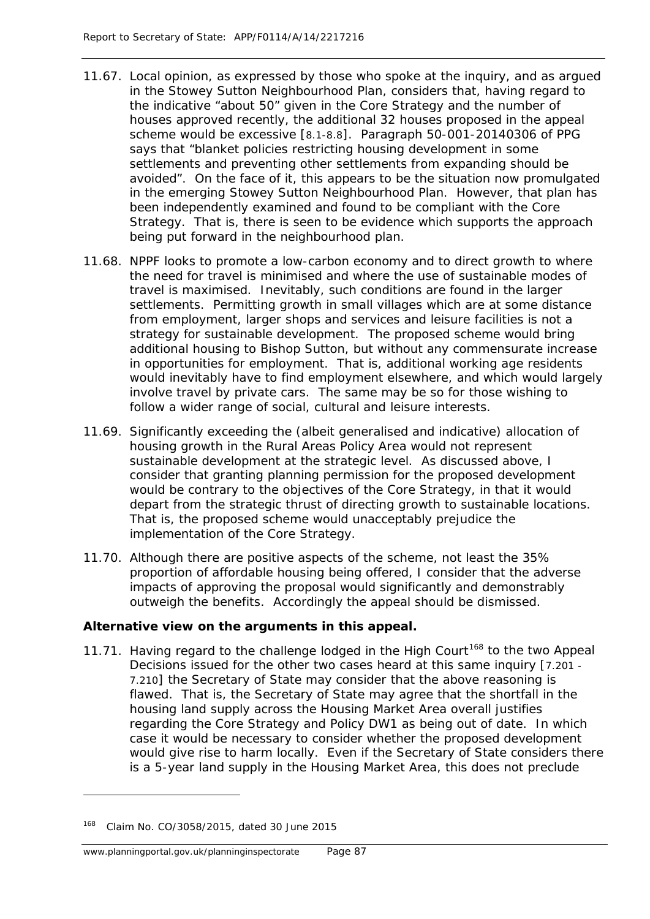11.67. Local opinion, as expressed by those who spoke at the inquiry, and as argued in the Stowey Sutton Neighbourhood Plan, considers that, having regard to the indicative "about 50" given in the Core Strategy and the number of houses approved recently, the additional 32 houses proposed in the appeal scheme would be excessive [8.1-8.8]. Paragraph 50-001-20140306 of PPG says that "blanket policies restricting housing development in some settlements and preventing other settlements from expanding should be avoided". On the face of it, this appears to be the situation now promulgated in the emerging Stowey Sutton Neighbourhood Plan. However, that plan has been independently examined and found to be compliant with the Core Strategy. That is, there is seen to be evidence which supports the approach being put forward in the neighbourhood plan.

11.68. NPPF looks to promote a low-carbon economy and to direct growth to where the need for travel is minimised and where the use of sustainable modes of travel is maximised. Inevitably, such conditions are found in the larger settlements. Permitting growth in small villages which are at some distance from employment, larger shops and services and leisure facilities is not a strategy for sustainable development. The proposed scheme would bring additional housing to Bishop Sutton, but without any commensurate increase in opportunities for employment. That is, additional working age residents would inevitably have to find employment elsewhere, and which would largely involve travel by private cars. The same may be so for those wishing to follow a wider range of social, cultural and leisure interests.

11.69. Significantly exceeding the (albeit generalised and indicative) allocation of housing growth in the Rural Areas Policy Area would not represent sustainable development at the strategic level. As discussed above, I consider that granting planning permission for the proposed development would be contrary to the objectives of the Core Strategy, in that it would depart from the strategic thrust of directing growth to sustainable locations. That is, the proposed scheme would unacceptably prejudice the implementation of the Core Strategy.

11.70. Although there are positive aspects of the scheme, not least the 35% proportion of affordable housing being offered, I consider that the adverse impacts of approving the proposal would significantly and demonstrably outweigh the benefits. Accordingly the appeal should be dismissed.

**Alternative view on the arguments in this appeal.**

11.71. Having regard to the challenge lodged in the High Court[168] to the two Appeal Decisions issued for the other two cases heard at this same inquiry [7.201 - 7.210] the Secretary of State may consider that the above reasoning is flawed. That is, the Secretary of State may agree that the shortfall in the housing land supply across the Housing Market Area overall justifies regarding the Core Strategy and Policy DW1 as being out of date. In which case it would be necessary to consider whether the proposed development would give rise to harm locally. Even if the Secretary of State considers there is a 5-year land supply in the Housing Market Area, this does not preclude

[168] Claim No. CO/3058/2015, dated 30 June 2015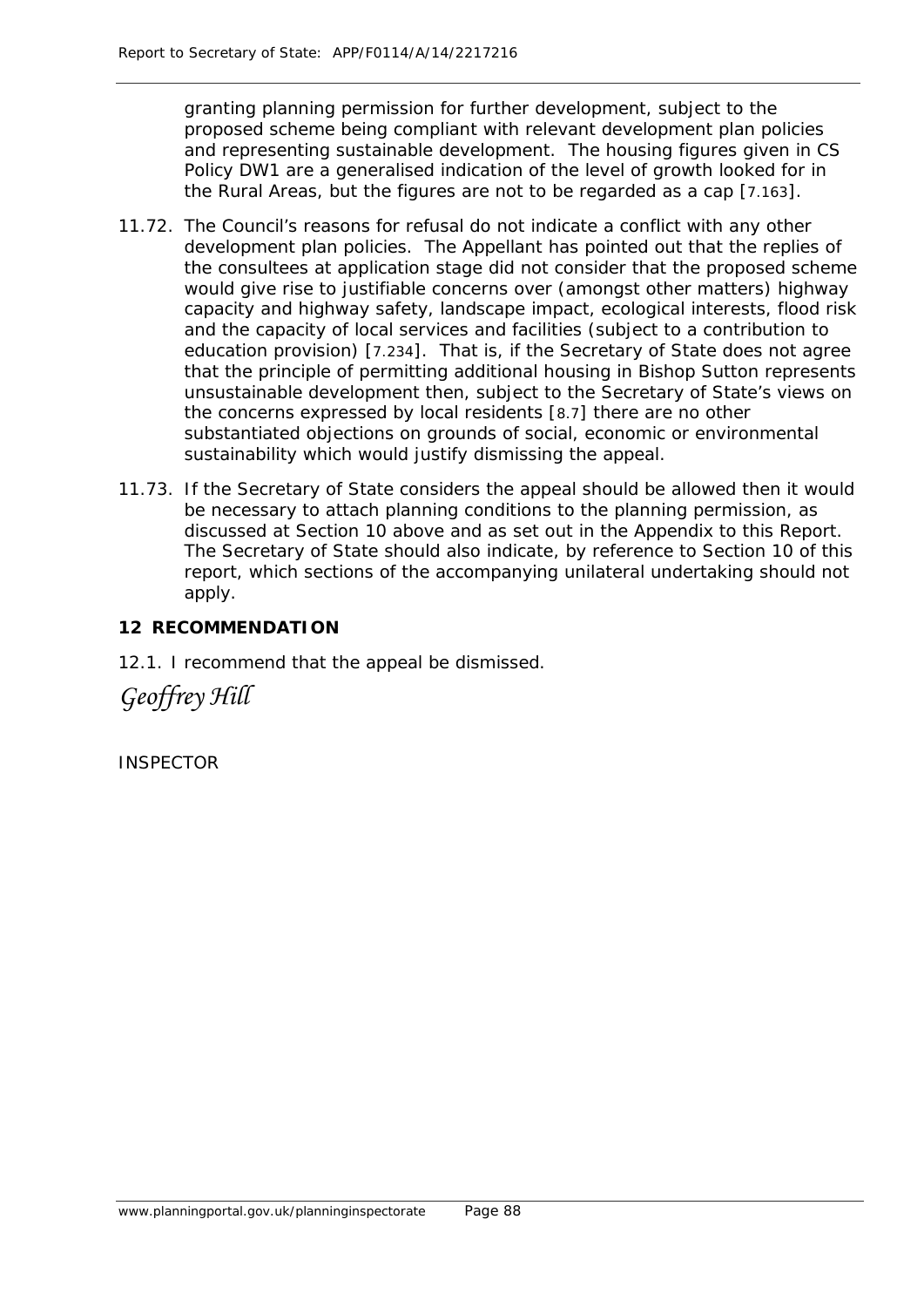granting planning permission for further development, subject to the proposed scheme being compliant with relevant development plan policies and representing sustainable development. The housing figures given in CS Policy DW1 are a generalised indication of the level of growth looked for in the Rural Areas, but the figures are not to be regarded as a cap [7.163].

11.72. The Council's reasons for refusal do not indicate a conflict with any other development plan policies. The Appellant has pointed out that the replies of the consultees at application stage did not consider that the proposed scheme would give rise to justifiable concerns over (amongst other matters) highway capacity and highway safety, landscape impact, ecological interests, flood risk and the capacity of local services and facilities (subject to a contribution to education provision) [7.234]. That is, if the Secretary of State does not agree that the principle of permitting additional housing in Bishop Sutton represents unsustainable development then, subject to the Secretary of State's views on the concerns expressed by local residents [8.7] there are no other substantiated objections on grounds of social, economic or environmental sustainability which would justify dismissing the appeal.

11.73. If the Secretary of State considers the appeal should be allowed then it would be necessary to attach planning conditions to the planning permission, as discussed at Section 10 above and as set out in the Appendix to this Report. The Secretary of State should also indicate, by reference to Section 10 of this report, which sections of the accompanying unilateral undertaking should not apply.

## 12 RECOMMENDATION

12.1. I recommend that the appeal be dismissed.

*Geoffrey Hill*

INSPECTOR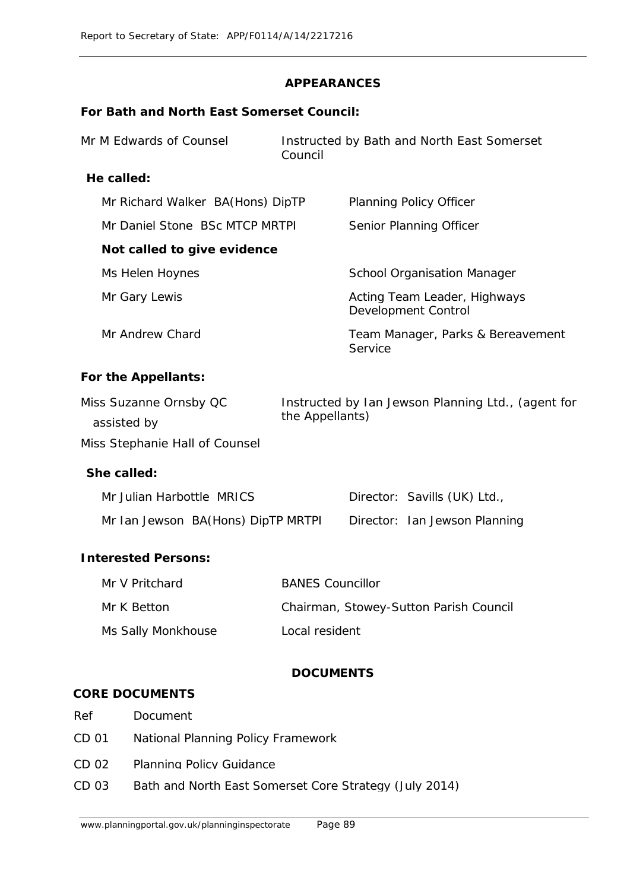## APPEARANCES

### For Bath and North East Somerset Council:

| | |
|---|---|
| Mr M Edwards of Counsel | Instructed by Bath and North East Somerset Council |

**He called:**

| | |
|---|---|
| Mr Richard Walker BA(Hons) DipTP | Planning Policy Officer |
| Mr Daniel Stone BSc MTCP MRTPI | Senior Planning Officer |
| **Not called to give evidence** | |
| Ms Helen Hoynes | School Organisation Manager |
| Mr Gary Lewis | Acting Team Leader, Highways Development Control |
| Mr Andrew Chard | Team Manager, Parks & Bereavement Service |

### For the Appellants:

| | |
|---|---|
| Miss Suzanne Ornsby QC assisted by Miss Stephanie Hall of Counsel | Instructed by Ian Jewson Planning Ltd., (agent for the Appellants) |

**She called:**

| | |
|---|---|
| Mr Julian Harbottle MRICS | Director: Savills (UK) Ltd., |
| Mr Ian Jewson BA(Hons) DipTP MRTPI | Director: Ian Jewson Planning |

### Interested Persons:

| | |
|---|---|
| Mr V Pritchard | BANES Councillor |
| Mr K Betton | Chairman, Stowey-Sutton Parish Council |
| Ms Sally Monkhouse | Local resident |

## DOCUMENTS

### CORE DOCUMENTS

| Ref | Document |
|---|---|
| CD 01 | National Planning Policy Framework |
| CD 02 | Planning Policy Guidance |
| CD 03 | Bath and North East Somerset Core Strategy (July 2014) |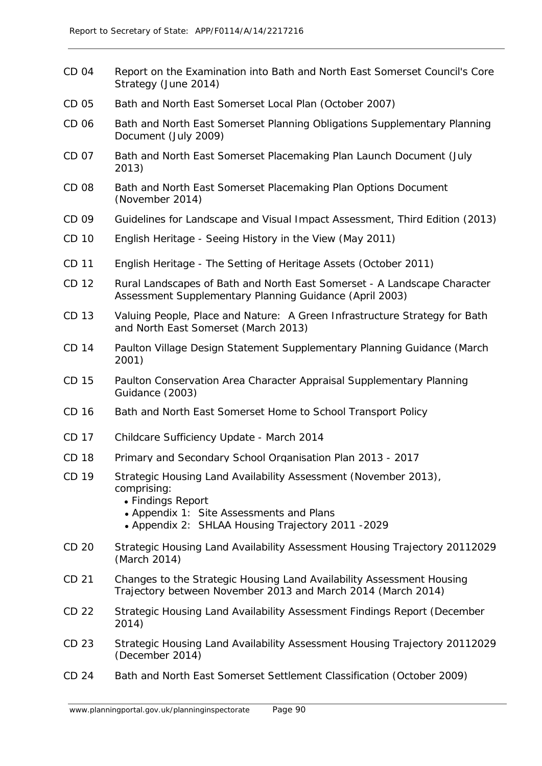CD 04 Report on the Examination into Bath and North East Somerset Council's Core Strategy (June 2014)

CD 05 Bath and North East Somerset Local Plan (October 2007)

CD 06 Bath and North East Somerset Planning Obligations Supplementary Planning Document (July 2009)

CD 07 Bath and North East Somerset Placemaking Plan Launch Document (July 2013)

CD 08 Bath and North East Somerset Placemaking Plan Options Document (November 2014)

CD 09 Guidelines for Landscape and Visual Impact Assessment, Third Edition (2013)

CD 10 English Heritage - Seeing History in the View (May 2011)

CD 11 English Heritage - The Setting of Heritage Assets (October 2011)

CD 12 Rural Landscapes of Bath and North East Somerset - A Landscape Character Assessment Supplementary Planning Guidance (April 2003)

CD 13 Valuing People, Place and Nature: A Green Infrastructure Strategy for Bath and North East Somerset (March 2013)

CD 14 Paulton Village Design Statement Supplementary Planning Guidance (March 2001)

CD 15 Paulton Conservation Area Character Appraisal Supplementary Planning Guidance (2003)

CD 16 Bath and North East Somerset Home to School Transport Policy

CD 17 Childcare Sufficiency Update - March 2014

CD 18 Primary and Secondary School Organisation Plan 2013 - 2017

CD 19 Strategic Housing Land Availability Assessment (November 2013), comprising:
- Findings Report
- Appendix 1: Site Assessments and Plans
- Appendix 2: SHLAA Housing Trajectory 2011 -2029

CD 20 Strategic Housing Land Availability Assessment Housing Trajectory 20112029 (March 2014)

CD 21 Changes to the Strategic Housing Land Availability Assessment Housing Trajectory between November 2013 and March 2014 (March 2014)

CD 22 Strategic Housing Land Availability Assessment Findings Report (December 2014)

CD 23 Strategic Housing Land Availability Assessment Housing Trajectory 20112029 (December 2014)

CD 24 Bath and North East Somerset Settlement Classification (October 2009)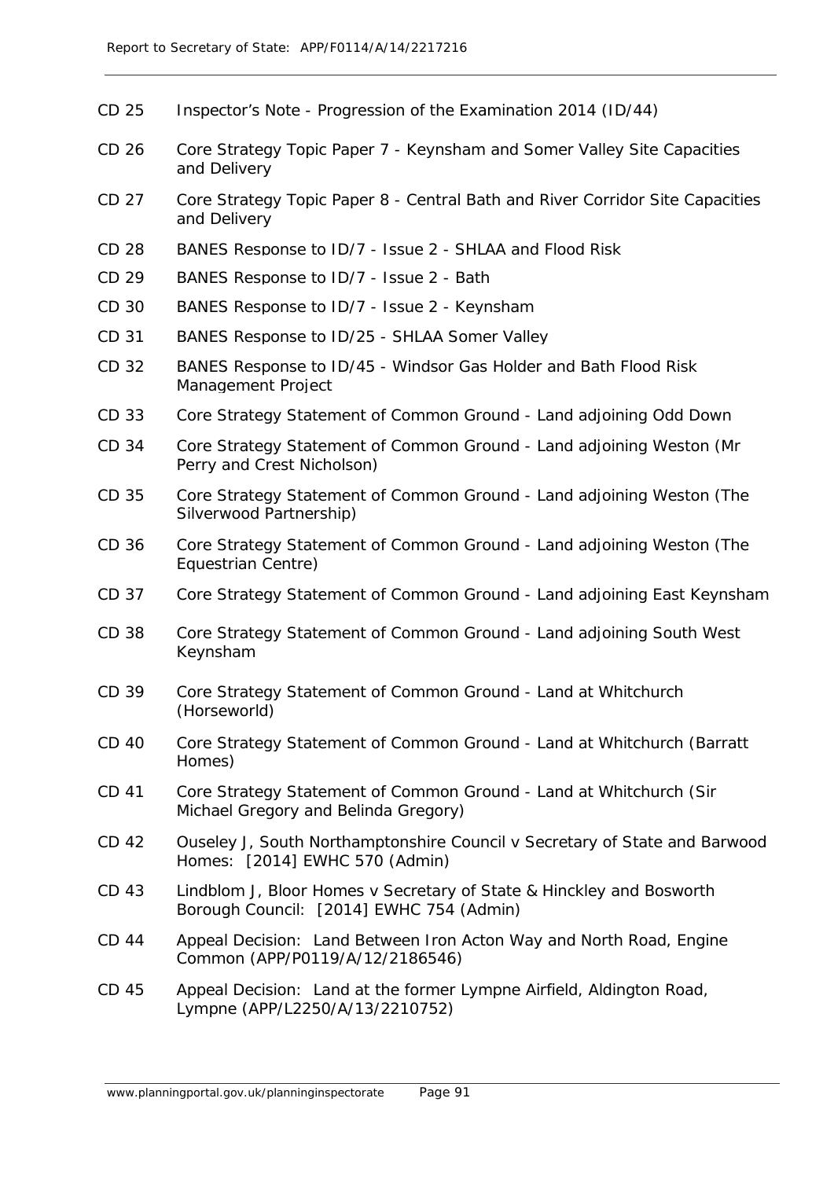CD 25 Inspector's Note - Progression of the Examination 2014 (ID/44)

CD 26 Core Strategy Topic Paper 7 - Keynsham and Somer Valley Site Capacities and Delivery

CD 27 Core Strategy Topic Paper 8 - Central Bath and River Corridor Site Capacities and Delivery

CD 28 BANES Response to ID/7 - Issue 2 - SHLAA and Flood Risk

CD 29 BANES Response to ID/7 - Issue 2 - Bath

CD 30 BANES Response to ID/7 - Issue 2 - Keynsham

CD 31 BANES Response to ID/25 - SHLAA Somer Valley

CD 32 BANES Response to ID/45 - Windsor Gas Holder and Bath Flood Risk Management Project

CD 33 Core Strategy Statement of Common Ground - Land adjoining Odd Down

CD 34 Core Strategy Statement of Common Ground - Land adjoining Weston (Mr Perry and Crest Nicholson)

CD 35 Core Strategy Statement of Common Ground - Land adjoining Weston (The Silverwood Partnership)

CD 36 Core Strategy Statement of Common Ground - Land adjoining Weston (The Equestrian Centre)

CD 37 Core Strategy Statement of Common Ground - Land adjoining East Keynsham

CD 38 Core Strategy Statement of Common Ground - Land adjoining South West Keynsham

CD 39 Core Strategy Statement of Common Ground - Land at Whitchurch (Horseworld)

CD 40 Core Strategy Statement of Common Ground - Land at Whitchurch (Barratt Homes)

CD 41 Core Strategy Statement of Common Ground - Land at Whitchurch (Sir Michael Gregory and Belinda Gregory)

CD 42 Ouseley J, South Northamptonshire Council v Secretary of State and Barwood Homes: [2014] EWHC 570 (Admin)

CD 43 Lindblom J, Bloor Homes v Secretary of State & Hinckley and Bosworth Borough Council: [2014] EWHC 754 (Admin)

CD 44 Appeal Decision: Land Between Iron Acton Way and North Road, Engine Common (APP/P0119/A/12/2186546)

CD 45 Appeal Decision: Land at the former Lympne Airfield, Aldington Road, Lympne (APP/L2250/A/13/2210752)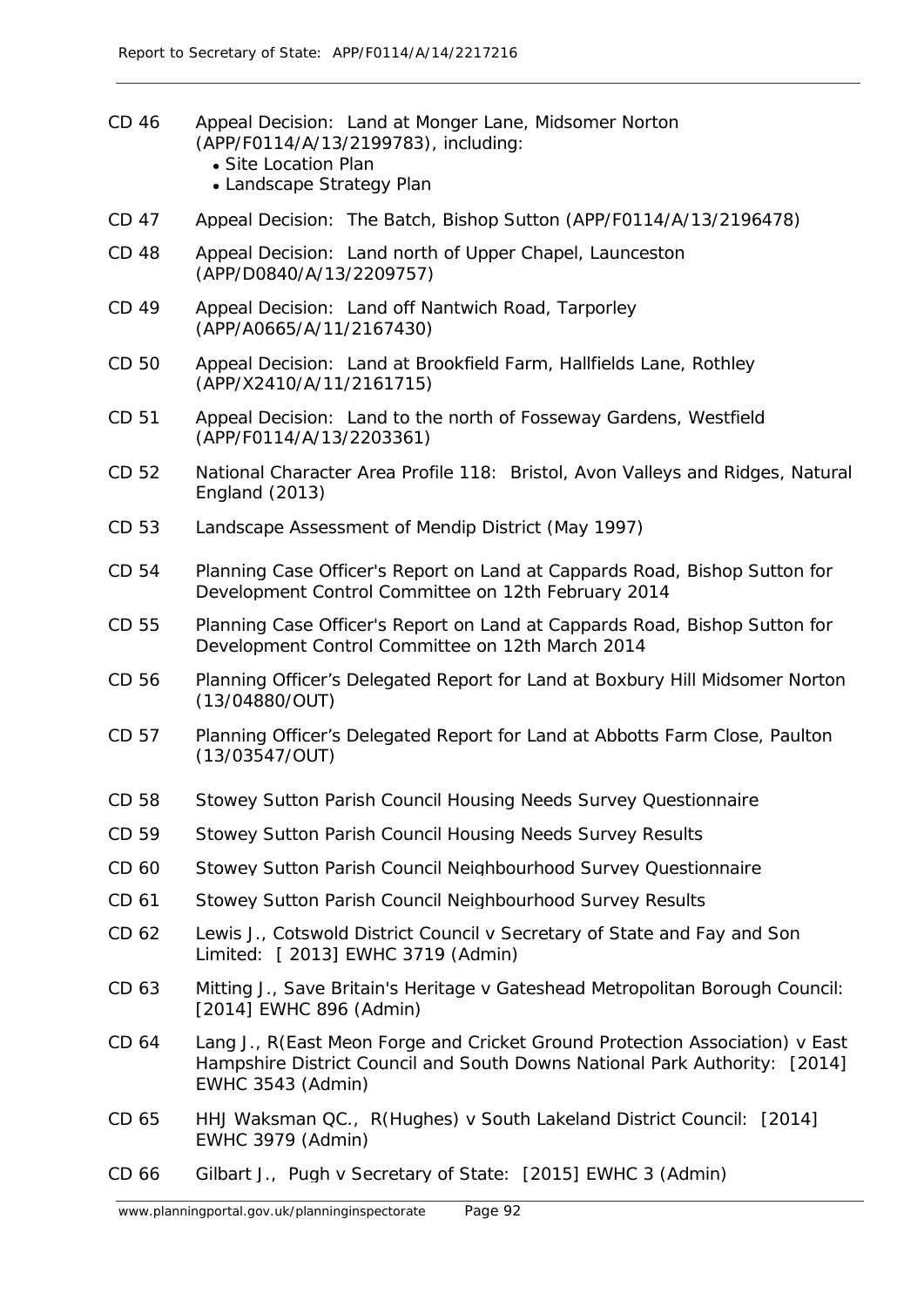CD 46 Appeal Decision: Land at Monger Lane, Midsomer Norton (APP/F0114/A/13/2199783), including:

- Site Location Plan
- Landscape Strategy Plan

CD 47 Appeal Decision: The Batch, Bishop Sutton (APP/F0114/A/13/2196478)

CD 48 Appeal Decision: Land north of Upper Chapel, Launceston (APP/D0840/A/13/2209757)

CD 49 Appeal Decision: Land off Nantwich Road, Tarporley (APP/A0665/A/11/2167430)

CD 50 Appeal Decision: Land at Brookfield Farm, Hallfields Lane, Rothley (APP/X2410/A/11/2161715)

CD 51 Appeal Decision: Land to the north of Fosseway Gardens, Westfield (APP/F0114/A/13/2203361)

CD 52 National Character Area Profile 118: Bristol, Avon Valleys and Ridges, Natural England (2013)

CD 53 Landscape Assessment of Mendip District (May 1997)

CD 54 Planning Case Officer's Report on Land at Cappards Road, Bishop Sutton for Development Control Committee on 12th February 2014

CD 55 Planning Case Officer's Report on Land at Cappards Road, Bishop Sutton for Development Control Committee on 12th March 2014

CD 56 Planning Officer's Delegated Report for Land at Boxbury Hill Midsomer Norton (13/04880/OUT)

CD 57 Planning Officer's Delegated Report for Land at Abbotts Farm Close, Paulton (13/03547/OUT)

CD 58 Stowey Sutton Parish Council Housing Needs Survey Questionnaire

CD 59 Stowey Sutton Parish Council Housing Needs Survey Results

CD 60 Stowey Sutton Parish Council Neighbourhood Survey Questionnaire

CD 61 Stowey Sutton Parish Council Neighbourhood Survey Results

CD 62 Lewis J., Cotswold District Council v Secretary of State and Fay and Son Limited: [ 2013] EWHC 3719 (Admin)

CD 63 Mitting J., Save Britain's Heritage v Gateshead Metropolitan Borough Council: [2014] EWHC 896 (Admin)

CD 64 Lang J., R(East Meon Forge and Cricket Ground Protection Association) v East Hampshire District Council and South Downs National Park Authority: [2014] EWHC 3543 (Admin)

CD 65 HHJ Waksman QC., R(Hughes) v South Lakeland District Council: [2014] EWHC 3979 (Admin)

CD 66 Gilbart J., Pugh v Secretary of State: [2015] EWHC 3 (Admin)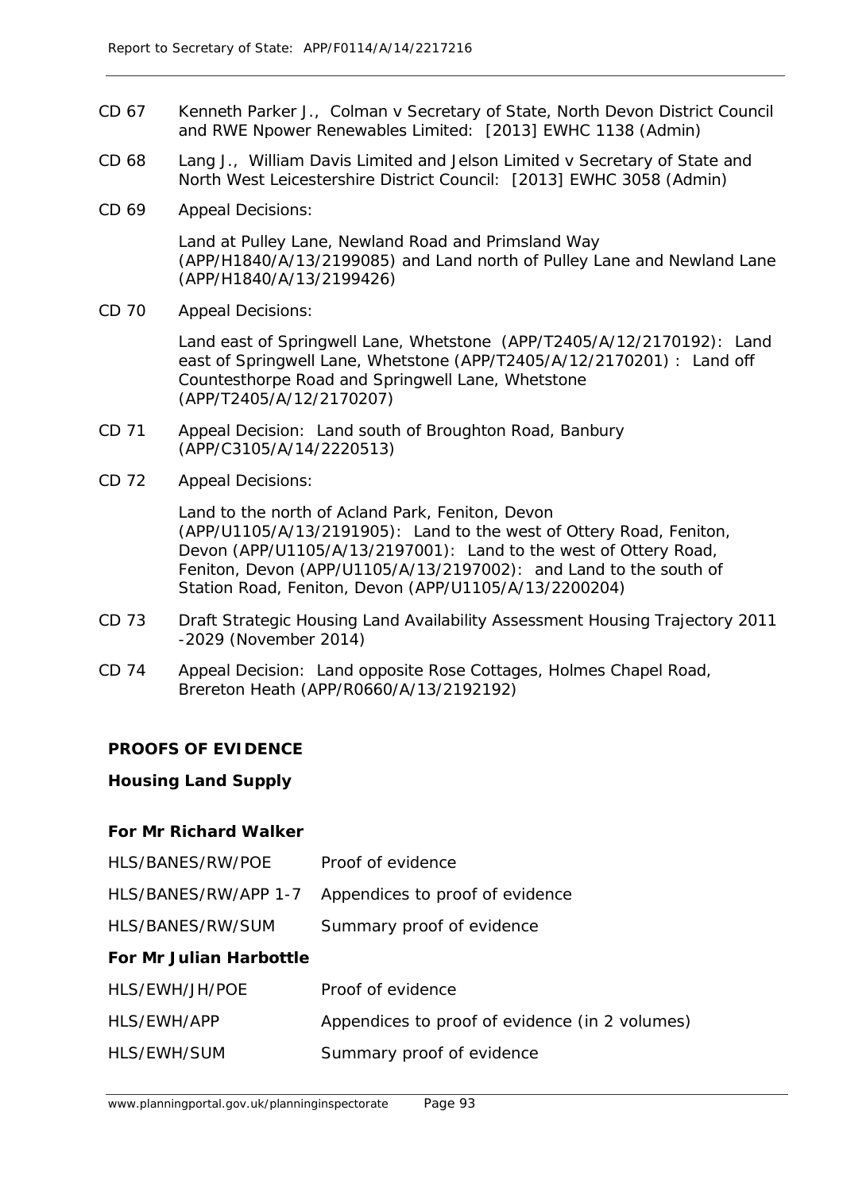CD 67 Kenneth Parker J., Colman v Secretary of State, North Devon District Council and RWE Npower Renewables Limited: [2013] EWHC 1138 (Admin)

CD 68 Lang J., William Davis Limited and Jelson Limited v Secretary of State and North West Leicestershire District Council: [2013] EWHC 3058 (Admin)

CD 69 Appeal Decisions:

Land at Pulley Lane, Newland Road and Primsland Way (APP/H1840/A/13/2199085) and Land north of Pulley Lane and Newland Lane (APP/H1840/A/13/2199426)

CD 70 Appeal Decisions:

Land east of Springwell Lane, Whetstone (APP/T2405/A/12/2170192): Land east of Springwell Lane, Whetstone (APP/T2405/A/12/2170201) : Land off Countesthorpe Road and Springwell Lane, Whetstone (APP/T2405/A/12/2170207)

CD 71 Appeal Decision: Land south of Broughton Road, Banbury (APP/C3105/A/14/2220513)

CD 72 Appeal Decisions:

Land to the north of Acland Park, Feniton, Devon (APP/U1105/A/13/2191905): Land to the west of Ottery Road, Feniton, Devon (APP/U1105/A/13/2197001): Land to the west of Ottery Road, Feniton, Devon (APP/U1105/A/13/2197002): and Land to the south of Station Road, Feniton, Devon (APP/U1105/A/13/2200204)

CD 73 Draft Strategic Housing Land Availability Assessment Housing Trajectory 2011 -2029 (November 2014)

CD 74 Appeal Decision: Land opposite Rose Cottages, Holmes Chapel Road, Brereton Heath (APP/R0660/A/13/2192192)

**PROOFS OF EVIDENCE**

**Housing Land Supply**

**For Mr Richard Walker**

| | |
|---|---|
| HLS/BANES/RW/POE | Proof of evidence |
| HLS/BANES/RW/APP 1-7 | Appendices to proof of evidence |
| HLS/BANES/RW/SUM | Summary proof of evidence |

**For Mr Julian Harbottle**

| | |
|---|---|
| HLS/EWH/JH/POE | Proof of evidence |
| HLS/EWH/APP | Appendices to proof of evidence (in 2 volumes) |
| HLS/EWH/SUM | Summary proof of evidence |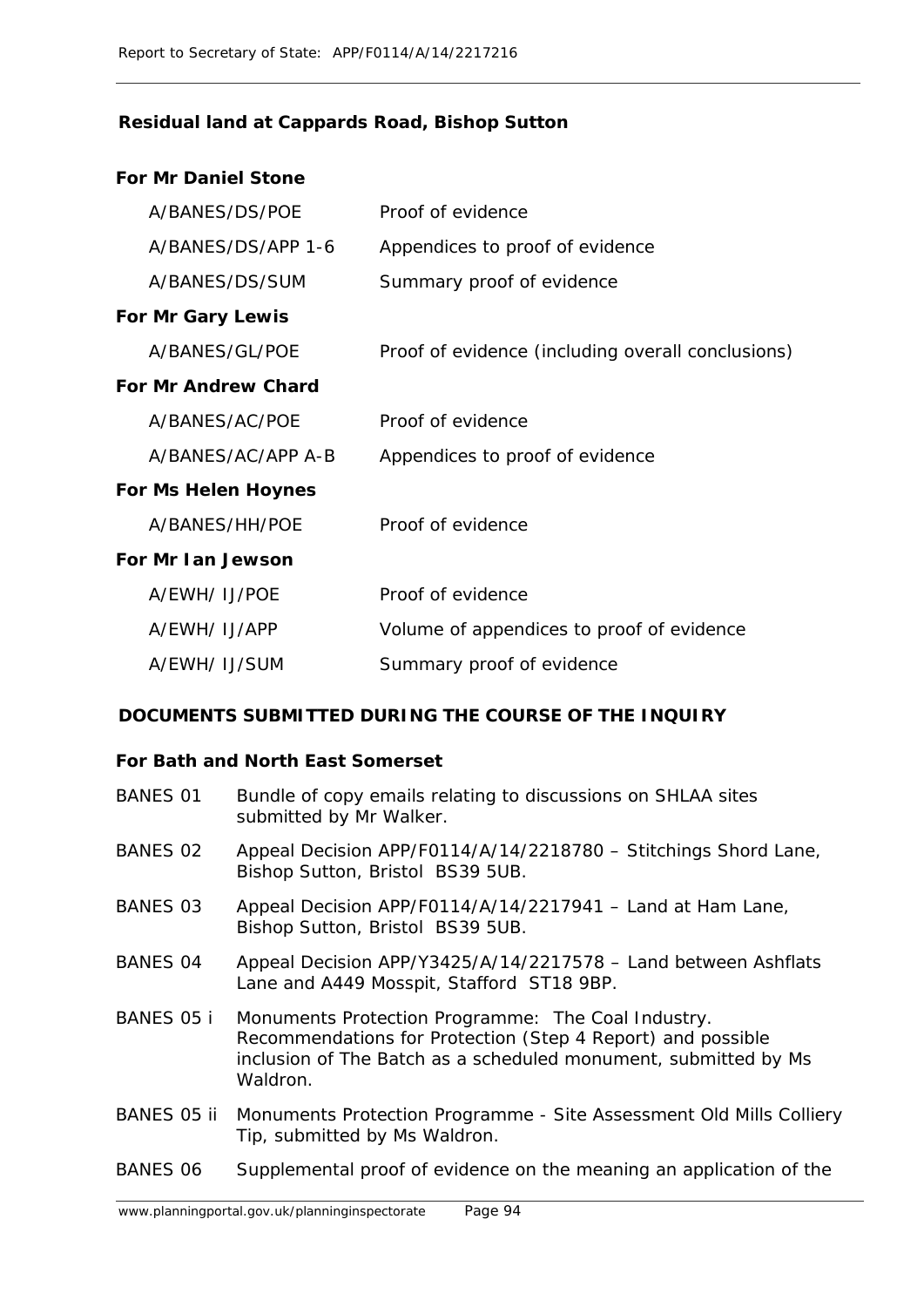**Residual land at Cappards Road, Bishop Sutton**

**For Mr Daniel Stone**

| | |
|---|---|
| A/BANES/DS/POE | Proof of evidence |
| A/BANES/DS/APP 1-6 | Appendices to proof of evidence |
| A/BANES/DS/SUM | Summary proof of evidence |

**For Mr Gary Lewis**

| | |
|---|---|
| A/BANES/GL/POE | Proof of evidence (including overall conclusions) |

**For Mr Andrew Chard**

| | |
|---|---|
| A/BANES/AC/POE | Proof of evidence |
| A/BANES/AC/APP A-B | Appendices to proof of evidence |

**For Ms Helen Hoynes**

| | |
|---|---|
| A/BANES/HH/POE | Proof of evidence |

**For Mr Ian Jewson**

| | |
|---|---|
| A/EWH/ IJ/POE | Proof of evidence |
| A/EWH/ IJ/APP | Volume of appendices to proof of evidence |
| A/EWH/ IJ/SUM | Summary proof of evidence |

**DOCUMENTS SUBMITTED DURING THE COURSE OF THE INQUIRY**

**For Bath and North East Somerset**

| | |
|---|---|
| BANES 01 | Bundle of copy emails relating to discussions on SHLAA sites submitted by Mr Walker. |
| BANES 02 | Appeal Decision APP/F0114/A/14/2218780 – Stitchings Shord Lane, Bishop Sutton, Bristol BS39 5UB. |
| BANES 03 | Appeal Decision APP/F0114/A/14/2217941 – Land at Ham Lane, Bishop Sutton, Bristol BS39 5UB. |
| BANES 04 | Appeal Decision APP/Y3425/A/14/2217578 – Land between Ashflats Lane and A449 Mosspit, Stafford ST18 9BP. |
| BANES 05 i | Monuments Protection Programme: The Coal Industry. Recommendations for Protection (Step 4 Report) and possible inclusion of The Batch as a scheduled monument, submitted by Ms Waldron. |
| BANES 05 ii | Monuments Protection Programme - Site Assessment Old Mills Colliery Tip, submitted by Ms Waldron. |
| BANES 06 | Supplemental proof of evidence on the meaning an application of the |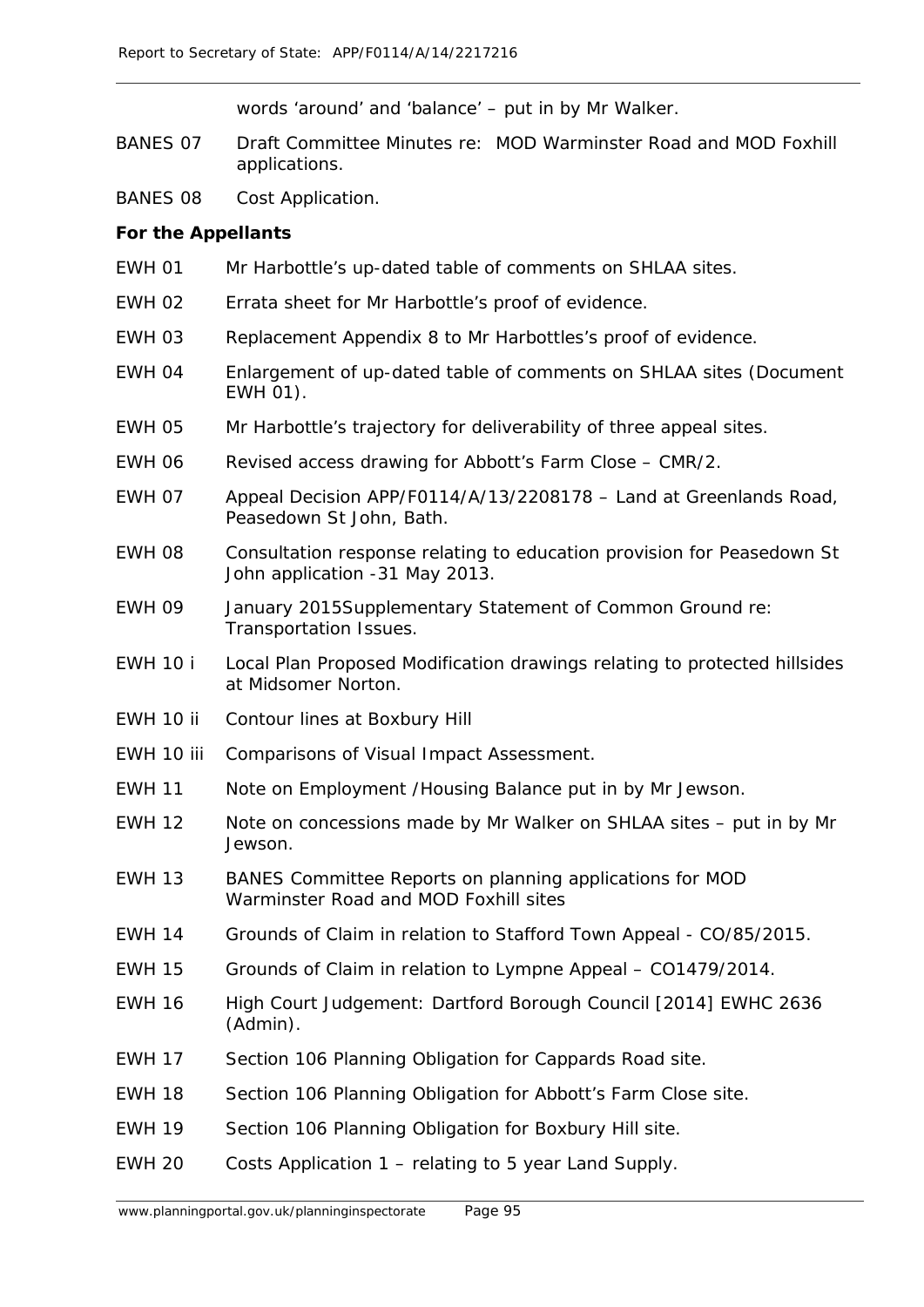words 'around' and 'balance' – put in by Mr Walker.

| | |
|---|---|
| BANES 07 | Draft Committee Minutes re: MOD Warminster Road and MOD Foxhill applications. |
| BANES 08 | Cost Application. |

**For the Appellants**

| | |
|---|---|
| EWH 01 | Mr Harbottle's up-dated table of comments on SHLAA sites. |
| EWH 02 | Errata sheet for Mr Harbottle's proof of evidence. |
| EWH 03 | Replacement Appendix 8 to Mr Harbottles's proof of evidence. |
| EWH 04 | Enlargement of up-dated table of comments on SHLAA sites (Document EWH 01). |
| EWH 05 | Mr Harbottle's trajectory for deliverability of three appeal sites. |
| EWH 06 | Revised access drawing for Abbott's Farm Close – CMR/2. |
| EWH 07 | Appeal Decision APP/F0114/A/13/2208178 – Land at Greenlands Road, Peasedown St John, Bath. |
| EWH 08 | Consultation response relating to education provision for Peasedown St John application -31 May 2013. |
| EWH 09 | January 2015Supplementary Statement of Common Ground re: Transportation Issues. |
| EWH 10 i | Local Plan Proposed Modification drawings relating to protected hillsides at Midsomer Norton. |
| EWH 10 ii | Contour lines at Boxbury Hill |
| EWH 10 iii | Comparisons of Visual Impact Assessment. |
| EWH 11 | Note on Employment /Housing Balance put in by Mr Jewson. |
| EWH 12 | Note on concessions made by Mr Walker on SHLAA sites – put in by Mr Jewson. |
| EWH 13 | BANES Committee Reports on planning applications for MOD Warminster Road and MOD Foxhill sites |
| EWH 14 | Grounds of Claim in relation to Stafford Town Appeal - CO/85/2015. |
| EWH 15 | Grounds of Claim in relation to Lympne Appeal – CO1479/2014. |
| EWH 16 | High Court Judgement: Dartford Borough Council [2014] EWHC 2636 (Admin). |
| EWH 17 | Section 106 Planning Obligation for Cappards Road site. |
| EWH 18 | Section 106 Planning Obligation for Abbott's Farm Close site. |
| EWH 19 | Section 106 Planning Obligation for Boxbury Hill site. |
| EWH 20 | Costs Application 1 – relating to 5 year Land Supply. |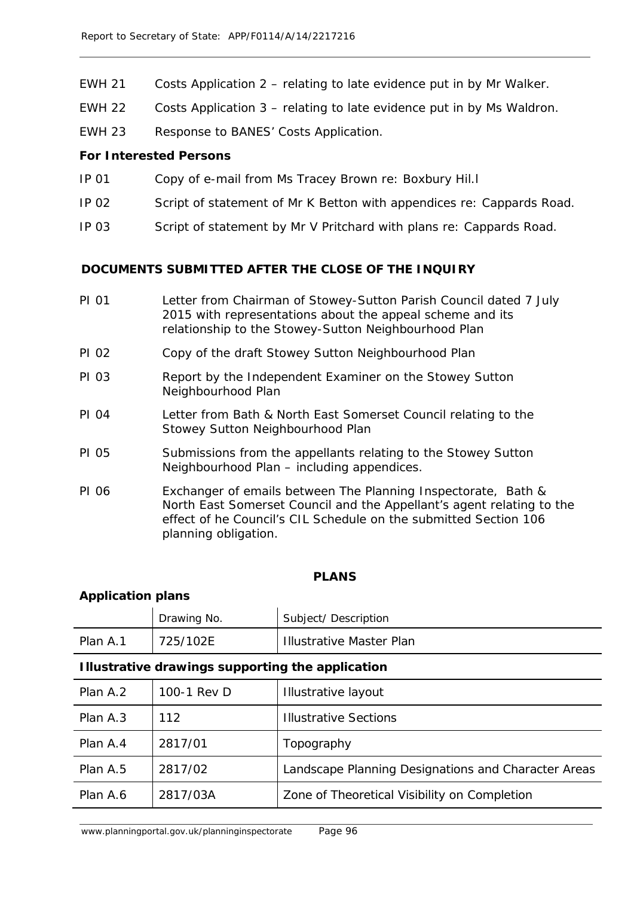| | |
|---|---|
| EWH 21 | Costs Application 2 – relating to late evidence put in by Mr Walker. |
| EWH 22 | Costs Application 3 – relating to late evidence put in by Ms Waldron. |
| EWH 23 | Response to BANES' Costs Application. |

**For Interested Persons**

| | |
|---|---|
| IP 01 | Copy of e-mail from Ms Tracey Brown re: Boxbury Hil.l |
| IP 02 | Script of statement of Mr K Betton with appendices re: Cappards Road. |
| IP 03 | Script of statement by Mr V Pritchard with plans re: Cappards Road. |

**DOCUMENTS SUBMITTED AFTER THE CLOSE OF THE INQUIRY**

| | |
|---|---|
| PI 01 | Letter from Chairman of Stowey-Sutton Parish Council dated 7 July 2015 with representations about the appeal scheme and its relationship to the Stowey-Sutton Neighbourhood Plan |
| PI 02 | Copy of the draft Stowey Sutton Neighbourhood Plan |
| PI 03 | Report by the Independent Examiner on the Stowey Sutton Neighbourhood Plan |
| PI 04 | Letter from Bath & North East Somerset Council relating to the Stowey Sutton Neighbourhood Plan |
| PI 05 | Submissions from the appellants relating to the Stowey Sutton Neighbourhood Plan – including appendices. |
| PI 06 | Exchanger of emails between The Planning Inspectorate, Bath & North East Somerset Council and the Appellant's agent relating to the effect of he Council's CIL Schedule on the submitted Section 106 planning obligation. |

**PLANS**

**Application plans**

| | Drawing No. | Subject/ Description |
|---|---|---|
| Plan A.1 | 725/102E | Illustrative Master Plan |
| **Illustrative drawings supporting the application** | | |
| Plan A.2 | 100-1 Rev D | Illustrative layout |
| Plan A.3 | 112 | Illustrative Sections |
| Plan A.4 | 2817/01 | Topography |
| Plan A.5 | 2817/02 | Landscape Planning Designations and Character Areas |
| Plan A.6 | 2817/03A | Zone of Theoretical Visibility on Completion |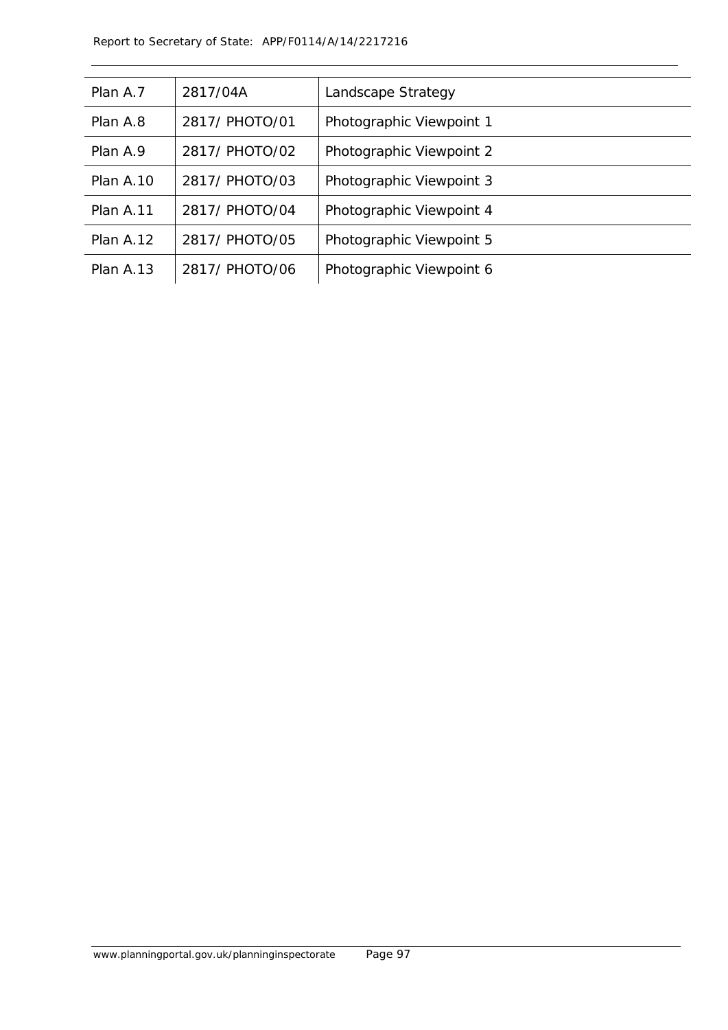| | | |
|---|---|---|
| Plan A.7 | 2817/04A | Landscape Strategy |
| Plan A.8 | 2817/ PHOTO/01 | Photographic Viewpoint 1 |
| Plan A.9 | 2817/ PHOTO/02 | Photographic Viewpoint 2 |
| Plan A.10 | 2817/ PHOTO/03 | Photographic Viewpoint 3 |
| Plan A.11 | 2817/ PHOTO/04 | Photographic Viewpoint 4 |
| Plan A.12 | 2817/ PHOTO/05 | Photographic Viewpoint 5 |
| Plan A.13 | 2817/ PHOTO/06 | Photographic Viewpoint 6 |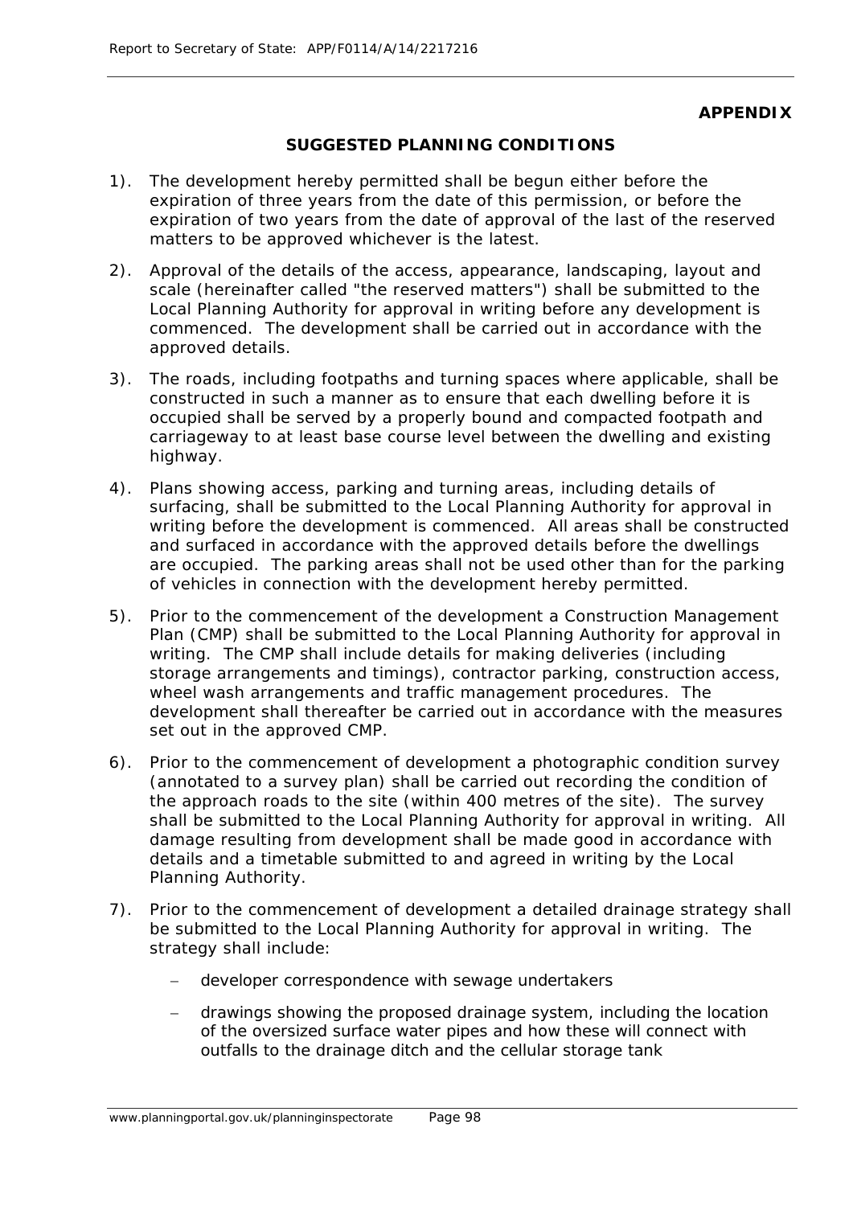**APPENDIX**

## SUGGESTED PLANNING CONDITIONS

1). The development hereby permitted shall be begun either before the expiration of three years from the date of this permission, or before the expiration of two years from the date of approval of the last of the reserved matters to be approved whichever is the latest.

2). Approval of the details of the access, appearance, landscaping, layout and scale (hereinafter called "the reserved matters") shall be submitted to the Local Planning Authority for approval in writing before any development is commenced. The development shall be carried out in accordance with the approved details.

3). The roads, including footpaths and turning spaces where applicable, shall be constructed in such a manner as to ensure that each dwelling before it is occupied shall be served by a properly bound and compacted footpath and carriageway to at least base course level between the dwelling and existing highway.

4). Plans showing access, parking and turning areas, including details of surfacing, shall be submitted to the Local Planning Authority for approval in writing before the development is commenced. All areas shall be constructed and surfaced in accordance with the approved details before the dwellings are occupied. The parking areas shall not be used other than for the parking of vehicles in connection with the development hereby permitted.

5). Prior to the commencement of the development a Construction Management Plan (CMP) shall be submitted to the Local Planning Authority for approval in writing. The CMP shall include details for making deliveries (including storage arrangements and timings), contractor parking, construction access, wheel wash arrangements and traffic management procedures. The development shall thereafter be carried out in accordance with the measures set out in the approved CMP.

6). Prior to the commencement of development a photographic condition survey (annotated to a survey plan) shall be carried out recording the condition of the approach roads to the site (within 400 metres of the site). The survey shall be submitted to the Local Planning Authority for approval in writing. All damage resulting from development shall be made good in accordance with details and a timetable submitted to and agreed in writing by the Local Planning Authority.

7). Prior to the commencement of development a detailed drainage strategy shall be submitted to the Local Planning Authority for approval in writing. The strategy shall include:

- developer correspondence with sewage undertakers
- drawings showing the proposed drainage system, including the location of the oversized surface water pipes and how these will connect with outfalls to the drainage ditch and the cellular storage tank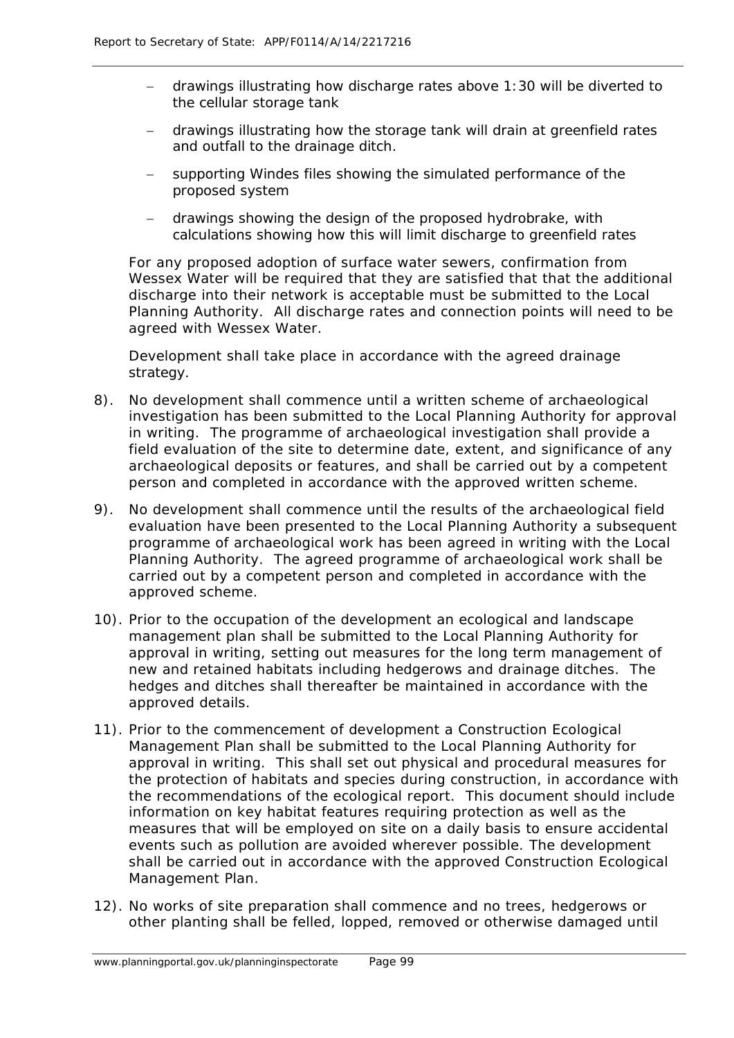- drawings illustrating how discharge rates above 1:30 will be diverted to the cellular storage tank
- drawings illustrating how the storage tank will drain at greenfield rates and outfall to the drainage ditch.
- supporting Windes files showing the simulated performance of the proposed system
- drawings showing the design of the proposed hydrobrake, with calculations showing how this will limit discharge to greenfield rates

For any proposed adoption of surface water sewers, confirmation from Wessex Water will be required that they are satisfied that that the additional discharge into their network is acceptable must be submitted to the Local Planning Authority. All discharge rates and connection points will need to be agreed with Wessex Water.

Development shall take place in accordance with the agreed drainage strategy.

8). No development shall commence until a written scheme of archaeological investigation has been submitted to the Local Planning Authority for approval in writing. The programme of archaeological investigation shall provide a field evaluation of the site to determine date, extent, and significance of any archaeological deposits or features, and shall be carried out by a competent person and completed in accordance with the approved written scheme.

9). No development shall commence until the results of the archaeological field evaluation have been presented to the Local Planning Authority a subsequent programme of archaeological work has been agreed in writing with the Local Planning Authority. The agreed programme of archaeological work shall be carried out by a competent person and completed in accordance with the approved scheme.

10). Prior to the occupation of the development an ecological and landscape management plan shall be submitted to the Local Planning Authority for approval in writing, setting out measures for the long term management of new and retained habitats including hedgerows and drainage ditches. The hedges and ditches shall thereafter be maintained in accordance with the approved details.

11). Prior to the commencement of development a Construction Ecological Management Plan shall be submitted to the Local Planning Authority for approval in writing. This shall set out physical and procedural measures for the protection of habitats and species during construction, in accordance with the recommendations of the ecological report. This document should include information on key habitat features requiring protection as well as the measures that will be employed on site on a daily basis to ensure accidental events such as pollution are avoided wherever possible. The development shall be carried out in accordance with the approved Construction Ecological Management Plan.

12). No works of site preparation shall commence and no trees, hedgerows or other planting shall be felled, lopped, removed or otherwise damaged until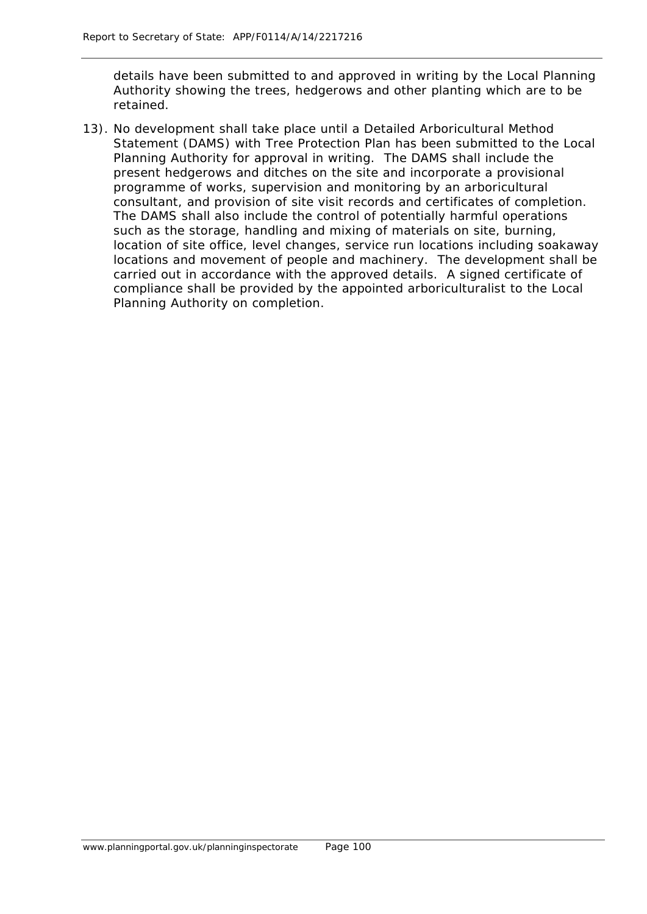details have been submitted to and approved in writing by the Local Planning Authority showing the trees, hedgerows and other planting which are to be retained.

13). No development shall take place until a Detailed Arboricultural Method Statement (DAMS) with Tree Protection Plan has been submitted to the Local Planning Authority for approval in writing. The DAMS shall include the present hedgerows and ditches on the site and incorporate a provisional programme of works, supervision and monitoring by an arboricultural consultant, and provision of site visit records and certificates of completion. The DAMS shall also include the control of potentially harmful operations such as the storage, handling and mixing of materials on site, burning, location of site office, level changes, service run locations including soakaway locations and movement of people and machinery. The development shall be carried out in accordance with the approved details. A signed certificate of compliance shall be provided by the appointed arboriculturalist to the Local Planning Authority on completion.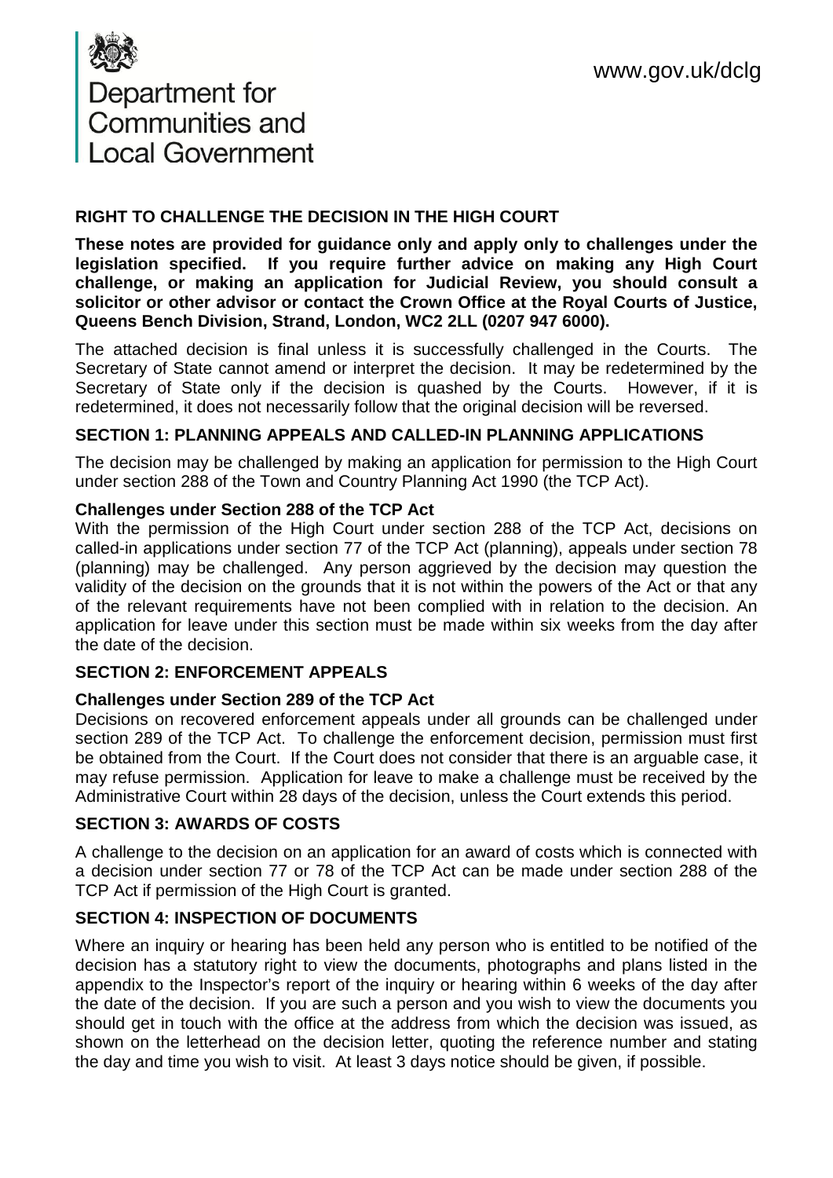Department for Communities and Local Government

www.gov.uk/dclg

## RIGHT TO CHALLENGE THE DECISION IN THE HIGH COURT

**These notes are provided for guidance only and apply only to challenges under the legislation specified. If you require further advice on making any High Court challenge, or making an application for Judicial Review, you should consult a solicitor or other advisor or contact the Crown Office at the Royal Courts of Justice, Queens Bench Division, Strand, London, WC2 2LL (0207 947 6000).**

The attached decision is final unless it is successfully challenged in the Courts. The Secretary of State cannot amend or interpret the decision. It may be redetermined by the Secretary of State only if the decision is quashed by the Courts. However, if it is redetermined, it does not necessarily follow that the original decision will be reversed.

### SECTION 1: PLANNING APPEALS AND CALLED-IN PLANNING APPLICATIONS

The decision may be challenged by making an application for permission to the High Court under section 288 of the Town and Country Planning Act 1990 (the TCP Act).

**Challenges under Section 288 of the TCP Act**

With the permission of the High Court under section 288 of the TCP Act, decisions on called-in applications under section 77 of the TCP Act (planning), appeals under section 78 (planning) may be challenged. Any person aggrieved by the decision may question the validity of the decision on the grounds that it is not within the powers of the Act or that any of the relevant requirements have not been complied with in relation to the decision. An application for leave under this section must be made within six weeks from the day after the date of the decision.

### SECTION 2: ENFORCEMENT APPEALS

**Challenges under Section 289 of the TCP Act**

Decisions on recovered enforcement appeals under all grounds can be challenged under section 289 of the TCP Act. To challenge the enforcement decision, permission must first be obtained from the Court. If the Court does not consider that there is an arguable case, it may refuse permission. Application for leave to make a challenge must be received by the Administrative Court within 28 days of the decision, unless the Court extends this period.

### SECTION 3: AWARDS OF COSTS

A challenge to the decision on an application for an award of costs which is connected with a decision under section 77 or 78 of the TCP Act can be made under section 288 of the TCP Act if permission of the High Court is granted.

### SECTION 4: INSPECTION OF DOCUMENTS

Where an inquiry or hearing has been held any person who is entitled to be notified of the decision has a statutory right to view the documents, photographs and plans listed in the appendix to the Inspector's report of the inquiry or hearing within 6 weeks of the day after the date of the decision. If you are such a person and you wish to view the documents you should get in touch with the office at the address from which the decision was issued, as shown on the letterhead on the decision letter, quoting the reference number and stating the day and time you wish to visit. At least 3 days notice should be given, if possible.